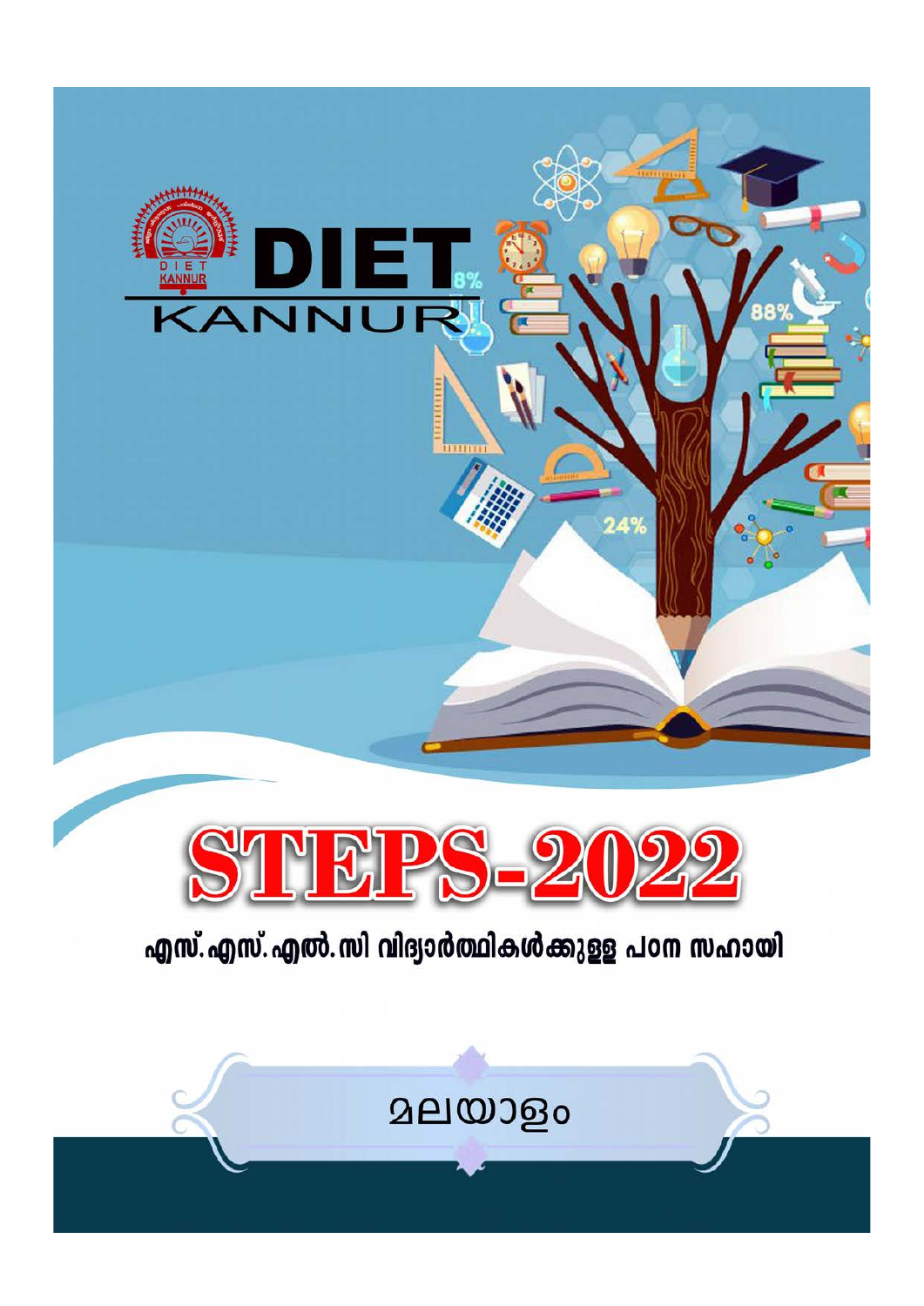# DIET KANNUR

# STEPS-2022

## എസ്.എസ്.എൽ.സി വിദ്യാർത്ഥികൾക്കുള്ള പഠന സഹായി

### മലയാളം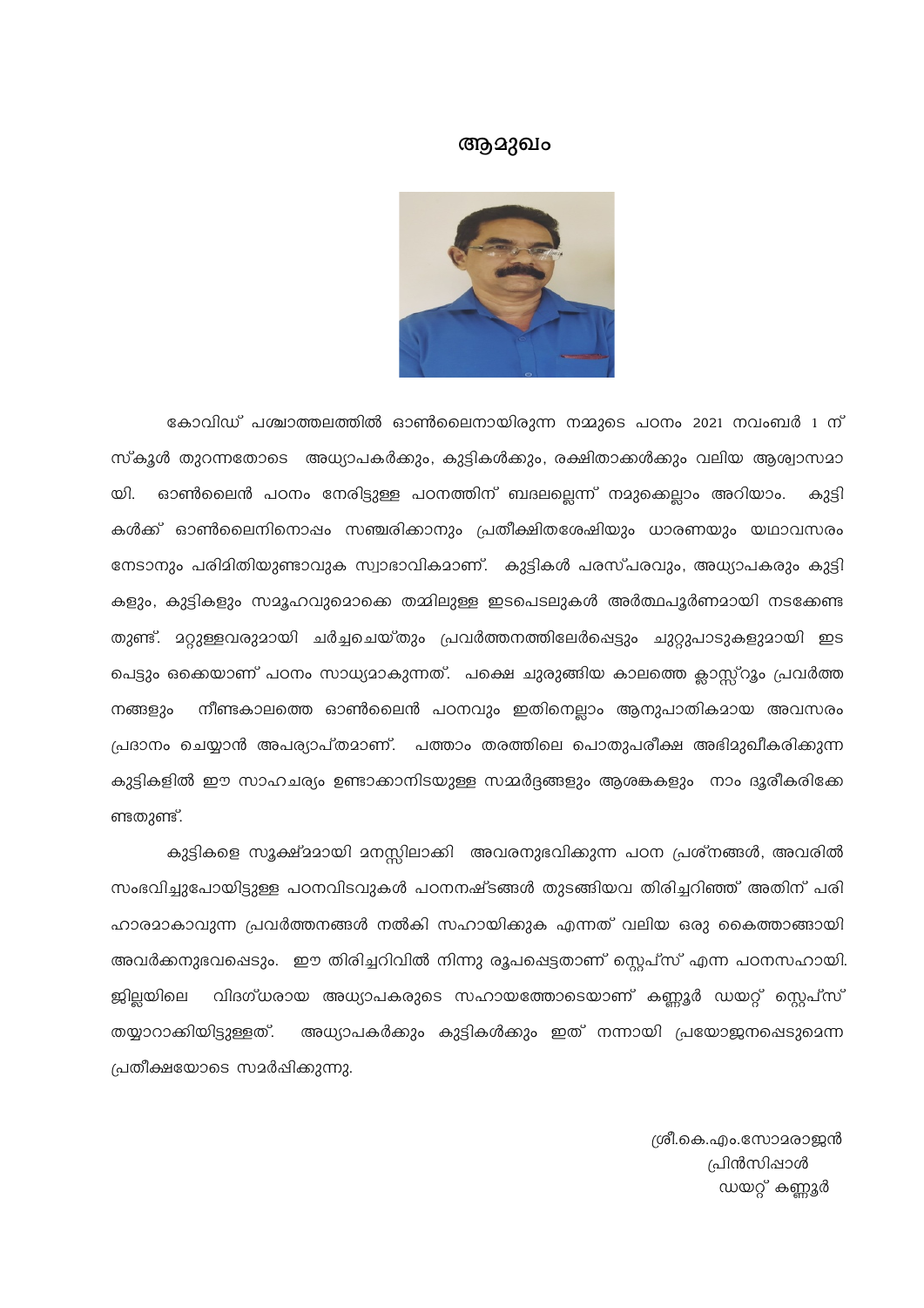# ആമുഖം

കോവിഡ് പശ്ചാത്തലത്തിൽ ഓൺലൈനായിരുന്ന നമ്മുടെ പഠനം 2021 നവംബർ 1 ന് സ്കൂൾ തുറന്നതോടെ അധ്യാപകർക്കും, കുട്ടികൾക്കും, രക്ഷിതാക്കൾക്കും വലിയ ആശ്വാസമായി. ഓൺലൈൻ പഠനം നേരിട്ടുള്ള പഠനത്തിന് ബദലല്ലെന്ന് നമുക്കെല്ലാം അറിയാം. കുട്ടികൾക്ക് ഓൺലൈനിനൊപ്പം സഞ്ചരിക്കാനും പ്രതീക്ഷിതശേഷിയും ധാരണയും യഥാവസരം നേടാനും പരിമിതിയുണ്ടാവുക സ്വാഭാവികമാണ്. കുട്ടികൾ പരസ്പരവും, അധ്യാപകരും കുട്ടികളും, കുട്ടികളും സമൂഹവുമൊക്കെ തമ്മിലുള്ള ഇടപെടലുകൾ അർത്ഥപൂർണമായി നടക്കേണ്ടതുണ്ട്. മറ്റുള്ളവരുമായി ചർച്ചചെയ്തും പ്രവർത്തനത്തിലേർപ്പെട്ടും ചുറ്റുപാടുകളുമായി ഇടപെട്ടും ഒക്കെയാണ് പഠനം സാധ്യമാകുന്നത്. പക്ഷെ ചുരുങ്ങിയ കാലത്തെ ക്ലാസ്സ്റൂം പ്രവർത്തനങ്ങളും നീണ്ടകാലത്തെ ഓൺലൈൻ പഠനവും ഇതിനെല്ലാം ആനുപാതികമായ അവസരം പ്രദാനം ചെയ്യാൻ അപര്യാപ്തമാണ്. പത്താം തരത്തിലെ പൊതുപരീക്ഷ അഭിമുഖീകരിക്കുന്ന കുട്ടികളിൽ ഈ സാഹചര്യം ഉണ്ടാക്കാനിടയുള്ള സമ്മർദ്ദങ്ങളും ആശങ്കകളും നാം ദൂരീകരിക്കേണ്ടതുണ്ട്.

കുട്ടികളെ സൂക്ഷ്മമായി മനസ്സിലാക്കി അവരനുഭവിക്കുന്ന പഠന പ്രശ്നങ്ങൾ, അവരിൽ സംഭവിച്ചുപോയിട്ടുള്ള പഠനവിടവുകൾ പഠനനഷ്ടങ്ങൾ തുടങ്ങിയവ തിരിച്ചറിഞ്ഞ് അതിന് പരിഹാരമാകാവുന്ന പ്രവർത്തനങ്ങൾ നൽകി സഹായിക്കുക എന്നത് വലിയ ഒരു കൈത്താങ്ങായി അവർക്കനുഭവപ്പെടും. ഈ തിരിച്ചറിവിൽ നിന്നു രൂപപ്പെട്ടതാണ് സ്റ്റെപ്സ് എന്ന പഠനസഹായി. ജില്ലയിലെ വിദഗ്ധരായ അധ്യാപകരുടെ സഹായത്തോടെയാണ് കണ്ണൂർ ഡയറ്റ് സ്റ്റെപ്സ് തയ്യാറാക്കിയിട്ടുള്ളത്. അധ്യാപകർക്കും കുട്ടികൾക്കും ഇത് നന്നായി പ്രയോജനപ്പെടുമെന്ന പ്രതീക്ഷയോടെ സമർപ്പിക്കുന്നു.

ശ്രീ.കെ.എം.സോമരാജൻ
പ്രിൻസിപ്പാൾ
ഡയറ്റ് കണ്ണൂർ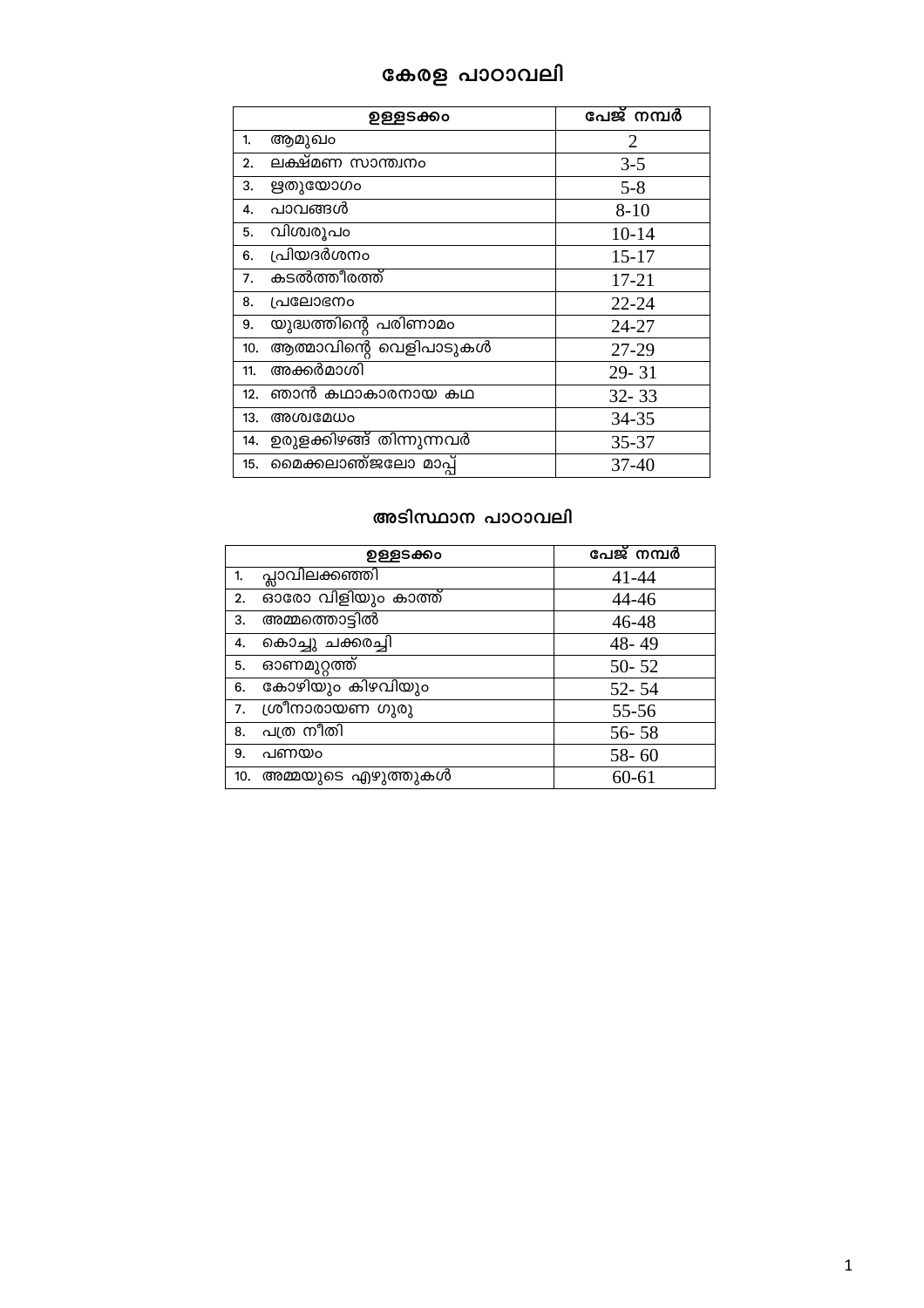## കേരള പാഠാവലി

| ഉള്ളടക്കം | പേജ് നമ്പർ |
|---|---|
| 1. ആമുഖം | 2 |
| 2. ലക്ഷ്മണ സാന്ത്വനം | 3-5 |
| 3. ഋതുയോഗം | 5-8 |
| 4. പാവങ്ങൾ | 8-10 |
| 5. വിശ്വരൂപം | 10-14 |
| 6. പ്രിയദർശനം | 15-17 |
| 7. കടൽത്തീരത്ത് | 17-21 |
| 8. പ്രലോഭനം | 22-24 |
| 9. യുദ്ധത്തിന്റെ പരിണാമം | 24-27 |
| 10. ആത്മാവിന്റെ വെളിപാടുകൾ | 27-29 |
| 11. അക്കർമാശി | 29- 31 |
| 12. ഞാൻ കഥാകാരനായ കഥ | 32- 33 |
| 13. അശ്വമേധം | 34-35 |
| 14. ഉരുളക്കിഴങ്ങ് തിന്നുന്നവർ | 35-37 |
| 15. മൈക്കലാഞ്ജലോ മാപ്പ് | 37-40 |

## അടിസ്ഥാന പാഠാവലി

| ഉള്ളടക്കം | പേജ് നമ്പർ |
|---|---|
| 1. പ്ലാവിലക്കഞ്ഞി | 41-44 |
| 2. ഓരോ വിളിയും കാത്ത് | 44-46 |
| 3. അമ്മത്തൊട്ടിൽ | 46-48 |
| 4. കൊച്ചു ചക്കരച്ചി | 48- 49 |
| 5. ഓണമുറ്റത്ത് | 50- 52 |
| 6. കോഴിയും കിഴവിയും | 52- 54 |
| 7. ശ്രീനാരായണ ഗുരു | 55-56 |
| 8. പത്ര നീതി | 56- 58 |
| 9. പണയം | 58- 60 |
| 10. അമ്മയുടെ എഴുത്തുകൾ | 60-61 |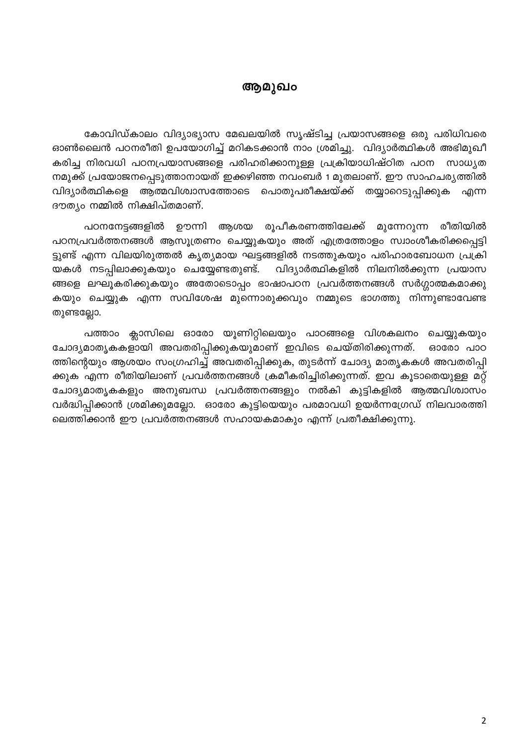# ആമുഖം

കോവിഡ്കാലം വിദ്യാഭ്യാസ മേഖലയിൽ സൃഷ്ടിച്ച പ്രയാസങ്ങളെ ഒരു പരിധിവരെ ഓൺലൈൻ പഠനരീതി ഉപയോഗിച്ച് മറികടക്കാൻ നാം ശ്രമിച്ചു. വിദ്യാർത്ഥികൾ അഭിമുഖീകരിച്ച നിരവധി പഠനപ്രയാസങ്ങളെ പരിഹരിക്കാനുള്ള പ്രക്രിയാധിഷ്ഠിത പഠന സാധ്യത നമുക്ക് പ്രയോജനപ്പെടുത്താനായത് ഇക്കഴിഞ്ഞ നവംബർ 1 മുതലാണ്. ഈ സാഹചര്യത്തിൽ വിദ്യാർത്ഥികളെ ആത്മവിശ്വാസത്തോടെ പൊതുപരീക്ഷയ്ക്ക് തയ്യാറെടുപ്പിക്കുക എന്ന ദൗത്യം നമ്മിൽ നിക്ഷിപ്തമാണ്.

പഠനനേട്ടങ്ങളിൽ ഊന്നി ആശയ രൂപീകരണത്തിലേക്ക് മുന്നേറുന്ന രീതിയിൽ പഠനപ്രവർത്തനങ്ങൾ ആസൂത്രണം ചെയ്യുകയും അത് എത്രത്തോളം സ്വാംശീകരിക്കപ്പെട്ടിട്ടുണ്ട് എന്ന വിലയിരുത്തൽ കൃത്യമായ ഘട്ടങ്ങളിൽ നടത്തുകയും പരിഹാരബോധന പ്രക്രിയകൾ നടപ്പിലാക്കുകയും ചെയ്യേണ്ടതുണ്ട്. വിദ്യാർത്ഥികളിൽ നിലനിൽക്കുന്ന പ്രയാസങ്ങളെ ലഘൂകരിക്കുകയും അതോടൊപ്പം ഭാഷാപഠന പ്രവർത്തനങ്ങൾ സർഗ്ഗാത്മകമാക്കുകയും ചെയ്യുക എന്ന സവിശേഷ മുന്നൊരുക്കവും നമ്മുടെ ഭാഗത്തു നിന്നുണ്ടാവേണ്ടതുണ്ടല്ലോ.

പത്താം ക്ലാസിലെ ഓരോ യൂണിറ്റിലെയും പാഠങ്ങളെ വിശകലനം ചെയ്യുകയും ചോദ്യമാതൃകകളായി അവതരിപ്പിക്കുകയുമാണ് ഇവിടെ ചെയ്തിരിക്കുന്നത്. ഓരോ പാഠത്തിന്റെയും ആശയം സംഗ്രഹിച്ച് അവതരിപ്പിക്കുക, തുടർന്ന് ചോദ്യ മാതൃകകൾ അവതരിപ്പിക്കുക എന്ന രീതിയിലാണ് പ്രവർത്തനങ്ങൾ ക്രമീകരിച്ചിരിക്കുന്നത്. ഇവ കൂടാതെയുള്ള മറ്റ് ചോദ്യമാതൃകകളും അനുബന്ധ പ്രവർത്തനങ്ങളും നൽകി കുട്ടികളിൽ ആത്മവിശ്വാസം വർദ്ധിപ്പിക്കാൻ ശ്രമിക്കുമല്ലോ. ഓരോ കുട്ടിയെയും പരമാവധി ഉയർന്നഗ്രേഡ് നിലവാരത്തിലെത്തിക്കാൻ ഈ പ്രവർത്തനങ്ങൾ സഹായകമാകും എന്ന് പ്രതീക്ഷിക്കുന്നു.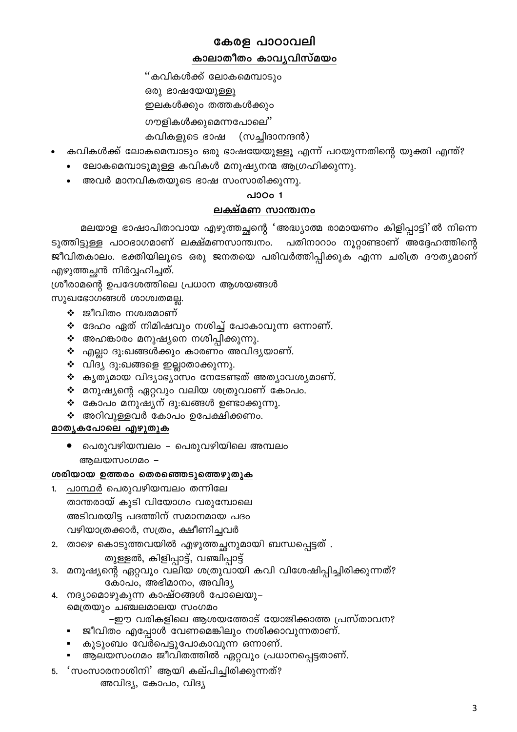# കേരള പാഠാവലി

## കാലാതീതം കാവ്യവിസ്മയം

"കവികൾക്ക് ലോകമെമ്പാടും
ഒരു ഭാഷയേയുള്ളൂ
ഇലകൾക്കും തത്തകൾക്കും
ഗൗളികൾക്കുമെന്നപോലെ"
കവികളുടെ ഭാഷ (സച്ചിദാനന്ദൻ)

- കവികൾക്ക് ലോകമെമ്പാടും ഒരു ഭാഷയേയുള്ളൂ എന്ന് പറയുന്നതിന്റെ യുക്തി എന്ത്?
  - ലോകമെമ്പാടുമുള്ള കവികൾ മനുഷ്യനന്മ ആഗ്രഹിക്കുന്നു.
  - അവർ മാനവികതയുടെ ഭാഷ സംസാരിക്കുന്നു.

### പാഠം 1

## ലക്ഷ്മണ സാന്ത്വനം

മലയാള ഭാഷാപിതാവായ എഴുത്തച്ഛന്റെ 'അദ്ധ്യാത്മ രാമായണം കിളിപ്പാട്ടി'ൽ നിന്നെടുത്തിട്ടുള്ള പാഠഭാഗമാണ് ലക്ഷ്മണസാന്ത്വനം. പതിനാറാം നൂറ്റാണ്ടാണ് അദ്ദേഹത്തിന്റെ ജീവിതകാലം. ഭക്തിയിലൂടെ ഒരു ജനതയെ പരിവർത്തിപ്പിക്കുക എന്ന ചരിത്ര ദൗത്യമാണ് എഴുത്തച്ഛൻ നിർവ്വഹിച്ചത്.

ശ്രീരാമന്റെ ഉപദേശത്തിലെ പ്രധാന ആശയങ്ങൾ
സുഖഭോഗങ്ങൾ ശാശ്വതമല്ല.

- ❖ ജീവിതം നശ്വരമാണ്
- ❖ ദേഹം ഏത് നിമിഷവും നശിച്ച് പോകാവുന്ന ഒന്നാണ്.
- ❖ അഹങ്കാരം മനുഷ്യനെ നശിപ്പിക്കുന്നു.
- ❖ എല്ലാ ദു:ഖങ്ങൾക്കും കാരണം അവിദ്യയാണ്.
- ❖ വിദ്യ ദു:ഖങ്ങളെ ഇല്ലാതാക്കുന്നു.
- ❖ കൃത്യമായ വിദ്യാഭ്യാസം നേടേണ്ടത് അത്യാവശ്യമാണ്.
- ❖ മനുഷ്യന്റെ ഏറ്റവും വലിയ ശത്രുവാണ് കോപം.
- ❖ കോപം മനുഷ്യന് ദു:ഖങ്ങൾ ഉണ്ടാക്കുന്നു.
- ❖ അറിവുള്ളവർ കോപം ഉപേക്ഷിക്കണം.

### മാതൃകപോലെ എഴുതുക

- പെരുവഴിയമ്പലം – പെരുവഴിയിലെ അമ്പലം

  ആലയസംഗമം –

### ശരിയായ ഉത്തരം തെരഞ്ഞെടുത്തെഴുതുക

1. പാന്ഥർ പെരുവഴിയമ്പലം തന്നിലേ
   താന്തരായ് കൂടി വിയോഗം വരുമ്പോലെ
   അടിവരയിട്ട പദത്തിന് സമാനമായ പദം
   വഴിയാത്രക്കാർ, സത്രം, ക്ഷീണിച്ചവർ
2. താഴെ കൊടുത്തവയിൽ എഴുത്തച്ഛനുമായി ബന്ധപ്പെട്ടത് .
   തുള്ളൽ, കിളിപ്പാട്ട്, വഞ്ചിപ്പാട്ട്
3. മനുഷ്യന്റെ ഏറ്റവും വലിയ ശത്രുവായി കവി വിശേഷിപ്പിച്ചിരിക്കുന്നത്?
   കോപം, അഭിമാനം, അവിദ്യ
4. നദ്യാമൊഴുകുന്ന കാഷ്ഠങ്ങൾ പോലെയു–
   മെത്രയും ചഞ്ചലമാലയ സംഗമം
   –ഈ വരികളിലെ ആശയത്തോട് യോജിക്കാത്ത പ്രസ്താവന?
   - ജീവിതം എപ്പോൾ വേണമെങ്കിലും നശിക്കാവുന്നതാണ്.
   - കുടുംബം വേർപെട്ടുപോകാവുന്ന ഒന്നാണ്.
   - ആലയസംഗമം ജീവിതത്തിൽ ഏറ്റവും പ്രധാനപ്പെട്ടതാണ്.
5. 'സംസാരനാശിനി' ആയി കല്പിച്ചിരിക്കുന്നത്?
   അവിദ്യ, കോപം, വിദ്യ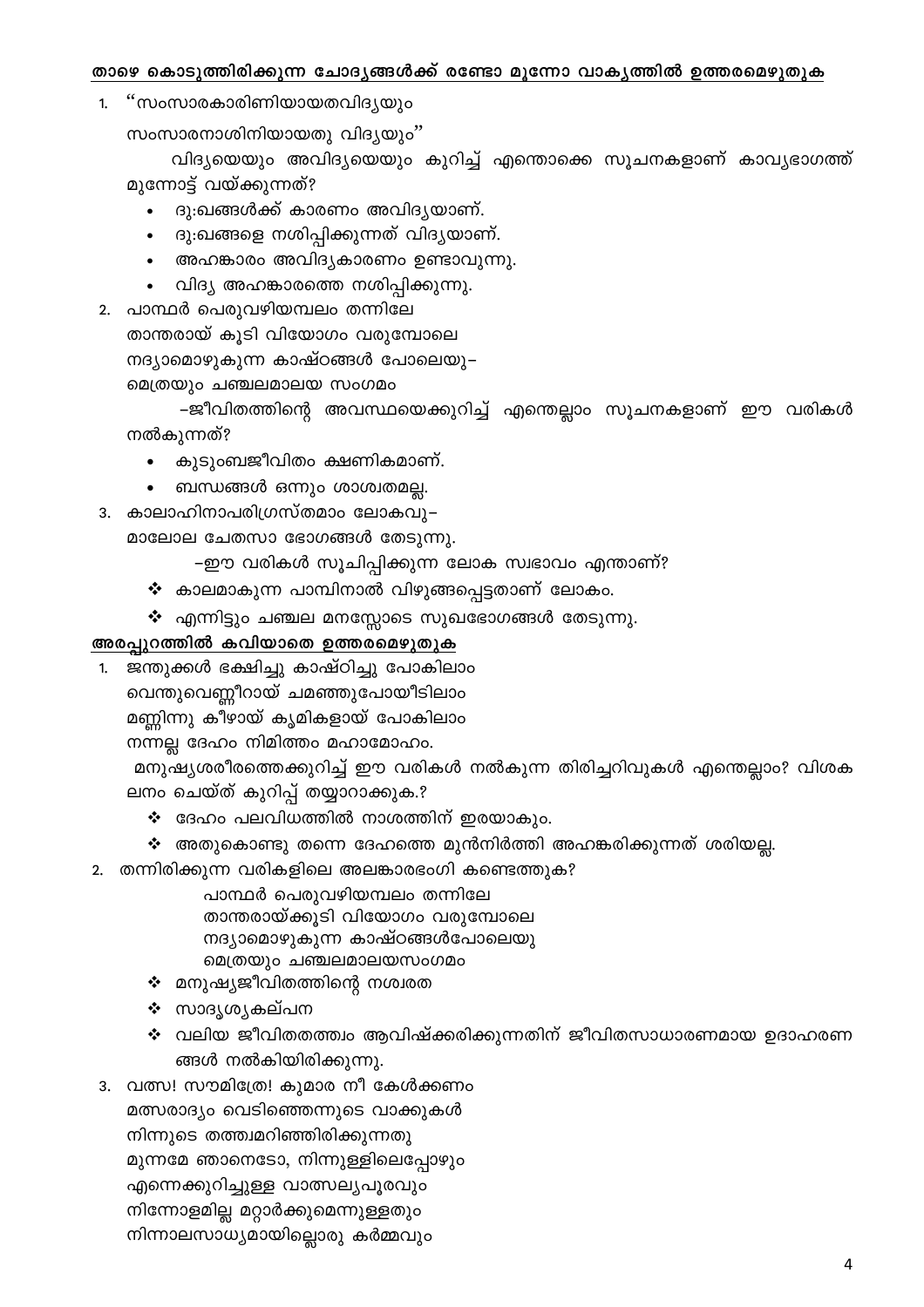**താഴെ കൊടുത്തിരിക്കുന്ന ചോദ്യങ്ങൾക്ക് രണ്ടോ മൂന്നോ വാക്യത്തിൽ ഉത്തരമെഴുതുക**

1. "സംസാരകാരിണിയായതവിദ്യയും
   സംസാരനാശിനിയായതു വിദ്യയും"
   
   വിദ്യയെയും അവിദ്യയെയും കുറിച്ച് എന്തൊക്കെ സൂചനകളാണ് കാവ്യഭാഗത്ത് മുന്നോട്ട് വയ്ക്കുന്നത്?
   - ദു:ഖങ്ങൾക്ക് കാരണം അവിദ്യയാണ്.
   - ദു:ഖങ്ങളെ നശിപ്പിക്കുന്നത് വിദ്യയാണ്.
   - അഹങ്കാരം അവിദ്യകാരണം ഉണ്ടാവുന്നു.
   - വിദ്യ അഹങ്കാരത്തെ നശിപ്പിക്കുന്നു.
2. പാന്ഥർ പെരുവഴിയമ്പലം തന്നിലേ
   താന്തരായ് കൂടി വിയോഗം വരുമ്പോലെ
   നദ്യാമൊഴുകുന്ന കാഷ്ഠങ്ങൾ പോലെയു-
   മെത്രയും ചഞ്ചലമാലയ സംഗമം
   
   –ജീവിതത്തിന്റെ അവസ്ഥയെക്കുറിച്ച് എന്തെല്ലാം സൂചനകളാണ് ഈ വരികൾ നൽകുന്നത്?
   - കുടുംബജീവിതം ക്ഷണികമാണ്.
   - ബന്ധങ്ങൾ ഒന്നും ശാശ്വതമല്ല.
3. കാലാഹിനാപരിഗ്രസ്തമാം ലോകവു-
   മാലോല ചേതസാ ഭോഗങ്ങൾ തേടുന്നു.
   
   –ഈ വരികൾ സൂചിപ്പിക്കുന്ന ലോക സ്വഭാവം എന്താണ്?
   - ❖ കാലമാകുന്ന പാമ്പിനാൽ വിഴുങ്ങപ്പെട്ടതാണ് ലോകം.
   - ❖ എന്നിട്ടും ചഞ്ചല മനസ്സോടെ സുഖഭോഗങ്ങൾ തേടുന്നു.

**അരപ്പുറത്തിൽ കവിയാതെ ഉത്തരമെഴുതുക**

1. ജന്തുക്കൾ ഭക്ഷിച്ചു കാഷ്ഠിച്ചു പോകിലാം
   വെന്തുവെണ്ണീറായ് ചമഞ്ഞുപോയീടിലാം
   മണ്ണിന്നു കീഴായ് കൃമികളായ് പോകിലാം
   നന്നല്ല ദേഹം നിമിത്തം മഹാമോഹം.
   
   മനുഷ്യശരീരത്തെക്കുറിച്ച് ഈ വരികൾ നൽകുന്ന തിരിച്ചറിവുകൾ എന്തെല്ലാം? വിശകലനം ചെയ്ത് കുറിപ്പ് തയ്യാറാക്കുക.?
   - ❖ ദേഹം പലവിധത്തിൽ നാശത്തിന് ഇരയാകും.
   - ❖ അതുകൊണ്ടു തന്നെ ദേഹത്തെ മുൻനിർത്തി അഹങ്കരിക്കുന്നത് ശരിയല്ല.
2. തന്നിരിക്കുന്ന വരികളിലെ അലങ്കാരഭംഗി കണ്ടെത്തുക?
   
   പാന്ഥർ പെരുവഴിയമ്പലം തന്നിലേ
   താന്തരായ്ക്കൂടി വിയോഗം വരുമ്പോലെ
   നദ്യാമൊഴുകുന്ന കാഷ്ഠങ്ങൾപോലെയു
   മെത്രയും ചഞ്ചലമാലയസംഗമം
   - ❖ മനുഷ്യജീവിതത്തിന്റെ നശ്വരത
   - ❖ സാദൃശ്യകല്പന
   - ❖ വലിയ ജീവിതതത്ത്വം ആവിഷ്ക്കരിക്കുന്നതിന് ജീവിതസാധാരണമായ ഉദാഹരണങ്ങൾ നൽകിയിരിക്കുന്നു.
3. വത്സ! സൗമിത്രേ! കുമാര നീ കേൾക്കണം
   മത്സരാദ്യം വെടിഞ്ഞെന്നുടെ വാക്കുകൾ
   നിന്നുടെ തത്ത്വമറിഞ്ഞിരിക്കുന്നതു
   മുന്നമേ ഞാനെടോ, നിന്നുള്ളിലെപ്പോഴും
   എന്നെക്കുറിച്ചുള്ള വാത്സല്യപൂരവും
   നിന്നോളമില്ല മറ്റാർക്കുമെന്നുള്ളതും
   നിന്നാലസാധ്യമായില്ലൊരു കർമ്മവും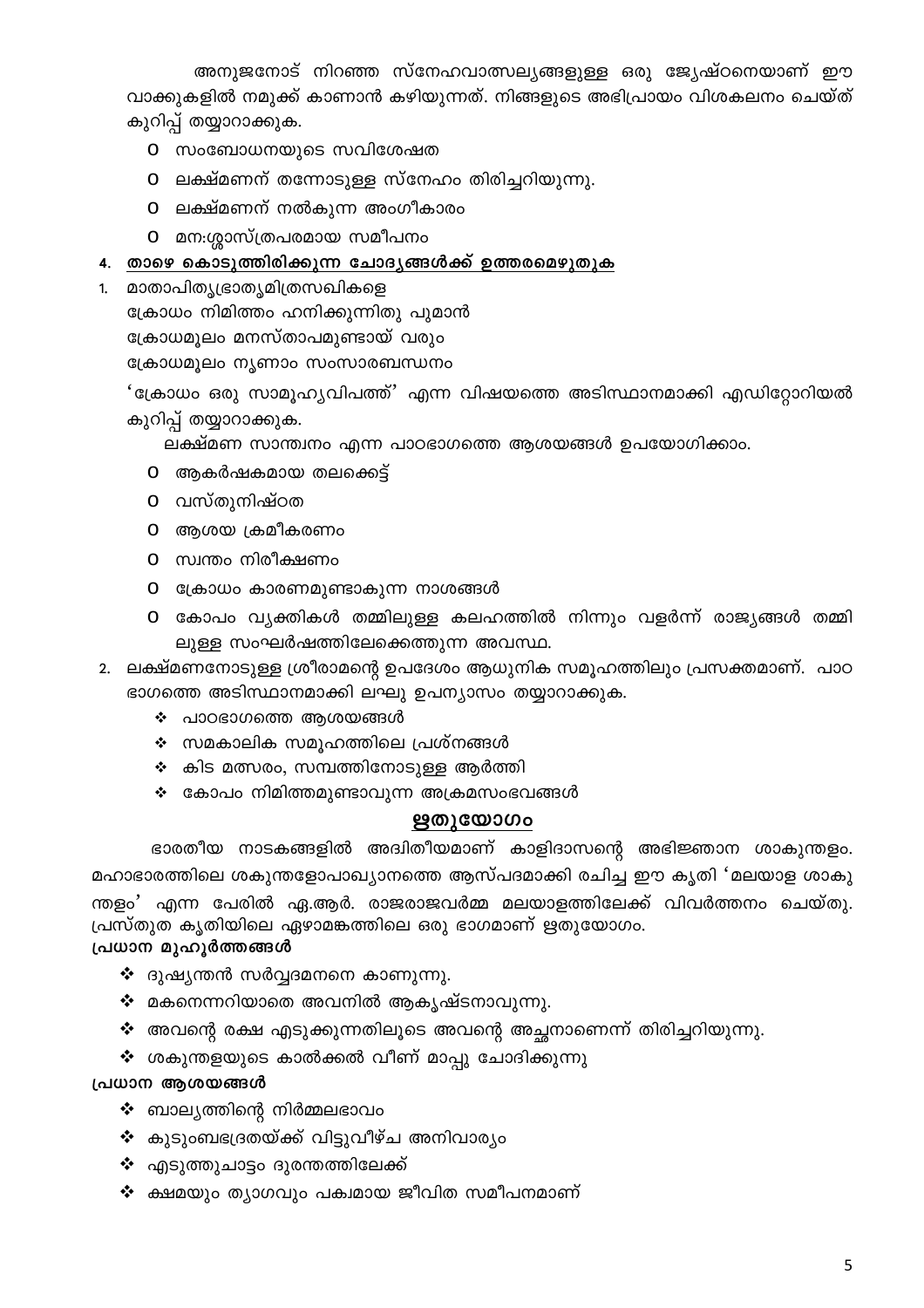അനുജനോട് നിറഞ്ഞ സ്നേഹവാത്സല്യങ്ങളുള്ള ഒരു ജ്യേഷ്ഠനെയാണ് ഈ വാക്കുകളിൽ നമുക്ക് കാണാൻ കഴിയുന്നത്. നിങ്ങളുടെ അഭിപ്രായം വിശകലനം ചെയ്ത് കുറിപ്പ് തയ്യാറാക്കുക.

- o സംബോധനയുടെ സവിശേഷത
- o ലക്ഷ്മണന് തന്നോടുള്ള സ്നേഹം തിരിച്ചറിയുന്നു.
- o ലക്ഷ്മണന് നൽകുന്ന അംഗീകാരം
- o മന:ശ്ശാസ്ത്രപരമായ സമീപനം

4. **താഴെ കൊടുത്തിരിക്കുന്ന ചോദ്യങ്ങൾക്ക് ഉത്തരമെഴുതുക**

1. മാതാപിതൃഭ്രാതൃമിത്രസഖികളെ
   ക്രോധം നിമിത്തം ഹനിക്കുന്നിതു പുമാൻ
   ക്രോധമൂലം മനസ്താപമുണ്ടായ് വരും
   ക്രോധമൂലം നൃണാം സംസാരബന്ധനം

   'ക്രോധം ഒരു സാമൂഹ്യവിപത്ത്' എന്ന വിഷയത്തെ അടിസ്ഥാനമാക്കി എഡിറ്റോറിയൽ കുറിപ്പ് തയ്യാറാക്കുക.

   ലക്ഷ്മണ സാന്ത്വനം എന്ന പാഠഭാഗത്തെ ആശയങ്ങൾ ഉപയോഗിക്കാം.

   - o ആകർഷകമായ തലക്കെട്ട്
   - o വസ്തുനിഷ്ഠത
   - o ആശയ ക്രമീകരണം
   - o സ്വന്തം നിരീക്ഷണം
   - o ക്രോധം കാരണമുണ്ടാകുന്ന നാശങ്ങൾ
   - o കോപം വ്യക്തികൾ തമ്മിലുള്ള കലഹത്തിൽ നിന്നും വളർന്ന് രാജ്യങ്ങൾ തമ്മിലുള്ള സംഘർഷത്തിലേക്കെത്തുന്ന അവസ്ഥ.

2. ലക്ഷ്മണനോടുള്ള ശ്രീരാമന്റെ ഉപദേശം ആധുനിക സമൂഹത്തിലും പ്രസക്തമാണ്. പാഠഭാഗത്തെ അടിസ്ഥാനമാക്കി ലഘു ഉപന്യാസം തയ്യാറാക്കുക.

   - ❖ പാഠഭാഗത്തെ ആശയങ്ങൾ
   - ❖ സമകാലിക സമൂഹത്തിലെ പ്രശ്നങ്ങൾ
   - ❖ കിട മത്സരം, സമ്പത്തിനോടുള്ള ആർത്തി
   - ❖ കോപം നിമിത്തമുണ്ടാവുന്ന അക്രമസംഭവങ്ങൾ

## ഋതുയോഗം

ഭാരതീയ നാടകങ്ങളിൽ അദ്വിതീയമാണ് കാളിദാസന്റെ അഭിജ്ഞാന ശാകുന്തളം. മഹാഭാരതത്തിലെ ശകുന്തളോപാഖ്യാനത്തെ ആസ്പദമാക്കി രചിച്ച ഈ കൃതി 'മലയാള ശാകുന്തളം' എന്ന പേരിൽ ഏ.ആർ. രാജരാജവർമ്മ മലയാളത്തിലേക്ക് വിവർത്തനം ചെയ്തു. പ്രസ്തുത കൃതിയിലെ ഏഴാമങ്കത്തിലെ ഒരു ഭാഗമാണ് ഋതുയോഗം.

**പ്രധാന മുഹൂർത്തങ്ങൾ**

- ❖ ദുഷ്യന്തൻ സർവ്വദമനനെ കാണുന്നു.
- ❖ മകനെന്നറിയാതെ അവനിൽ ആകൃഷ്ടനാവുന്നു.
- ❖ അവന്റെ രക്ഷ എടുക്കുന്നതിലൂടെ അവന്റെ അച്ഛനാണെന്ന് തിരിച്ചറിയുന്നു.
- ❖ ശകുന്തളയുടെ കാൽക്കൽ വീണ് മാപ്പു ചോദിക്കുന്നു

**പ്രധാന ആശയങ്ങൾ**

- ❖ ബാല്യത്തിന്റെ നിർമ്മലഭാവം
- ❖ കുടുംബഭദ്രതയ്ക്ക് വിട്ടുവീഴ്ച അനിവാര്യം
- ❖ എടുത്തുചാട്ടം ദുരന്തത്തിലേക്ക്
- ❖ ക്ഷമയും ത്യാഗവും പക്വമായ ജീവിത സമീപനമാണ്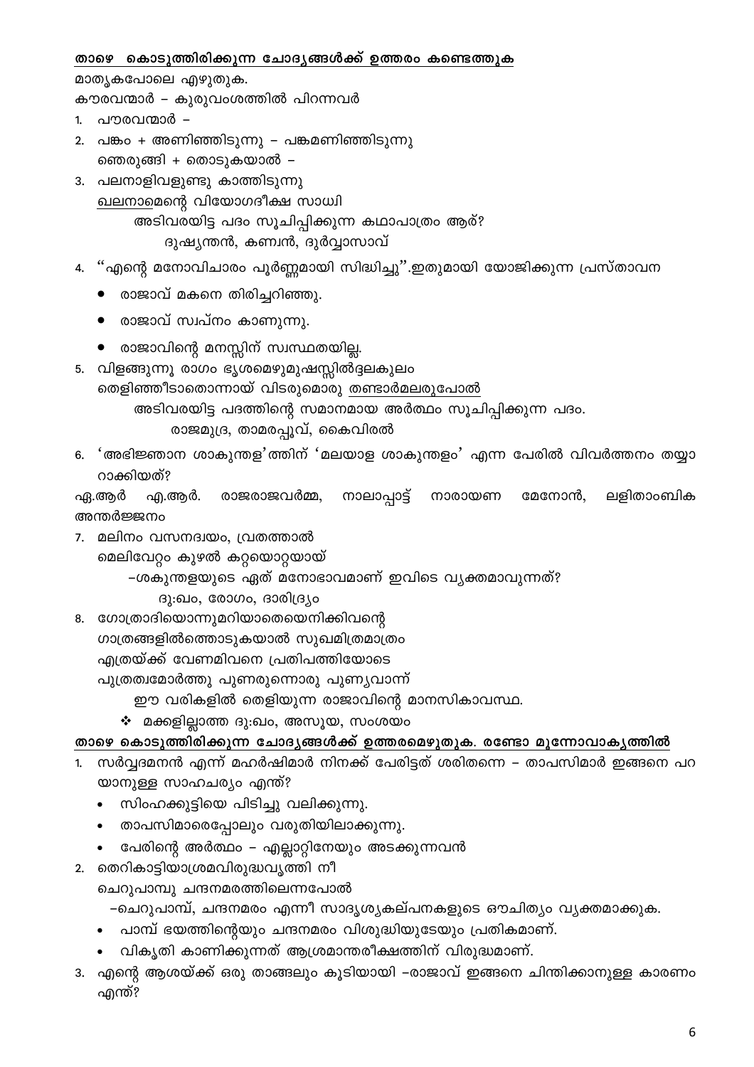**താഴെ കൊടുത്തിരിക്കുന്ന ചോദ്യങ്ങൾക്ക് ഉത്തരം കണ്ടെത്തുക**

മാതൃകപോലെ എഴുതുക.

കൗരവന്മാർ – കുരുവംശത്തിൽ പിറന്നവർ

1. പൗരവന്മാർ –
2. പങ്കം + അണിഞ്ഞിടുന്നു – പങ്കമണിഞ്ഞിടുന്നു
   ഞെരുങ്ങി + തൊടുകയാൽ –
3. പലനാളിവളുണ്ടു കാത്തിടുന്നു
   <u>ഖലനാ</u>മെന്റെ വിയോഗദീക്ഷ സാധ്വി
   
   അടിവരയിട്ട പദം സൂചിപ്പിക്കുന്ന കഥാപാത്രം ആര്?
   
   ദുഷ്യന്തൻ, കണ്വൻ, ദുർവ്വാസാവ്
4. "എന്റെ മനോവിചാരം പൂർണ്ണമായി സിദ്ധിച്ചു".ഇതുമായി യോജിക്കുന്ന പ്രസ്താവന
   - രാജാവ് മകനെ തിരിച്ചറിഞ്ഞു.
   - രാജാവ് സ്വപ്നം കാണുന്നു.
   - രാജാവിന്റെ മനസ്സിന് സ്വസ്ഥതയില്ല.
5. വിളങ്ങുന്നൂ രാഗം ഭൃശമെഴുമുഷസ്സിൽദ്ദലകുലം
   തെളിഞ്ഞീടാതൊന്നായ് വിടരുമൊരു <u>തണ്ടാർമലരുപോൽ</u>
   
   അടിവരയിട്ട പദത്തിന്റെ സമാനമായ അർത്ഥം സൂചിപ്പിക്കുന്ന പദം.
   
   രാജമുദ്ര, താമരപ്പൂവ്, കൈവിരൽ
6. 'അഭിജ്ഞാന ശാകുന്തള'ത്തിന് 'മലയാള ശാകുന്തളം' എന്ന പേരിൽ വിവർത്തനം തയ്യാറാക്കിയത്?

ഏ.ആർ എ.ആർ. രാജരാജവർമ്മ, നാലാപ്പാട്ട് നാരായണ മേനോൻ, ലളിതാംബിക അന്തർജ്ജനം

7. മലിനം വസനദ്വയം, വ്രതത്താൽ
   മെലിവേറ്റം കുഴൽ കറ്റയൊറ്റയായ്
   
   –ശകുന്തളയുടെ ഏത് മനോഭാവമാണ് ഇവിടെ വ്യക്തമാവുന്നത്?
   
   ദു:ഖം, രോഗം, ദാരിദ്ര്യം
8. ഗോത്രാദിയൊന്നുമറിയാതെയെനിക്കിവന്റെ
   ഗാത്രങ്ങളിൽത്തൊടുകയാൽ സുഖമിത്രമാത്രം
   എത്രയ്ക്ക് വേണമിവനെ പ്രതിപത്തിയോടെ
   പുത്രത്വമോർത്തു പുണരുന്നൊരു പുണ്യവാന്ന്
   
   ഈ വരികളിൽ തെളിയുന്ന രാജാവിന്റെ മാനസികാവസ്ഥ.
   
   ❖ മക്കളില്ലാത്ത ദു:ഖം, അസൂയ, സംശയം

**താഴെ കൊടുത്തിരിക്കുന്ന ചോദ്യങ്ങൾക്ക് ഉത്തരമെഴുതുക. രണ്ടോ മൂന്നോവാക്യത്തിൽ**

1. സർവ്വദമനൻ എന്ന് മഹർഷിമാർ നിനക്ക് പേരിട്ടത് ശരിതന്നെ – താപസിമാർ ഇങ്ങനെ പറയാനുള്ള സാഹചര്യം എന്ത്?
   - സിംഹക്കുട്ടിയെ പിടിച്ചു വലിക്കുന്നു.
   - താപസിമാരെപ്പോലും വരുതിയിലാക്കുന്നു.
   - പേരിന്റെ അർത്ഥം – എല്ലാറ്റിനേയും അടക്കുന്നവൻ
2. തെറികാട്ടിയാശ്രമവിരുദ്ധവൃത്തി നീ
   ചെറുപാമ്പു ചന്ദനമരത്തിലെന്നപോൽ
   
   –ചെറുപാമ്പ്, ചന്ദനമരം എന്നീ സാദൃശ്യകല്പനകളുടെ ഔചിത്യം വ്യക്തമാക്കുക.
   - പാമ്പ് ഭയത്തിന്റെയും ചന്ദനമരം വിശുദ്ധിയുടേയും പ്രതികമാണ്.
   - വികൃതി കാണിക്കുന്നത് ആശ്രമാന്തരീക്ഷത്തിന് വിരുദ്ധമാണ്.
3. എന്റെ ആശയ്ക്ക് ഒരു താങ്ങലും കൂടിയായി –രാജാവ് ഇങ്ങനെ ചിന്തിക്കാനുള്ള കാരണം എന്ത്?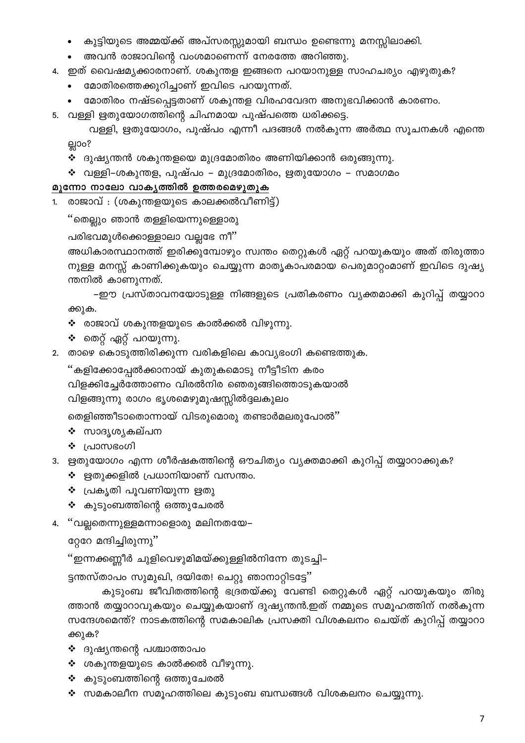- കുട്ടിയുടെ അമ്മയ്ക്ക് അപ്സരസ്സുമായി ബന്ധം ഉണ്ടെന്നു മനസ്സിലാക്കി.
- അവൻ രാജാവിന്റെ വംശമാണെന്ന് നേരത്തേ അറിഞ്ഞു.

4. ഇത് വൈഷമ്യക്കാരനാണ്. ശകുന്തള ഇങ്ങനെ പറയാനുള്ള സാഹചര്യം എഴുതുക?
   - മോതിരത്തെക്കുറിച്ചാണ് ഇവിടെ പറയുന്നത്.
   - മോതിരം നഷ്ടപ്പെട്ടതാണ് ശകുന്തള വിരഹവേദന അനുഭവിക്കാൻ കാരണം.
5. വള്ളി ഋതുയോഗത്തിന്റെ ചിഹ്നമായ പുഷ്പത്തെ ധരിക്കട്ടെ.

   വള്ളി, ഋതുയോഗം, പുഷ്പം എന്നീ പദങ്ങൾ നൽകുന്ന അർത്ഥ സൂചനകൾ എന്തെല്ലാം?
   - ❖ ദുഷ്യന്തൻ ശകുന്തളയെ മുദ്രമോതിരം അണിയിക്കാൻ ഒരുങ്ങുന്നു.
   - ❖ വള്ളി–ശകുന്തള, പുഷ്പം – മുദ്രമോതിരം, ഋതുയോഗം – സമാഗമം

**<u>മൂന്നോ നാലോ വാക്യത്തിൽ ഉത്തരമെഴുതുക</u>**

1. രാജാവ് : (ശകുന്തളയുടെ കാലക്കൽവീണിട്ട്)

   "തെല്ലും ഞാൻ തള്ളിയെന്നുള്ളൊരു
   
   പരിഭവമുൾക്കൊള്ളാലാ വല്ലഭേ നീ"

   അധികാരസ്ഥാനത്ത് ഇരിക്കുമ്പോഴും സ്വന്തം തെറ്റുകൾ ഏറ്റ് പറയുകയും അത് തിരുത്താനുള്ള മനസ്സ് കാണിക്കുകയും ചെയ്യുന്ന മാതൃകാപരമായ പെരുമാറ്റംമാണ് ഇവിടെ ദുഷ്യന്തനിൽ കാണുന്നത്.

   –ഈ പ്രസ്താവനയോടുള്ള നിങ്ങളുടെ പ്രതികരണം വ്യക്തമാക്കി കുറിപ്പ് തയ്യാറാക്കുക.
   - ❖ രാജാവ് ശകുന്തളയുടെ കാൽക്കൽ വിഴുന്നു.
   - ❖ തെറ്റ് ഏറ്റ് പറയുന്നു.
2. താഴെ കൊടുത്തിരിക്കുന്ന വരികളിലെ കാവ്യഭംഗി കണ്ടെത്തുക.

   "കളിക്കോപ്പേൽക്കാനായ് കുതുകമൊടു നീട്ടീടിന കരം
   
   വിളക്കിച്ചേർത്തോണം വിരൽനിര ഞെരുങ്ങിത്തൊടുകയാൽ
   
   വിളങ്ങുന്നു രാഗം ഭൃശമെഴുമുഷസ്സിൽദ്ദലകുലം
   
   തെളിഞ്ഞീടാതൊന്നായ് വിടരുമൊരു തണ്ടാർമലരുപോൽ"
   - ❖ സാദൃശ്യകല്പന
   - ❖ പ്രാസഭംഗി
3. ഋതുയോഗം എന്ന ശീർഷകത്തിന്റെ ഔചിത്യം വ്യക്തമാക്കി കുറിപ്പ് തയ്യാറാക്കുക?
   - ❖ ഋതുക്കളിൽ പ്രധാനിയാണ് വസന്തം.
   - ❖ പ്രകൃതി പൂവണിയുന്ന ഋതു
   - ❖ കുടുംബത്തിന്റെ ഒത്തുചേരൽ
4. "വല്ലതെന്നുള്ളമന്നാളൊരു മലിനതയേ–
   
   റ്റേറേ മന്ദിച്ചിരുന്നു"

   "ഇന്നക്കണ്ണീർ ചുളിവെഴുമിമയ്ക്കുള്ളിൽനിന്നേ തുടച്ചി–
   
   ട്ടന്തസ്താപം സുമുഖി, ദയിതേ! ചെറ്റു ഞാനാറ്റിടട്ടേ"

   കുടുംബ ജീവിതത്തിന്റെ ഭദ്രതയ്ക്കു വേണ്ടി തെറ്റുകൾ ഏറ്റ് പറയുകയും തിരുത്താൻ തയ്യാറാവുകയും ചെയ്യുകയാണ് ദുഷ്യന്തൻ.ഇത് നമ്മുടെ സമൂഹത്തിന് നൽകുന്ന സന്ദേശമെന്ത്? നാടകത്തിന്റെ സമകാലിക പ്രസക്തി വിശകലനം ചെയ്ത് കുറിപ്പ് തയ്യാറാക്കുക?
   - ❖ ദുഷ്യന്തന്റെ പശ്ചാത്താപം
   - ❖ ശകുന്തളയുടെ കാൽക്കൽ വീഴുന്നു.
   - ❖ കുടുംബത്തിന്റെ ഒത്തുചേരൽ
   - ❖ സമകാലീന സമൂഹത്തിലെ കുടുംബ ബന്ധങ്ങൾ വിശകലനം ചെയ്യുന്നു.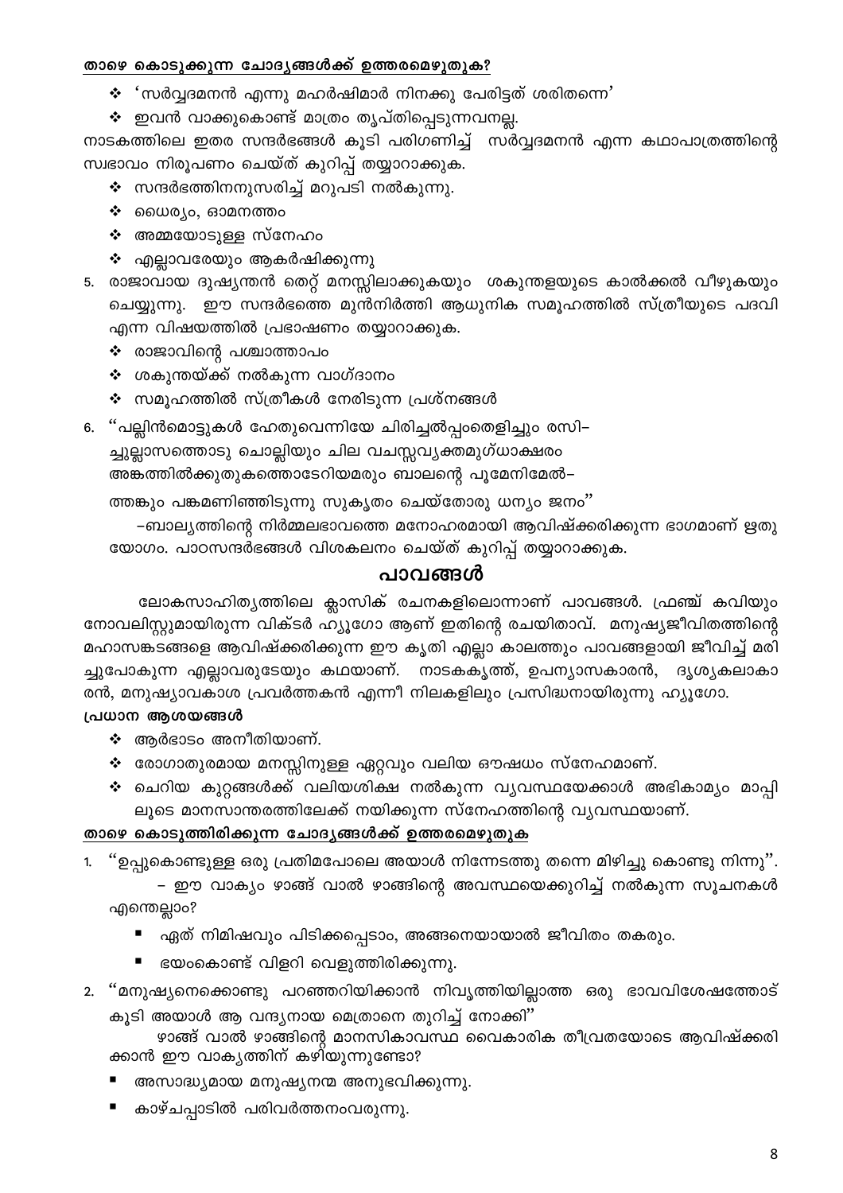**താഴെ കൊടുക്കുന്ന ചോദ്യങ്ങൾക്ക് ഉത്തരമെഴുതുക?**

- 'സർവ്വദമനൻ എന്നു മഹർഷിമാർ നിനക്കു പേരിട്ടത് ശരിതന്നെ'
- ഇവൻ വാക്കുകൊണ്ട് മാത്രം തൃപ്തിപ്പെടുന്നവനല്ല.

നാടകത്തിലെ ഇതര സന്ദർഭങ്ങൾ കൂടി പരിഗണിച്ച് സർവ്വദമനൻ എന്ന കഥാപാത്രത്തിന്റെ സ്വഭാവം നിരൂപണം ചെയ്ത് കുറിപ്പ് തയ്യാറാക്കുക.

- സന്ദർഭത്തിനനുസരിച്ച് മറുപടി നൽകുന്നു.
- ധൈര്യം, ഓമനത്തം
- അമ്മയോടുള്ള സ്നേഹം
- എല്ലാവരേയും ആകർഷിക്കുന്നു

5. രാജാവായ ദുഷ്യന്തൻ തെറ്റ് മനസ്സിലാക്കുകയും ശകുന്തളയുടെ കാൽക്കൽ വീഴുകയും ചെയ്യുന്നു. ഈ സന്ദർഭത്തെ മുൻനിർത്തി ആധുനിക സമൂഹത്തിൽ സ്ത്രീയുടെ പദവി എന്ന വിഷയത്തിൽ പ്രഭാഷണം തയ്യാറാക്കുക.
   - രാജാവിന്റെ പശ്ചാത്താപം
   - ശകുന്തയ്ക്ക് നൽകുന്ന വാഗ്ദാനം
   - സമൂഹത്തിൽ സ്ത്രീകൾ നേരിടുന്ന പ്രശ്നങ്ങൾ
6. "പല്ലിൻമൊട്ടുകൾ ഹേതുവെന്നിയേ ചിരിച്ചൽപ്പംതെളിച്ചും രസി–
   ച്ചുല്ലാസത്തൊടു ചൊല്ലിയും ചില വചസ്സവ്യക്തമുഗ്ധാക്ഷരം
   അങ്കത്തിൽക്കുതുകത്തൊടേറിയമരും ബാലന്റെ പൂമേനിമേൽ–
   ത്തങ്കും പങ്കമണിഞ്ഞിടുന്നു സുകൃതം ചെയ്തോരു ധന്യം ജനം"

   –ബാല്യത്തിന്റെ നിർമ്മലഭാവത്തെ മനോഹരമായി ആവിഷ്ക്കരിക്കുന്ന ഭാഗമാണ് ഋതുയോഗം. പാഠസന്ദർഭങ്ങൾ വിശകലനം ചെയ്ത് കുറിപ്പ് തയ്യാറാക്കുക.

## പാവങ്ങൾ

ലോകസാഹിത്യത്തിലെ ക്ലാസിക് രചനകളിലൊന്നാണ് പാവങ്ങൾ. ഫ്രഞ്ച് കവിയും നോവലിസ്റ്റുമായിരുന്ന വിക്ടർ ഹ്യൂഗോ ആണ് ഇതിന്റെ രചയിതാവ്. മനുഷ്യജീവിതത്തിന്റെ മഹാസങ്കടങ്ങളെ ആവിഷ്ക്കരിക്കുന്ന ഈ കൃതി എല്ലാ കാലത്തും പാവങ്ങളായി ജീവിച്ച് മരിച്ചുപോകുന്ന എല്ലാവരുടേയും കഥയാണ്. നാടകകൃത്ത്, ഉപന്യാസകാരൻ, ദൃശ്യകലാകാരൻ, മനുഷ്യാവകാശ പ്രവർത്തകൻ എന്നീ നിലകളിലും പ്രസിദ്ധനായിരുന്നു ഹ്യൂഗോ.

**പ്രധാന ആശയങ്ങൾ**

- ആർഭാടം അനീതിയാണ്.
- രോഗാതുരമായ മനസ്സിനുള്ള ഏറ്റവും വലിയ ഔഷധം സ്നേഹമാണ്.
- ചെറിയ കുറ്റങ്ങൾക്ക് വലിയശിക്ഷ നൽകുന്ന വ്യവസ്ഥയേക്കാൾ അഭികാമ്യം മാപ്പിലൂടെ മാനസാന്തരത്തിലേക്ക് നയിക്കുന്ന സ്നേഹത്തിന്റെ വ്യവസ്ഥയാണ്.

**താഴെ കൊടുത്തിരിക്കുന്ന ചോദ്യങ്ങൾക്ക് ഉത്തരമെഴുതുക**

1. "ഉപ്പുകൊണ്ടുള്ള ഒരു പ്രതിമപോലെ അയാൾ നിന്നേടത്തു തന്നെ മിഴിച്ചു കൊണ്ടു നിന്നു".

   – ഈ വാക്യം ഴാങ് വാൽ ഴാങ്ങിന്റെ അവസ്ഥയെക്കുറിച്ച് നൽകുന്ന സൂചനകൾ എന്തെല്ലാം?
   - ഏത് നിമിഷവും പിടിക്കപ്പെടാം, അങ്ങനെയായാൽ ജീവിതം തകരും.
   - ഭയംകൊണ്ട് വിളറി വെളുത്തിരിക്കുന്നു.
2. "മനുഷ്യനെക്കൊണ്ടു പറഞ്ഞറിയിക്കാൻ നിവൃത്തിയില്ലാത്ത ഒരു ഭാവവിശേഷത്തോട് കൂടി അയാൾ ആ വന്ദ്യനായ മെത്രാനെ തുറിച്ച് നോക്കി"

   ഴാങ് വാൽ ഴാങ്ങിന്റെ മാനസികാവസ്ഥ വൈകാരിക തീവ്രതയോടെ ആവിഷ്ക്കരിക്കാൻ ഈ വാക്യത്തിന് കഴിയുന്നുണ്ടോ?
   - അസാദ്ധ്യമായ മനുഷ്യനന്മ അനുഭവിക്കുന്നു.
   - കാഴ്ചപ്പാടിൽ പരിവർത്തനംവരുന്നു.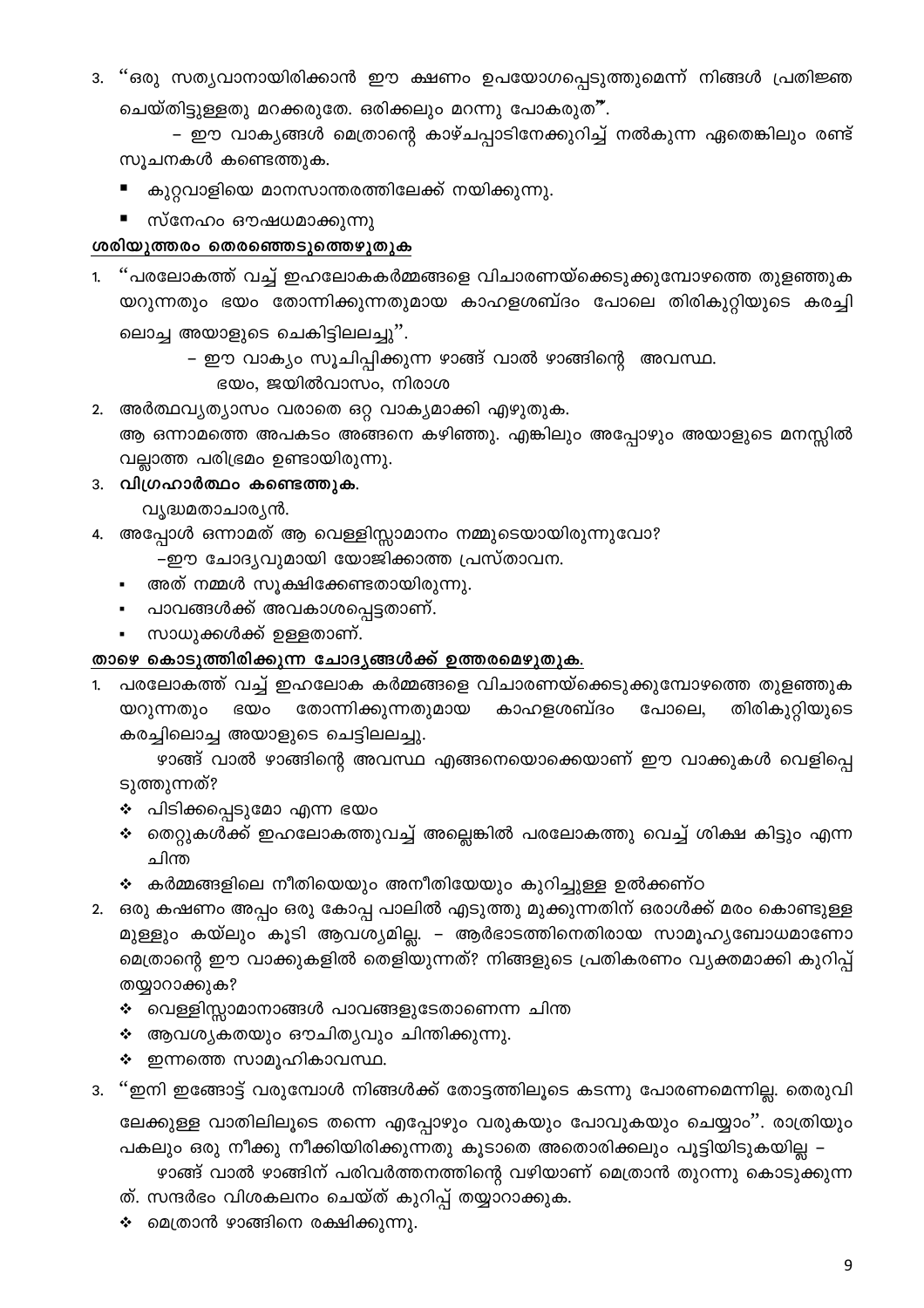3. "ഒരു സത്യവാനായിരിക്കാൻ ഈ ക്ഷണം ഉപയോഗപ്പെടുത്തുമെന്ന് നിങ്ങൾ പ്രതിജ്ഞ ചെയ്തിട്ടുള്ളതു മറക്കരുതേ. ഒരിക്കലും മറന്നു പോകരുത്".

   – ഈ വാക്യങ്ങൾ മെത്രാന്റെ കാഴ്ചപ്പാടിനേക്കുറിച്ച് നൽകുന്ന ഏതെങ്കിലും രണ്ട് സൂചനകൾ കണ്ടെത്തുക.

   - കുറ്റവാളിയെ മാനസാന്തരത്തിലേക്ക് നയിക്കുന്നു.
   - സ്നേഹം ഔഷധമാക്കുന്നു

**<u>ശരിയുത്തരം തെരഞ്ഞെടുത്തെഴുതുക</u>**

1. "പരലോകത്ത് വച്ച് ഇഹലോകകർമ്മങ്ങളെ വിചാരണയ്ക്കെടുക്കുമ്പോഴത്തെ തുളഞ്ഞുകയറുന്നതും ഭയം തോന്നിക്കുന്നതുമായ കാഹളശബ്ദം പോലെ തിരികുറ്റിയുടെ കരച്ചിലൊച്ച അയാളുടെ ചെകിട്ടിലലച്ചു".

   – ഈ വാക്യം സൂചിപ്പിക്കുന്ന ഴാങ് വാൽ ഴാങ്ങിന്റെ അവസ്ഥ.

   ഭയം, ജയിൽവാസം, നിരാശ

2. അർത്ഥവ്യത്യാസം വരാതെ ഒറ്റ വാക്യമാക്കി എഴുതുക.
   ആ ഒന്നാമത്തെ അപകടം അങ്ങനെ കഴിഞ്ഞു. എങ്കിലും അപ്പോഴും അയാളുടെ മനസ്സിൽ വല്ലാത്ത പരിഭ്രമം ഉണ്ടായിരുന്നു.

3. **വിഗ്രഹാർത്ഥം കണ്ടെത്തുക.**

   വൃദ്ധമതാചാര്യൻ.

4. അപ്പോൾ ഒന്നാമത് ആ വെള്ളിസ്സാമാനം നമ്മുടെയായിരുന്നുവോ?

   –ഈ ചോദ്യവുമായി യോജിക്കാത്ത പ്രസ്താവന.

   - അത് നമ്മൾ സൂക്ഷിക്കേണ്ടതായിരുന്നു.
   - പാവങ്ങൾക്ക് അവകാശപ്പെട്ടതാണ്.
   - സാധുക്കൾക്ക് ഉള്ളതാണ്.

**<u>താഴെ കൊടുത്തിരിക്കുന്ന ചോദ്യങ്ങൾക്ക് ഉത്തരമെഴുതുക.</u>**

1. പരലോകത്ത് വച്ച് ഇഹലോക കർമ്മങ്ങളെ വിചാരണയ്ക്കെടുക്കുമ്പോഴത്തെ തുളഞ്ഞുകയറുന്നതും ഭയം തോന്നിക്കുന്നതുമായ കാഹളശബ്ദം പോലെ, തിരികുറ്റിയുടെ കരച്ചിലൊച്ച അയാളുടെ ചെട്ടിലലച്ചു.

   ഴാങ് വാൽ ഴാങ്ങിന്റെ അവസ്ഥ എങ്ങനെയൊക്കെയാണ് ഈ വാക്കുകൾ വെളിപ്പെടുത്തുന്നത്?

   - ❖ പിടിക്കപ്പെടുമോ എന്ന ഭയം
   - ❖ തെറ്റുകൾക്ക് ഇഹലോകത്തുവച്ച് അല്ലെങ്കിൽ പരലോകത്തു വെച്ച് ശിക്ഷ കിട്ടും എന്ന ചിന്ത
   - ❖ കർമ്മങ്ങളിലെ നീതിയെയും അനീതിയേയും കുറിച്ചുള്ള ഉൽക്കണ്ഠ

2. ഒരു കഷണം അപ്പം ഒരു കോപ്പ പാലിൽ എടുത്തു മുക്കുന്നതിന് ഒരാൾക്ക് മരം കൊണ്ടുള്ള മുള്ളും കയ്‌ലും കൂടി ആവശ്യമില്ല. – ആർഭാടത്തിനെതിരായ സാമൂഹ്യബോധമാണോ മെത്രാന്റെ ഈ വാക്കുകളിൽ തെളിയുന്നത്? നിങ്ങളുടെ പ്രതികരണം വ്യക്തമാക്കി കുറിപ്പ് തയ്യാറാക്കുക?

   - ❖ വെള്ളിസ്സാമാനാങ്ങൾ പാവങ്ങളുടേതാണെന്ന ചിന്ത
   - ❖ ആവശ്യകതയും ഔചിത്യവും ചിന്തിക്കുന്നു.
   - ❖ ഇന്നത്തെ സാമൂഹികാവസ്ഥ.

3. "ഇനി ഇങ്ങോട്ട് വരുമ്പോൾ നിങ്ങൾക്ക് തോട്ടത്തിലൂടെ കടന്നു പോരണമെന്നില്ല. തെരുവിലേക്കുള്ള വാതിലിലൂടെ തന്നെ എപ്പോഴും വരുകയും പോവുകയും ചെയ്യാം". രാത്രിയും പകലും ഒരു നീക്കു നീക്കിയിരിക്കുന്നതു കൂടാതെ അതൊരിക്കലും പൂട്ടിയിടുകയില്ല –

   ഴാങ് വാൽ ഴാങ്ങിന് പരിവർത്തനത്തിന്റെ വഴിയാണ് മെത്രാൻ തുറന്നു കൊടുക്കുന്നത്. സന്ദർഭം വിശകലനം ചെയ്ത് കുറിപ്പ് തയ്യാറാക്കുക.

   - ❖ മെത്രാൻ ഴാങ്ങിനെ രക്ഷിക്കുന്നു.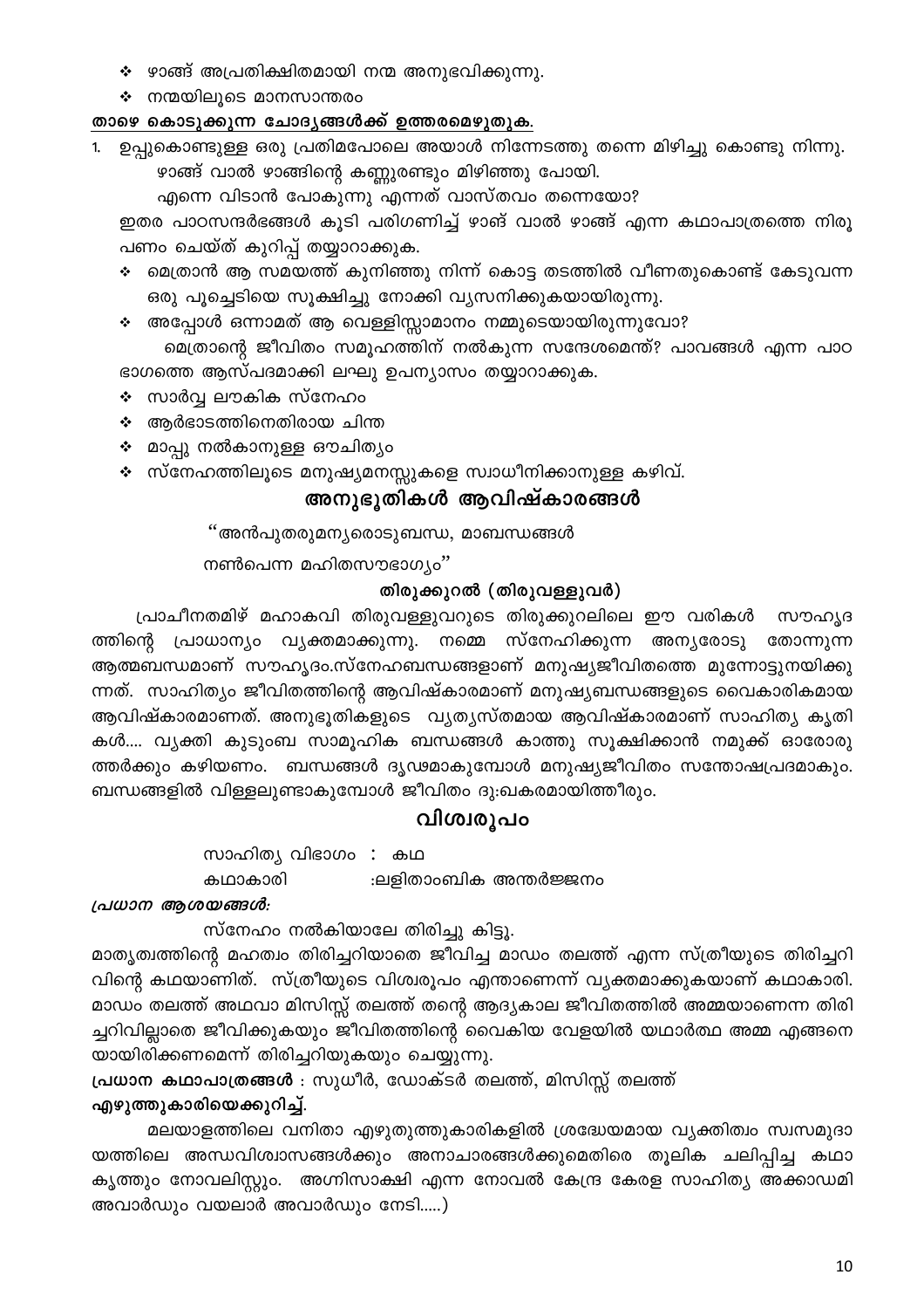- ഴാങ്ങ് അപ്രതിക്ഷിതമായി നന്മ അനുഭവിക്കുന്നു.
- നന്മയിലൂടെ മാനസാന്തരം

**താഴെ കൊടുക്കുന്ന ചോദ്യങ്ങൾക്ക് ഉത്തരമെഴുതുക.**

1. ഉപ്പുകൊണ്ടുള്ള ഒരു പ്രതിമപോലെ അയാൾ നിന്നേടത്തു തന്നെ മിഴിച്ചു കൊണ്ടു നിന്നു.

   ഴാങ്ങ് വാൽ ഴാങ്ങിന്റെ കണ്ണുരണ്ടും മിഴിഞ്ഞു പോയി.

   എന്നെ വിടാൻ പോകുന്നു എന്നത് വാസ്തവം തന്നെയോ?

ഇതര പാഠസന്ദർഭങ്ങൾ കൂടി പരിഗണിച്ച് ഴാങ് വാൽ ഴാങ്ങ് എന്ന കഥാപാത്രത്തെ നിരൂപണം ചെയ്ത് കുറിപ്പ് തയ്യാറാക്കുക.

- മെത്രാൻ ആ സമയത്ത് കുനിഞ്ഞു നിന്ന് കൊട്ട തടത്തിൽ വീണതുകൊണ്ട് കേടുവന്ന ഒരു പൂച്ചെടിയെ സൂക്ഷിച്ചു നോക്കി വ്യസനിക്കുകയായിരുന്നു.
- അപ്പോൾ ഒന്നാമത് ആ വെള്ളിസ്സാമാനം നമ്മുടെയായിരുന്നുവോ?

മെത്രാന്റെ ജീവിതം സമൂഹത്തിന് നൽകുന്ന സന്ദേശമെന്ത്? പാവങ്ങൾ എന്ന പാഠഭാഗത്തെ ആസ്പദമാക്കി ലഘു ഉപന്യാസം തയ്യാറാക്കുക.

- സാർവ്വ ലൗകിക സ്നേഹം
- ആർഭാടത്തിനെതിരായ ചിന്ത
- മാപ്പു നൽകാനുള്ള ഔചിത്യം
- സ്നേഹത്തിലൂടെ മനുഷ്യമനസ്സുകളെ സ്വാധീനിക്കാനുള്ള കഴിവ്.

## അനുഭൂതികൾ ആവിഷ്കാരങ്ങൾ

"അൻപുതരുമന്യരൊടുബന്ധ, മാബന്ധങ്ങൾ

നൺപെന്ന മഹിതസൗഭാഗ്യം"

**തിരുക്കുറൽ (തിരുവള്ളുവർ)**

പ്രാചീനതമിഴ് മഹാകവി തിരുവള്ളുവറുടെ തിരുക്കുറലിലെ ഈ വരികൾ സൗഹൃദത്തിന്റെ പ്രാധാന്യം വ്യക്തമാക്കുന്നു. നമ്മെ സ്നേഹിക്കുന്ന അന്യരോടു തോന്നുന്ന ആത്മബന്ധമാണ് സൗഹൃദം.സ്നേഹബന്ധങ്ങളാണ് മനുഷ്യജീവിതത്തെ മുന്നോട്ടുനയിക്കുന്നത്. സാഹിത്യം ജീവിതത്തിന്റെ ആവിഷ്കാരമാണ് മനുഷ്യബന്ധങ്ങളുടെ വൈകാരികമായ ആവിഷ്കാരമാണത്. അനുഭൂതികളുടെ വ്യത്യസ്തമായ ആവിഷ്കാരമാണ് സാഹിത്യ കൃതികൾ.... വ്യക്തി കുടുംബ സാമൂഹിക ബന്ധങ്ങൾ കാത്തു സൂക്ഷിക്കാൻ നമുക്ക് ഓരോരുത്തർക്കും കഴിയണം. ബന്ധങ്ങൾ ദൃഢമാകുമ്പോൾ മനുഷ്യജീവിതം സന്തോഷപ്രദമാകും. ബന്ധങ്ങളിൽ വിള്ളലുണ്ടാകുമ്പോൾ ജീവിതം ദുഃഖകരമായിത്തീരും.

## വിശ്വരൂപം

സാഹിത്യ വിഭാഗം : കഥ

കഥാകാരി :ലളിതാംബിക അന്തർജ്ജനം

*പ്രധാന ആശയങ്ങൾ:*

സ്നേഹം നൽകിയാലേ തിരിച്ചു കിട്ടൂ.

മാതൃത്വത്തിന്റെ മഹത്വം തിരിച്ചറിയാതെ ജീവിച്ച മാഡം തലത്ത് എന്ന സ്ത്രീയുടെ തിരിച്ചറിവിന്റെ കഥയാണിത്. സ്ത്രീയുടെ വിശ്വരൂപം എന്താണെന്ന് വ്യക്തമാക്കുകയാണ് കഥാകാരി. മാഡം തലത്ത് അഥവാ മിസിസ്സ് തലത്ത് തന്റെ ആദ്യകാല ജീവിതത്തിൽ അമ്മയാണെന്ന തിരിച്ചറിവില്ലാതെ ജീവിക്കുകയും ജീവിതത്തിന്റെ വൈകിയ വേളയിൽ യഥാർത്ഥ അമ്മ എങ്ങനെയായിരിക്കണമെന്ന് തിരിച്ചറിയുകയും ചെയ്യുന്നു.

**പ്രധാന കഥാപാത്രങ്ങൾ** : സുധീർ, ഡോക്ടർ തലത്ത്, മിസിസ്സ് തലത്ത്

**എഴുത്തുകാരിയെക്കുറിച്ച്.**

മലയാളത്തിലെ വനിതാ എഴുതുത്തുകാരികളിൽ ശ്രദ്ധേയമായ വ്യക്തിത്വം സ്വസമുദായത്തിലെ അന്ധവിശ്വാസങ്ങൾക്കും അനാചാരങ്ങൾക്കുമെതിരെ തൂലിക ചലിപ്പിച്ച കഥാകൃത്തും നോവലിസ്റ്റും. അഗ്നിസാക്ഷി എന്ന നോവൽ കേന്ദ്ര കേരള സാഹിത്യ അക്കാഡമി അവാർഡും വയലാർ അവാർഡും നേടി.....)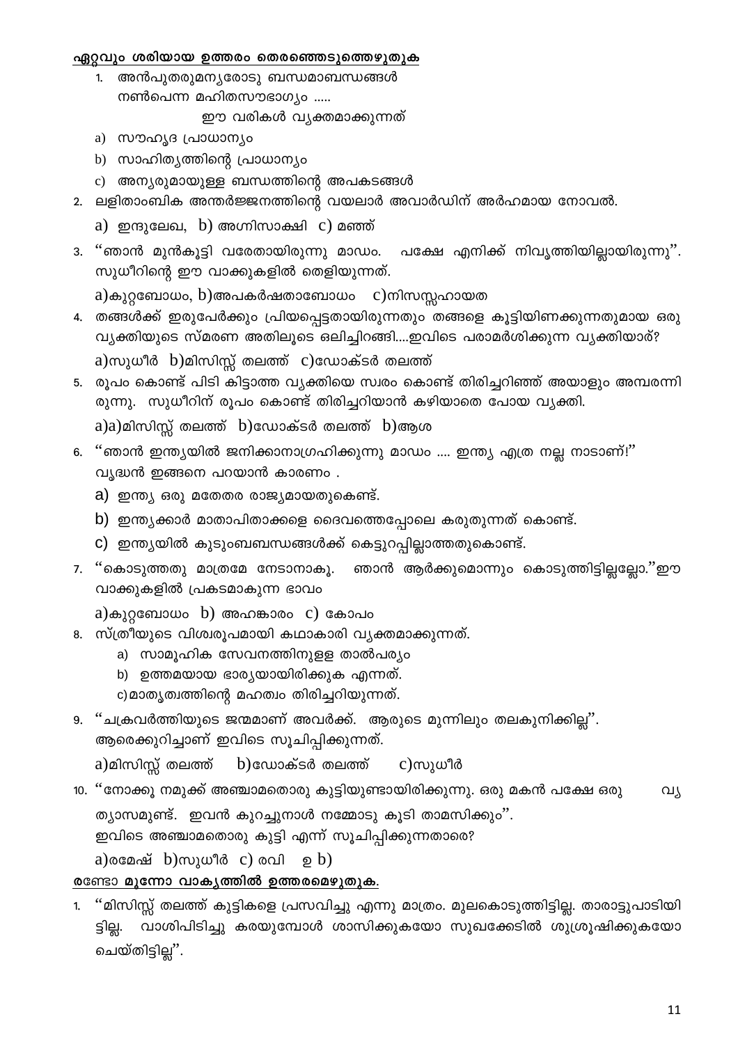**ഏറ്റവും ശരിയായ ഉത്തരം തെരഞ്ഞെടുത്തെഴുതുക**

1. അൻപുതരുമന്യരോടു ബന്ധമാബന്ധങ്ങൾ
   നൽപെന്ന മഹിതസൗഭാഗ്യം .....
   ഈ വരികൾ വ്യക്തമാക്കുന്നത്

   a) സൗഹൃദ പ്രാധാന്യം
   b) സാഹിത്യത്തിന്റെ പ്രാധാന്യം
   c) അന്യരുമായുള്ള ബന്ധത്തിന്റെ അപകടങ്ങൾ

2. ലളിതാംബിക അന്തർജ്ജനത്തിന്റെ വയലാർ അവാർഡിന് അർഹമായ നോവൽ.

   a) ഇന്ദുലേഖ, b) അഗ്നിസാക്ഷി c) മഞ്ഞ്

3. "ഞാൻ മുൻകുട്ടി വരേതായിരുന്നു മാഡം. പക്ഷേ എനിക്ക് നിവൃത്തിയില്ലായിരുന്നു". സുധീറിന്റെ ഈ വാക്കുകളിൽ തെളിയുന്നത്.

   a)കുറ്റബോധം, b)അപകർഷതാബോധം c)നിസ്സഹായത

4. തങ്ങൾക്ക് ഇരുപേർക്കും പ്രിയപ്പെട്ടതായിരുന്നതും തങ്ങളെ കൂട്ടിയിണക്കുന്നതുമായ ഒരു വ്യക്തിയുടെ സ്മരണ അതിലൂടെ ഒലിച്ചിറങ്ങി....ഇവിടെ പരാമർശിക്കുന്ന വ്യക്തിയാര്?

   a)സുധീർ b)മിസിസ്സ് തലത്ത് c)ഡോക്ടർ തലത്ത്

5. രൂപം കൊണ്ട് പിടി കിട്ടാത്ത വ്യക്തിയെ സ്വരം കൊണ്ട് തിരിച്ചറിഞ്ഞ് അയാളും അമ്പരന്നി രുന്നു. സുധീറിന് രൂപം കൊണ്ട് തിരിച്ചറിയാൻ കഴിയാതെ പോയ വ്യക്തി.

   a)a)മിസിസ്സ് തലത്ത് b)ഡോക്ടർ തലത്ത് b)ആശ

6. "ഞാൻ ഇന്ത്യയിൽ ജനിക്കാനാഗ്രഹിക്കുന്നു മാഡം .... ഇന്ത്യ എത്ര നല്ല നാടാണ്!"
   വൃദ്ധൻ ഇങ്ങനെ പറയാൻ കാരണം .

   a) ഇന്ത്യ ഒരു മതേതര രാജ്യമായതുകൊണ്ട്.
   b) ഇന്ത്യക്കാർ മാതാപിതാക്കളെ ദൈവത്തെപ്പോലെ കരുതുന്നത് കൊണ്ട്.
   c) ഇന്ത്യയിൽ കുടുംബബന്ധങ്ങൾക്ക് കെട്ടുറപ്പില്ലാത്തതുകൊണ്ട്.

7. "കൊടുത്തതു മാത്രമേ നേടാനാകൂ. ഞാൻ ആർക്കുമൊന്നും കൊടുത്തിട്ടില്ലല്ലോ."ഈ വാക്കുകളിൽ പ്രകടമാകുന്ന ഭാവം

   a)കുറ്റബോധം b) അഹങ്കാരം c) കോപം

8. സ്ത്രീയുടെ വിശ്വരൂപമായി കഥാകാരി വ്യക്തമാക്കുന്നത്.

   a) സാമൂഹിക സേവനത്തിനുള്ള താൽപര്യം
   b) ഉത്തമയായ ഭാര്യയായിരിക്കുക എന്നത്.
   c)മാതൃത്വത്തിന്റെ മഹത്വം തിരിച്ചറിയുന്നത്.

9. "ചക്രവർത്തിയുടെ ജന്മമാണ് അവർക്ക്. ആരുടെ മുന്നിലും തലകുനിക്കില്ല".
   ആരെക്കുറിച്ചാണ് ഇവിടെ സൂചിപ്പിക്കുന്നത്.

   a)മിസിസ്സ് തലത്ത് b)ഡോക്ടർ തലത്ത് c)സുധീർ

10. "നോക്കൂ നമുക്ക് അഞ്ചാമതൊരു കുട്ടിയുണ്ടായിരിക്കുന്നു. ഒരു മകൻ പക്ഷേ ഒരു വ്യ ത്യാസമുണ്ട്. ഇവൻ കുറച്ചുനാൾ നമ്മോടു കൂടി താമസിക്കും".
    ഇവിടെ അഞ്ചാമതൊരു കുട്ടി എന്ന് സൂചിപ്പിക്കുന്നതാരെ?

    a)രമേഷ് b)സുധീർ c) രവി ഉ b)

**രണ്ടോ മൂന്നോ വാക്യത്തിൽ ഉത്തരമെഴുതുക.**

1. "മിസിസ്സ് തലത്ത് കുട്ടികളെ പ്രസവിച്ചു എന്നു മാത്രം. മുലകൊടുത്തിട്ടില്ല. താരാട്ടുപാടിയി ട്ടില്ല. വാശിപിടിച്ചു കരയുമ്പോൾ ശാസിക്കുകയോ സുഖക്കേടിൽ ശുശ്രൂഷിക്കുകയോ ചെയ്തിട്ടില്ല".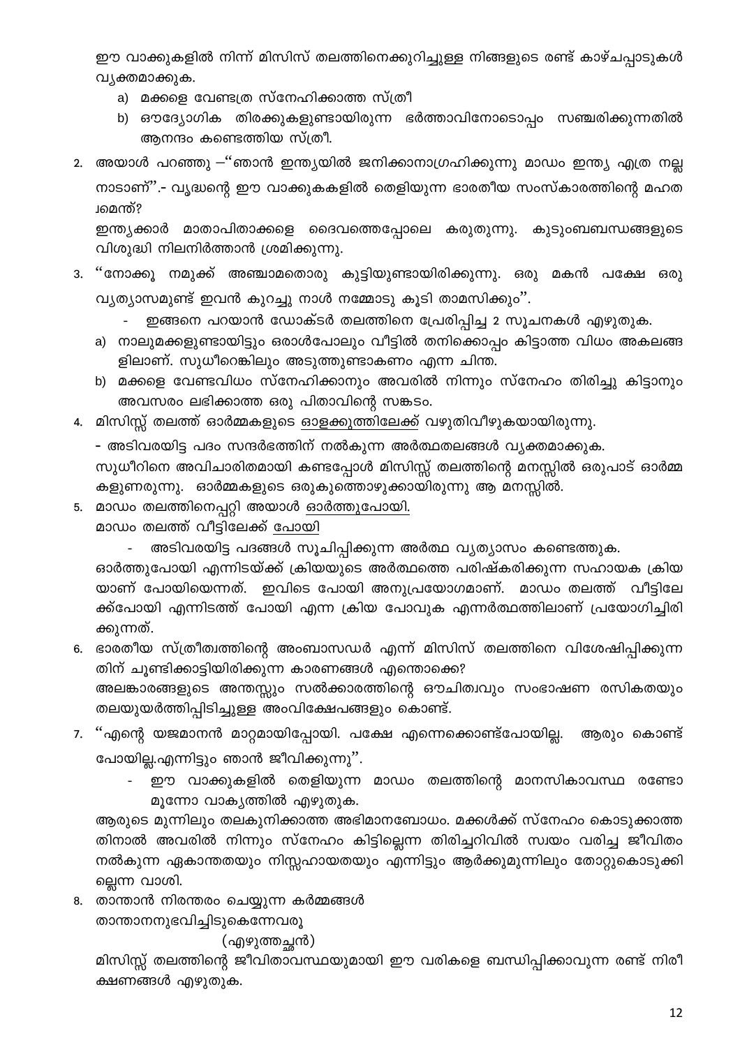ഈ വാക്കുകളിൽ നിന്ന് മിസിസ് തലത്തിനെക്കുറിച്ചുള്ള നിങ്ങളുടെ രണ്ട് കാഴ്ചപ്പാടുകൾ വ്യക്തമാക്കുക.

a) മക്കളെ വേണ്ടത്ര സ്നേഹിക്കാത്ത സ്ത്രീ
b) ഔദ്യോഗിക തിരക്കുകളുണ്ടായിരുന്ന ഭർത്താവിനോടൊപ്പം സഞ്ചരിക്കുന്നതിൽ ആനന്ദം കണ്ടെത്തിയ സ്ത്രീ.

2. അയാൾ പറഞ്ഞു –"ഞാൻ ഇന്ത്യയിൽ ജനിക്കാനാഗ്രഹിക്കുന്നു മാഡം ഇന്ത്യ എത്ര നല്ല നാടാണ്".- വൃദ്ധന്റെ ഈ വാക്കുകകളിൽ തെളിയുന്ന ഭാരതീയ സംസ്കാരത്തിന്റെ മഹതമെന്ത്?

ഇന്ത്യക്കാർ മാതാപിതാക്കളെ ദൈവത്തെപ്പോലെ കരുതുന്നു. കുടുംബബന്ധങ്ങളുടെ വിശുദ്ധി നിലനിർത്താൻ ശ്രമിക്കുന്നു.

3. "നോക്കൂ നമുക്ക് അഞ്ചാമതൊരു കുട്ടിയുണ്ടായിരിക്കുന്നു. ഒരു മകൻ പക്ഷേ ഒരു വ്യത്യാസമുണ്ട് ഇവൻ കുറച്ചു നാൾ നമ്മോടു കൂടി താമസിക്കും".

- ഇങ്ങനെ പറയാൻ ഡോക്ടർ തലത്തിനെ പ്രേരിപ്പിച്ച 2 സൂചനകൾ എഴുതുക.

a) നാലുമക്കളുണ്ടായിട്ടും ഒരാൾപോലും വീട്ടിൽ തനിക്കൊപ്പം കിട്ടാത്ത വിധം അകലങ്ങളിലാണ്. സുധീറെങ്കിലും അടുത്തുണ്ടാകണം എന്ന ചിന്ത.
b) മക്കളെ വേണ്ടവിധം സ്നേഹിക്കാനും അവരിൽ നിന്നും സ്നേഹം തിരിച്ചു കിട്ടാനും അവസരം ലഭിക്കാത്ത ഒരു പിതാവിന്റെ സങ്കടം.

4. മിസിസ്സ് തലത്ത് ഓർമ്മകളുടെ <u>ഓളക്കുത്തിലേക്ക്</u> വഴുതിവീഴുകയായിരുന്നു.

- അടിവരയിട്ട പദം സന്ദർഭത്തിന് നൽകുന്ന അർത്ഥതലങ്ങൾ വ്യക്തമാക്കുക.

സുധീറിനെ അവിചാരിതമായി കണ്ടപ്പോൾ മിസിസ്സ് തലത്തിന്റെ മനസ്സിൽ ഒരുപാട് ഓർമ്മകളുണരുന്നു. ഓർമ്മകളുടെ ഒരുകുത്തൊഴുക്കായിരുന്നു ആ മനസ്സിൽ.

5. മാഡം തലത്തിനെപ്പറ്റി അയാൾ <u>ഓർത്തുപോയി.</u>
മാഡം തലത്ത് വീട്ടിലേക്ക് <u>പോയി</u>

- അടിവരയിട്ട പദങ്ങൾ സൂചിപ്പിക്കുന്ന അർത്ഥ വ്യത്യാസം കണ്ടെത്തുക.

ഓർത്തുപോയി എന്നിടയ്ക്ക് ക്രിയയുടെ അർത്ഥത്തെ പരിഷ്കരിക്കുന്ന സഹായക ക്രിയയാണ് പോയിയെന്നത്. ഇവിടെ പോയി അനുപ്രയോഗമാണ്. മാഡം തലത്ത് വീട്ടിലേക്ക്പോയി എന്നിടത്ത് പോയി എന്ന ക്രിയ പോവുക എന്നർത്ഥത്തിലാണ് പ്രയോഗിച്ചിരിക്കുന്നത്.

6. ഭാരതീയ സ്ത്രീത്വത്തിന്റെ അംബാസഡർ എന്ന് മിസിസ് തലത്തിനെ വിശേഷിപ്പിക്കുന്നതിന് ചൂണ്ടിക്കാട്ടിയിരിക്കുന്ന കാരണങ്ങൾ എന്തൊക്കെ?

അലങ്കാരങ്ങളുടെ അന്തസ്സും സൽക്കാരത്തിന്റെ ഔചിത്വവും സംഭാഷണ രസികതയും തലയുയർത്തിപ്പിടിച്ചുള്ള അംഗവിക്ഷേപങ്ങളും കൊണ്ട്.

7. "എന്റെ യജമാനൻ മാറ്റമായിപ്പോയി. പക്ഷേ എന്നെക്കൊണ്ട്പോയില്ല. ആരും കൊണ്ട് പോയില്ല.എന്നിട്ടും ഞാൻ ജീവിക്കുന്നു".

- ഈ വാക്കുകളിൽ തെളിയുന്ന മാഡം തലത്തിന്റെ മാനസികാവസ്ഥ രണ്ടോ മൂന്നോ വാക്യത്തിൽ എഴുതുക.

ആരുടെ മുന്നിലും തലകുനിക്കാത്ത അഭിമാനബോധം. മക്കൾക്ക് സ്നേഹം കൊടുക്കാത്തതിനാൽ അവരിൽ നിന്നും സ്നേഹം കിട്ടില്ലെന്ന തിരിച്ചറിവിൽ സ്വയം വരിച്ച ജീവിതം നൽകുന്ന ഏകാന്തതയും നിസ്സഹായതയും എന്നിട്ടും ആർക്കുമുന്നിലും തോറ്റുകൊടുക്കില്ലെന്ന വാശി.

8. താന്താൻ നിരന്തരം ചെയ്യുന്ന കർമ്മങ്ങൾ
താന്താനനുഭവിച്ചിടുകെന്നേവരൂ
(എഴുത്തച്ഛൻ)

മിസിസ്സ് തലത്തിന്റെ ജീവിതാവസ്ഥയുമായി ഈ വരികളെ ബന്ധിപ്പിക്കാവുന്ന രണ്ട് നിരീക്ഷണങ്ങൾ എഴുതുക.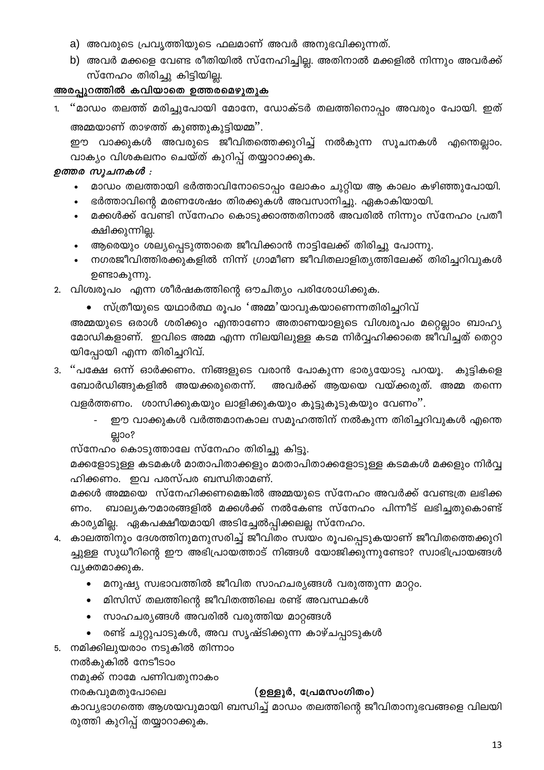a) അവരുടെ പ്രവൃത്തിയുടെ ഫലമാണ് അവർ അനുഭവിക്കുന്നത്.

b) അവർ മക്കളെ വേണ്ട രീതിയിൽ സ്നേഹിച്ചില്ല. അതിനാൽ മക്കളിൽ നിന്നും അവർക്ക് സ്നേഹം തിരിച്ചു കിട്ടിയില്ല.

**അരപ്പുറത്തിൽ കവിയാതെ ഉത്തരമെഴുതുക**

1. "മാഡം തലത്ത് മരിച്ചുപോയി മോനേ, ഡോക്ടർ തലത്തിനൊപ്പം അവരും പോയി. ഇത് അമ്മയാണ് താഴത്ത് കുഞ്ഞുകുട്ടിയമ്മ".

ഈ വാക്കുകൾ അവരുടെ ജീവിതത്തെക്കുറിച്ച് നൽകുന്ന സൂചനകൾ എന്തെല്ലാം. വാക്യം വിശകലനം ചെയ്ത് കുറിപ്പ് തയ്യാറാക്കുക.

***ഉത്തര സൂചനകൾ :***

- മാഡം തലത്തായി ഭർത്താവിനോടൊപ്പം ലോകം ചുറ്റിയ ആ കാലം കഴിഞ്ഞുപോയി.
- ഭർത്താവിന്റെ മരണശേഷം തിരക്കുകൾ അവസാനിച്ചു. ഏകാകിയായി.
- മക്കൾക്ക് വേണ്ടി സ്നേഹം കൊടുക്കാത്തതിനാൽ അവരിൽ നിന്നും സ്നേഹം പ്രതീക്ഷിക്കുന്നില്ല.
- ആരെയും ശല്യപ്പെടുത്താതെ ജീവിക്കാൻ നാട്ടിലേക്ക് തിരിച്ചു പോന്നു.
- നഗരജീവിത്തിരക്കുകളിൽ നിന്ന് ഗ്രാമീണ ജീവിതലാളിത്യത്തിലേക്ക് തിരിച്ചറിവുകൾ ഉണ്ടാകുന്നു.

2. വിശ്വരൂപം എന്ന ശീർഷകത്തിന്റെ ഔചിത്യം പരിശോധിക്കുക.

- സ്ത്രീയുടെ യഥാർത്ഥ രൂപം 'അമ്മ'യാവുകയാണെന്നതിരിച്ചറിവ്

അമ്മയുടെ ഒരാൾ ശരിക്കും എന്താണോ അതാണയാളുടെ വിശ്വരൂപം മറ്റെല്ലാം ബാഹ്യ മോഡികളാണ്. ഇവിടെ അമ്മ എന്ന നിലയിലുള്ള കടമ നിർവ്വഹിക്കാതെ ജീവിച്ചത് തെറ്റായിപ്പോയി എന്ന തിരിച്ചറിവ്.

3. "പക്ഷേ ഒന്ന് ഓർക്കണം. നിങ്ങളുടെ വരാൻ പോകുന്ന ഭാര്യയോടു പറയൂ. കുട്ടികളെ ബോർഡിങ്ങുകളിൽ അയക്കരുതെന്ന്. അവർക്ക് ആയയെ വയ്ക്കരുത്. അമ്മ തന്നെ വളർത്തണം. ശാസിക്കുകയും ലാളിക്കുകയും കൂട്ടുകൂടുകയും വേണം".

- ഈ വാക്കുകൾ വർത്തമാനകാല സമൂഹത്തിന് നൽകുന്ന തിരിച്ചറിവുകൾ എന്തെല്ലാം?

സ്നേഹം കൊടുത്താലേ സ്നേഹം തിരിച്ചു കിട്ടൂ.

മക്കളോടുള്ള കടമകൾ മാതാപിതാക്കളും മാതാപിതാക്കളോടുള്ള കടമകൾ മക്കളും നിർവ്വഹിക്കണം. ഇവ പരസ്പര ബന്ധിതാമണ്.

മക്കൾ അമ്മയെ സ്നേഹിക്കണമെങ്കിൽ അമ്മയുടെ സ്നേഹം അവർക്ക് വേണ്ടത്ര ലഭിക്കണം. ബാല്യകൗമാരങ്ങളിൽ മക്കൾക്ക് നൽകേണ്ട സ്നേഹം പിന്നീട് ലഭിച്ചതുകൊണ്ട് കാര്യമില്ല. ഏകപക്ഷീയമായി അടിച്ചേൽപ്പിക്കലല്ല സ്നേഹം.

4. കാലത്തിനും ദേശത്തിനുമനുസരിച്ച് ജീവിതം സ്വയം രൂപപ്പെടുകയാണ് ജീവിതത്തെക്കുറിച്ചുള്ള സുധീറിന്റെ ഈ അഭിപ്രായത്താട് നിങ്ങൾ യോജിക്കുന്നുണ്ടോ? സ്വാഭിപ്രായങ്ങൾ വ്യക്തമാക്കുക.

- മനുഷ്യ സ്വഭാവത്തിൽ ജീവിത സാഹചര്യങ്ങൾ വരുത്തുന്ന മാറ്റം.
- മിസിസ് തലത്തിന്റെ ജീവിതത്തിലെ രണ്ട് അവസ്ഥകൾ
- സാഹചര്യങ്ങൾ അവരിൽ വരുത്തിയ മാറ്റങ്ങൾ
- രണ്ട് ചുറ്റുപാടുകൾ, അവ സൃഷ്ടിക്കുന്ന കാഴ്ചപ്പാടുകൾ

5. നമിക്കിലുയരാം നടുകിൽ തിന്നാം
നൽകുകിൽ നേടീടാം
നമുക്ക് നാമേ പണിവതുനാകം
നരകവുമതുപോലെ **(ഉള്ളൂർ, പ്രേമസംഗിതം)**

കാവ്യഭാഗത്തെ ആശയവുമായി ബന്ധിച്ച് മാഡം തലത്തിന്റെ ജീവിതാനുഭവങ്ങളെ വിലയിരുത്തി കുറിപ്പ് തയ്യാറാക്കുക.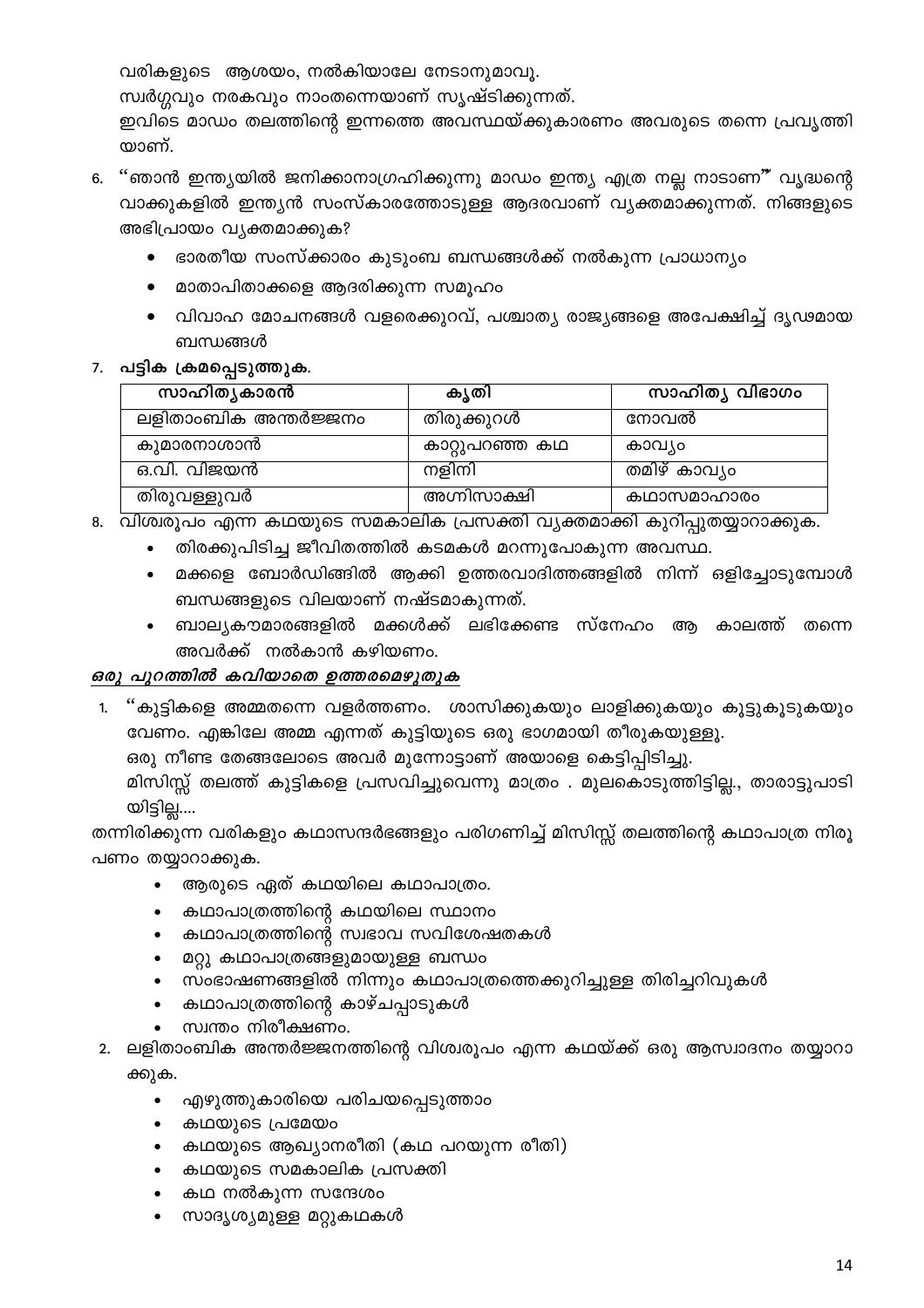വരികളുടെ ആശയം, നൽകിയാലേ നേടാനുമാവൂ.

സ്വർഗ്ഗവും നരകവും നാംതന്നെയാണ് സൃഷ്ടിക്കുന്നത്.

ഇവിടെ മാഡം തലത്തിന്റെ ഇന്നത്തെ അവസ്ഥയ്ക്കുകാരണം അവരുടെ തന്നെ പ്രവൃത്തിയാണ്.

6. "ഞാൻ ഇന്ത്യയിൽ ജനിക്കാനാഗ്രഹിക്കുന്നു മാഡം ഇന്ത്യ എത്ര നല്ല നാടാണ്" വൃദ്ധന്റെ വാക്കുകളിൽ ഇന്ത്യൻ സംസ്കാരത്തോടുള്ള ആദരവാണ് വ്യക്തമാക്കുന്നത്. നിങ്ങളുടെ അഭിപ്രായം വ്യക്തമാക്കുക?
   - ഭാരതീയ സംസ്ക്കാരം കുടുംബ ബന്ധങ്ങൾക്ക് നൽകുന്ന പ്രാധാന്യം
   - മാതാപിതാക്കളെ ആദരിക്കുന്ന സമൂഹം
   - വിവാഹ മോചനങ്ങൾ വളരെക്കുറവ്, പശ്ചാത്യ രാജ്യങ്ങളെ അപേക്ഷിച്ച് ദൃഢമായ ബന്ധങ്ങൾ

7. **പട്ടിക ക്രമപ്പെടുത്തുക.**

| സാഹിത്യകാരൻ | കൃതി | സാഹിത്യ വിഭാഗം |
|---|---|---|
| ലളിതാംബിക അന്തർജ്ജനം | തിരുക്കുറൾ | നോവൽ |
| കുമാരനാശാൻ | കാറ്റുപറഞ്ഞ കഥ | കാവ്യം |
| ഒ.വി. വിജയൻ | നളിനി | തമിഴ് കാവ്യം |
| തിരുവള്ളുവർ | അഗ്നിസാക്ഷി | കഥാസമാഹാരം |

8. വിശ്വരൂപം എന്ന കഥയുടെ സമകാലിക പ്രസക്തി വ്യക്തമാക്കി കുറിപ്പുതയ്യാറാക്കുക.
   - തിരക്കുപിടിച്ച ജീവിതത്തിൽ കടമകൾ മറന്നുപോകുന്ന അവസ്ഥ.
   - മക്കളെ ബോർഡിങ്ങിൽ ആക്കി ഉത്തരവാദിത്തങ്ങളിൽ നിന്ന് ഒളിച്ചോടുമ്പോൾ ബന്ധങ്ങളുടെ വിലയാണ് നഷ്ടമാകുന്നത്.
   - ബാല്യകൗമാരങ്ങളിൽ മക്കൾക്ക് ലഭിക്കേണ്ട സ്നേഹം ആ കാലത്ത് തന്നെ അവർക്ക് നൽകാൻ കഴിയണം.

***ഒരു പുറത്തിൽ കവിയാതെ ഉത്തരമെഴുതുക***

1. "കുട്ടികളെ അമ്മതന്നെ വളർത്തണം. ശാസിക്കുകയും ലാളിക്കുകയും കൂട്ടുകൂടുകയും വേണം. എങ്കിലേ അമ്മ എന്നത് കുട്ടിയുടെ ഒരു ഭാഗമായി തീരുകയുള്ളൂ.

   ഒരു നീണ്ട തേങ്ങലോടെ അവർ മുന്നോട്ടാണ് അയാളെ കെട്ടിപ്പിടിച്ചു.

   മിസിസ്സ് തലത്ത് കുട്ടികളെ പ്രസവിച്ചുവെന്നു മാത്രം . മുലകൊടുത്തിട്ടില്ല., താരാട്ടുപാടിയിട്ടില്ല....

തന്നിരിക്കുന്ന വരികളും കഥാസന്ദർഭങ്ങളും പരിഗണിച്ച് മിസിസ്സ് തലത്തിന്റെ കഥാപാത്ര നിരൂപണം തയ്യാറാക്കുക.

   - ആരുടെ ഏത് കഥയിലെ കഥാപാത്രം.
   - കഥാപാത്രത്തിന്റെ കഥയിലെ സ്ഥാനം
   - കഥാപാത്രത്തിന്റെ സ്വഭാവ സവിശേഷതകൾ
   - മറ്റു കഥാപാത്രങ്ങളുമായുള്ള ബന്ധം
   - സംഭാഷണങ്ങളിൽ നിന്നും കഥാപാത്രത്തെക്കുറിച്ചുള്ള തിരിച്ചറിവുകൾ
   - കഥാപാത്രത്തിന്റെ കാഴ്ചപ്പാടുകൾ
   - സ്വന്തം നിരീക്ഷണം.

2. ലളിതാംബിക അന്തർജ്ജനത്തിന്റെ വിശ്വരൂപം എന്ന കഥയ്ക്ക് ഒരു ആസ്വാദനം തയ്യാറാക്കുക.
   - എഴുത്തുകാരിയെ പരിചയപ്പെടുത്താം
   - കഥയുടെ പ്രമേയം
   - കഥയുടെ ആഖ്യാനരീതി (കഥ പറയുന്ന രീതി)
   - കഥയുടെ സമകാലിക പ്രസക്തി
   - കഥ നൽകുന്ന സന്ദേശം
   - സാദൃശ്യമുള്ള മറ്റുകഥകൾ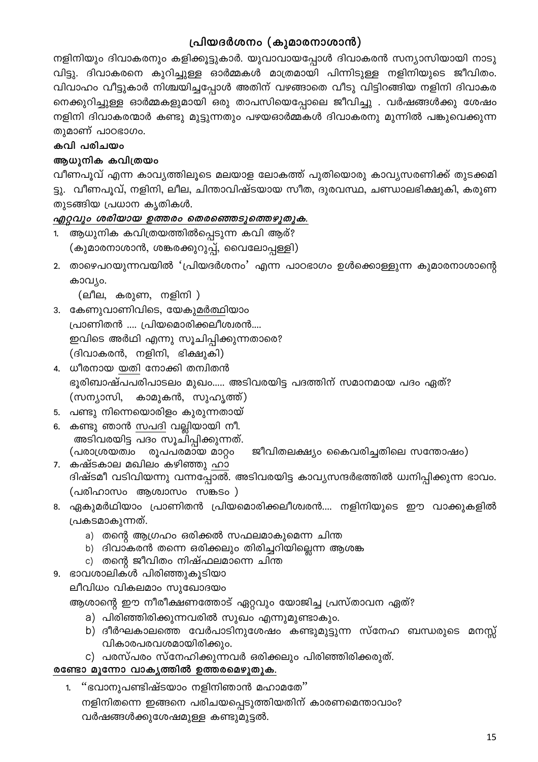# പ്രിയദർശനം (കുമാരനാശാൻ)

നളിനിയും ദിവാകരനും കളിക്കൂട്ടുകാർ. യുവാവായപ്പോൾ ദിവാകരൻ സന്യാസിയായി നാടു വിട്ടു. ദിവാകരനെ കുറിച്ചുള്ള ഓർമ്മകൾ മാത്രമായി പിന്നിടുള്ള നളിനിയുടെ ജീവിതം. വിവാഹം വീട്ടുകാർ നിശ്ചയിച്ചപ്പോൾ അതിന് വഴങ്ങാതെ വീടു വിട്ടിറങ്ങിയ നളിനി ദിവാകരനെക്കുറിച്ചുള്ള ഓർമ്മകളുമായി ഒരു താപസിയെപ്പോലെ ജീവിച്ചു . വർഷങ്ങൾക്കു ശേഷം നളിനി ദിവാകരന്മാർ കണ്ടു മുട്ടുന്നതും പഴയഓർമ്മകൾ ദിവാകരനു മുന്നിൽ പങ്കുവെക്കുന്നതുമാണ് പാഠഭാഗം.

**കവി പരിചയം**

**ആധുനിക കവിത്രയം**

വീണപൂവ് എന്ന കാവ്യത്തിലൂടെ മലയാള ലോകത്ത് പുതിയൊരു കാവ്യസരണിക്ക് തുടക്കമിട്ടു. വീണപൂവ്, നളിനി, ലീല, ചിന്താവിഷ്ടയായ സീത, ദുരവസ്ഥ, ചണ്ഡാലഭിക്ഷുകി, കരുണ തുടങ്ങിയ പ്രധാന കൃതികൾ.

***എറ്റവും ശരിയായ ഉത്തരം തെരഞ്ഞെടുത്തെഴുതുക.***

1. ആധുനിക കവിത്രയത്തിൽപ്പെടുന്ന കവി ആര്?
   (കുമാരനാശാൻ, ശങ്കരക്കുറുപ്പ്, വൈലോപ്പള്ളി)
2. താഴെപറയുന്നവയിൽ 'പ്രിയദർശനം' എന്ന പാഠഭാഗം ഉൾക്കൊള്ളുന്ന കുമാരനാശാന്റെ കാവ്യം.
   (ലീല, കരുണ, നളിനി )
3. കേണുവാണിവിടെ, യേകുമർത്ഥിയാം
   പ്രാണിതൻ .... പ്രിയമൊരിക്കലീശ്വരൻ....
   ഇവിടെ അർഥി എന്നു സൂചിപ്പിക്കുന്നതാരെ?
   (ദിവാകരൻ, നളിനി, ഭിക്ഷുകി)
4. ധീരനായ യതി നോക്കി തന്വിതൻ
   ഭൂരിബാഷ്പപരിപാടലം മുഖം..... അടിവരയിട്ട പദത്തിന് സമാനമായ പദം ഏത്?
   (സന്യാസി, കാമുകൻ, സുഹൃത്ത്)
5. പണ്ടു നിന്നെയൊരിളം കുരുന്നതായ്
6. കണ്ടു ഞാൻ സപദി വല്ലിയായി നീ.
   അടിവരയിട്ട പദം സൂചിപ്പിക്കുന്നത്.
   (പരാശ്രയത്വം രൂപപരമായ മാറ്റം ജീവിതലക്ഷ്യം കൈവരിച്ചതിലെ സന്തോഷം)
7. കഷ്ടകാല മഖിലം കഴിഞ്ഞു ഹാ
   ദിഷ്ടമീ വടിവിയന്നു വന്നപ്പോൾ. അടിവരയിട്ട കാവ്യസന്ദർഭത്തിൽ ധ്വനിപ്പിക്കുന്ന ഭാവം.
   (പരിഹാസം ആശ്വാസം സങ്കടം )
8. ഏകുമർഥിയാം പ്രാണിതൻ പ്രിയമൊരിക്കലീശ്വരൻ.... നളിനിയുടെ ഈ വാക്കുകളിൽ പ്രകടമാകുന്നത്.
   a) തന്റെ ആഗ്രഹം ഒരിക്കൽ സഫലമാകുമെന്ന ചിന്ത
   b) ദിവാകരൻ തന്നെ ഒരിക്കലും തിരിച്ചറിയില്ലെന്ന ആശങ്ക
   c) തന്റെ ജീവിതം നിഷ്ഫലമാണെന്ന ചിന്ത
9. ഭാവശാലികൾ പിരിഞ്ഞുകൂടിയാ
   ലീവിധം വികലമാം സുഖോദയം
   ആശാന്റെ ഈ നിരീക്ഷണത്തോട് ഏറ്റവും യോജിച്ച പ്രസ്താവന ഏത്?
   a) പിരിഞ്ഞിരിക്കുന്നവരിൽ സുഖം എന്നുമുണ്ടാകും.
   b) ദീർഘകാലത്തെ വേർപാടിനുശേഷം കണ്ടുമുട്ടുന്ന സ്നേഹ ബന്ധരുടെ മനസ്സ് വികാരപരവശമായിരിക്കും.
   c) പരസ്പരം സ്നേഹിക്കുന്നവർ ഒരിക്കലും പിരിഞ്ഞിരിക്കരുത്.

**രണ്ടോ മൂന്നോ വാക്യത്തിൽ ഉത്തരമെഴുതുക.**

1. "ഭവാനുപണ്ടിഷ്ടയാം നളിനിഞാൻ മഹാമതേ"
   നളിനിതന്നെ ഇങ്ങനെ പരിചയപ്പെടുത്തിയതിന് കാരണമെന്താവാം?
   വർഷങ്ങൾക്കുശേഷമുള്ള കണ്ടുമുട്ടൽ.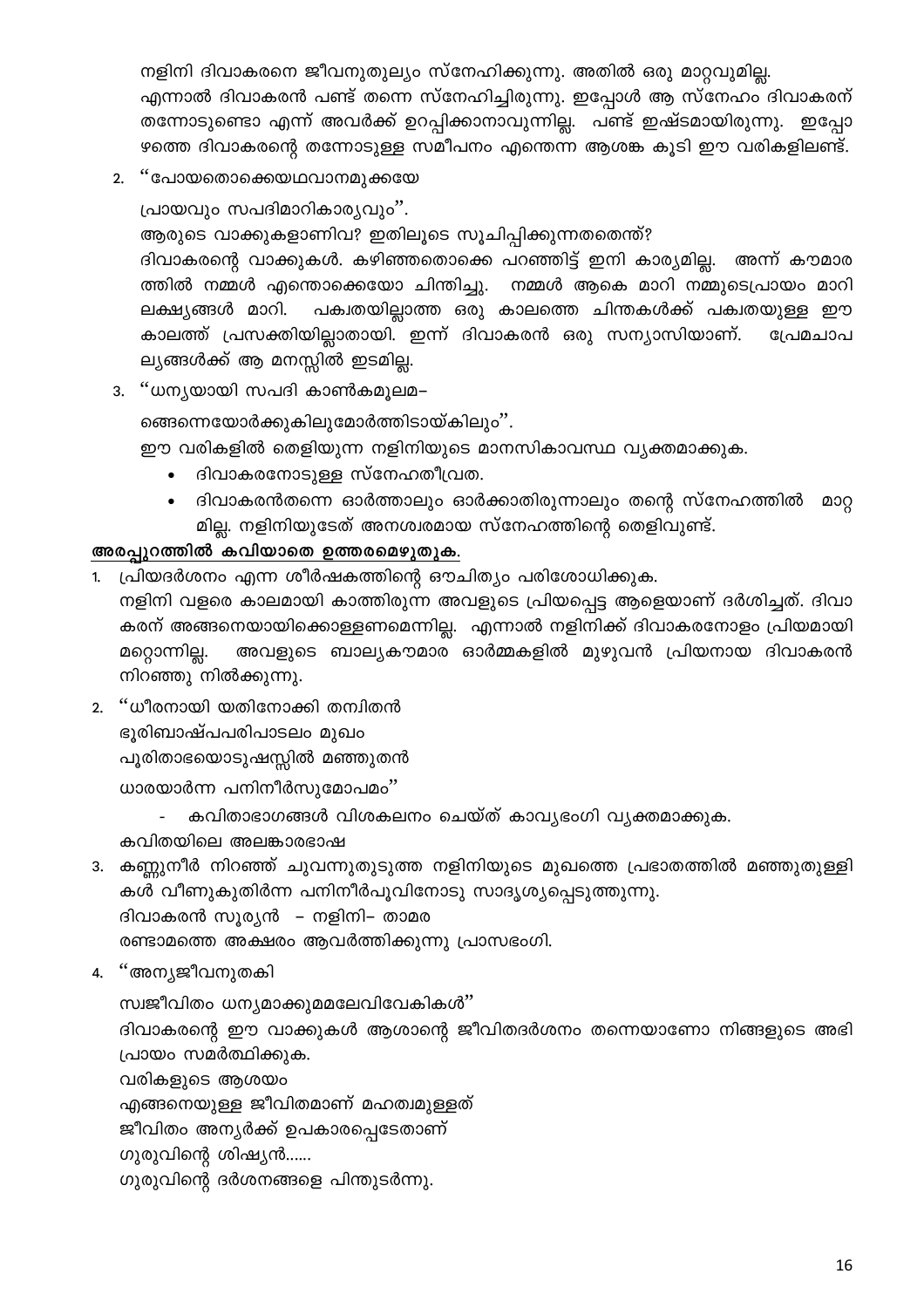നളിനി ദിവാകരനെ ജീവനുതുല്യം സ്നേഹിക്കുന്നു. അതിൽ ഒരു മാറ്റവുമില്ല. എന്നാൽ ദിവാകരൻ പണ്ട് തന്നെ സ്നേഹിച്ചിരുന്നു. ഇപ്പോൾ ആ സ്നേഹം ദിവാകരന് തന്നോടുണ്ടോ എന്ന് അവർക്ക് ഉറപ്പിക്കാനാവുന്നില്ല. പണ്ട് ഇഷ്ടമായിരുന്നു. ഇപ്പോഴത്തെ ദിവാകരന്റെ തന്നോടുള്ള സമീപനം എന്തെന്ന ആശങ്ക കൂടി ഈ വരികളിലുണ്ട്.

2. "പോയതൊക്കെയഥവാനമുക്കയേ

   പ്രായവും സപദിമാറികാര്യവും".

   ആരുടെ വാക്കുകളാണിവ? ഇതിലൂടെ സൂചിപ്പിക്കുന്നതതെന്ത്?

   ദിവാകരന്റെ വാക്കുകൾ. കഴിഞ്ഞതൊക്കെ പറഞ്ഞിട്ട് ഇനി കാര്യമില്ല. അന്ന് കൗമാരത്തിൽ നമ്മൾ എന്തൊക്കെയോ ചിന്തിച്ചു. നമ്മൾ ആകെ മാറി നമ്മുടെപ്രായം മാറി ലക്ഷ്യങ്ങൾ മാറി. പക്വതയില്ലാത്ത ഒരു കാലത്തെ ചിന്തകൾക്ക് പക്വതയുള്ള ഈ കാലത്ത് പ്രസക്തിയില്ലാതായി. ഇന്ന് ദിവാകരൻ ഒരു സന്യാസിയാണ്. പ്രേമചാപല്യങ്ങൾക്ക് ആ മനസ്സിൽ ഇടമില്ല.

3. "ധന്യയായി സപദി കാൺകമൂലമ-

   ങ്ങെന്നെയോർക്കുകിലുമോർത്തിടായ്കിലും".

   ഈ വരികളിൽ തെളിയുന്ന നളിനിയുടെ മാനസികാവസ്ഥ വ്യക്തമാക്കുക.

   - ദിവാകരനോടുള്ള സ്നേഹതീവ്രത.
   - ദിവാകരൻതന്നെ ഓർത്താലും ഓർക്കാതിരുന്നാലും തന്റെ സ്നേഹത്തിൽ മാറ്റമില്ല. നളിനിയുടേത് അനശ്വരമായ സ്നേഹത്തിന്റെ തെളിവുണ്ട്.

**<u>അരപ്പുറത്തിൽ കവിയാതെ ഉത്തരമെഴുതുക.</u>**

1. പ്രിയദർശനം എന്ന ശീർഷകത്തിന്റെ ഔചിത്യം പരിശോധിക്കുക.

   നളിനി വളരെ കാലമായി കാത്തിരുന്ന അവളുടെ പ്രിയപ്പെട്ട ആളെയാണ് ദർശിച്ചത്. ദിവാകരന് അങ്ങനെയായിക്കൊള്ളണമെന്നില്ല. എന്നാൽ നളിനിക്ക് ദിവാകരനോളം പ്രിയമായി മറ്റൊന്നില്ല. അവളുടെ ബാല്യകൗമാര ഓർമ്മകളിൽ മുഴുവൻ പ്രിയനായ ദിവാകരൻ നിറഞ്ഞു നിൽക്കുന്നു.

2. "ധീരനായി യതിനോക്കി തന്വിതൻ

   ഭൂരിബാഷ്പപരിപാടലം മുഖം

   പൂരിതാഭയൊടുഷസ്സിൽ മഞ്ഞുതൻ

   ധാരയാർന്ന പനിനീർസുമോപമം"

   - കവിതാഭാഗങ്ങൾ വിശകലനം ചെയ്ത് കാവ്യഭംഗി വ്യക്തമാക്കുക.

   കവിതയിലെ അലങ്കാരഭാഷ

3. കണ്ണുനീർ നിറഞ്ഞ് ചുവന്നുതുടുത്ത നളിനിയുടെ മുഖത്തെ പ്രഭാതത്തിൽ മഞ്ഞുതുള്ളികൾ വീണുകുതിർന്ന പനിനീർപൂവിനോടു സാദൃശ്യപ്പെടുത്തുന്നു.

   ദിവാകരൻ സൂര്യൻ – നളിനി– താമര

   രണ്ടാമത്തെ അക്ഷരം ആവർത്തിക്കുന്നു പ്രാസഭംഗി.

4. "അന്യജീവനുതകി

   സ്വജീവിതം ധന്യമാക്കുമമലേവിവേകികൾ"

   ദിവാകരന്റെ ഈ വാക്കുകൾ ആശാന്റെ ജീവിതദർശനം തന്നെയാണോ നിങ്ങളുടെ അഭിപ്രായം സമർത്ഥിക്കുക.

   വരികളുടെ ആശയം

   എങ്ങനെയുള്ള ജീവിതമാണ് മഹത്വമുള്ളത്

   ജീവിതം അന്യർക്ക് ഉപകാരപ്പെടേതാണ്

   ഗുരുവിന്റെ ശിഷ്യൻ......

   ഗുരുവിന്റെ ദർശനങ്ങളെ പിന്തുടർന്നു.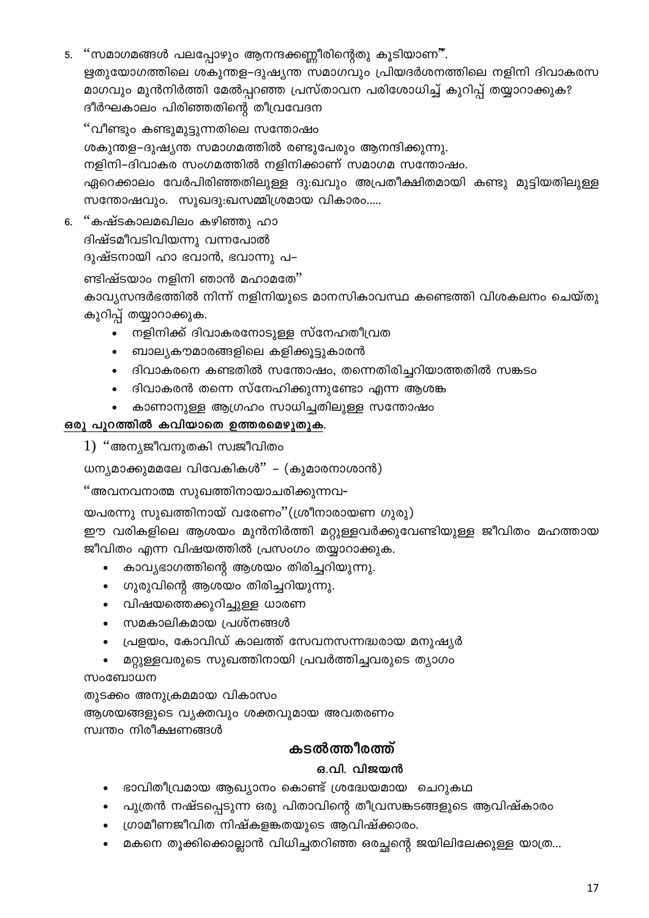5. "സമാഗമങ്ങൾ പലപ്പോഴും ആനന്ദക്കണ്ണീരിന്റെതു കൂടിയാണ്".
ഋതുയോഗത്തിലെ ശകുന്തള–ദുഷ്യന്ത സമാഗവും പ്രിയദർശനത്തിലെ നളിനി ദിവാകരസമാഗവും മുൻനിർത്തി മേൽപ്പറഞ്ഞ പ്രസ്താവന പരിശോധിച്ച് കുറിപ്പ് തയ്യാറാക്കുക?
ദീർഘകാലം പിരിഞ്ഞതിന്റെ തീവ്രവേദന

"വീണ്ടും കണ്ടുമുട്ടുന്നതിലെ സന്തോഷം
ശകുന്തള–ദുഷ്യന്ത സമാഗമത്തിൽ രണ്ടുപേരും ആനന്ദിക്കുന്നു.
നളിനി–ദിവാകര സംഗമത്തിൽ നളിനിക്കാണ് സമാഗമ സന്തോഷം.
ഏറെക്കാലം വേർപിരിഞ്ഞതിലുള്ള ദു:ഖവും അപ്രതീക്ഷിതമായി കണ്ടു മുട്ടിയതിലുള്ള സന്തോഷവും. സുഖദു:ഖസമ്മിശ്രമായ വികാരം.....

6. "കഷ്ടകാലമഖിലം കഴിഞ്ഞു ഹാ
ദിഷ്ടമീവടിവിയന്നു വന്നപോൽ
ദുഷ്ടനായി ഹാ ഭവാൻ, ഭവാന്നു പ–
ണ്ടിഷ്ടയാം നളിനി ഞാൻ മഹാമതേ"
കാവ്യസന്ദർഭത്തിൽ നിന്ന് നളിനിയുടെ മാനസികാവസ്ഥ കണ്ടെത്തി വിശകലനം ചെയ്തു കുറിപ്പ് തയ്യാറാക്കുക.
   - നളിനിക്ക് ദിവാകരനോടുള്ള സ്നേഹതീവ്രത
   - ബാല്യകൗമാരങ്ങളിലെ കളിക്കൂട്ടുകാരൻ
   - ദിവാകരനെ കണ്ടതിൽ സന്തോഷം, തന്നെതിരിച്ചറിയാത്തതിൽ സങ്കടം
   - ദിവാകരൻ തന്നെ സ്നേഹിക്കുന്നുണ്ടോ എന്ന ആശങ്ക
   - കാണാനുള്ള ആഗ്രഹം സാധിച്ചതിലുള്ള സന്തോഷം

**ഒരു പുറത്തിൽ കവിയാതെ ഉത്തരമെഴുതുക.**

1) "അന്യജീവനുതകി സ്വജീവിതം
ധന്യമാക്കുമമലേ വിവേകികൾ" – (കുമാരനാശാൻ)

"അവനവനാത്മ സുഖത്തിനായാചരിക്കുന്നവ–
യപരന്നു സുഖത്തിനായ് വരേണം"(ശ്രീനാരായണ ഗുരു)

ഈ വരികളിലെ ആശയം മുൻനിർത്തി മറ്റുള്ളവർക്കുവേണ്ടിയുള്ള ജീവിതം മഹത്തായ ജീവിതം എന്ന വിഷയത്തിൽ പ്രസംഗം തയ്യാറാക്കുക.
   - കാവ്യഭാഗത്തിന്റെ ആശയം തിരിച്ചറിയുന്നു.
   - ഗുരുവിന്റെ ആശയം തിരിച്ചറിയുന്നു.
   - വിഷയത്തെക്കുറിച്ചുള്ള ധാരണ
   - സമകാലികമായ പ്രശ്നങ്ങൾ
   - പ്രളയം, കോവിഡ് കാലത്ത് സേവനസന്നദ്ധരായ മനുഷ്യർ
   - മറ്റുള്ളവരുടെ സുഖത്തിനായി പ്രവർത്തിച്ചവരുടെ ത്യാഗം

സംബോധന
തുടക്കം അനുക്രമമായ വികാസം
ആശയങ്ങളുടെ വ്യക്തവും ശക്തവുമായ അവതരണം
സ്വന്തം നിരീക്ഷണങ്ങൾ

## കടൽത്തീരത്ത്

### ഒ.വി. വിജയൻ

- ഭാവിതീവ്രമായ ആഖ്യാനം കൊണ്ട് ശ്രദ്ധേയമായ ചെറുകഥ
- പുത്രൻ നഷ്ടപ്പെടുന്ന ഒരു പിതാവിന്റെ തീവ്രസങ്കടങ്ങളുടെ ആവിഷ്കാരം
- ഗ്രാമീണജീവിത നിഷ്കളങ്കതയുടെ ആവിഷ്ക്കാരം.
- മകനെ തൂക്കിക്കൊല്ലാൻ വിധിച്ചതറിഞ്ഞ ഒരച്ഛന്റെ ജയിലിലേക്കുള്ള യാത്ര...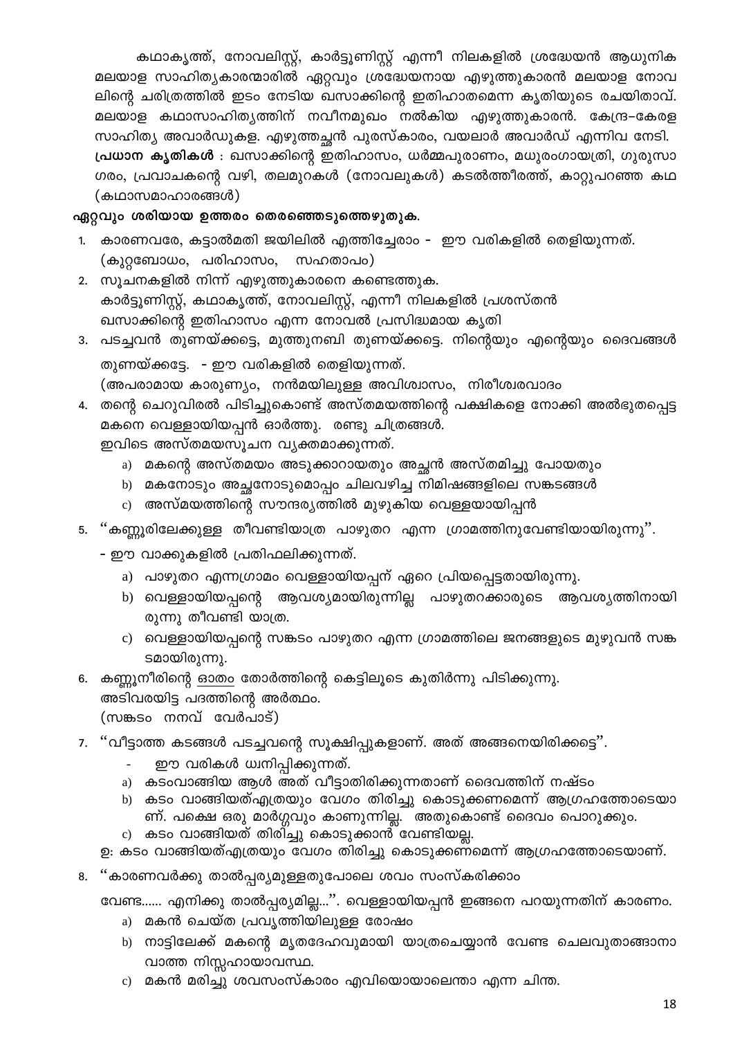കഥാകൃത്ത്, നോവലിസ്റ്റ്, കാർട്ടൂണിസ്റ്റ് എന്നീ നിലകളിൽ ശ്രദ്ധേയൻ ആധുനിക മലയാള സാഹിത്യകാരന്മാരിൽ ഏറ്റവും ശ്രദ്ധേയനായ എഴുത്തുകാരൻ മലയാള നോവലിന്റെ ചരിത്രത്തിൽ ഇടം നേടിയ ഖസാക്കിന്റെ ഇതിഹാതമെന്ന കൃതിയുടെ രചയിതാവ്. മലയാള കഥാസാഹിത്യത്തിന് നവീനമുഖം നൽകിയ എഴുത്തുകാരൻ. കേന്ദ്ര–കേരള സാഹിത്യ അവാർഡുകള്. എഴുത്തച്ഛൻ പുരസ്കാരം, വയലാർ അവാർഡ് എന്നിവ നേടി.

**പ്രധാന കൃതികൾ** : ഖസാക്കിന്റെ ഇതിഹാസം, ധർമ്മപുരാണം, മധുരംഗായത്രി, ഗുരുസാഗരം, പ്രവാചകന്റെ വഴി, തലമുറകൾ (നോവലുകൾ) കടൽത്തീരത്ത്, കാറ്റുപറഞ്ഞ കഥ (കഥാസമാഹാരങ്ങൾ)

**ഏറ്റവും ശരിയായ ഉത്തരം തെരഞ്ഞെടുത്തെഴുതുക.**

1. കാരണവരേ, കട്ടാൽമതി ജയിലിൽ എത്തിച്ചേരാം - ഈ വരികളിൽ തെളിയുന്നത്.
   (കുറ്റബോധം, പരിഹാസം, സഹതാപം)
2. സൂചനകളിൽ നിന്ന് എഴുത്തുകാരനെ കണ്ടെത്തുക.
   കാർട്ടൂണിസ്റ്റ്, കഥാകൃത്ത്, നോവലിസ്റ്റ്, എന്നീ നിലകളിൽ പ്രശസ്തൻ
   ഖസാക്കിന്റെ ഇതിഹാസം എന്ന നോവൽ പ്രസിദ്ധമായ കൃതി
3. പടച്ചവൻ തുണയ്ക്കട്ടെ, മുത്തുനബി തുണയ്ക്കട്ടെ. നിന്റെയും എന്റെയും ദൈവങ്ങൾ തുണയ്ക്കട്ടേ. - ഈ വരികളിൽ തെളിയുന്നത്.
   (അപരാമായ കാരുണ്യം, നൻമയിലുള്ള അവിശ്വാസം, നിരീശ്വരവാദം
4. തന്റെ ചെറുവിരൽ പിടിച്ചുകൊണ്ട് അസ്തമയത്തിന്റെ പക്ഷികളെ നോക്കി അൽഭുതപ്പെട്ട മകനെ വെള്ളായിയപ്പൻ ഓർത്തു. രണ്ടു ചിത്രങ്ങൾ.
   ഇവിടെ അസ്തമയസൂചന വ്യക്തമാക്കുന്നത്.
   a) മകന്റെ അസ്തമയം അടുക്കാറായതും അച്ഛൻ അസ്തമിച്ചു പോയതും
   b) മകനോടും അച്ഛനോടുമൊപ്പം ചിലവഴിച്ച നിമിഷങ്ങളിലെ സങ്കടങ്ങൾ
   c) അസ്മയത്തിന്റെ സൗന്ദര്യത്തിൽ മുഴുകിയ വെള്ളയായിപ്പൻ
5. "കണ്ണൂരിലേക്കുള്ള തീവണ്ടിയാത്ര പാഴൂതറ എന്ന ഗ്രാമത്തിനുവേണ്ടിയായിരുന്നു".
   - ഈ വാക്കുകളിൽ പ്രതിഫലിക്കുന്നത്.
   a) പാഴൂതറ എന്നഗ്രാമം വെള്ളായിയപ്പന് ഏറെ പ്രിയപ്പെട്ടതായിരുന്നു.
   b) വെള്ളായിയപ്പന്റെ ആവശ്യമായിരുന്നില്ല പാഴൂതറക്കാരുടെ ആവശ്യത്തിനായിരുന്നു തീവണ്ടി യാത്ര.
   c) വെള്ളായിയപ്പന്റെ സങ്കടം പാഴൂതറ എന്ന ഗ്രാമത്തിലെ ജനങ്ങളുടെ മുഴുവൻ സങ്കടമായിരുന്നു.
6. കണ്ണുനീരിന്റെ ഓതം തോർത്തിന്റെ കെട്ടിലൂടെ കുതിർന്നു പിടിക്കുന്നു.
   അടിവരയിട്ട പദത്തിന്റെ അർത്ഥം.
   (സങ്കടം നനവ് വേർപാട്)
7. "വീട്ടാത്ത കടങ്ങൾ പടച്ചവന്റെ സൂക്ഷിപ്പുകളാണ്. അത് അങ്ങനെയിരിക്കട്ടെ".
   - ഈ വരികൾ ധ്വനിപ്പിക്കുന്നത്.
   a) കടംവാങ്ങിയ ആൾ അത് വീട്ടാതിരിക്കുന്നതാണ് ദൈവത്തിന് നഷ്ടം
   b) കടം വാങ്ങിയത്എത്രയും വേഗം തിരിച്ചു കൊടുക്കണമെന്ന് ആഗ്രഹത്തോടെയാണ്. പക്ഷെ ഒരു മാർഗ്ഗവും കാണുന്നില്ല. അതുകൊണ്ട് ദൈവം പൊറുക്കും.
   c) കടം വാങ്ങിയത് തിരിച്ചു കൊടുക്കാൻ വേണ്ടിയല്ല.

   ഉ: കടം വാങ്ങിയത്എത്രയും വേഗം തിരിച്ചു കൊടുക്കണമെന്ന് ആഗ്രഹത്തോടെയാണ്.
8. "കാരണവർക്കു താൽപ്പര്യമുള്ളതുപോലെ ശവം സംസ്കരിക്കാം
   വേണ്ട...... എനിക്കു താൽപ്പര്യമില്ല...". വെള്ളായിയപ്പൻ ഇങ്ങനെ പറയുന്നതിന് കാരണം.
   a) മകൻ ചെയ്ത പ്രവൃത്തിയിലുള്ള രോഷം
   b) നാട്ടിലേക്ക് മകന്റെ മൃതദേഹവുമായി യാത്രചെയ്യാൻ വേണ്ട ചെലവുതാങ്ങാനാവാത്ത നിസ്സഹായാവസ്ഥ.
   c) മകൻ മരിച്ചു ശവസംസ്കാരം എവിടെയായാലെന്താ എന്ന ചിന്ത.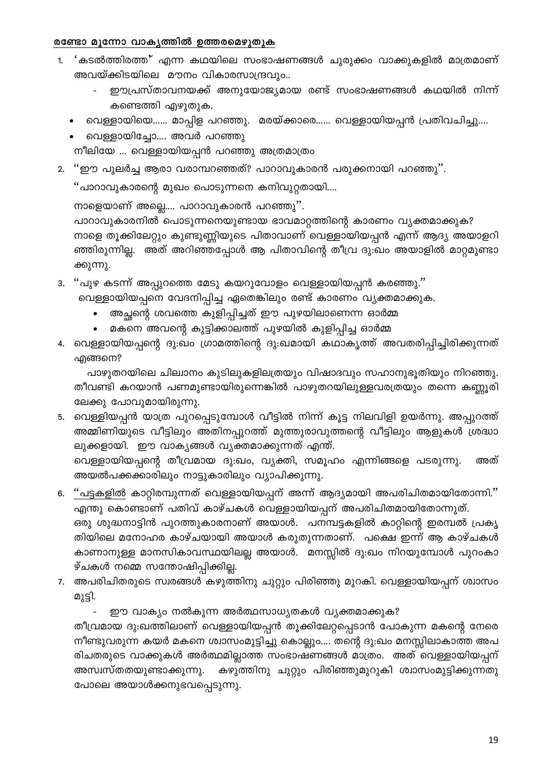**രണ്ടോ മൂന്നോ വാക്യത്തിൽ ഉത്തരമെഴുതുക**

1. 'കടൽത്തിരത്ത്' എന്ന കഥയിലെ സംഭാഷണങ്ങൾ ചുരുക്കം വാക്കുകളിൽ മാത്രമാണ് അവയ്ക്കിടയിലെ മൗനം വികാരസാന്ദ്രവും..
   - ഈപ്രസ്താവനയക്ക് അനുയോജ്യമായ രണ്ട് സംഭാഷണങ്ങൾ കഥയിൽ നിന്ന് കണ്ടെത്തി എഴുതുക.

   - വെള്ളായിയെ...... മാപ്പിള പറഞ്ഞു. മരയ്ക്കാരെ...... വെള്ളായിയപ്പൻ പ്രതിവചിച്ചു....
   - വെള്ളായിച്ചോ.... അവർ പറഞ്ഞു

   നീലിയേ ... വെള്ളായിയപ്പൻ പറഞ്ഞു അത്രമാത്രം

2. "ഈ പുലർച്ച ആരാ വരാമ്പറഞ്ഞത്? പാറാവുകാരൻ പരുക്കനായി പറഞ്ഞു".

   "പാറാവുകാരന്റെ മുഖം പൊടുന്നനെ കനിവുറ്റതായി....

   നാളെയാണ് അല്ലെ.... പാറാവുകാരൻ പറഞ്ഞു".

   പാറാവുകാരനിൽ പൊടുന്നനെയുണ്ടായ ഭാവമാറ്റത്തിന്റെ കാരണം വ്യക്തമാക്കുക?

   നാളെ തൂക്കിലേറ്റും കുണ്ടുണ്ണിയുടെ പിതാവാണ് വെള്ളായിയപ്പൻ എന്ന് ആദ്യ അയാളറിഞ്ഞിരുന്നില്ല. അത് അറിഞ്ഞപ്പോൾ ആ പിതാവിന്റെ തീവ്ര ദു:ഖം അയാളിൽ മാറ്റമുണ്ടാക്കുന്നു.

3. "പുഴ കടന്ന് അപ്പുറത്തെ മേടു കയറുവോളം വെള്ളായിയപ്പൻ കരഞ്ഞു."

   വെള്ളായിയപ്പനെ വേദനിപ്പിച്ച ഏതെങ്കിലും രണ്ട് കാരണം വ്യക്തമാക്കുക.

   - അച്ഛന്റെ ശവത്തെ കുളിപ്പിച്ചത് ഈ പുഴയിലാണെന്ന ഓർമ്മ
   - മകനെ അവന്റെ കുട്ടിക്കാലത്ത് പുഴയിൽ കുളിപ്പിച്ച ഓർമ്മ

4. വെള്ളായിയപ്പന്റെ ദു:ഖം ഗ്രാമത്തിന്റെ ദു:ഖമായി കഥാകൃത്ത് അവതരിപ്പിച്ചിരിക്കുന്നത് എങ്ങനെ?

   പാഴുതറയിലെ ചില്വാനം കുടിലുകളിലത്രയും വിഷാദവും സഹാനുഭൂതിയും നിറഞ്ഞു. തീവണ്ടി കറയാൻ പണമുണ്ടായിരുന്നെങ്കിൽ പാഴുതറയിലുള്ളവരത്രയും തന്നെ കണ്ണൂരിലേക്കു പോവുമായിരുന്നു.

5. വെള്ളിയപ്പൻ യാത്ര പുറപ്പെടുമ്പോൾ വീട്ടിൽ നിന്ന് കൂട്ട നിലവിളി ഉയർന്നു. അപ്പുറത്ത് അമ്മിണിയുടെ വീട്ടിലും അതിനപ്പുറത്ത് മുത്തുരാവുത്തന്റെ വീട്ടിലും ആളുകൾ ശ്രദ്ധാലുക്കളായി. ഈ വാക്യങ്ങൾ വ്യക്തമാക്കുന്നത് എന്ത്.

   വെള്ളായിയപ്പന്റെ തീവ്രമായ ദു:ഖം, വ്യക്തി, സമൂഹം എന്നിങ്ങളെ പടരുന്നു. അത് അയൽപക്കക്കാരിലും നാട്ടുകാരിലും വ്യാപിക്കുന്നു.

6. "പട്ടകളിൽ കാറ്റിരമ്പുന്നത് വെള്ളായിയപ്പന് അന്ന് ആദ്യമായി അപരിചിതമായിതോന്നി."

   എന്തു കൊണ്ടാണ് പതിവ് കാഴ്ചകൾ വെള്ളായിയപ്പന് അപരിചിതമായിതോന്നുത്.

   ഒരു ശുദ്ധനാട്ടിൻ പുറത്തുകാരനാണ് അയാൾ. പനമ്പട്ടകളിൽ കാറ്റിന്റെ ഇരമ്പൽ പ്രകൃതിയിലെ മനോഹര കാഴ്ചയായി അയാൾ കരുതുന്നതാണ്. പക്ഷെ ഇന്ന് ആ കാഴ്ചകൾ കാണാനുള്ള മാനസികാവസ്ഥയിലല്ല അയാൾ. മനസ്സിൽ ദു:ഖം നിറയുമ്പോൾ പുറംകാഴ്ചകൾ നമ്മെ സന്തോഷിപ്പിക്കില്ല.

7. അപരിചിതരുടെ സ്വരങ്ങൾ കഴുത്തിനു ചുറ്റും പിരിഞ്ഞു മുറകി. വെള്ളായിയപ്പന് ശ്വാസം മുട്ടി.
   - ഈ വാക്യം നൽകുന്ന അർത്ഥസാധ്യതകൾ വ്യക്തമാക്കുക?

   തീവ്രമായ ദു:ഖത്തിലാണ് വെള്ളായിയപ്പൻ തൂക്കിലേറ്റപ്പെടാൻ പോകുന്ന മകന്റെ നേരെ നീണ്ടുവരുന്ന കയർ മകനെ ശ്വാസംമുട്ടിച്ചു കൊല്ലും.... തന്റെ ദു:ഖം മനസ്സിലാകാത്ത അപരിചതരുടെ വാക്കുകൾ അർത്ഥമില്ലാത്ത സംഭാഷണങ്ങൾ മാത്രം. അത് വെള്ളായിയപ്പന് അസ്വസ്തതയുണ്ടാക്കുന്നു. കഴുത്തിനു ചുറ്റും പിരിഞ്ഞുമുറുകി ശ്വാസംമുട്ടിക്കുന്നതു പോലെ അയാൾക്കനുഭവപ്പെടുന്നു.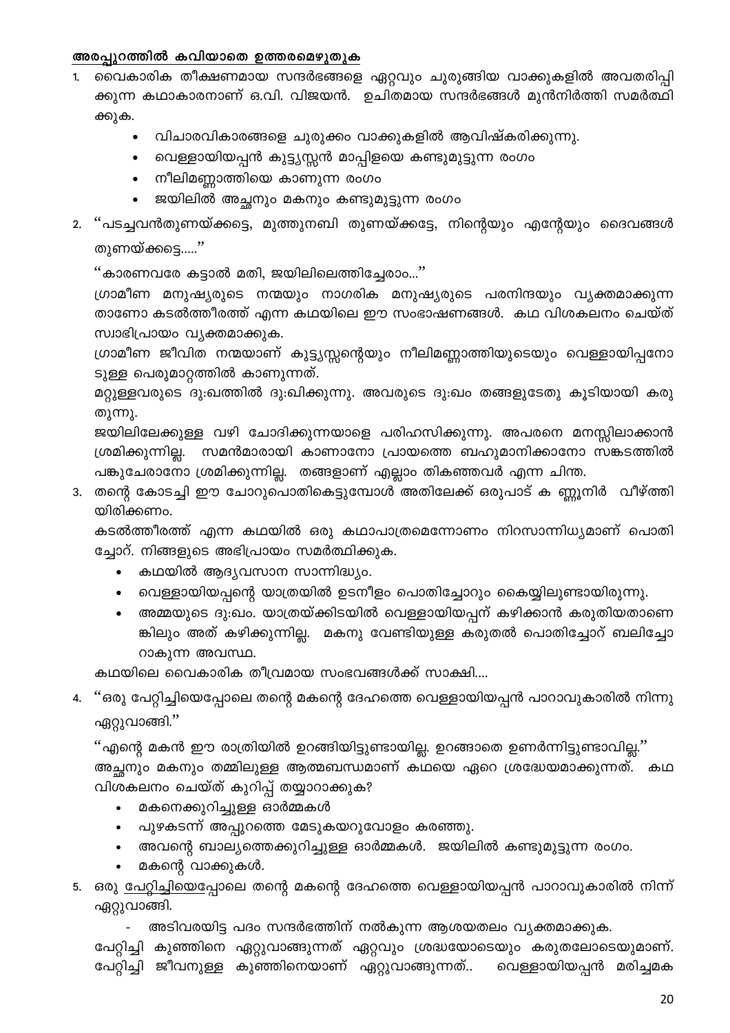**അരപ്പുറത്തിൽ കവിയാതെ ഉത്തരമെഴുതുക**

1. വൈകാരിക തീക്ഷണമായ സന്ദർഭങ്ങളെ ഏറ്റവും ചുരുങ്ങിയ വാക്കുകളിൽ അവതരിപ്പിക്കുന്ന കഥാകാരനാണ് ഒ.വി. വിജയൻ. ഉചിതമായ സന്ദർഭങ്ങൾ മുൻനിർത്തി സമർത്ഥിക്കുക.
   - വിചാരവികാരങ്ങളെ ചുരുക്കം വാക്കുകളിൽ ആവിഷ്കരിക്കുന്നു.
   - വെള്ളായിയപ്പൻ കുട്ട്യസ്സൻ മാപ്പിളയെ കണ്ടുമുട്ടുന്ന രംഗം
   - നീലിമണ്ണാത്തിയെ കാണുന്ന രംഗം
   - ജയിലിൽ അച്ഛനും മകനും കണ്ടുമുട്ടുന്ന രംഗം

2. "പടച്ചവൻതുണയ്ക്കട്ടെ, മുത്തുനബി തുണയ്ക്കട്ടേ, നിന്റെയും എന്റേയും ദൈവങ്ങൾ തുണയ്ക്കട്ടെ....."

   "കാരണവരേ കട്ടാൽ മതി, ജയിലിലെത്തിച്ചേരാം..."

   ഗ്രാമീണ മനുഷ്യരുടെ നന്മയും നാഗരിക മനുഷ്യരുടെ പരനിന്ദയും വ്യക്തമാക്കുന്നതാണോ കടൽത്തീരത്ത് എന്ന കഥയിലെ ഈ സംഭാഷണങ്ങൾ. കഥ വിശകലനം ചെയ്ത് സ്വാഭിപ്രായം വ്യക്തമാക്കുക.

   ഗ്രാമീണ ജീവിത നന്മയാണ് കുട്ട്യസ്സന്റെയും നീലിമണ്ണാത്തിയുടെയും വെള്ളായിപ്പനോടുള്ള പെരുമാറ്റത്തിൽ കാണുന്നത്.

   മറ്റുള്ളവരുടെ ദു:ഖത്തിൽ ദു:ഖിക്കുന്നു. അവരുടെ ദു:ഖം തങ്ങളുടേതു കൂടിയായി കരുതുന്നു.

   ജയിലിലേക്കുള്ള വഴി ചോദിക്കുന്നയാളെ പരിഹസിക്കുന്നു. അപരനെ മനസ്സിലാക്കാൻ ശ്രമിക്കുന്നില്ല. സമൻമാരായി കാണാനോ പ്രായത്തെ ബഹുമാനിക്കാനോ സങ്കടത്തിൽ പങ്കുചേരാനോ ശ്രമിക്കുന്നില്ല. തങ്ങളാണ് എല്ലാം തികഞ്ഞവർ എന്ന ചിന്ത.

3. തന്റെ കോടച്ചി ഈ ചോറുപൊതികെട്ടുമ്പോൾ അതിലേക്ക് ഒരുപാട് ക ണ്ണുനിർ വീഴ്ത്തിയിരിക്കണം.

   കടൽത്തീരത്ത് എന്ന കഥയിൽ ഒരു കഥാപാത്രമെന്നോണം നിറസാന്നിധ്യമാണ് പൊതിച്ചോറ്. നിങ്ങളുടെ അഭിപ്രായം സമർത്ഥിക്കുക.
   - കഥയിൽ ആദ്യവസാന സാന്നിദ്ധ്യം.
   - വെള്ളായിയപ്പന്റെ യാത്രയിൽ ഉടനീളം പൊതിച്ചോറും കൈയ്യിലുണ്ടായിരുന്നു.
   - അമ്മയുടെ ദു:ഖം. യാത്രയ്ക്കിടയിൽ വെള്ളായിയപ്പന് കഴിക്കാൻ കരുതിയതാണെങ്കിലും അത് കഴിക്കുന്നില്ല. മകനു വേണ്ടിയുള്ള കരുതൽ പൊതിച്ചോറ് ബലിച്ചോറാകുന്ന അവസ്ഥ.

   കഥയിലെ വൈകാരിക തീവ്രമായ സംഭവങ്ങൾക്ക് സാക്ഷി....

4. "ഒരു പേറ്റിച്ചിയെപ്പോലെ തന്റെ മകന്റെ ദേഹത്തെ വെള്ളായിയപ്പൻ പാറാവുകാരിൽ നിന്നു ഏറ്റുവാങ്ങി."

   "എന്റെ മകൻ ഈ രാത്രിയിൽ ഉറങ്ങിയിട്ടുണ്ടായില്ല. ഉറങ്ങാതെ ഉണർന്നിട്ടുണ്ടാവില്ല."

   അച്ഛനും മകനും തമ്മിലുള്ള ആത്മബന്ധമാണ് കഥയെ ഏറെ ശ്രദ്ധേയമാക്കുന്നത്. കഥ വിശകലനം ചെയ്ത് കുറിപ്പ് തയ്യാറാക്കുക?
   - മകനെക്കുറിച്ചുള്ള ഓർമ്മകൾ
   - പുഴകടന്ന് അപ്പുറത്തെ മേടുകയറുവോളം കരഞ്ഞു.
   - അവന്റെ ബാല്യത്തെക്കുറിച്ചുള്ള ഓർമ്മകൾ. ജയിലിൽ കണ്ടുമുട്ടുന്ന രംഗം.
   - മകന്റെ വാക്കുകൾ.

5. ഒരു <u>പേറ്റിച്ചിയെപ്പോലെ</u> തന്റെ മകന്റെ ദേഹത്തെ വെള്ളായിയപ്പൻ പാറാവുകാരിൽ നിന്ന് ഏറ്റുവാങ്ങി.

   - അടിവരയിട്ട പദം സന്ദർഭത്തിന് നൽകുന്ന ആശയതലം വ്യക്തമാക്കുക.

   പേറ്റിച്ചി കുഞ്ഞിനെ ഏറ്റുവാങ്ങുന്നത് ഏറ്റവും ശ്രദ്ധയോടെയും കരുതലോടെയുമാണ്. പേറ്റിച്ചി ജീവനുള്ള കുഞ്ഞിനെയാണ് ഏറ്റുവാങ്ങുന്നത്.. വെള്ളായിയപ്പൻ മരിച്ചമക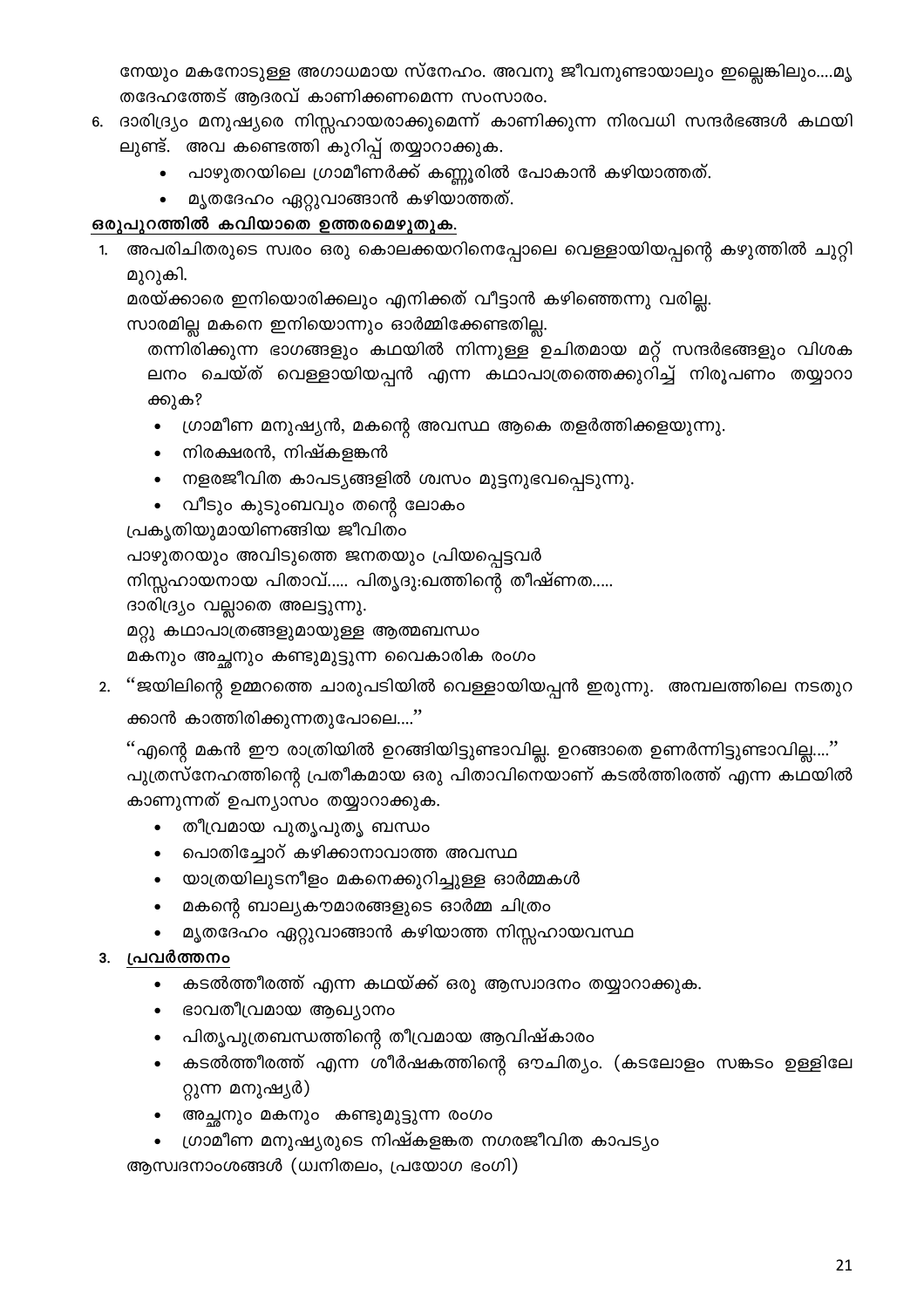നേയും മകനോടുള്ള അഗാധമായ സ്നേഹം. അവനു ജീവനുണ്ടായാലും ഇല്ലെങ്കിലും....മൃതദേഹത്തോട് ആദരവ് കാണിക്കണമെന്ന സംസാരം.

6. ദാരിദ്ര്യം മനുഷ്യരെ നിസ്സഹായരാക്കുമെന്ന് കാണിക്കുന്ന നിരവധി സന്ദർഭങ്ങൾ കഥയിലുണ്ട്. അവ കണ്ടെത്തി കുറിപ്പ് തയ്യാറാക്കുക.
   - പാഴുതറയിലെ ഗ്രാമീണർക്ക് കണ്ണൂരിൽ പോകാൻ കഴിയാത്തത്.
   - മൃതദേഹം ഏറ്റുവാങ്ങാൻ കഴിയാത്തത്.

**ഒരുപുറത്തിൽ കവിയാതെ ഉത്തരമെഴുതുക.**

1. അപരിചിതരുടെ സ്വരം ഒരു കൊലക്കയറിനെപ്പോലെ വെള്ളായിയപ്പന്റെ കഴുത്തിൽ ചുറ്റിമുറുകി.
   മരയ്ക്കാരെ ഇനിയൊരിക്കലും എനിക്കത് വീട്ടാൻ കഴിഞ്ഞെന്നു വരില്ല.
   സാരമില്ല മകനെ ഇനിയൊന്നും ഓർമ്മിക്കേണ്ടതില്ല.
   തന്നിരിക്കുന്ന ഭാഗങ്ങളും കഥയിൽ നിന്നുള്ള ഉചിതമായ മറ്റ് സന്ദർഭങ്ങളും വിശകലനം ചെയ്ത് വെള്ളായിയപ്പൻ എന്ന കഥാപാത്രത്തെക്കുറിച്ച് നിരൂപണം തയ്യാറാക്കുക?
   - ഗ്രാമീണ മനുഷ്യൻ, മകന്റെ അവസ്ഥ ആകെ തളർത്തിക്കളയുന്നു.
   - നിരക്ഷരൻ, നിഷ്കളങ്കൻ
   - നഗരജീവിത കാപട്യങ്ങളിൽ ശ്വസം മുട്ടനുഭവപ്പെടുന്നു.
   - വീടും കുടുംബവും തന്റെ ലോകം

   പ്രകൃതിയുമായിണങ്ങിയ ജീവിതം
   പാഴുതറയും അവിടുത്തെ ജനതയും പ്രിയപ്പെട്ടവർ
   നിസ്സഹായനായ പിതാവ്..... പിതൃദു:ഖത്തിന്റെ തീഷ്ണത.....
   ദാരിദ്ര്യം വല്ലാതെ അലട്ടുന്നു.
   മറ്റു കഥാപാത്രങ്ങളുമായുള്ള ആത്മബന്ധം
   മകനും അച്ഛനും കണ്ടുമുട്ടുന്ന വൈകാരിക രംഗം

2. "ജയിലിന്റെ ഉമ്മറത്തെ ചാരുപടിയിൽ വെള്ളായിയപ്പൻ ഇരുന്നു. അമ്പലത്തിലെ നടതുറക്കാൻ കാത്തിരിക്കുന്നതുപോലെ...."
   "എന്റെ മകൻ ഈ രാത്രിയിൽ ഉറങ്ങിയിട്ടുണ്ടാവില്ല. ഉറങ്ങാതെ ഉണർന്നിട്ടുണ്ടാവില്ല...."
   പുത്രസ്നേഹത്തിന്റെ പ്രതീകമായ ഒരു പിതാവിനെയാണ് കടൽത്തിരത്ത് എന്ന കഥയിൽ കാണുന്നത് ഉപന്യാസം തയ്യാറാക്കുക.
   - തീവ്രമായ പുതൃപുതൃ ബന്ധം
   - പൊതിച്ചോറ് കഴിക്കാനാവാത്ത അവസ്ഥ
   - യാത്രയിലുടനീളം മകനെക്കുറിച്ചുള്ള ഓർമ്മകൾ
   - മകന്റെ ബാല്യകൗമാരങ്ങളുടെ ഓർമ്മ ചിത്രം
   - മൃതദേഹം ഏറ്റുവാങ്ങാൻ കഴിയാത്ത നിസ്സഹായവസ്ഥ

3. **പ്രവർത്തനം**
   - കടൽത്തീരത്ത് എന്ന കഥയ്ക്ക് ഒരു ആസ്വാദനം തയ്യാറാക്കുക.
   - ഭാവതീവ്രമായ ആഖ്യാനം
   - പിതൃപുത്രബന്ധത്തിന്റെ തീവ്രമായ ആവിഷ്കാരം
   - കടൽത്തീരത്ത് എന്ന ശീർഷകത്തിന്റെ ഔചിത്യം. (കടലോളം സങ്കടം ഉള്ളിലേറ്റുന്ന മനുഷ്യർ)
   - അച്ഛനും മകനും കണ്ടുമുട്ടുന്ന രംഗം
   - ഗ്രാമീണ മനുഷ്യരുടെ നിഷ്കളങ്കത നഗരജീവിത കാപട്യം

   ആസ്വദനാംശങ്ങൾ (ധ്വനിതലം, പ്രയോഗ ഭംഗി)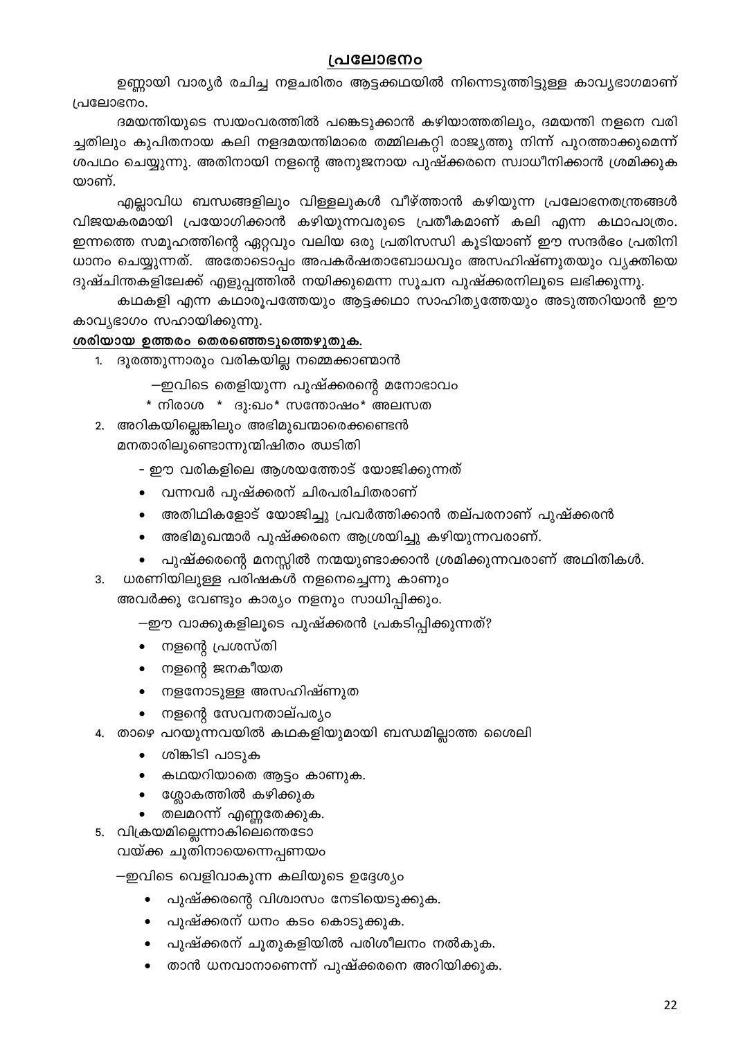## പ്രലോഭനം

ഉണ്ണായി വാര്യർ രചിച്ച നളചരിതം ആട്ടക്കഥയിൽ നിന്നെടുത്തിട്ടുള്ള കാവ്യഭാഗമാണ് പ്രലോഭനം.

ദമയന്തിയുടെ സ്വയംവരത്തിൽ പങ്കെടുക്കാൻ കഴിയാത്തതിലും, ദമയന്തി നളനെ വരിച്ചതിലും കുപിതനായ കലി നളദമയന്തിമാരെ തമ്മിലകറ്റി രാജ്യത്തു നിന്ന് പുറത്താക്കുമെന്ന് ശപഥം ചെയ്യുന്നു. അതിനായി നളന്റെ അനുജനായ പുഷ്ക്കരനെ സ്വാധീനിക്കാൻ ശ്രമിക്കുകയാണ്.

എല്ലാവിധ ബന്ധങ്ങളിലും വിള്ളലുകൾ വീഴ്ത്താൻ കഴിയുന്ന പ്രലോഭനതന്ത്രങ്ങൾ വിജയകരമായി പ്രയോഗിക്കാൻ കഴിയുന്നവരുടെ പ്രതീകമാണ് കലി എന്ന കഥാപാത്രം. ഇന്നത്തെ സമൂഹത്തിന്റെ ഏറ്റവും വലിയ ഒരു പ്രതിസന്ധി കൂടിയാണ് ഈ സന്ദർഭം പ്രതിനിധാനം ചെയ്യുന്നത്. അതോടൊപ്പം അപകർഷതാബോധവും അസഹിഷ്ണുതയും വ്യക്തിയെ ദുഷ്ചിന്തകളിലേക്ക് എളുപ്പത്തിൽ നയിക്കുമെന്ന സൂചന പുഷ്ക്കരനിലൂടെ ലഭിക്കുന്നു.

കഥകളി എന്ന കഥാരൂപത്തേയും ആട്ടക്കഥാ സാഹിത്യത്തേയും അടുത്തറിയാൻ ഈ കാവ്യഭാഗം സഹായിക്കുന്നു.

**ശരിയായ ഉത്തരം തെരഞ്ഞെടുത്തെഴുതുക.**

1. ദൂരത്തുന്നാരും വരികയില്ല നമ്മെക്കാണ്മാൻ

   –ഇവിടെ തെളിയുന്ന പുഷ്ക്കരന്റെ മനോഭാവം

   * നിരാശ * ദുഃഖം* സന്തോഷം* അലസത

2. അറികയില്ലെങ്കിലും അഭിമുഖന്മാരെക്കണ്ടെൻ
   മനതാരിലുണ്ടൊന്നുന്മിഷിതം ഝടിതി

   - ഈ വരികളിലെ ആശയത്തോട് യോജിക്കുന്നത്

   - വന്നവർ പുഷ്ക്കരന് ചിരപരിചിതരാണ്
   - അതിഥികളോട് യോജിച്ചു പ്രവർത്തിക്കാൻ തല്പരനാണ് പുഷ്ക്കരൻ
   - അഭിമുഖന്മാർ പുഷ്ക്കരനെ ആശ്രയിച്ചു കഴിയുന്നവരാണ്.
   - പുഷ്ക്കരന്റെ മനസ്സിൽ നന്മയുണ്ടാക്കാൻ ശ്രമിക്കുന്നവരാണ് അഥിതികൾ.

3. ധരണിയിലുള്ള പരിഷകൾ നളനെച്ചെന്നു കാണും
   അവർക്കു വേണ്ടും കാര്യം നളനും സാധിപ്പിക്കും.

   –ഈ വാക്കുകളിലൂടെ പുഷ്ക്കരൻ പ്രകടിപ്പിക്കുന്നത്?

   - നളന്റെ പ്രശസ്തി
   - നളന്റെ ജനകീയത
   - നളനോടുള്ള അസഹിഷ്ണുത
   - നളന്റെ സേവനതാല്പര്യം

4. താഴെ പറയുന്നവയിൽ കഥകളിയുമായി ബന്ധമില്ലാത്ത ശൈലി

   - ശിങ്കിടി പാടുക
   - കഥയറിയാതെ ആട്ടം കാണുക.
   - ശ്ലോകത്തിൽ കഴിക്കുക
   - തലമറന്ന് എണ്ണതേക്കുക.

5. വിക്രയമില്ലെന്നാകിലെന്തെടോ
   വയ്ക്ക ചൂതിനായെന്നെപ്പണയം

   –ഇവിടെ വെളിവാകുന്ന കലിയുടെ ഉദ്ദേശ്യം

   - പുഷ്ക്കരന്റെ വിശ്വാസം നേടിയെടുക്കുക.
   - പുഷ്ക്കരന് ധനം കടം കൊടുക്കുക.
   - പുഷ്ക്കരന് ചൂതുകളിയിൽ പരിശീലനം നൽകുക.
   - താൻ ധനവാനാണെന്ന് പുഷ്ക്കരനെ അറിയിക്കുക.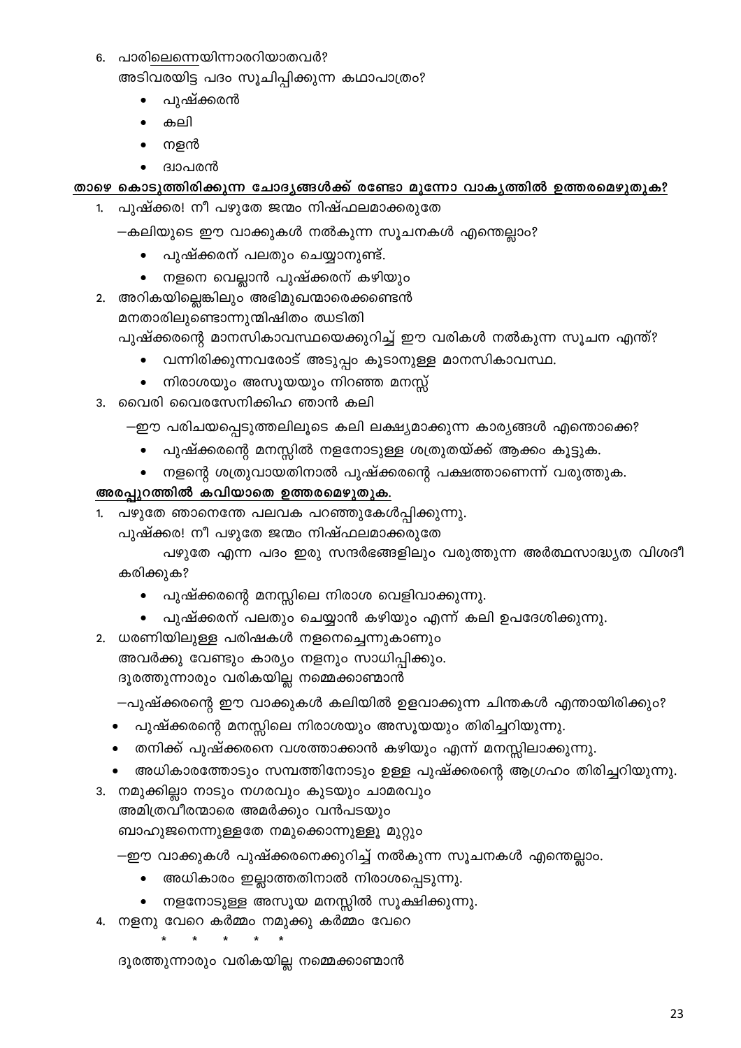6. പാരിലെന്നെയിന്നാരറിയാതവർ?

   അടിവരയിട്ട പദം സൂചിപ്പിക്കുന്ന കഥാപാത്രം?

   - പുഷ്ക്കരൻ
   - കലി
   - നളൻ
   - ദ്വാപരൻ

**<u>താഴെ കൊടുത്തിരിക്കുന്ന ചോദ്യങ്ങൾക്ക് രണ്ടോ മൂന്നോ വാക്യത്തിൽ ഉത്തരമെഴുതുക?</u>**

1. പുഷ്ക്കര! നീ പഴുതേ ജന്മം നിഷ്ഫലമാക്കരുതേ

   –കലിയുടെ ഈ വാക്കുകൾ നൽകുന്ന സൂചനകൾ എന്തെല്ലാം?

   - പുഷ്ക്കരന് പലതും ചെയ്യാനുണ്ട്.
   - നളനെ വെല്ലാൻ പുഷ്ക്കരന് കഴിയും

2. അറികയില്ലെങ്കിലും അഭിമുഖന്മാരെക്കണ്ടെൻ

   മനതാരിലുണ്ടൊന്നുന്മിഷിതം ഝടിതി

   പുഷ്ക്കരന്റെ മാനസികാവസ്ഥയെക്കുറിച്ച് ഈ വരികൾ നൽകുന്ന സൂചന എന്ത്?

   - വന്നിരിക്കുന്നവരോട് അടുപ്പം കൂടാനുള്ള മാനസികാവസ്ഥ.
   - നിരാശയും അസൂയയും നിറഞ്ഞ മനസ്സ്

3. വൈരി വൈരസേനിക്കിഹ ഞാൻ കലി

   –ഈ പരിചയപ്പെടുത്തലിലൂടെ കലി ലക്ഷ്യമാക്കുന്ന കാര്യങ്ങൾ എന്തൊക്കെ?

   - പുഷ്ക്കരന്റെ മനസ്സിൽ നളനോടുള്ള ശത്രുതയ്ക്ക് ആക്കം കൂട്ടുക.
   - നളന്റെ ശത്രുവായതിനാൽ പുഷ്ക്കരന്റെ പക്ഷത്താണെന്ന് വരുത്തുക.

**<u>അരപ്പുറത്തിൽ കവിയാതെ ഉത്തരമെഴുതുക.</u>**

1. പഴുതേ ഞാനെന്തേ പലവക പറഞ്ഞുകേൾപ്പിക്കുന്നു.

   പുഷ്ക്കര! നീ പഴുതേ ജന്മം നിഷ്ഫലമാക്കരുതേ

   പഴുതേ എന്ന പദം ഇരു സന്ദർഭങ്ങളിലും വരുത്തുന്ന അർത്ഥസാദ്ധ്യത വിശദീകരിക്കുക?

   - പുഷ്ക്കരന്റെ മനസ്സിലെ നിരാശ വെളിവാക്കുന്നു.
   - പുഷ്ക്കരന് പലതും ചെയ്യാൻ കഴിയും എന്ന് കലി ഉപദേശിക്കുന്നു.

2. ധരണിയിലുള്ള പരിഷകൾ നളനെച്ചെന്നുകാണും

   അവർക്കു വേണ്ടും കാര്യം നളനും സാധിപ്പിക്കും.

   ദൂരത്തുന്നാരും വരികയില്ല നമ്മെക്കാണ്മാൻ

   –പുഷ്ക്കരന്റെ ഈ വാക്കുകൾ കലിയിൽ ഉളവാക്കുന്ന ചിന്തകൾ എന്തായിരിക്കും?

   - പുഷ്ക്കരന്റെ മനസ്സിലെ നിരാശയും അസൂയയും തിരിച്ചറിയുന്നു.
   - തനിക്ക് പുഷ്ക്കരനെ വശത്താക്കാൻ കഴിയും എന്ന് മനസ്സിലാക്കുന്നു.
   - അധികാരത്തോടും സമ്പത്തിനോടും ഉള്ള പുഷ്ക്കരന്റെ ആഗ്രഹം തിരിച്ചറിയുന്നു.

3. നമുക്കില്ലാ നാടും നഗരവും കുടയും ചാമരവും

   അമിത്രവീരന്മാരെ അമർക്കും വൻപടയും

   ബാഹുജനെന്നുള്ളതേ നമുക്കൊന്നുള്ളൂ മുറ്റും

   –ഈ വാക്കുകൾ പുഷ്ക്കരനെക്കുറിച്ച് നൽകുന്ന സൂചനകൾ എന്തെല്ലാം.

   - അധികാരം ഇല്ലാത്തതിനാൽ നിരാശപ്പെടുന്നു.
   - നളനോടുള്ള അസൂയ മനസ്സിൽ സൂക്ഷിക്കുന്നു.

4. നളനു വേറെ കർമ്മം നമുക്കു കർമ്മം വേറെ

   \* \* \* \* \*

   ദൂരത്തുന്നാരും വരികയില്ല നമ്മെക്കാണ്മാൻ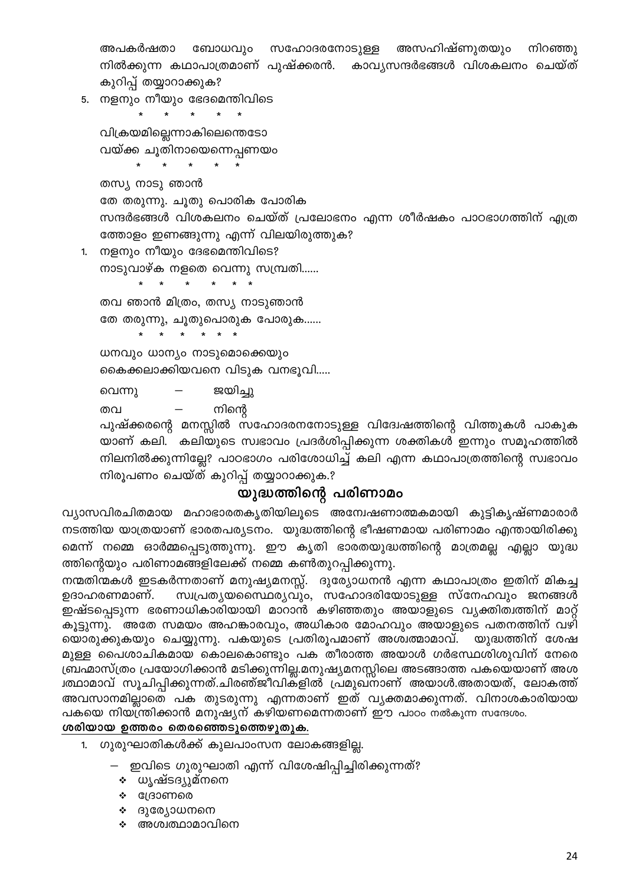അപകർഷതാ ബോധവും സഹോദരനോടുള്ള അസഹിഷ്ണുതയും നിറഞ്ഞു നിൽക്കുന്ന കഥാപാത്രമാണ് പുഷ്ക്കരൻ. കാവ്യസന്ദർഭങ്ങൾ വിശകലനം ചെയ്ത് കുറിപ്പ് തയ്യാറാക്കുക?

5. നളനും നീയും ഭേദമെന്തിവിടെ

   \*   \*   \*   \*   \*

   വിക്രയമില്ലെന്നാകിലെന്തെടോ
   വയ്ക്ക ചൂതിനായെന്നെപ്പണയം

   \*   \*   \*   \*   \*

   തസ്യ നാടു ഞാൻ
   തേ തരുന്നു. ചൂതു പൊരിക പോരിക

   സന്ദർഭങ്ങൾ വിശകലനം ചെയ്ത് പ്രലോഭനം എന്ന ശീർഷകം പാഠഭാഗത്തിന് എത്രത്തോളം ഇണങ്ങുന്നു എന്ന് വിലയിരുത്തുക?

1. നളനും നീയും ദേഭമെന്തിവിടെ?
   നാടുവാഴ്ക നളതെ വെന്നു സമ്പ്രതി......

   \*   \*   \*   \*   \*   \*

   തവ ഞാൻ മിത്രം, തസ്യ നാടുഞാൻ
   തേ തരുന്നു, ചൂതുപൊരുക പോരുക......

   \*   \*   \*   \*   \*   \*

   ധനവും ധാന്യം നാടുമൊക്കെയും
   കൈക്കലാക്കിയവനെ വിടുക വനഭൂവി.....

   വെന്നു – ജയിച്ചു

   തവ – നിന്റെ

   പുഷ്ക്കരന്റെ മനസ്സിൽ സഹോദരനോടുള്ള വിദ്വേഷത്തിന്റെ വിത്തുകൾ പാകുകയാണ് കലി. കലിയുടെ സ്വഭാവം പ്രദർശിപ്പിക്കുന്ന ശക്തികൾ ഇന്നും സമൂഹത്തിൽ നിലനിൽക്കുന്നില്ലേ? പാഠഭാഗം പരിശോധിച്ച് കലി എന്ന കഥാപാത്രത്തിന്റെ സ്വഭാവം നിരൂപണം ചെയ്ത് കുറിപ്പ് തയ്യാറാക്കുക.?

## യുദ്ധത്തിന്റെ പരിണാമം

വ്യാസവിരചിതമായ മഹാഭാരതകൃതിയിലൂടെ അന്വേഷണാത്മകമായി കുട്ടികൃഷ്ണമാരാർ നടത്തിയ യാത്രയാണ് ഭാരതപര്യടനം. യുദ്ധത്തിന്റെ ഭീഷണമായ പരിണാമം എന്തായിരിക്കുമെന്ന് നമ്മെ ഓർമ്മപ്പെടുത്തുന്നു. ഈ കൃതി ഭാരതയുദ്ധത്തിന്റെ മാത്രമല്ല എല്ലാ യുദ്ധത്തിന്റെയും പരിണാമങ്ങളിലേക്ക് നമ്മെ കൺതുറപ്പിക്കുന്നു.

നന്മതിന്മകൾ ഇടകർന്നതാണ് മനുഷ്യമനസ്സ്. ദുര്യോധനൻ എന്ന കഥാപാത്രം ഇതിന് മികച്ച ഉദാഹരണമാണ്. സ്വപ്രത്യയസ്ഥൈര്യവും, സഹോദരിയോടുള്ള സ്നേഹവും ജനങ്ങൾ ഇഷ്ടപ്പെടുന്ന ഭരണാധികാരിയായി മാറാൻ കഴിഞ്ഞതും അയാളുടെ വ്യക്തിത്വത്തിന് മാറ്റ് കൂട്ടുന്നു. അതേ സമയം അഹങ്കാരവും, അധികാര മോഹവും അയാളുടെ പതനത്തിന് വഴിയൊരുക്കുകയും ചെയ്യുന്നു. പകയുടെ പ്രതിരൂപമാണ് അശ്വത്ഥാമാവ്. യുദ്ധത്തിന് ശേഷമുള്ള പൈശാചികമായ കൊലകൊണ്ടും പക തീരാത്ത അയാൾ ഗർഭസ്ഥശിശുവിന് നേരെ ബ്രഹ്മാസ്ത്രം പ്രയോഗിക്കാൻ മടിക്കുന്നില്ല.മനുഷ്യമനസ്സിലെ അടങ്ങാത്ത പകയെയാണ് അശ്വത്ഥാമാവ് സൂചിപ്പിക്കുന്നത്.ചിരഞ്ജീവികളിൽ പ്രമുഖനാണ് അയാൾ.അതായത്, ലോകത്ത് അവസാനമില്ലാതെ പക തുടരുന്നു എന്നതാണ് ഇത് വ്യക്തമാക്കുന്നത്. വിനാശകാരിയായ പകയെ നിയന്ത്രിക്കാൻ മനുഷ്യന് കഴിയണമെന്നതാണ് ഈ പാഠം നൽകുന്ന സന്ദേശം.

**<u>ശരിയായ ഉത്തരം തെരഞ്ഞെടുത്തെഴുതുക.</u>**

1. ഗുരുഘാതികൾക്ക് കുലപാംസന ലോകങ്ങളില്ല.
   – ഇവിടെ ഗുരുഘാതി എന്ന് വിശേഷിപ്പിച്ചിരിക്കുന്നത്?
   - ധൃഷ്ടദ്യുമ്നനെ
   - ദ്രോണരെ
   - ദുര്യോധനനെ
   - അശ്വത്ഥാമാവിനെ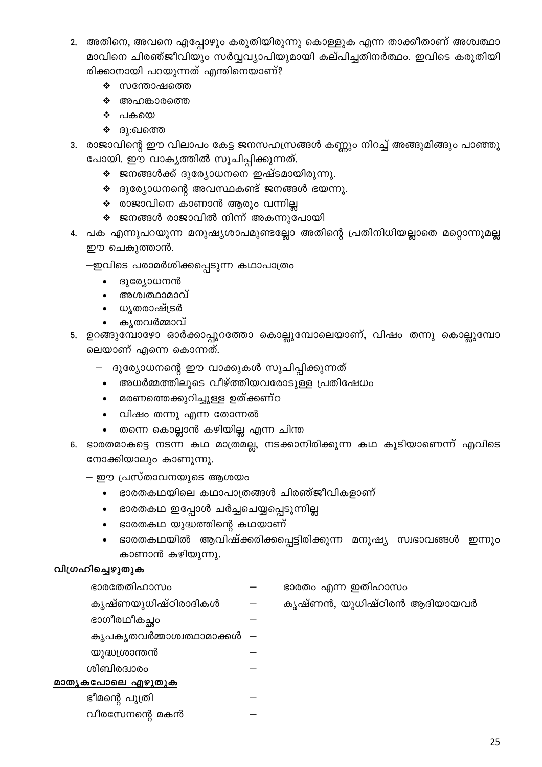2. അതിനെ, അവനെ എപ്പോഴും കരുതിയിരുന്നു കൊള്ളുക എന്ന താക്കീതാണ് അശ്വത്ഥാമാവിനെ ചിരഞ്ജീവിയും സർവ്വവ്യാപിയുമായി കല്പിച്ചതിനർത്ഥം. ഇവിടെ കരുതിയിരിക്കാനായി പറയുന്നത് എന്തിനെയാണ്?
   - ❖ സന്തോഷത്തെ
   - ❖ അഹങ്കാരത്തെ
   - ❖ പകയെ
   - ❖ ദു:ഖത്തെ
3. രാജാവിന്റെ ഈ വിലാപം കേട്ട ജനസഹസ്രങ്ങൾ കണ്ണും നിറച്ച് അങ്ങുമിങ്ങും പാഞ്ഞുപോയി. ഈ വാക്യത്തിൽ സൂചിപ്പിക്കുന്നത്.
   - ❖ ജനങ്ങൾക്ക് ദുര്യോധനനെ ഇഷ്ടമായിരുന്നു.
   - ❖ ദുര്യോധനന്റെ അവസ്ഥകണ്ട് ജനങ്ങൾ ഭയന്നു.
   - ❖ രാജാവിനെ കാണാൻ ആരും വന്നില്ല
   - ❖ ജനങ്ങൾ രാജാവിൽ നിന്ന് അകന്നുപോയി
4. പക എന്നുപറയുന്ന മനുഷ്യശാപമുണ്ടല്ലോ അതിന്റെ പ്രതിനിധിയല്ലാതെ മറ്റൊന്നുമല്ല ഈ ചെകുത്താൻ.

   –ഇവിടെ പരാമർശിക്കപ്പെടുന്ന കഥാപാത്രം
   - ദുര്യോധനൻ
   - അശ്വത്ഥാമാവ്
   - ധൃതരാഷ്ട്രർ
   - കൃതവർമ്മാവ്
5. ഉറങ്ങുമ്പോഴോ ഓർക്കാപ്പുറത്തോ കൊല്ലുമ്പോലെയാണ്, വിഷം തന്നു കൊല്ലുമ്പോലെയാണ് എന്നെ കൊന്നത്.

   – ദുര്യോധനന്റെ ഈ വാക്കുകൾ സൂചിപ്പിക്കുന്നത്
   - അധർമ്മത്തിലൂടെ വീഴ്ത്തിയവരോടുള്ള പ്രതിഷേധം
   - മരണത്തെക്കുറിച്ചുള്ള ഉത്ക്കണ്ഠ
   - വിഷം തന്നു എന്ന തോന്നൽ
   - തന്നെ കൊല്ലാൻ കഴിയില്ല എന്ന ചിന്ത
6. ഭാരതമാകട്ടെ നടന്ന കഥ മാത്രമല്ല, നടക്കാനിരിക്കുന്ന കഥ കൂടിയാണെന്ന് എവിടെ നോക്കിയാലും കാണുന്നു.

   – ഈ പ്രസ്താവനയുടെ ആശയം
   - ഭാരതകഥയിലെ കഥാപാത്രങ്ങൾ ചിരഞ്ജീവികളാണ്
   - ഭാരതകഥ ഇപ്പോൾ ചർച്ചചെയ്യപ്പെടുന്നില്ല
   - ഭാരതകഥ യുദ്ധത്തിന്റെ കഥയാണ്
   - ഭാരതകഥയിൽ ആവിഷ്ക്കരിക്കപ്പെട്ടിരിക്കുന്ന മനുഷ്യ സ്വഭാവങ്ങൾ ഇന്നും കാണാൻ കഴിയുന്നു.

**വിഗ്രഹിച്ചെഴുതുക**

| | | |
|---|---|---|
| ഭാരതേതിഹാസം | – | ഭാരതം എന്ന ഇതിഹാസം |
| കൃഷ്ണയുധിഷ്ഠിരാദികൾ | – | കൃഷ്ണൻ, യുധിഷ്ഠിരൻ ആദിയായവർ |
| ഭാഗീരഥീകച്ഛം | – | |
| കൃപകൃതവർമ്മാശ്വത്ഥാമാക്കൾ | – | |
| യുദ്ധശ്രാന്തൻ | – | |
| ശിബിരദ്വാരം | – | |

**മാതൃകപോലെ എഴുതുക**

| | | |
|---|---|---|
| ഭീമന്റെ പുത്രി | – | |
| വീരസേനന്റെ മകൻ | – | |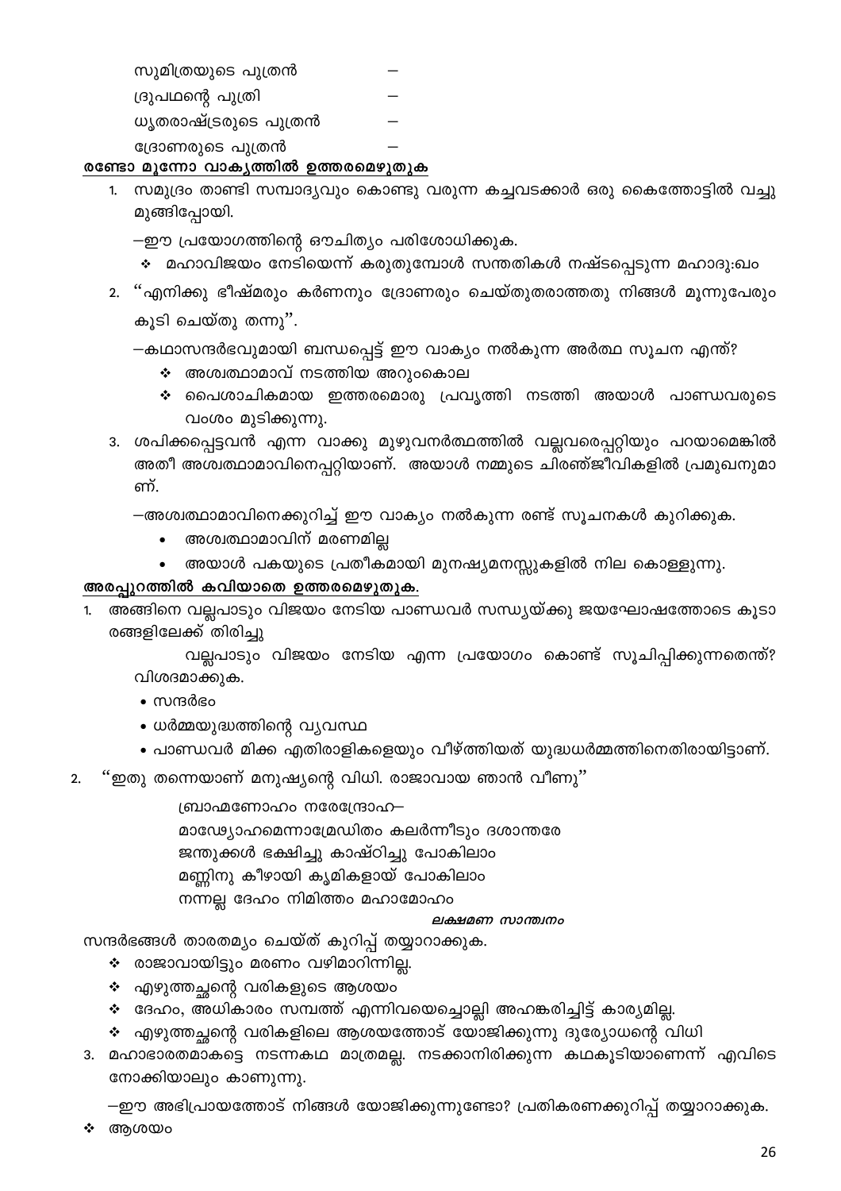സുമിത്രയുടെ പുത്രൻ –
ദ്രുപദന്റെ പുത്രി –
ധൃതരാഷ്ട്രരുടെ പുത്രൻ –
ദ്രോണരുടെ പുത്രൻ –

**രണ്ടോ മൂന്നോ വാക്യത്തിൽ ഉത്തരമെഴുതുക**

1. സമുദ്രം താണ്ടി സമ്പാദ്യവും കൊണ്ടു വരുന്ന കച്ചവടക്കാർ ഒരു കൈത്തോട്ടിൽ വച്ചു മുങ്ങിപ്പോയി.

   –ഈ പ്രയോഗത്തിന്റെ ഔചിത്യം പരിശോധിക്കുക.

   ❖ മഹാവിജയം നേടിയെന്ന് കരുതുമ്പോൾ സന്തതികൾ നഷ്ടപ്പെടുന്ന മഹാദു:ഖം

2. "എനിക്കു ഭീഷ്മരും കർണനും ദ്രോണരും ചെയ്തുതരാത്തതു നിങ്ങൾ മൂന്നുപേരും കൂടി ചെയ്തു തന്നു".

   –കഥാസന്ദർഭവുമായി ബന്ധപ്പെട്ട് ഈ വാക്യം നൽകുന്ന അർത്ഥ സൂചന എന്ത്?

   ❖ അശ്വത്ഥാമാവ് നടത്തിയ അറുംകൊല
   ❖ പൈശാചികമായ ഇത്തരമൊരു പ്രവൃത്തി നടത്തി അയാൾ പാണ്ഡവരുടെ വംശം മുടിക്കുന്നു.

3. ശപിക്കപ്പെട്ടവൻ എന്ന വാക്കു മുഴുവനർത്ഥത്തിൽ വല്ലവരെപ്പറ്റിയും പറയാമെങ്കിൽ അതീ അശ്വത്ഥാമാവിനെപ്പറ്റിയാണ്. അയാൾ നമ്മുടെ ചിരഞ്ജീവികളിൽ പ്രമുഖനുമാണ്.

   –അശ്വത്ഥാമാവിനെക്കുറിച്ച് ഈ വാക്യം നൽകുന്ന രണ്ട് സൂചനകൾ കുറിക്കുക.

   - അശ്വത്ഥാമാവിന് മരണമില്ല
   - അയാൾ പകയുടെ പ്രതീകമായി മനുഷ്യമനസ്സുകളിൽ നില കൊള്ളുന്നു.

**അരപ്പുറത്തിൽ കവിയാതെ ഉത്തരമെഴുതുക.**

1. അങ്ങിനെ വല്ലപാടും വിജയം നേടിയ പാണ്ഡവർ സന്ധ്യയ്ക്കു ജയഘോഷത്തോടെ കൂടാരങ്ങളിലേക്ക് തിരിച്ചു

   വല്ലപാടും വിജയം നേടിയ എന്ന പ്രയോഗം കൊണ്ട് സൂചിപ്പിക്കുന്നതെന്ത്? വിശദമാക്കുക.

   - സന്ദർഭം
   - ധർമ്മയുദ്ധത്തിന്റെ വ്യവസ്ഥ
   - പാണ്ഡവർ മിക്ക എതിരാളികളെയും വീഴ്ത്തിയത് യുദ്ധധർമ്മത്തിനെതിരായിട്ടാണ്.

2. "ഇതു തന്നെയാണ് മനുഷ്യന്റെ വിധി. രാജാവായ ഞാൻ വീണു"

   ബ്രാഹ്മണോഹം നരേന്ദ്രോഹ–
   മാഢ്യോഹമെന്നാമ്രേഡിതം കലർന്നീടും ദശാന്തരേ
   ജന്തുക്കൾ ഭക്ഷിച്ചു കാഷ്ഠിച്ചു പോകിലാം
   മണ്ണിനു കീഴായി കൃമികളായ് പോകിലാം
   നന്നല്ല ദേഹം നിമിത്തം മഹാമോഹം

   *ലക്ഷ്മണ സാന്ത്വനം*

   സന്ദർഭങ്ങൾ താരതമ്യം ചെയ്ത് കുറിപ്പ് തയ്യാറാക്കുക.

   ❖ രാജാവായിട്ടും മരണം വഴിമാറിന്നില്ല.
   ❖ എഴുത്തച്ഛന്റെ വരികളുടെ ആശയം
   ❖ ദേഹം, അധികാരം സമ്പത്ത് എന്നിവയെച്ചൊല്ലി അഹങ്കരിച്ചിട്ട് കാര്യമില്ല.
   ❖ എഴുത്തച്ഛന്റെ വരികളിലെ ആശയത്തോട് യോജിക്കുന്നു ദുര്യോധന്റെ വിധി

3. മഹാഭാരതമാകട്ടെ നടന്നകഥ മാത്രമല്ല. നടക്കാനിരിക്കുന്ന കഥകൂടിയാണെന്ന് എവിടെ നോക്കിയാലും കാണുന്നു.

   –ഈ അഭിപ്രായത്തോട് നിങ്ങൾ യോജിക്കുന്നുണ്ടോ? പ്രതികരണക്കുറിപ്പ് തയ്യാറാക്കുക.

❖ ആശയം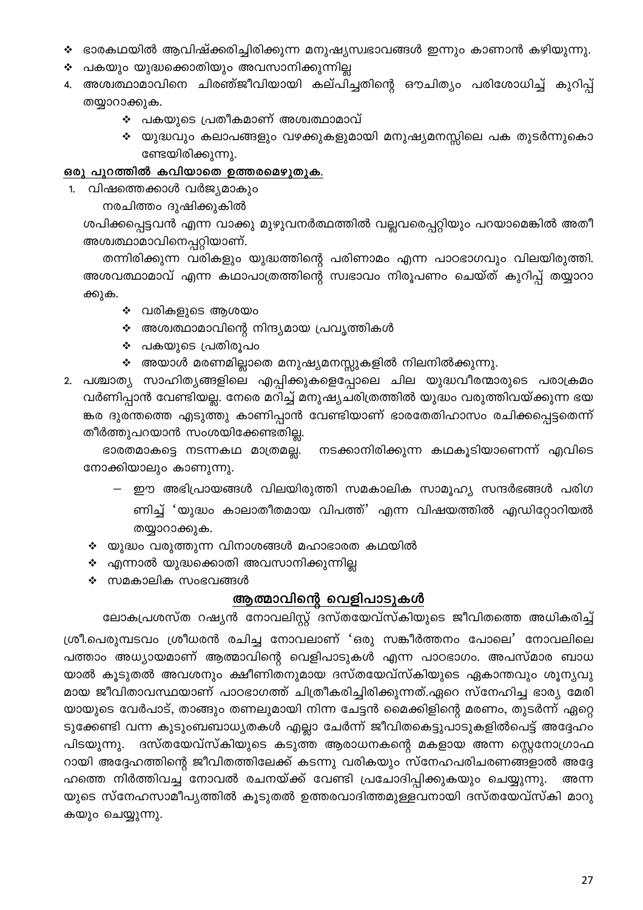- ഭാരകഥയിൽ ആവിഷ്ക്കരിച്ചിരിക്കുന്ന മനുഷ്യസ്വഭാവങ്ങൾ ഇന്നും കാണാൻ കഴിയുന്നു.
- പകയും യുദ്ധക്കൊതിയും അവസാനിക്കുന്നില്ല

4. അശ്വത്ഥാമാവിനെ ചിരഞ്ജീവിയായി കല്പിച്ചതിന്റെ ഔചിത്യം പരിശോധിച്ച് കുറിപ്പ് തയ്യാറാക്കുക.
   - പകയുടെ പ്രതീകമാണ് അശ്വത്ഥാമാവ്
   - യുദ്ധവും കലാപങ്ങളും വഴക്കുകളുമായി മനുഷ്യമനസ്സിലെ പക തുടർന്നുകൊണ്ടേയിരിക്കുന്നു.

## ഒരു പുറത്തിൽ കവിയാതെ ഉത്തരമെഴുതുക.

1. വിഷത്തെക്കാൾ വർജ്യമാകും
   നരചിത്തം ദുഷിക്കുകിൽ

   ശപിക്കപ്പെട്ടവൻ എന്ന വാക്കു മുഴുവനർത്ഥത്തിൽ വല്ലവരെപ്പറ്റിയും പറയാമെങ്കിൽ അതീ അശ്വത്ഥാമാവിനെപ്പറ്റിയാണ്.

   തന്നിരിക്കുന്ന വരികളും യുദ്ധത്തിന്റെ പരിണാമം എന്ന പാഠഭാഗവും വിലയിരുത്തി. അശവത്ഥാമാവ് എന്ന കഥാപാത്രത്തിന്റെ സ്വഭാവം നിരൂപണം ചെയ്ത് കുറിപ്പ് തയ്യാറാക്കുക.
   - വരികളുടെ ആശയം
   - അശ്വത്ഥാമാവിന്റെ നിന്ദ്യമായ പ്രവൃത്തികൾ
   - പകയുടെ പ്രതിരൂപം
   - അയാൾ മരണമില്ലാതെ മനുഷ്യമനസ്സുകളിൽ നിലനിൽക്കുന്നു.

2. പശ്ചാത്യ സാഹിത്യങ്ങളിലെ എപ്പിക്കുകളെപ്പോലെ ചില യുദ്ധവീരന്മാരുടെ പരാക്രമം വർണിപ്പാൻ വേണ്ടിയല്ല. നേരെ മറിച്ച് മനുഷ്യചരിത്രത്തിൽ യുദ്ധം വരുത്തിവയ്ക്കുന്ന ഭയങ്കര ദുരന്തത്തെ എടുത്തു കാണിപ്പാൻ വേണ്ടിയാണ് ഭാരതേതിഹാസം രചിക്കപ്പെട്ടതെന്ന് തീർത്തുപറയാൻ സംശയിക്കേണ്ടതില്ല.

   ഭാരതമാകട്ടെ നടന്നകഥ മാത്രമല്ല. നടക്കാനിരിക്കുന്ന കഥകൂടിയാണെന്ന് എവിടെ നോക്കിയാലും കാണുന്നു.

   – ഈ അഭിപ്രായങ്ങൾ വിലയിരുത്തി സമകാലിക സാമൂഹ്യ സന്ദർഭങ്ങൾ പരിഗണിച്ച് 'യുദ്ധം കാലാതീതമായ വിപത്ത്' എന്ന വിഷയത്തിൽ എഡിറ്റോറിയൽ തയ്യാറാക്കുക.

   - യുദ്ധം വരുത്തുന്ന വിനാശങ്ങൾ മഹാഭാരത കഥയിൽ
   - എന്നാൽ യുദ്ധക്കൊതി അവസാനിക്കുന്നില്ല
   - സമകാലിക സംഭവങ്ങൾ

## ആത്മാവിന്റെ വെളിപാടുകൾ

ലോകപ്രശസ്ത റഷ്യൻ നോവലിസ്റ്റ് ദസ്തയേവ്സ്കിയുടെ ജീവിതത്തെ അധികരിച്ച് ശ്രീ.പെരുമ്പടവം ശ്രീധരൻ രചിച്ച നോവലാണ് 'ഒരു സങ്കീർത്തനം പോലെ' നോവലിലെ പത്താം അധ്യായമാണ് ആത്മാവിന്റെ വെളിപാടുകൾ എന്ന പാഠഭാഗം. അപസ്മാര ബാധയാൽ കൂടുതൽ അവശനും ക്ഷീണിതനുമായ ദസ്തയേവ്സ്കിയുടെ ഏകാന്തവും ശൂന്യവുമായ ജീവിതാവസ്ഥയാണ് പാഠഭാഗത്ത് ചിത്രീകരിച്ചിരിക്കുന്നത്.ഏറെ സ്നേഹിച്ച ഭാര്യ മേരിയായുടെ വേർപാട്, താങ്ങും തണലുമായി നിന്ന ചേട്ടൻ മൈക്കിളിന്റെ മരണം, തുടർന്ന് ഏറ്റെടുക്കേണ്ടി വന്ന കുടുംബബാധ്യതകൾ എല്ലാ ചേർന്ന് ജീവിതകെട്ടുപാടുകളിൽപെട്ട് അദ്ദേഹം പിടയുന്നു. ദസ്തയേവ്സ്കിയുടെ കടുത്ത ആരാധനകന്റെ മകളായ അന്ന സ്റ്റെനോഗ്രാഫറായി അദ്ദേഹത്തിന്റെ ജീവിതത്തിലേക്ക് കടന്നു വരികയും സ്നേഹപരിചരണങ്ങളാൽ അദ്ദേഹത്തെ നിർത്തിവച്ച നോവൽ രചനയ്ക്ക് വേണ്ടി പ്രചോദിപ്പിക്കുകയും ചെയ്യുന്നു. അന്നയുടെ സ്നേഹസാമീപ്യത്തിൽ കൂടുതൽ ഉത്തരവാദിത്തമുള്ളവനായി ദസ്തയേവ്സ്കി മാറുകയും ചെയ്യുന്നു.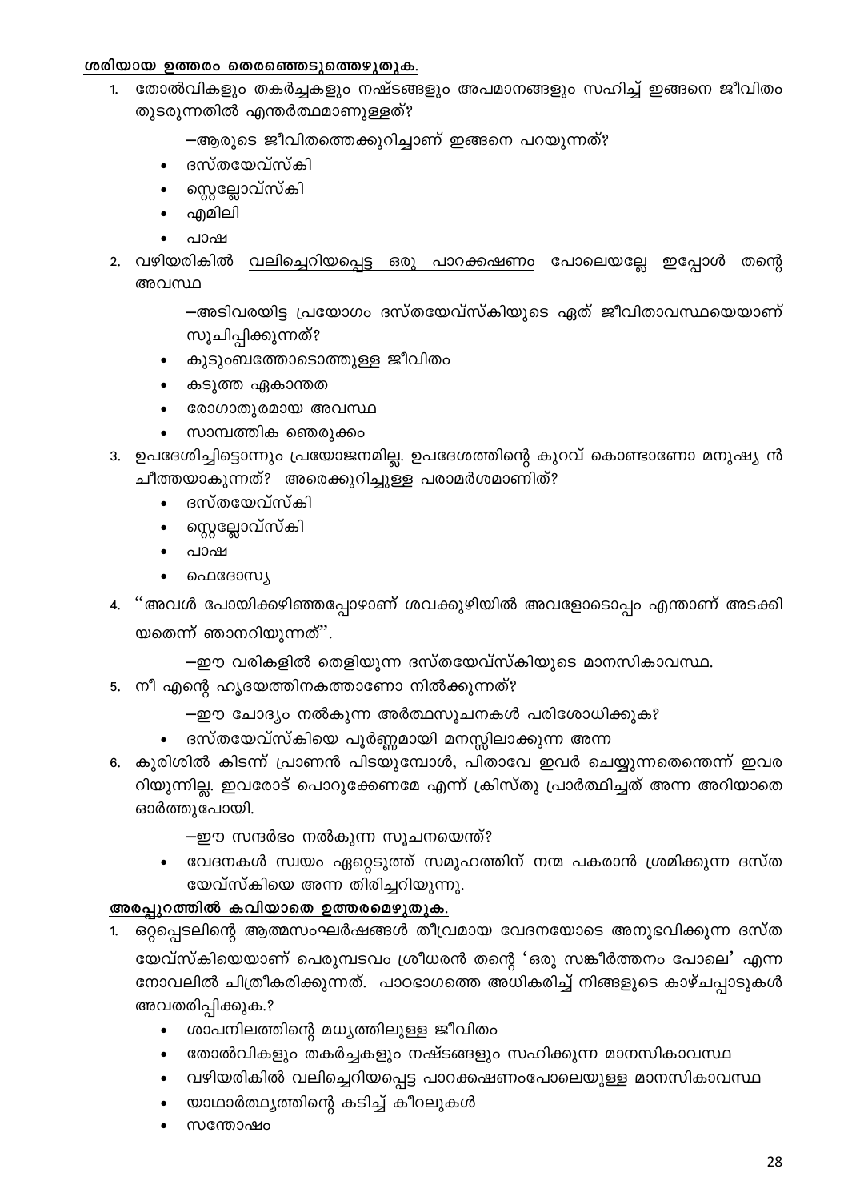**ശരിയായ ഉത്തരം തെരഞ്ഞെടുത്തെഴുതുക.**

1. തോൽവികളും തകർച്ചകളും നഷ്ടങ്ങളും അപമാനങ്ങളും സഹിച്ച് ഇങ്ങനെ ജീവിതം തുടരുന്നതിൽ എന്തർത്ഥമാണുള്ളത്?

   –ആരുടെ ജീവിതത്തെക്കുറിച്ചാണ് ഇങ്ങനെ പറയുന്നത്?

   - ദസ്തയേവ്സ്കി
   - സ്റ്റെല്ലോവ്സ്കി
   - എമിലി
   - പാഷ

2. വഴിയരികിൽ <u>വലിച്ചെറിയപ്പെട്ട ഒരു പാറക്കഷണം</u> പോലെയല്ലേ ഇപ്പോൾ തന്റെ അവസ്ഥ

   –അടിവരയിട്ട പ്രയോഗം ദസ്തയേവ്സ്കിയുടെ ഏത് ജീവിതാവസ്ഥയെയാണ് സൂചിപ്പിക്കുന്നത്?

   - കുടുംബത്തോടൊത്തുള്ള ജീവിതം
   - കടുത്ത ഏകാന്തത
   - രോഗാതുരമായ അവസ്ഥ
   - സാമ്പത്തിക ഞെരുക്കം

3. ഉപദേശിച്ചിട്ടൊന്നും പ്രയോജനമില്ല. ഉപദേശത്തിന്റെ കുറവ് കൊണ്ടാണോ മനുഷ്യ ൻ ചീത്തയാകുന്നത്? അരെക്കുറിച്ചുള്ള പരാമർശമാണിത്?

   - ദസ്തയേവ്സ്കി
   - സ്റ്റെല്ലോവ്സ്കി
   - പാഷ
   - ഫെദോസ്യ

4. "അവൾ പോയിക്കഴിഞ്ഞപ്പോഴാണ് ശവക്കുഴിയിൽ അവളോടൊപ്പം എന്താണ് അടക്കി യതെന്ന് ഞാനറിയുന്നത്".

   –ഈ വരികളിൽ തെളിയുന്ന ദസ്തയേവ്സ്കിയുടെ മാനസികാവസ്ഥ.

5. നീ എന്റെ ഹൃദയത്തിനകത്താണോ നിൽക്കുന്നത്?

   –ഈ ചോദ്യം നൽകുന്ന അർത്ഥസൂചനകൾ പരിശോധിക്കുക?

   - ദസ്തയേവ്സ്കിയെ പൂർണ്ണമായി മനസ്സിലാക്കുന്ന അന്ന

6. കുരിശിൽ കിടന്ന് പ്രാണൻ പിടയുമ്പോൾ, പിതാവേ ഇവർ ചെയ്യുന്നതെന്തെന്ന് ഇവര റിയുന്നില്ല. ഇവരോട് പൊറുക്കേണമേ എന്ന് ക്രിസ്തു പ്രാർത്ഥിച്ചത് അന്ന അറിയാതെ ഓർത്തുപോയി.

   –ഈ സന്ദർഭം നൽകുന്ന സൂചനയെന്ത്?

   - വേദനകൾ സ്വയം ഏറ്റെടുത്ത് സമൂഹത്തിന് നന്മ പകരാൻ ശ്രമിക്കുന്ന ദസ്ത യേവ്സ്കിയെ അന്ന തിരിച്ചറിയുന്നു.

**അരപ്പുറത്തിൽ കവിയാതെ ഉത്തരമെഴുതുക.**

1. ഒറ്റപ്പെടലിന്റെ ആത്മസംഘർഷങ്ങൾ തീവ്രമായ വേദനയോടെ അനുഭവിക്കുന്ന ദസ്ത യേവ്സ്കിയെയാണ് പെരുമ്പടവം ശ്രീധരൻ തന്റെ 'ഒരു സങ്കീർത്തനം പോലെ' എന്ന നോവലിൽ ചിത്രീകരിക്കുന്നത്. പാഠഭാഗത്തെ അധികരിച്ച് നിങ്ങളുടെ കാഴ്ചപ്പാടുകൾ അവതരിപ്പിക്കുക.?

   - ശാപനിലത്തിന്റെ മധ്യത്തിലുള്ള ജീവിതം
   - തോൽവികളും തകർച്ചകളും നഷ്ടങ്ങളും സഹിക്കുന്ന മാനസികാവസ്ഥ
   - വഴിയരികിൽ വലിച്ചെറിയപ്പെട്ട പാറക്കഷണംപോലെയുള്ള മാനസികാവസ്ഥ
   - യാഥാർത്ഥ്യത്തിന്റെ കടിച്ച് കീറലുകൾ
   - സന്തോഷം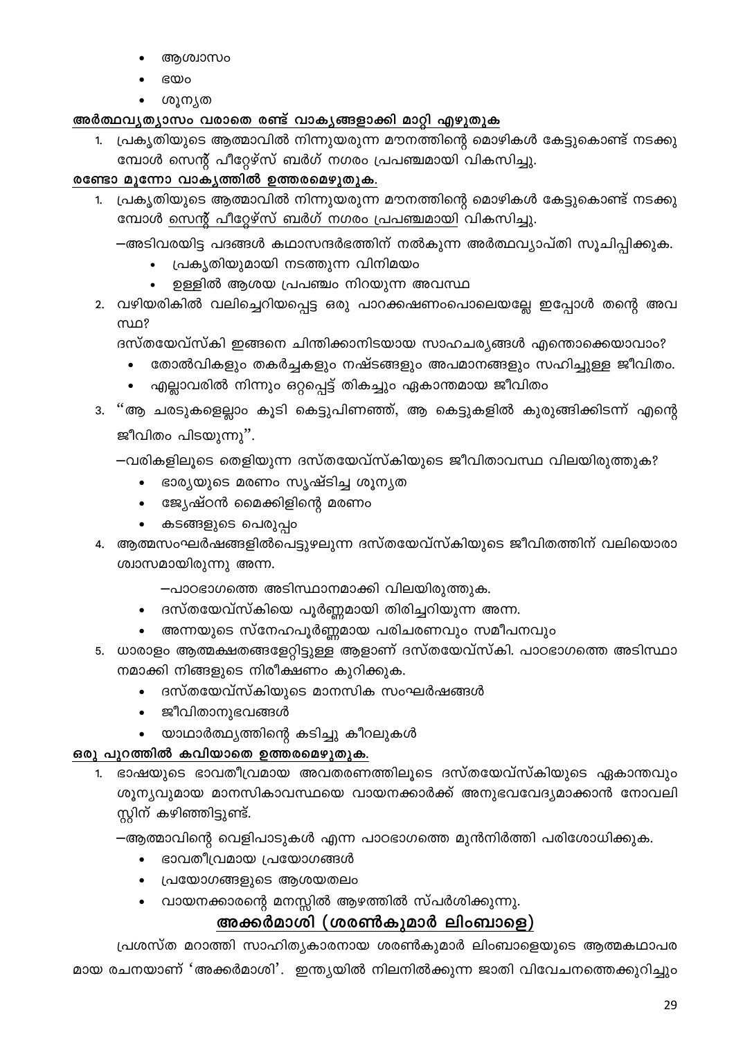- ആശ്വാസം
- ഭയം
- ശൂന്യത

**അർത്ഥവ്യത്യാസം വരാതെ രണ്ട് വാക്യങ്ങളാക്കി മാറ്റി എഴുതുക**

1. പ്രകൃതിയുടെ ആത്മാവിൽ നിന്നുയരുന്ന മൗനത്തിന്റെ മൊഴികൾ കേട്ടുകൊണ്ട് നടക്കുമ്പോൾ സെന്റ് പീറ്റേഴ്സ് ബർഗ് നഗരം പ്രപഞ്ചമായി വികസിച്ചു.

**രണ്ടോ മൂന്നോ വാക്യത്തിൽ ഉത്തരമെഴുതുക.**

1. പ്രകൃതിയുടെ ആത്മാവിൽ നിന്നുയരുന്ന മൗനത്തിന്റെ മൊഴികൾ കേട്ടുകൊണ്ട് നടക്കുമ്പോൾ <u>സെന്റ് പീറ്റേഴ്സ് ബർഗ് നഗരം പ്രപഞ്ചമായി</u> വികസിച്ചു.

   –അടിവരയിട്ട പദങ്ങൾ കഥാസന്ദർഭത്തിന് നൽകുന്ന അർത്ഥവ്യാപ്തി സൂചിപ്പിക്കുക.
   - പ്രകൃതിയുമായി നടത്തുന്ന വിനിമയം
   - ഉള്ളിൽ ആശയ പ്രപഞ്ചം നിറയുന്ന അവസ്ഥ

2. വഴിയരികിൽ വലിച്ചെറിയപ്പെട്ട ഒരു പാറക്കഷണംപൊലെയല്ലേ ഇപ്പോൾ തന്റെ അവസ്ഥ?

   ദസ്തയേവ്സ്കി ഇങ്ങനെ ചിന്തിക്കാനിടയായ സാഹചര്യങ്ങൾ എന്തൊക്കെയാവാം?
   - തോൽവികളും തകർച്ചകളും നഷ്ടങ്ങളും അപമാനങ്ങളും സഹിച്ചുള്ള ജീവിതം.
   - എല്ലാവരിൽ നിന്നും ഒറ്റപ്പെട്ട് തികച്ചും ഏകാന്തമായ ജീവിതം

3. "ആ ചരടുകളെല്ലാം കൂടി കെട്ടുപിണഞ്ഞ്, ആ കെട്ടുകളിൽ കുരുങ്ങിക്കിടന്ന് എന്റെ ജീവിതം പിടയുന്നു".

   –വരികളിലൂടെ തെളിയുന്ന ദസ്തയേവ്സ്കിയുടെ ജീവിതാവസ്ഥ വിലയിരുത്തുക?
   - ഭാര്യയുടെ മരണം സൃഷ്ടിച്ച ശൂന്യത
   - ജ്യേഷ്ഠൻ മൈക്കിളിന്റെ മരണം
   - കടങ്ങളുടെ പെരുപ്പം

4. ആത്മസംഘർഷങ്ങളിൽപെട്ടുഴലുന്ന ദസ്തയേവ്സ്കിയുടെ ജീവിതത്തിന് വലിയൊരാശ്വാസമായിരുന്നു അന്ന.

   –പാഠഭാഗത്തെ അടിസ്ഥാനമാക്കി വിലയിരുത്തുക.
   - ദസ്തയേവ്സ്കിയെ പൂർണ്ണമായി തിരിച്ചറിയുന്ന അന്ന.
   - അന്നയുടെ സ്നേഹപൂർണ്ണമായ പരിചരണവും സമീപനവും

5. ധാരാളം ആത്മക്ഷതങ്ങളേറ്റിട്ടുള്ള ആളാണ് ദസ്തയേവ്സ്കി. പാഠഭാഗത്തെ അടിസ്ഥാനമാക്കി നിങ്ങളുടെ നിരീക്ഷണം കുറിക്കുക.
   - ദസ്തയേവ്സ്കിയുടെ മാനസിക സംഘർഷങ്ങൾ
   - ജീവിതാനുഭവങ്ങൾ
   - യാഥാർത്ഥ്യത്തിന്റെ കടിച്ചു കീറലുകൾ

**ഒരു പുറത്തിൽ കവിയാതെ ഉത്തരമെഴുതുക.**

1. ഭാഷയുടെ ഭാവതീവ്രമായ അവതരണത്തിലൂടെ ദസ്തയേവ്സ്കിയുടെ ഏകാന്തവും ശൂന്യവുമായ മാനസികാവസ്ഥയെ വായനക്കാർക്ക് അനുഭവവേദ്യമാക്കാൻ നോവലിസ്റ്റിന് കഴിഞ്ഞിട്ടുണ്ട്.

   –ആത്മാവിന്റെ വെളിപാടുകൾ എന്ന പാഠഭാഗത്തെ മുൻനിർത്തി പരിശോധിക്കുക.
   - ഭാവതീവ്രമായ പ്രയോഗങ്ങൾ
   - പ്രയോഗങ്ങളുടെ ആശയതലം
   - വായനക്കാരന്റെ മനസ്സിൽ ആഴത്തിൽ സ്പർശിക്കുന്നു.

## അക്കർമാശി (ശരൺകുമാർ ലിംബാളെ)

പ്രശസ്ത മറാത്തി സാഹിത്യകാരനായ ശരൺകുമാർ ലിംബാളെയുടെ ആത്മകഥാപരമായ രചനയാണ് 'അക്കർമാശി'. ഇന്ത്യയിൽ നിലനിൽക്കുന്ന ജാതി വിവേചനത്തെക്കുറിച്ചും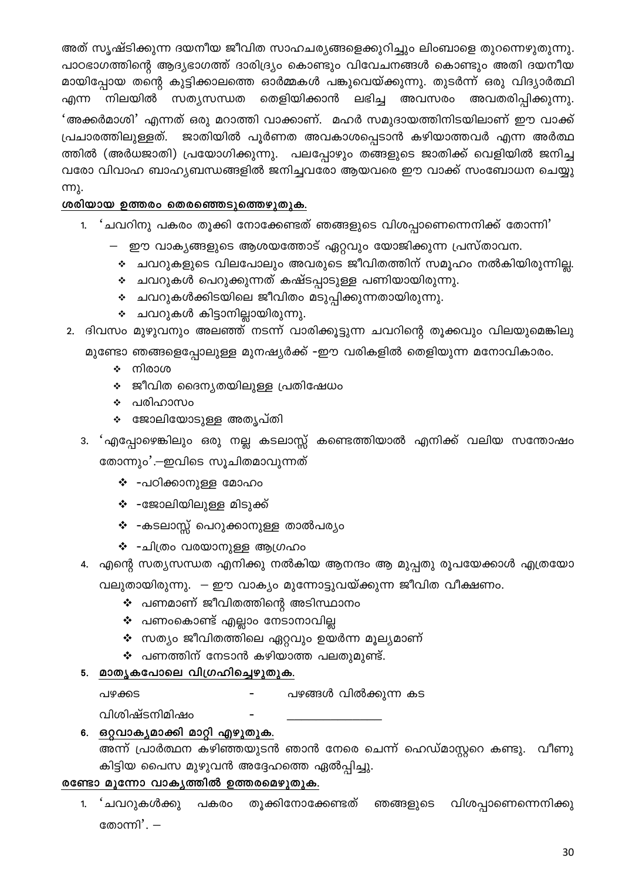അത് സൃഷ്ടിക്കുന്ന ദയനീയ ജീവിത സാഹചര്യങ്ങളെക്കുറിച്ചും ലിംബാളെ തുറന്നെഴുതുന്നു. പാഠഭാഗത്തിന്റെ ആദ്യഭാഗത്ത് ദാരിദ്ര്യം കൊണ്ടും വിവേചനങ്ങൾ കൊണ്ടും അതി ദയനീയ മായിപ്പോയ തന്റെ കുട്ടിക്കാലത്തെ ഓർമ്മകൾ പങ്കുവെയ്ക്കുന്നു. തുടർന്ന് ഒരു വിദ്യാർത്ഥി എന്ന നിലയിൽ സത്യസന്ധത തെളിയിക്കാൻ ലഭിച്ച അവസരം അവതരിപ്പിക്കുന്നു. 'അക്കർമാശി' എന്നത് ഒരു മറാത്തി വാക്കാണ്. മഹർ സമുദായത്തിനിടയിലാണ് ഈ വാക്ക് പ്രചാരത്തിലുള്ളത്. ജാതിയിൽ പൂർണത അവകാശപ്പെടാൻ കഴിയാത്തവർ എന്ന അർത്ഥ ത്തിൽ (അർധജാതി) പ്രയോഗിക്കുന്നു. പലപ്പോഴും തങ്ങളുടെ ജാതിക്ക് വെളിയിൽ ജനിച്ച വരോ വിവാഹ ബാഹ്യബന്ധങ്ങളിൽ ജനിച്ചവരോ ആയവരെ ഈ വാക്ക് സംബോധന ചെയ്യു ന്നു.

**ശരിയായ ഉത്തരം തെരഞ്ഞെടുത്തെഴുതുക.**

1. 'ചവറിനു പകരം തൂക്കി നോക്കേണ്ടത് ഞങ്ങളുടെ വിശപ്പാണെന്നെനിക്ക് തോന്നി'
   – ഈ വാക്യങ്ങളുടെ ആശയത്തോട് ഏറ്റവും യോജിക്കുന്ന പ്രസ്താവന.
   - ചവറുകളുടെ വിലപോലും അവരുടെ ജീവിതത്തിന് സമൂഹം നൽകിയിരുന്നില്ല.
   - ചവറുകൾ പെറുക്കുന്നത് കഷ്ടപ്പാടുള്ള പണിയായിരുന്നു.
   - ചവറുകൾക്കിടയിലെ ജീവിതം മടുപ്പിക്കുന്നതായിരുന്നു.
   - ചവറുകൾ കിട്ടാനില്ലായിരുന്നു.
2. ദിവസം മുഴുവനും അലഞ്ഞ് നടന്ന് വാരിക്കൂട്ടുന്ന ചവറിന്റെ തൂക്കവും വിലയുമെങ്കിലു മുണ്ടോ ഞങ്ങളെപ്പോലുള്ള മുനഷ്യർക്ക് -ഈ വരികളിൽ തെളിയുന്ന മനോവികാരം.
   - നിരാശ
   - ജീവിത ദൈന്യതയിലുള്ള പ്രതിഷേധം
   - പരിഹാസം
   - ജോലിയോടുള്ള അതൃപ്തി
3. 'എപ്പോഴെങ്കിലും ഒരു നല്ല കടലാസ്സ് കണ്ടെത്തിയാൽ എനിക്ക് വലിയ സന്തോഷം തോന്നും'.–ഇവിടെ സൂചിതമാവുന്നത്
   - -പഠിക്കാനുള്ള മോഹം
   - -ജോലിയിലുള്ള മിടുക്ക്
   - -കടലാസ്സ് പെറുക്കാനുള്ള താൽപര്യം
   - -ചിത്രം വരയാനുള്ള ആഗ്രഹം
4. എന്റെ സത്യസന്ധത എനിക്കു നൽകിയ ആനന്ദം ആ മുപ്പതു രൂപയേക്കാൾ എത്രയോ വലുതായിരുന്നു. – ഈ വാക്യം മുന്നോട്ടുവയ്ക്കുന്ന ജീവിത വീക്ഷണം.
   - പണമാണ് ജീവിതത്തിന്റെ അടിസ്ഥാനം
   - പണംകൊണ്ട് എല്ലാം നേടാനാവില്ല
   - സത്യം ജീവിതത്തിലെ ഏറ്റവും ഉയർന്ന മൂല്യമാണ്
   - പണത്തിന് നേടാൻ കഴിയാത്ത പലതുമുണ്ട്.
5. **മാതൃകപോലെ വിഗ്രഹിച്ചെഴുതുക.**

   പഴക്കട - പഴങ്ങൾ വിൽക്കുന്ന കട

   വിശിഷ്ടനിമിഷം - ________________
6. **ഒറ്റവാക്യമാക്കി മാറ്റി എഴുതുക.**

   അന്ന് പ്രാർത്ഥന കഴിഞ്ഞയുടൻ ഞാൻ നേരെ ചെന്ന് ഹെഡ്മാസ്റ്ററെ കണ്ടു. വീണു കിട്ടിയ പൈസ മുഴുവൻ അദ്ദേഹത്തെ ഏൽപ്പിച്ചു.

**രണ്ടോ മൂന്നോ വാക്യത്തിൽ ഉത്തരമെഴുതുക.**

1. 'ചവറുകൾക്കു പകരം തൂക്കിനോക്കേണ്ടത് ഞങ്ങളുടെ വിശപ്പാണെന്നെനിക്കു തോന്നി'. –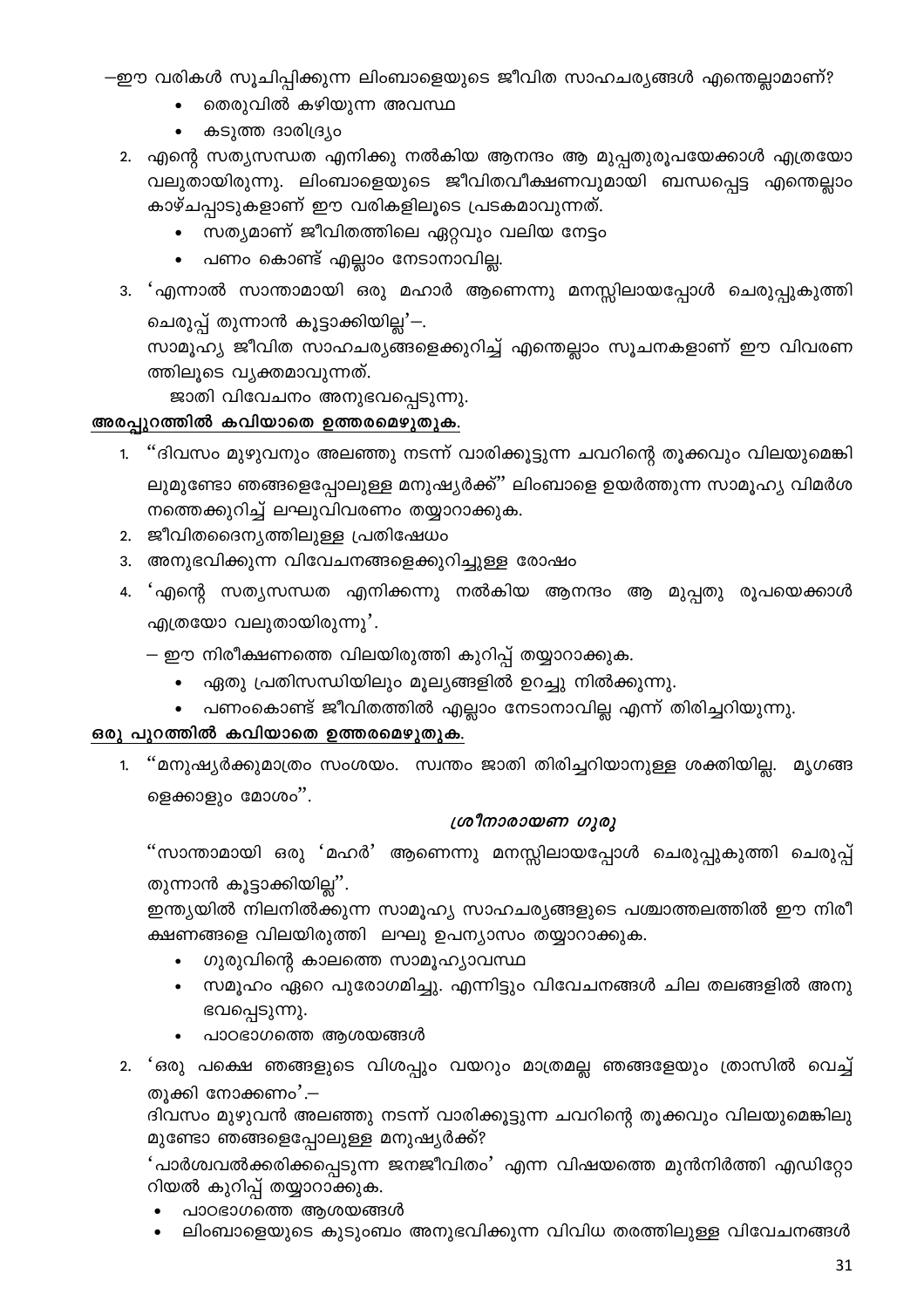–ഈ വരികൾ സൂചിപ്പിക്കുന്ന ലിംബാളെയുടെ ജീവിത സാഹചര്യങ്ങൾ എന്തെല്ലാമാണ്?

- തെരുവിൽ കഴിയുന്ന അവസ്ഥ
- കടുത്ത ദാരിദ്ര്യം

2. എന്റെ സത്യസന്ധത എനിക്കു നൽകിയ ആനന്ദം ആ മുപ്പതുരൂപയേക്കാൾ എത്രയോ വലുതായിരുന്നു. ലിംബാളെയുടെ ജീവിതവീക്ഷണവുമായി ബന്ധപ്പെട്ട എന്തെല്ലാം കാഴ്ചപ്പാടുകളാണ് ഈ വരികളിലൂടെ പ്രകടമാവുന്നത്.
   - സത്യമാണ് ജീവിതത്തിലെ ഏറ്റവും വലിയ നേട്ടം
   - പണം കൊണ്ട് എല്ലാം നേടാനാവില്ല.

3. 'എന്നാൽ സാന്താമായി ഒരു മഹാർ ആണെന്നു മനസ്സിലായപ്പോൾ ചെരുപ്പുകുത്തി ചെരുപ്പ് തുന്നാൻ കൂട്ടാക്കിയില്ല'–.
   സാമൂഹ്യ ജീവിത സാഹചര്യങ്ങളെക്കുറിച്ച് എന്തെല്ലാം സൂചനകളാണ് ഈ വിവരണത്തിലൂടെ വ്യക്തമാവുന്നത്.
   ജാതി വിവേചനം അനുഭവപ്പെടുന്നു.

**അരപ്പുറത്തിൽ കവിയാതെ ഉത്തരമെഴുതുക.**

1. "ദിവസം മുഴുവനും അലഞ്ഞു നടന്ന് വാരിക്കൂട്ടുന്ന ചവറിന്റെ തൂക്കവും വിലയുമെങ്കിലുമുണ്ടോ ഞങ്ങളെപ്പോലുള്ള മനുഷ്യർക്ക്" ലിംബാളെ ഉയർത്തുന്ന സാമൂഹ്യ വിമർശനത്തെക്കുറിച്ച് ലഘുവിവരണം തയ്യാറാക്കുക.
2. ജീവിതദൈന്യത്തിലുള്ള പ്രതിഷേധം
3. അനുഭവിക്കുന്ന വിവേചനങ്ങളെക്കുറിച്ചുള്ള രോഷം
4. 'എന്റെ സത്യസന്ധത എനിക്കന്നു നൽകിയ ആനന്ദം ആ മുപ്പതു രൂപയെക്കാൾ എത്രയോ വലുതായിരുന്നു'.

   – ഈ നിരീക്ഷണത്തെ വിലയിരുത്തി കുറിപ്പ് തയ്യാറാക്കുക.
   - ഏതു പ്രതിസന്ധിയിലും മൂല്യങ്ങളിൽ ഉറച്ചു നിൽക്കുന്നു.
   - പണംകൊണ്ട് ജീവിതത്തിൽ എല്ലാം നേടാനാവില്ല എന്ന് തിരിച്ചറിയുന്നു.

**ഒരു പുറത്തിൽ കവിയാതെ ഉത്തരമെഴുതുക.**

1. "മനുഷ്യർക്കുമാത്രം സംശയം. സ്വന്തം ജാതി തിരിച്ചറിയാനുള്ള ശക്തിയില്ല. മൃഗങ്ങളെക്കാളും മോശം".

   *ശ്രീനാരായണ ഗുരു*

   "സാന്താമായി ഒരു 'മഹർ' ആണെന്നു മനസ്സിലായപ്പോൾ ചെരുപ്പുകുത്തി ചെരുപ്പ് തുന്നാൻ കൂട്ടാക്കിയില്ല".
   ഇന്ത്യയിൽ നിലനിൽക്കുന്ന സാമൂഹ്യ സാഹചര്യങ്ങളുടെ പശ്ചാത്തലത്തിൽ ഈ നിരീക്ഷണങ്ങളെ വിലയിരുത്തി ലഘു ഉപന്യാസം തയ്യാറാക്കുക.
   - ഗുരുവിന്റെ കാലത്തെ സാമൂഹ്യാവസ്ഥ
   - സമൂഹം ഏറെ പുരോഗമിച്ചു. എന്നിട്ടും വിവേചനങ്ങൾ ചില തലങ്ങളിൽ അനുഭവപ്പെടുന്നു.
   - പാഠഭാഗത്തെ ആശയങ്ങൾ

2. 'ഒരു പക്ഷെ ഞങ്ങളുടെ വിശപ്പും വയറും മാത്രമല്ല ഞങ്ങളേയും ത്രാസിൽ വെച്ച് തൂക്കി നോക്കണം'.–
   ദിവസം മുഴുവൻ അലഞ്ഞു നടന്ന് വാരിക്കൂട്ടുന്ന ചവറിന്റെ തൂക്കവും വിലയുമെങ്കിലുമുണ്ടോ ഞങ്ങളെപ്പോലുള്ള മനുഷ്യർക്ക്?
   'പാർശ്വവൽക്കരിക്കപ്പെടുന്ന ജനജീവിതം' എന്ന വിഷയത്തെ മുൻനിർത്തി എഡിറ്റോറിയൽ കുറിപ്പ് തയ്യാറാക്കുക.
   - പാഠഭാഗത്തെ ആശയങ്ങൾ
   - ലിംബാളെയുടെ കുടുംബം അനുഭവിക്കുന്ന വിവിധ തരത്തിലുള്ള വിവേചനങ്ങൾ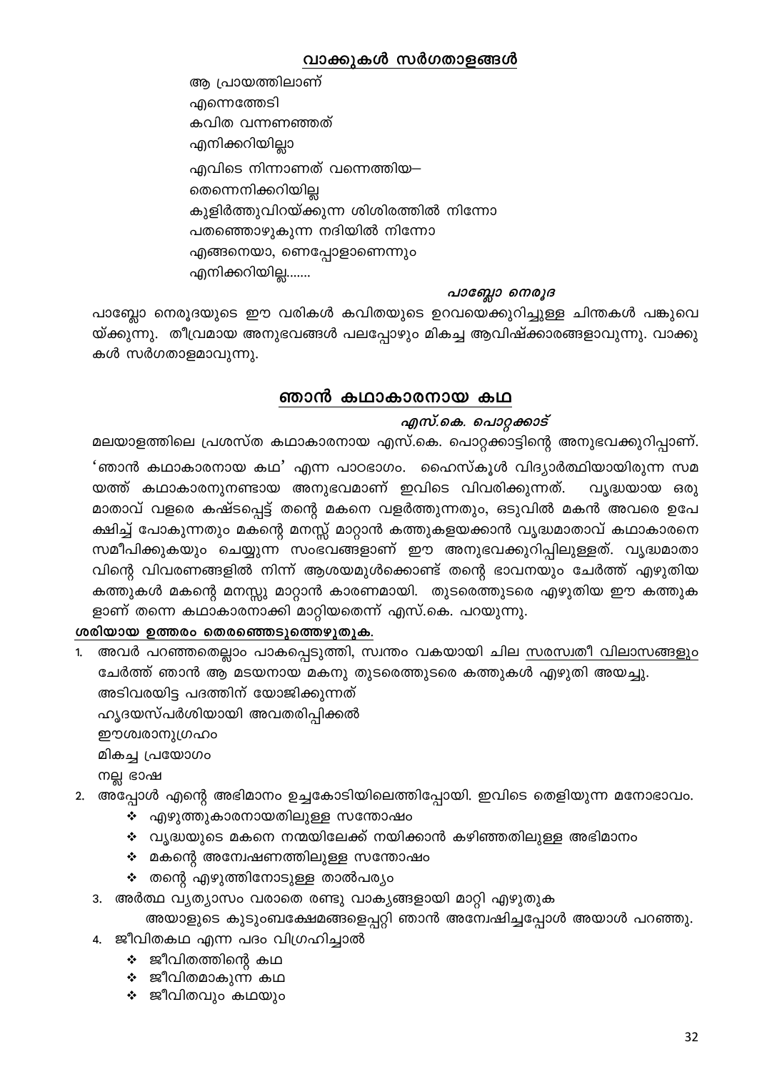## വാക്കുകൾ സർഗതാളങ്ങൾ

ആ പ്രായത്തിലാണ്
എന്നെത്തേടി
കവിത വന്നണഞ്ഞത്
എനിക്കറിയില്ലാ
എവിടെ നിന്നാണത് വന്നെത്തിയ–
തെന്നെനിക്കറിയില്ല
കുളിർത്തുവിറയ്ക്കുന്ന ശിശിരത്തിൽ നിന്നോ
പതഞ്ഞൊഴുകുന്ന നദിയിൽ നിന്നോ
എങ്ങനെയാ, ണെപ്പോളാണെന്നും
എനിക്കറിയില്ല.......

*പാബ്ലോ നെരൂദ*

പാബ്ലോ നെരൂദയുടെ ഈ വരികൾ കവിതയുടെ ഉറവയെക്കുറിച്ചുള്ള ചിന്തകൾ പങ്കുവെയ്ക്കുന്നു. തീവ്രമായ അനുഭവങ്ങൾ പലപ്പോഴും മികച്ച ആവിഷ്ക്കാരങ്ങളാവുന്നു. വാക്കുകൾ സർഗതാളമാവുന്നു.

## ഞാൻ കഥാകാരനായ കഥ

*എസ്.കെ. പൊറ്റക്കാട്*

മലയാളത്തിലെ പ്രശസ്ത കഥാകാരനായ എസ്.കെ. പൊറ്റക്കാട്ടിന്റെ അനുഭവക്കുറിപ്പാണ്. 'ഞാൻ കഥാകാരനായ കഥ' എന്ന പാഠഭാഗം. ഹൈസ്കൂൾ വിദ്യാർത്ഥിയായിരുന്ന സമയത്ത് കഥാകാരനുണ്ടായ അനുഭവമാണ് ഇവിടെ വിവരിക്കുന്നത്. വൃദ്ധയായ ഒരു മാതാവ് വളരെ കഷ്ടപ്പെട്ട് തന്റെ മകനെ വളർത്തുന്നതും, ഒടുവിൽ മകൻ അവരെ ഉപേക്ഷിച്ച് പോകുന്നതും മകന്റെ മനസ്സ് മാറ്റാൻ കത്തുകളയക്കാൻ വൃദ്ധമാതാവ് കഥാകാരനെ സമീപിക്കുകയും ചെയ്യുന്ന സംഭവങ്ങളാണ് ഈ അനുഭവക്കുറിപ്പിലുള്ളത്. വൃദ്ധമാതാവിന്റെ വിവരണങ്ങളിൽ നിന്ന് ആശയമുൾക്കൊണ്ട് തന്റെ ഭാവനയും ചേർത്ത് എഴുതിയ കത്തുകൾ മകന്റെ മനസ്സു മാറ്റാൻ കാരണമായി. തുടരെത്തുടരെ എഴുതിയ ഈ കത്തുകളാണ് തന്നെ കഥാകാരനാക്കി മാറ്റിയതെന്ന് എസ്.കെ. പറയുന്നു.

**ശരിയായ ഉത്തരം തെരഞ്ഞെടുത്തെഴുതുക.**

1. അവർ പറഞ്ഞതെല്ലാം പാകപ്പെടുത്തി, സ്വന്തം വകയായി ചില <u>സരസ്വതീ വിലാസങ്ങളും</u> ചേർത്ത് ഞാൻ ആ മടയനായ മകനു തുടരെത്തുടരെ കത്തുകൾ എഴുതി അയച്ചു.
   അടിവരയിട്ട പദത്തിന് യോജിക്കുന്നത്
   ഹൃദയസ്പർശിയായി അവതരിപ്പിക്കൽ
   ഈശ്വരാനുഗ്രഹം
   മികച്ച പ്രയോഗം
   നല്ല ഭാഷ
2. അപ്പോൾ എന്റെ അഭിമാനം ഉച്ചകോടിയിലെത്തിപ്പോയി. ഇവിടെ തെളിയുന്ന മനോഭാവം.
   - എഴുത്തുകാരനായതിലുള്ള സന്തോഷം
   - വൃദ്ധയുടെ മകനെ നന്മയിലേക്ക് നയിക്കാൻ കഴിഞ്ഞതിലുള്ള അഭിമാനം
   - മകന്റെ അന്വേഷണത്തിലുള്ള സന്തോഷം
   - തന്റെ എഴുത്തിനോടുള്ള താൽപര്യം
3. അർത്ഥ വ്യത്യാസം വരാതെ രണ്ടു വാക്യങ്ങളായി മാറ്റി എഴുതുക
   അയാളുടെ കുടുംബക്ഷേമങ്ങളെപ്പറ്റി ഞാൻ അന്വേഷിച്ചപ്പോൾ അയാൾ പറഞ്ഞു.
4. ജീവിതകഥ എന്ന പദം വിഗ്രഹിച്ചാൽ
   - ജീവിതത്തിന്റെ കഥ
   - ജീവിതമാകുന്ന കഥ
   - ജീവിതവും കഥയും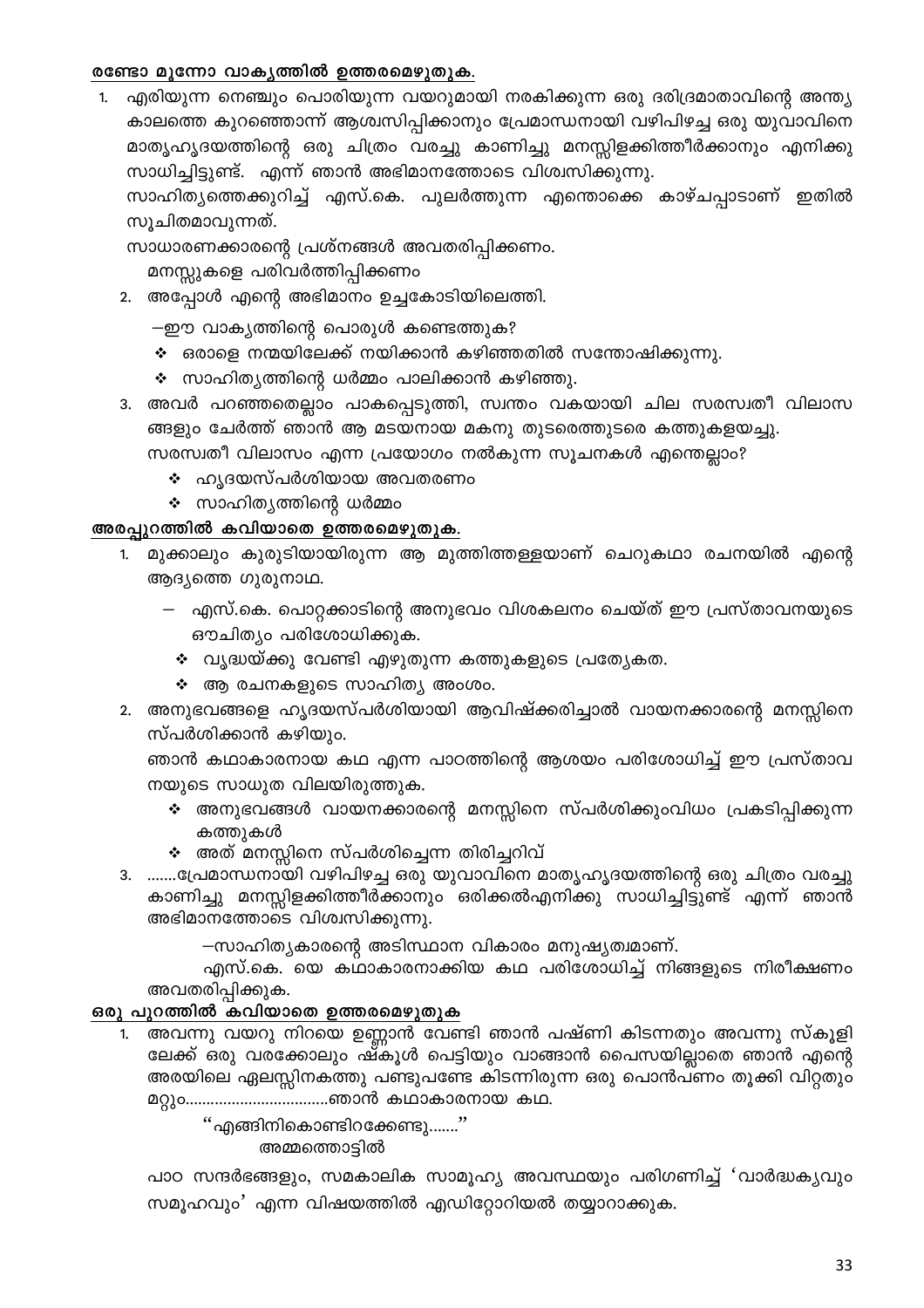**രണ്ടോ മൂന്നോ വാക്യത്തിൽ ഉത്തരമെഴുതുക.**

1. എരിയുന്ന നെഞ്ചും പൊരിയുന്ന വയറുമായി നരകിക്കുന്ന ഒരു ദരിദ്രമാതാവിന്റെ അന്ത്യ കാലത്തെ കുറഞ്ഞൊന്ന് ആശ്വസിപ്പിക്കാനും പ്രേമാന്ധനായി വഴിപിഴച്ച ഒരു യുവാവിനെ മാതൃഹൃദയത്തിന്റെ ഒരു ചിത്രം വരച്ചു കാണിച്ചു മനസ്സിളക്കിത്തീർക്കാനും എനിക്കു സാധിച്ചിട്ടുണ്ട്. എന്ന് ഞാൻ അഭിമാനത്തോടെ വിശ്വസിക്കുന്നു.
   സാഹിത്യത്തെക്കുറിച്ച് എസ്.കെ. പുലർത്തുന്ന എന്തൊക്കെ കാഴ്ചപ്പാടാണ് ഇതിൽ സൂചിതമാവുന്നത്.
   സാധാരണക്കാരന്റെ പ്രശ്നങ്ങൾ അവതരിപ്പിക്കണം.
   മനസ്സുകളെ പരിവർത്തിപ്പിക്കണം
2. അപ്പോൾ എന്റെ അഭിമാനം ഉച്ചകോടിയിലെത്തി.
   –ഈ വാക്യത്തിന്റെ പൊരുൾ കണ്ടെത്തുക?
   - ❖ ഒരാളെ നന്മയിലേക്ക് നയിക്കാൻ കഴിഞ്ഞതിൽ സന്തോഷിക്കുന്നു.
   - ❖ സാഹിത്യത്തിന്റെ ധർമ്മം പാലിക്കാൻ കഴിഞ്ഞു.
3. അവർ പറഞ്ഞതെല്ലാം പാകപ്പെടുത്തി, സ്വന്തം വകയായി ചില സരസ്വതീ വിലാസ ങ്ങളും ചേർത്ത് ഞാൻ ആ മടയനായ മകനു തുടരെത്തുടരെ കത്തുകളയച്ചു.
   സരസ്വതീ വിലാസം എന്ന പ്രയോഗം നൽകുന്ന സൂചനകൾ എന്തെല്ലാം?
   - ❖ ഹൃദയസ്പർശിയായ അവതരണം
   - ❖ സാഹിത്യത്തിന്റെ ധർമ്മം

**അരപ്പുറത്തിൽ കവിയാതെ ഉത്തരമെഴുതുക.**

1. മുക്കാലും കുരുടിയായിരുന്ന ആ മുത്തിത്തള്ളയാണ് ചെറുകഥാ രചനയിൽ എന്റെ ആദ്യത്തെ ഗുരുനാഥ.
   – എസ്.കെ. പൊറ്റക്കാടിന്റെ അനുഭവം വിശകലനം ചെയ്ത് ഈ പ്രസ്താവനയുടെ ഔചിത്യം പരിശോധിക്കുക.
   - ❖ വൃദ്ധയ്ക്കു വേണ്ടി എഴുതുന്ന കത്തുകളുടെ പ്രത്യേകത.
   - ❖ ആ രചനകളുടെ സാഹിത്യ അംശം.
2. അനുഭവങ്ങളെ ഹൃദയസ്പർശിയായി ആവിഷ്ക്കരിച്ചാൽ വായനക്കാരന്റെ മനസ്സിനെ സ്പർശിക്കാൻ കഴിയും.
   ഞാൻ കഥാകാരനായ കഥ എന്ന പാഠത്തിന്റെ ആശയം പരിശോധിച്ച് ഈ പ്രസ്താവ നയുടെ സാധുത വിലയിരുത്തുക.
   - ❖ അനുഭവങ്ങൾ വായനക്കാരന്റെ മനസ്സിനെ സ്പർശിക്കുംവിധം പ്രകടിപ്പിക്കുന്ന കത്തുകൾ
   - ❖ അത് മനസ്സിനെ സ്പർശിച്ചെന്ന തിരിച്ചറിവ്
3. .......പ്രേമാന്ധനായി വഴിപിഴച്ച ഒരു യുവാവിനെ മാതൃഹൃദയത്തിന്റെ ഒരു ചിത്രം വരച്ചു കാണിച്ചു മനസ്സിളക്കിത്തീർക്കാനും ഒരിക്കൽഎനിക്കു സാധിച്ചിട്ടുണ്ട് എന്ന് ഞാൻ അഭിമാനത്തോടെ വിശ്വസിക്കുന്നു.
   –സാഹിത്യകാരന്റെ അടിസ്ഥാന വികാരം മനുഷ്യത്വമാണ്.
   എസ്.കെ. യെ കഥാകാരനാക്കിയ കഥ പരിശോധിച്ച് നിങ്ങളുടെ നിരീക്ഷണം അവതരിപ്പിക്കുക.

**ഒരു പുറത്തിൽ കവിയാതെ ഉത്തരമെഴുതുക**

1. അവന്നു വയറു നിറയെ ഉണ്ണാൻ വേണ്ടി ഞാൻ പഷ്ണി കിടന്നതും അവന്നു സ്കൂളി ലേക്ക് ഒരു വരക്കോലും ഷ്കൂൾ പെട്ടിയും വാങ്ങാൻ പൈസയില്ലാതെ ഞാൻ എന്റെ അരയിലെ ഏലസ്സിനകത്തു പണ്ടുപണ്ടേ കിടന്നിരുന്ന ഒരു പൊൻപണം തൂക്കി വിറ്റതും മറ്റും..................................ഞാൻ കഥാകാരനായ കഥ.
   "എങ്ങിനികൊണ്ടിറക്കേണ്ടു......."
   അമ്മത്തൊട്ടിൽ
   പാഠ സന്ദർഭങ്ങളും, സമകാലിക സാമൂഹ്യ അവസ്ഥയും പരിഗണിച്ച് 'വാർദ്ധക്യവും സമൂഹവും' എന്ന വിഷയത്തിൽ എഡിറ്റോറിയൽ തയ്യാറാക്കുക.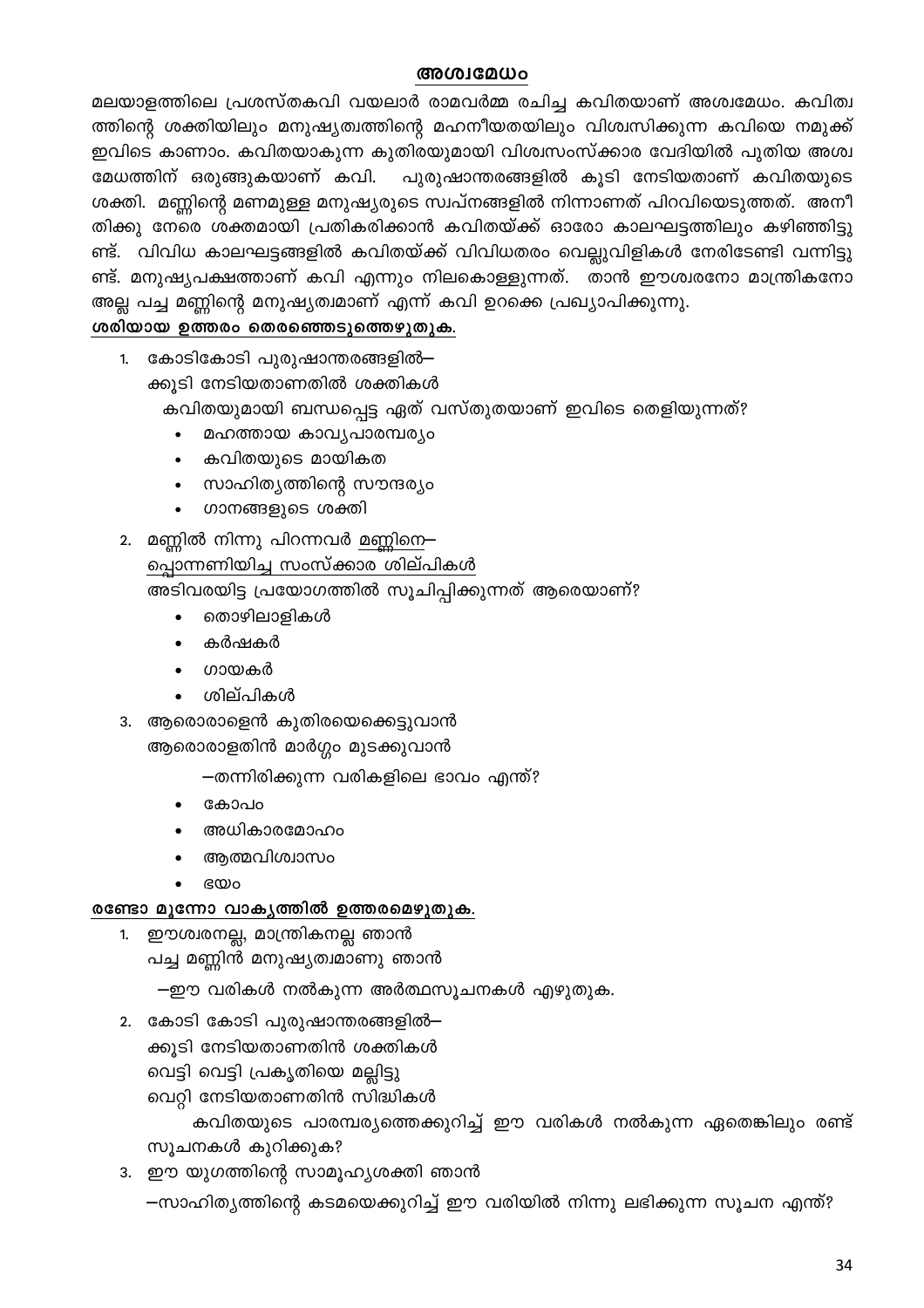## അശ്വമേധം

മലയാളത്തിലെ പ്രശസ്തകവി വയലാർ രാമവർമ്മ രചിച്ച കവിതയാണ് അശ്വമേധം. കവിത്വത്തിന്റെ ശക്തിയിലും മനുഷ്യത്വത്തിന്റെ മഹനീയതയിലും വിശ്വസിക്കുന്ന കവിയെ നമുക്ക് ഇവിടെ കാണാം. കവിതയാകുന്ന കുതിരയുമായി വിശ്വസംസ്ക്കാര വേദിയിൽ പുതിയ അശ്വമേധത്തിന് ഒരുങ്ങുകയാണ് കവി. പുരുഷാന്തരങ്ങളിൽ കൂടി നേടിയതാണ് കവിതയുടെ ശക്തി. മണ്ണിന്റെ മണമുള്ള മനുഷ്യരുടെ സ്വപ്നങ്ങളിൽ നിന്നാണത് പിറവിയെടുത്തത്. അനീതിക്കു നേരെ ശക്തമായി പ്രതികരിക്കാൻ കവിതയ്ക്ക് ഓരോ കാലഘട്ടത്തിലും കഴിഞ്ഞിട്ടുണ്ട്. വിവിധ കാലഘട്ടങ്ങളിൽ കവിതയ്ക്ക് വിവിധതരം വെല്ലുവിളികൾ നേരിടേണ്ടി വന്നിട്ടുണ്ട്. മനുഷ്യപക്ഷത്താണ് കവി എന്നും നിലകൊള്ളുന്നത്. താൻ ഈശ്വരനോ മാന്ത്രികനോ അല്ല പച്ച മണ്ണിന്റെ മനുഷ്യത്വമാണ് എന്ന് കവി ഉറക്കെ പ്രഖ്യാപിക്കുന്നു.

**ശരിയായ ഉത്തരം തെരഞ്ഞെടുത്തെഴുതുക.**

1. കോടികോടി പുരുഷാന്തരങ്ങളിൽ–
   ക്കൂടി നേടിയതാണതിൽ ശക്തികൾ
   കവിതയുമായി ബന്ധപ്പെട്ട ഏത് വസ്തുതയാണ് ഇവിടെ തെളിയുന്നത്?
   - മഹത്തായ കാവ്യപാരമ്പര്യം
   - കവിതയുടെ മായികത
   - സാഹിത്യത്തിന്റെ സൗന്ദര്യം
   - ഗാനങ്ങളുടെ ശക്തി
2. മണ്ണിൽ നിന്നു പിറന്നവർ <u>മണ്ണിനെ–</u>
   <u>പ്പൊന്നണിയിച്ച സംസ്ക്കാര ശില്പികൾ</u>
   അടിവരയിട്ട പ്രയോഗത്തിൽ സൂചിപ്പിക്കുന്നത് ആരെയാണ്?
   - തൊഴിലാളികൾ
   - കർഷകർ
   - ഗായകർ
   - ശില്പികൾ
3. ആരൊരാളെൻ കുതിരയെക്കെട്ടുവാൻ
   ആരൊരാളതിൻ മാർഗ്ഗം മുടക്കുവാൻ
   –തന്നിരിക്കുന്ന വരികളിലെ ഭാവം എന്ത്?
   - കോപം
   - അധികാരമോഹം
   - ആത്മവിശ്വാസം
   - ഭയം

**രണ്ടോ മൂന്നോ വാക്യത്തിൽ ഉത്തരമെഴുതുക.**

1. ഈശ്വരനല്ല, മാന്ത്രികനല്ല ഞാൻ
   പച്ച മണ്ണിൻ മനുഷ്യത്വമാണു ഞാൻ
   –ഈ വരികൾ നൽകുന്ന അർത്ഥസൂചനകൾ എഴുതുക.
2. കോടി കോടി പുരുഷാന്തരങ്ങളിൽ–
   ക്കൂടി നേടിയതാണതിൻ ശക്തികൾ
   വെട്ടി വെട്ടി പ്രകൃതിയെ മല്ലിട്ടു
   വെറ്റി നേടിയതാണതിൻ സിദ്ധികൾ
   കവിതയുടെ പാരമ്പര്യത്തെക്കുറിച്ച് ഈ വരികൾ നൽകുന്ന ഏതെങ്കിലും രണ്ട് സൂചനകൾ കുറിക്കുക?
3. ഈ യുഗത്തിന്റെ സാമൂഹ്യശക്തി ഞാൻ
   –സാഹിത്യത്തിന്റെ കടമയെക്കുറിച്ച് ഈ വരിയിൽ നിന്നു ലഭിക്കുന്ന സൂചന എന്ത്?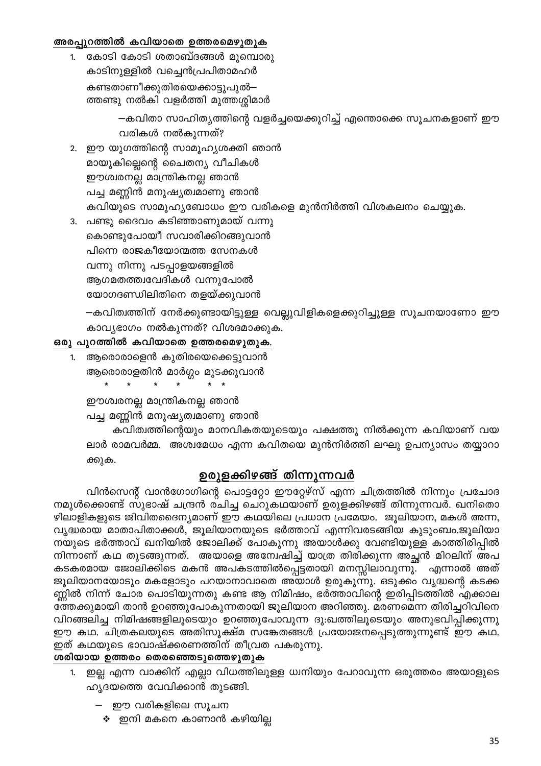**അരപ്പുറത്തിൽ കവിയാതെ ഉത്തരമെഴുതുക**

1. കോടി കോടി ശതാബ്ദങ്ങൾ മുമ്പൊരു
   കാടിനുള്ളിൽ വച്ചെൻപ്രപിതാമഹർ
   കണ്ടതാണീക്കുതിരയെക്കാട്ടുപുൽ—
   ത്തണ്ടു നൽകി വളർത്തി മുത്തശ്ശിമാർ

   —കവിതാ സാഹിത്യത്തിന്റെ വളർച്ചയെക്കുറിച്ച് എന്തൊക്കെ സൂചനകളാണ് ഈ വരികൾ നൽകുന്നത്?

2. ഈ യുഗത്തിന്റെ സാമൂഹ്യശക്തി ഞാൻ
   മായുകില്ലെന്റെ ചൈതന്യ വീചികൾ
   ഈശ്വരനല്ല മാന്ത്രികനല്ല ഞാൻ
   പച്ച മണ്ണിൻ മനുഷ്യത്വമാണു ഞാൻ
   കവിയുടെ സാമൂഹ്യബോധം ഈ വരികളെ മുൻനിർത്തി വിശകലനം ചെയ്യുക.

3. പണ്ടു ദൈവം കടിഞ്ഞാണുമായ് വന്നു
   കൊണ്ടുപോയീ സവാരിക്കിറങ്ങുവാൻ
   പിന്നെ രാജകീയോന്മത്ത സേനകൾ
   വന്നു നിന്നു പടപ്പാളയങ്ങളിൽ
   ആഗമതത്ത്വവേദികൾ വന്നുപോൽ
   യോഗദണ്ഡിലിതിനെ തളയ്ക്കുവാൻ

   —കവിത്വത്തിന് നേർക്കുണ്ടായിട്ടുള്ള വെല്ലുവിളികളെക്കുറിച്ചുള്ള സൂചനയാണോ ഈ കാവ്യഭാഗം നൽകുന്നത്? വിശദമാക്കുക.

**ഒരു പുറത്തിൽ കവിയാതെ ഉത്തരമെഴുതുക.**

1. ആരൊരാളെൻ കുതിരയെക്കെട്ടുവാൻ
   ആരൊരാളതിൻ മാർഗ്ഗം മുടക്കുവാൻ
   \*   \*   \*   \*   \* \*
   ഈശ്വരനല്ല മാന്ത്രികനല്ല ഞാൻ
   പച്ച മണ്ണിൻ മനുഷ്യത്വമാണു ഞാൻ

   കവിത്വത്തിന്റെയും മാനവികതയുടെയും പക്ഷത്തു നിൽക്കുന്ന കവിയാണ് വയലാർ രാമവർമ്മ. അശ്വമേധം എന്ന കവിതയെ മുൻനിർത്തി ലഘു ഉപന്യാസം തയ്യാറാക്കുക.

## ഉരുളക്കിഴങ്ങ് തിന്നുന്നവർ

വിൻസെന്റ് വാൻഗോഗിന്റെ പൊട്ടറ്റോ ഈറ്റേഴ്സ് എന്ന ചിത്രത്തിൽ നിന്നും പ്രചോദനമുൾക്കൊണ്ട് സുഭാഷ് ചന്ദ്രൻ രചിച്ച ചെറുകഥയാണ് ഉരുളക്കിഴങ്ങ് തിന്നുന്നവർ. ഖനിതൊഴിലാളികളുടെ ജീവിതദൈന്യമാണ് ഈ കഥയിലെ പ്രധാന പ്രമേയം. ജൂലിയാന, മകൾ അന്ന, വൃദ്ധരായ മാതാപിതാക്കൾ, ജൂലിയാനയുടെ ഭർത്താവ് എന്നിവരടങ്ങിയ കുടുംബം.ജൂലിയാനയുടെ ഭർത്താവ് ഖനിയിൽ ജോലിക്ക് പോകുന്നു അയാൾക്കു വേണ്ടിയുള്ള കാത്തിരിപ്പിൽ നിന്നാണ് കഥ തുടങ്ങുന്നത്. അയാളെ അന്വേഷിച്ച് യാത്ര തിരിക്കുന്ന അച്ഛൻ മിറലിന് അപകടകരമായ ജോലിക്കിടെ മകൻ അപകടത്തിൽപ്പെട്ടതായി മനസ്സിലാവുന്നു. എന്നാൽ അത് ജൂലിയാനയോടും മകളോടും പറയാനാവാതെ അയാൾ ഉരുകുന്നു. ഒടുക്കം വൃദ്ധന്റെ കടക്കണ്ണിൽ നിന്ന് ചോര പൊടിയുന്നതു കണ്ട ആ നിമിഷം, ഭർത്താവിന്റെ ഇരിപ്പിടത്തിൽ എക്കാലത്തേക്കുമായി താൻ ഉറഞ്ഞുപോകുന്നതായി ജൂലിയാന അറിഞ്ഞു. മരണമെന്ന തിരിച്ചറിവിനെ വിറങ്ങലിച്ച നിമിഷങ്ങളിലൂടെയും ഉറഞ്ഞുപോവുന്ന ദു:ഖത്തിലൂടെയും അനുഭവിപ്പിക്കുന്നു ഈ കഥ. ചിത്രകലയുടെ അതിസൂക്ഷ്മ സങ്കേതങ്ങൾ പ്രയോജനപ്പെടുത്തുന്നുണ്ട് ഈ കഥ. ഇത് കഥയുടെ ഭാവാഷ്ക്കരണത്തിന് തീവ്രത പകരുന്നു.

**ശരിയായ ഉത്തരം തെരഞ്ഞെടുത്തെഴുതുക**

1. ഇല്ല എന്ന വാക്കിന് എല്ലാ വിധത്തിലുള്ള ധ്വനിയും പേറാവുന്ന ഒരുത്തരം അയാളുടെ ഹൃദയത്തെ വേവിക്കാൻ തുടങ്ങി.
   - ഈ വരികളിലെ സൂചന
     - ❖ ഇനി മകനെ കാണാൻ കഴിയില്ല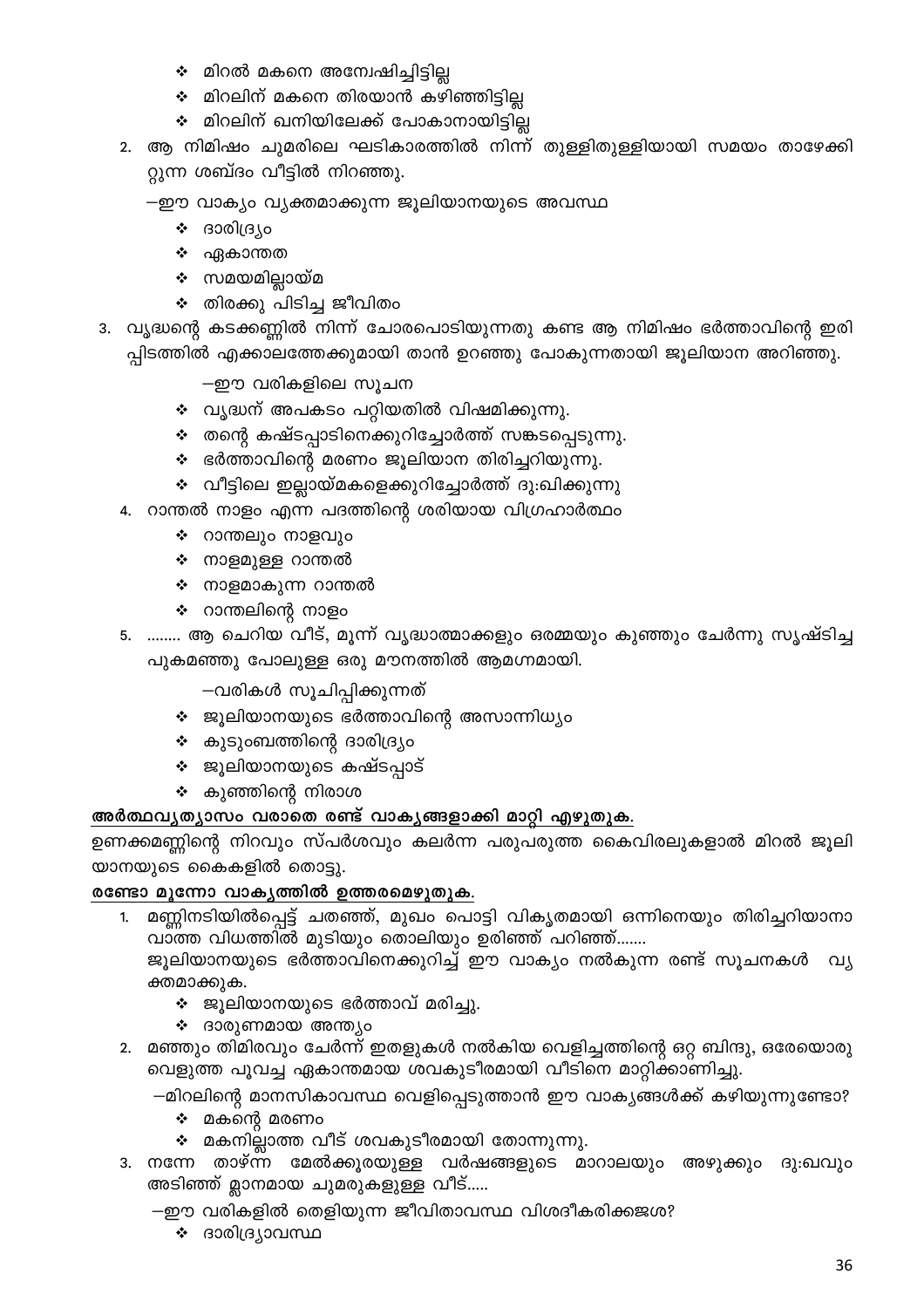- മിറൽ മകനെ അന്വേഷിച്ചിട്ടില്ല
- മിറലിന് മകനെ തിരയാൻ കഴിഞ്ഞിട്ടില്ല
- മിറലിന് ഖനിയിലേക്ക് പോകാനായിട്ടില്ല

2. ആ നിമിഷം ചുമരിലെ ഘടികാരത്തിൽ നിന്ന് തുള്ളിതുള്ളിയായി സമയം താഴേക്കി റ്റുന്ന ശബ്ദം വീട്ടിൽ നിറഞ്ഞു.

   –ഈ വാക്യം വ്യക്തമാക്കുന്ന ജൂലിയാനയുടെ അവസ്ഥ

   - ദാരിദ്ര്യം
   - ഏകാന്തത
   - സമയമില്ലായ്മ
   - തിരക്കു പിടിച്ച ജീവിതം

3. വൃദ്ധന്റെ കടക്കണ്ണിൽ നിന്ന് ചോരപൊടിയുന്നതു കണ്ട ആ നിമിഷം ഭർത്താവിന്റെ ഇരി പ്പിടത്തിൽ എക്കാലത്തേക്കുമായി താൻ ഉറഞ്ഞു പോകുന്നതായി ജൂലിയാന അറിഞ്ഞു.

   –ഈ വരികളിലെ സൂചന

   - വൃദ്ധന് അപകടം പറ്റിയതിൽ വിഷമിക്കുന്നു.
   - തന്റെ കഷ്ടപ്പാടിനെക്കുറിച്ചോർത്ത് സങ്കടപ്പെടുന്നു.
   - ഭർത്താവിന്റെ മരണം ജൂലിയാന തിരിച്ചറിയുന്നു.
   - വീട്ടിലെ ഇല്ലായ്മകളെക്കുറിച്ചോർത്ത് ദു:ഖിക്കുന്നു

4. റാന്തൽ നാളം എന്ന പദത്തിന്റെ ശരിയായ വിഗ്രഹാർത്ഥം

   - റാന്തലും നാളവും
   - നാളമുള്ള റാന്തൽ
   - നാളമാകുന്ന റാന്തൽ
   - റാന്തലിന്റെ നാളം

5. ........ ആ ചെറിയ വീട്, മൂന്ന് വൃദ്ധാത്മാക്കളും ഒരമ്മയും കുഞ്ഞും ചേർന്നു സൃഷ്ടിച്ച പുകമഞ്ഞു പോലുള്ള ഒരു മൗനത്തിൽ ആമഗ്നമായി.

   –വരികൾ സൂചിപ്പിക്കുന്നത്

   - ജൂലിയാനയുടെ ഭർത്താവിന്റെ അസാന്നിധ്യം
   - കുടുംബത്തിന്റെ ദാരിദ്ര്യം
   - ജൂലിയാനയുടെ കഷ്ടപ്പാട്
   - കുഞ്ഞിന്റെ നിരാശ

**<u>അർത്ഥവ്യത്യാസം വരാതെ രണ്ട് വാക്യങ്ങളാക്കി മാറ്റി എഴുതുക.</u>**

ഉണക്കമണ്ണിന്റെ നിറവും സ്പർശവും കലർന്ന പരുപരുത്ത കൈവിരലുകളാൽ മിറൽ ജൂലി യാനയുടെ കൈകളിൽ തൊട്ടു.

**<u>രണ്ടോ മൂന്നോ വാക്യത്തിൽ ഉത്തരമെഴുതുക.</u>**

1. മണ്ണിനടിയിൽപ്പെട്ട് ചതഞ്ഞ്, മുഖം പൊട്ടി വികൃതമായി ഒന്നിനെയും തിരിച്ചറിയാനാ വാത്ത വിധത്തിൽ മുടിയും തൊലിയും ഉരിഞ്ഞ് പറിഞ്ഞ്.......
   ജൂലിയാനയുടെ ഭർത്താവിനെക്കുറിച്ച് ഈ വാക്യം നൽകുന്ന രണ്ട് സൂചനകൾ വ്യ ക്തമാക്കുക.
   - ജൂലിയാനയുടെ ഭർത്താവ് മരിച്ചു.
   - ദാരുണമായ അന്ത്യം

2. മഞ്ഞും തിമിരവും ചേർന്ന് ഇതളുകൾ നൽകിയ വെളിച്ചത്തിന്റെ ഒറ്റ ബിന്ദു, ഒരേയൊരു വെളുത്ത പൂവച്ച ഏകാന്തമായ ശവകുടീരമായി വീടിനെ മാറ്റിക്കാണിച്ചു.

   –മിറലിന്റെ മാനസികാവസ്ഥ വെളിപ്പെടുത്താൻ ഈ വാക്യങ്ങൾക്ക് കഴിയുന്നുണ്ടോ?
   - മകന്റെ മരണം
   - മകനില്ലാത്ത വീട് ശവകുടീരമായി തോന്നുന്നു.

3. നന്നേ താഴ്ന്ന മേൽക്കൂരയുള്ള വർഷങ്ങളുടെ മാറാലയും അഴുക്കും ദു:ഖവും അടിഞ്ഞ് മ്ലാനമായ ചുമരുകളുള്ള വീട്.....

   –ഈ വരികളിൽ തെളിയുന്ന ജീവിതാവസ്ഥ വിശദീകരിക്കജശ?
   - ദാരിദ്ര്യാവസ്ഥ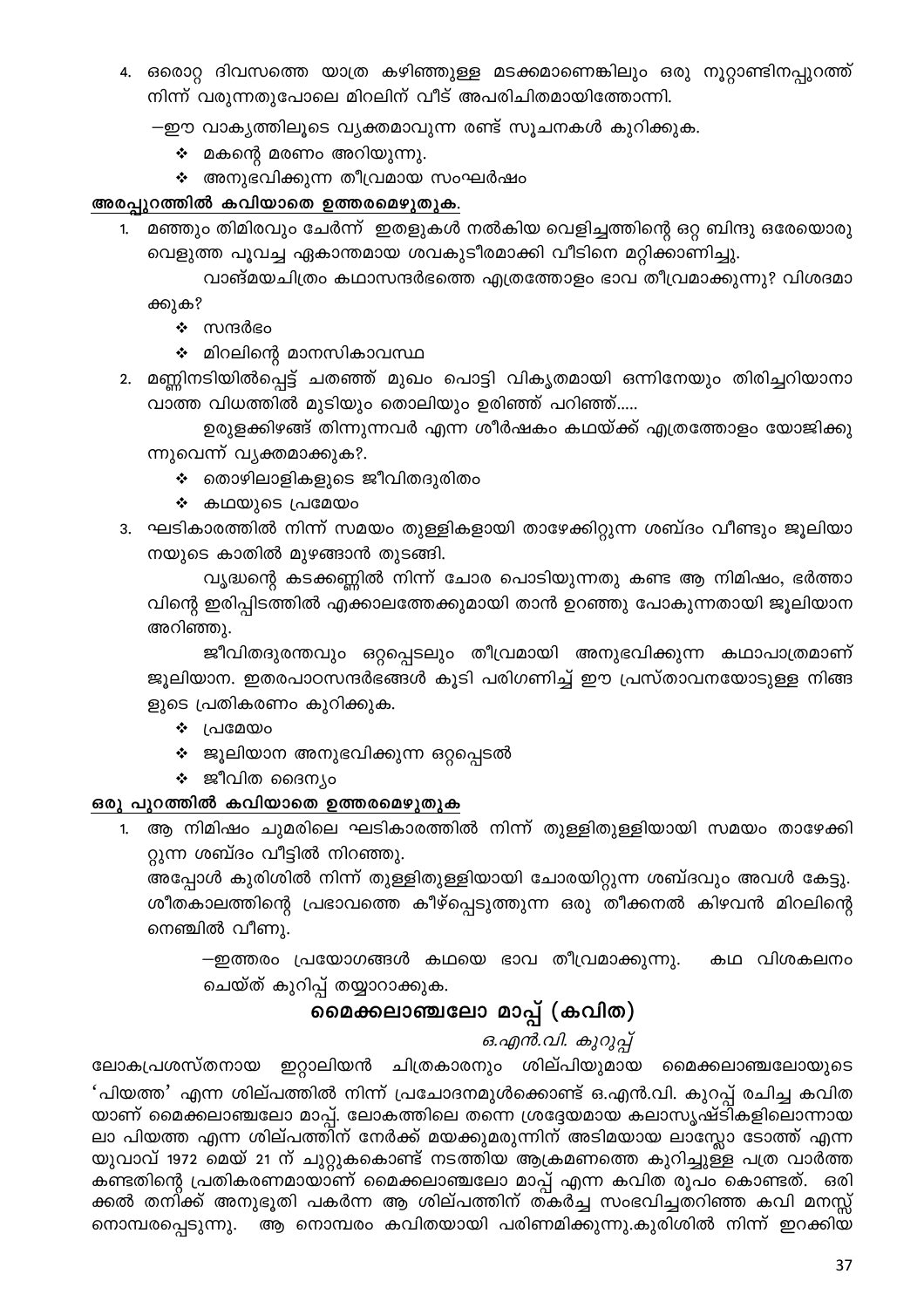4. ഒരൊറ്റ ദിവസത്തെ യാത്ര കഴിഞ്ഞുള്ള മടക്കമാണെങ്കിലും ഒരു നൂറ്റാണ്ടിനപ്പുറത്ത് നിന്ന് വരുന്നതുപോലെ മിറലിന് വീട് അപരിചിതമായിത്തോന്നി.

–ഈ വാക്യത്തിലൂടെ വ്യക്തമാവുന്ന രണ്ട് സൂചനകൾ കുറിക്കുക.

- ❖ മകന്റെ മരണം അറിയുന്നു.
- ❖ അനുഭവിക്കുന്ന തീവ്രമായ സംഘർഷം

**അരപ്പുറത്തിൽ കവിയാതെ ഉത്തരമെഴുതുക.**

1. മഞ്ഞും തിമിരവും ചേർന്ന് ഇതളുകൾ നൽകിയ വെളിച്ചത്തിന്റെ ഒറ്റ ബിന്ദു ഒരേയൊരു വെളുത്ത പൂവച്ച ഏകാന്തമായ ശവകുടീരമാക്കി വീടിനെ മറ്റിക്കാണിച്ചു.

   വാങ്മയചിത്രം കഥാസന്ദർഭത്തെ എത്രത്തോളം ഭാവ തീവ്രമാക്കുന്നു? വിശദമാക്കുക?

   - ❖ സന്ദർഭം
   - ❖ മിറലിന്റെ മാനസികാവസ്ഥ

2. മണ്ണിനടിയിൽപ്പെട്ട് ചതഞ്ഞ് മുഖം പൊട്ടി വികൃതമായി ഒന്നിനേയും തിരിച്ചറിയാനാവാത്ത വിധത്തിൽ മുടിയും തൊലിയും ഉരിഞ്ഞ് പറിഞ്ഞ്.....

   ഉരുളക്കിഴങ്ങ് തിന്നുന്നവർ എന്ന ശീർഷകം കഥയ്ക്ക് എത്രത്തോളം യോജിക്കുന്നുവെന്ന് വ്യക്തമാക്കുക?.

   - ❖ തൊഴിലാളികളുടെ ജീവിതദുരിതം
   - ❖ കഥയുടെ പ്രമേയം

3. ഘടികാരത്തിൽ നിന്ന് സമയം തുള്ളികളായി താഴേക്കിറ്റുന്ന ശബ്ദം വീണ്ടും ജൂലിയാനയുടെ കാതിൽ മുഴങ്ങാൻ തുടങ്ങി.

   വൃദ്ധന്റെ കടക്കണ്ണിൽ നിന്ന് ചോര പൊടിയുന്നതു കണ്ട ആ നിമിഷം, ഭർത്താവിന്റെ ഇരിപ്പിടത്തിൽ എക്കാലത്തേക്കുമായി താൻ ഉറഞ്ഞു പോകുന്നതായി ജൂലിയാന അറിഞ്ഞു.

   ജീവിതദുരന്തവും ഒറ്റപ്പെടലും തീവ്രമായി അനുഭവിക്കുന്ന കഥാപാത്രമാണ് ജൂലിയാന. ഇതരപാഠസന്ദർഭങ്ങൾ കൂടി പരിഗണിച്ച് ഈ പ്രസ്താവനയോടുള്ള നിങ്ങളുടെ പ്രതികരണം കുറിക്കുക.

   - ❖ പ്രമേയം
   - ❖ ജൂലിയാന അനുഭവിക്കുന്ന ഒറ്റപ്പെടൽ
   - ❖ ജീവിത ദൈന്യം

**ഒരു പുറത്തിൽ കവിയാതെ ഉത്തരമെഴുതുക**

1. ആ നിമിഷം ചുമരിലെ ഘടികാരത്തിൽ നിന്ന് തുള്ളിതുള്ളിയായി സമയം താഴേക്കിറ്റുന്ന ശബ്ദം വീട്ടിൽ നിറഞ്ഞു.
   അപ്പോൾ കുരിശിൽ നിന്ന് തുള്ളിതുള്ളിയായി ചോരയിറ്റുന്ന ശബ്ദവും അവൾ കേട്ടു. ശീതകാലത്തിന്റെ പ്രഭാവത്തെ കീഴ്പ്പെടുത്തുന്ന ഒരു തീക്കനൽ കിഴവൻ മിറലിന്റെ നെഞ്ചിൽ വീണു.

   –ഇത്തരം പ്രയോഗങ്ങൾ കഥയെ ഭാവ തീവ്രമാക്കുന്നു. കഥ വിശകലനം ചെയ്ത് കുറിപ്പ് തയ്യാറാക്കുക.

## മൈക്കലാഞ്ചലോ മാപ്പ് (കവിത)

*ഒ.എൻ.വി. കുറുപ്പ്*

ലോകപ്രശസ്തനായ ഇറ്റാലിയൻ ചിത്രകാരനും ശില്പിയുമായ മൈക്കലാഞ്ചലോയുടെ 'പിയത്ത' എന്ന ശില്പത്തിൽ നിന്ന് പ്രചോദനമുൾക്കൊണ്ട് ഒ.എൻ.വി. കുറപ്പ് രചിച്ച കവിതയാണ് മൈക്കലാഞ്ചലോ മാപ്പ്. ലോകത്തിലെ തന്നെ ശ്രദ്ധേയമായ കലാസൃഷ്ടികളിലൊന്നായ ലാ പിയത്ത എന്ന ശില്പത്തിന് നേർക്ക് മയക്കുമരുന്നിന് അടിമയായ ലാസ്ലോ ടോത്ത് എന്ന യുവാവ് 1972 മെയ് 21 ന് ചുറ്റികകൊണ്ട് നടത്തിയ ആക്രമണത്തെ കുറിച്ചുള്ള പത്ര വാർത്ത കണ്ടതിന്റെ പ്രതികരണമായാണ് മൈക്കലാഞ്ചലോ മാപ്പ് എന്ന കവിത രൂപം കൊണ്ടത്. ഒരിക്കൽ തനിക്ക് അനുഭൂതി പകർന്ന ആ ശില്പത്തിന് തകർച്ച സംഭവിച്ചതറിഞ്ഞ കവി മനസ്സ് നൊമ്പരപ്പെടുന്നു. ആ നൊമ്പരം കവിതയായി പരിണമിക്കുന്നു.കുരിശിൽ നിന്ന് ഇറക്കിയ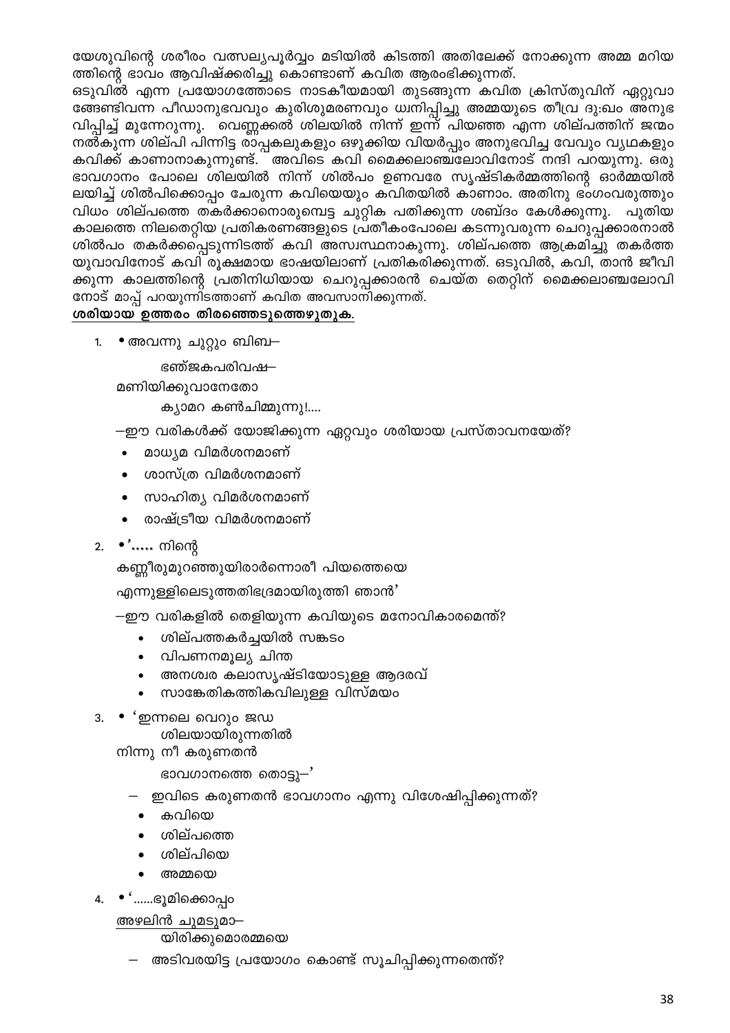യേശുവിന്റെ ശരീരം വത്സല്യപൂർവ്വം മടിയിൽ കിടത്തി അതിലേക്ക് നോക്കുന്ന അമ്മ മറിയത്തിന്റെ ഭാവം ആവിഷ്ക്കരിച്ചു കൊണ്ടാണ് കവിത ആരംഭിക്കുന്നത്.

ഒടുവിൽ എന്ന പ്രയോഗത്തോടെ നാടകീയമായി തുടങ്ങുന്ന കവിത ക്രിസ്തുവിന് ഏറ്റുവാങ്ങേണ്ടിവന്ന പീഡാനുഭവവും കുരിശുമരണവും ധ്വനിപ്പിച്ചു അമ്മയുടെ തീവ്ര ദു:ഖം അനുഭവിപ്പിച്ച് മുന്നേറുന്നു. വെണ്ണക്കൽ ശിലയിൽ നിന്ന് ഇന്ന് പിയഞ്ഞ എന്ന ശില്പത്തിന് ജന്മം നൽകുന്ന ശില്പി പിന്നിട്ട രാപ്പകലുകളും ഒഴുക്കിയ വിയർപ്പും അനുഭവിച്ച വേവും വ്യഥകളും കവിക്ക് കാണാനാകുന്നുണ്ട്. അവിടെ കവി മൈക്കലാഞ്ചലോവിനോട് നന്ദി പറയുന്നു. ഒരു ഭാവഗാനം പോലെ ശിലയിൽ നിന്ന് ശിൽപം ഉണവരേ സൃഷ്ടികർമ്മത്തിന്റെ ഓർമ്മയിൽ ലയിച്ച് ശിൽപിക്കൊപ്പം ചേരുന്ന കവിയെയും കവിതയിൽ കാണാം. അതിനു ഭംഗംവരുത്തും വിധം ശില്പത്തെ തകർക്കാനൊരുമ്പെട്ട ചുറ്റിക പതിക്കുന്ന ശബ്ദം കേൾക്കുന്നു. പുതിയ കാലത്തെ നിലതെറ്റിയ പ്രതികരണങ്ങളുടെ പ്രതീകംപോലെ കടന്നുവരുന്ന ചെറുപ്പക്കാരനാൽ ശിൽപം തകർക്കപ്പെടുന്നിടത്ത് കവി അസ്വസ്ഥനാകുന്നു. ശില്പത്തെ ആക്രമിച്ചു തകർത്ത യുവാവിനോട് കവി രൂക്ഷമായ ഭാഷയിലാണ് പ്രതികരിക്കുന്നത്. ഒടുവിൽ, കവി, താൻ ജീവിക്കുന്ന കാലത്തിന്റെ പ്രതിനിധിയായ ചെറുപ്പക്കാരൻ ചെയ്ത തെറ്റിന് മൈക്കലാഞ്ചലോവിനോട് മാപ്പ് പറയുന്നിടത്താണ് കവിത അവസാനിക്കുന്നത്.

**ശരിയായ ഉത്തരം തിരഞ്ഞെടുത്തെഴുതുക.**

1. • അവന്നു ചുറ്റും ബിബ–
   ഭഞ്ജകപരിവഷ–
   മണിയിക്കുവാനേതോ
   ക്യാമറ കൺചിമ്മുന്നു!....

   –ഈ വരികൾക്ക് യോജിക്കുന്ന ഏറ്റവും ശരിയായ പ്രസ്താവനയേത്?
   - മാധ്യമ വിമർശനമാണ്
   - ശാസ്ത്ര വിമർശനമാണ്
   - സാഹിത്യ വിമർശനമാണ്
   - രാഷ്ട്രീയ വിമർശനമാണ്

2. • '..... നിന്റെ
   കണ്ണീരുമുറഞ്ഞുയിരാർന്നൊരീ പിയത്തെയെ
   എന്നുള്ളിലെടുത്തതിഭദ്രമായിരുത്തി ഞാൻ'

   –ഈ വരികളിൽ തെളിയുന്ന കവിയുടെ മനോവികാരമെന്ത്?
   - ശില്പതകർച്ചയിൽ സങ്കടം
   - വിപണനമൂല്യ ചിന്ത
   - അനശ്വര കലാസൃഷ്ടിയോടുള്ള ആദരവ്
   - സാങ്കേതികത്തികവിലുള്ള വിസ്മയം

3. • 'ഇന്നലെ വെറും ജഡ
   ശിലയായിരുന്നതിൽ
   നിന്നു നീ കരുണതൻ
   ഭാവഗാനത്തെ തൊട്ടു–'

   – ഇവിടെ കരുണതൻ ഭാവഗാനം എന്നു വിശേഷിപ്പിക്കുന്നത്?
   - കവിയെ
   - ശില്പത്തെ
   - ശില്പിയെ
   - അമ്മയെ

4. • '......ഭൂമിക്കൊപ്പം
   <u>അഴലിൻ ചുമടുമാ–</u>
   യിരിക്കുമൊരമ്മയെ

   – അടിവരയിട്ട പ്രയോഗം കൊണ്ട് സൂചിപ്പിക്കുന്നതെന്ത്?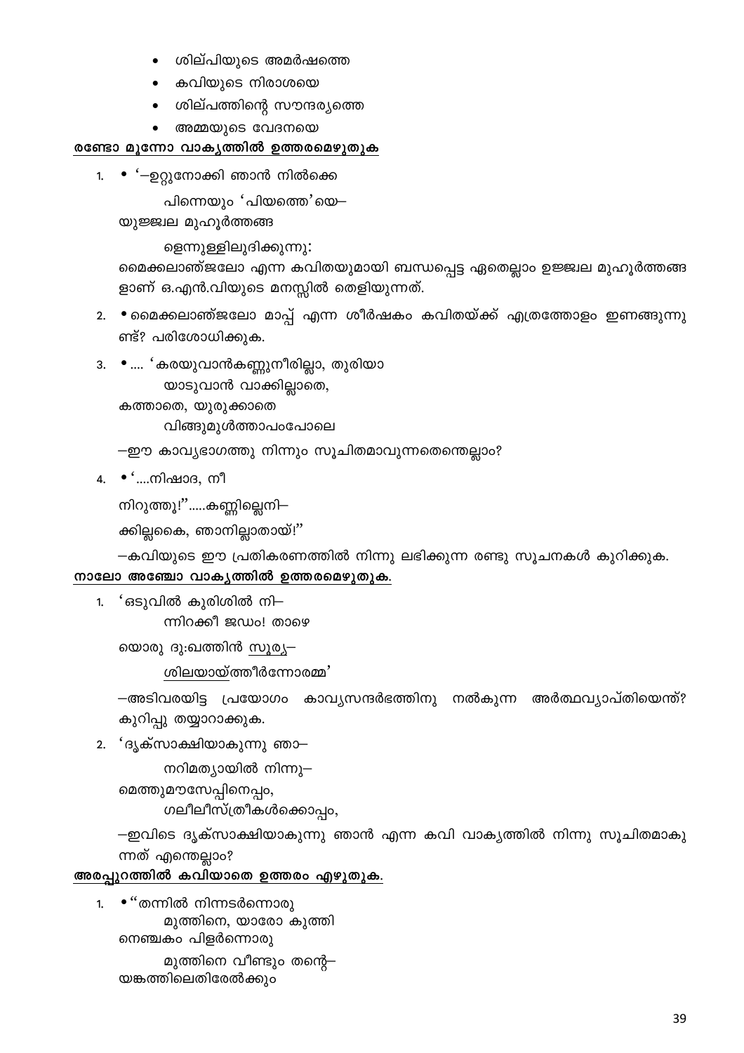- ശില്പിയുടെ അമർഷത്തെ
- കവിയുടെ നിരാശയെ
- ശില്പത്തിന്റെ സൗന്ദര്യത്തെ
- അമ്മയുടെ വേദനയെ

**<u>രണ്ടോ മൂന്നോ വാക്യത്തിൽ ഉത്തരമെഴുതുക</u>**

1. • '–ഉറ്റുനോക്കി ഞാൻ നിൽക്കെ

   പിന്നെയും 'പിയത്തെ'യെ–

   യുജ്ജ്വല മുഹൂർത്തങ്ങ

   ളെന്നുള്ളിലുദിക്കുന്നു:

   മൈക്കലാഞ്ജലോ എന്ന കവിതയുമായി ബന്ധപ്പെട്ട ഏതെല്ലാം ഉജ്ജ്വല മുഹൂർത്തങ്ങളാണ് ഒ.എൻ.വിയുടെ മനസ്സിൽ തെളിയുന്നത്.

2. • മൈക്കലാഞ്ജലോ മാപ്പ് എന്ന ശീർഷകം കവിതയ്ക്ക് എത്രത്തോളം ഇണങ്ങുന്നുണ്ട്? പരിശോധിക്കുക.

3. • .... 'കരയുവാൻകണ്ണുനീരില്ലാ, തുരിയാ

   യാടുവാൻ വാക്കില്ലാതെ,

   കത്താതെ, യുരുക്കാതെ

   വിങ്ങുമുൾത്താപംപോലെ

   –ഈ കാവ്യഭാഗത്തു നിന്നും സൂചിതമാവുന്നതെന്തെല്ലാം?

4. • '....നിഷാദ, നീ

   നിറുത്തൂ!".....കണ്ണില്ലെനി–

   ക്കില്ലകൈ, ഞാനില്ലാതായ്!"

   –കവിയുടെ ഈ പ്രതികരണത്തിൽ നിന്നു ലഭിക്കുന്ന രണ്ടു സൂചനകൾ കുറിക്കുക.

**<u>നാലോ അഞ്ചോ വാക്യത്തിൽ ഉത്തരമെഴുതുക.</u>**

1. 'ഒടുവിൽ കുരിശിൽ നി–

   ന്നിറക്കീ ജഡം! താഴെ

   യൊരു ദു:ഖത്തിൻ <u>സൂര്യ–</u>

   <u>ശിലയായ്</u>ത്തീർന്നോരമ്മ'

   –അടിവരയിട്ട പ്രയോഗം കാവ്യസന്ദർഭത്തിനു നൽകുന്ന അർത്ഥവ്യാപ്തിയെന്ത്? കുറിപ്പു തയ്യാറാക്കുക.

2. 'ദൃക്സാക്ഷിയാകുന്നു ഞാ–

   നരിമത്യായിൽ നിന്നു–

   മെത്തുമൗസേപ്പിനെപ്പം,

   ഗലീലീസ്ത്രീകൾക്കൊപ്പം,

   –ഇവിടെ ദൃക്സാക്ഷിയാകുന്നു ഞാൻ എന്ന കവി വാക്യത്തിൽ നിന്നു സൂചിതമാകുന്നത് എന്തെല്ലാം?

**<u>അരപ്പുറത്തിൽ കവിയാതെ ഉത്തരം എഴുതുക.</u>**

1. • "തന്നിൽ നിന്നടർന്നൊരു

   മുത്തിനെ, യാരോ കുത്തി

   നെഞ്ചകം പിളർന്നൊരു

   മുത്തിനെ വീണ്ടും തന്റെ–

   യങ്കത്തിലെതിരേൽക്കും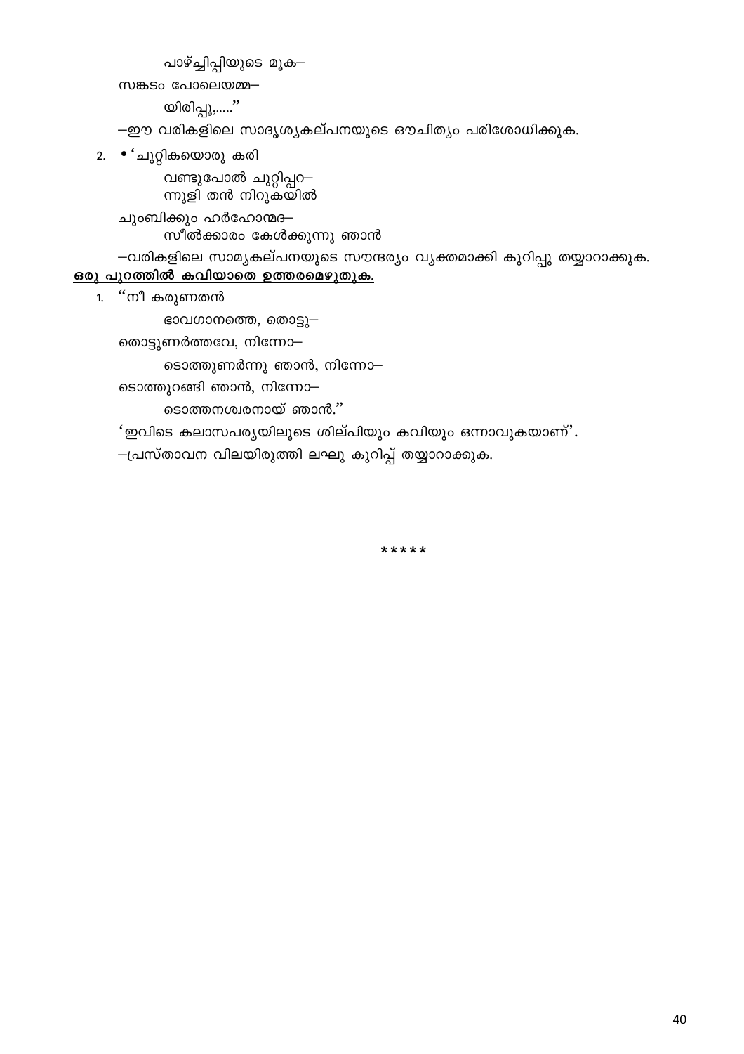പാഴ്ച്ചിപ്പിയുടെ മൂക–

സങ്കടം പോലെയമ്മ–

യിരിപ്പൂ,....."

–ഈ വരികളിലെ സാദൃശ്യകല്പനയുടെ ഔചിത്യം പരിശോധിക്കുക.

2. • 'ചുറ്റികയൊരു കരി

വണ്ടുപോൽ ചുറ്റിപ്പറ–
ന്നുളി തൻ നിറുകയിൽ

ചുംബിക്കും ഹർഹോന്മദ–
സീൽക്കാരം കേൾക്കുന്നു ഞാൻ

–വരികളിലെ സാമ്യകല്പനയുടെ സൗന്ദര്യം വ്യക്തമാക്കി കുറിപ്പു തയ്യാറാക്കുക.

**<u>ഒരു പുറത്തിൽ കവിയാതെ ഉത്തരമെഴുതുക.</u>**

1. "നീ കരുണതൻ

ഭാവഗാനത്തെ, തൊട്ടു–

തൊട്ടുണർത്തവേ, നിന്നോ–

ടൊത്തുണർന്നു ഞാൻ, നിന്നോ–

ടൊത്തുറങ്ങി ഞാൻ, നിന്നോ–

ടൊത്തനശ്വരനായ് ഞാൻ."

'ഇവിടെ കലാസപര്യയിലൂടെ ശില്പിയും കവിയും ഒന്നാവുകയാണ്'.

–പ്രസ്താവന വിലയിരുത്തി ലഘു കുറിപ്പ് തയ്യാറാക്കുക.

*****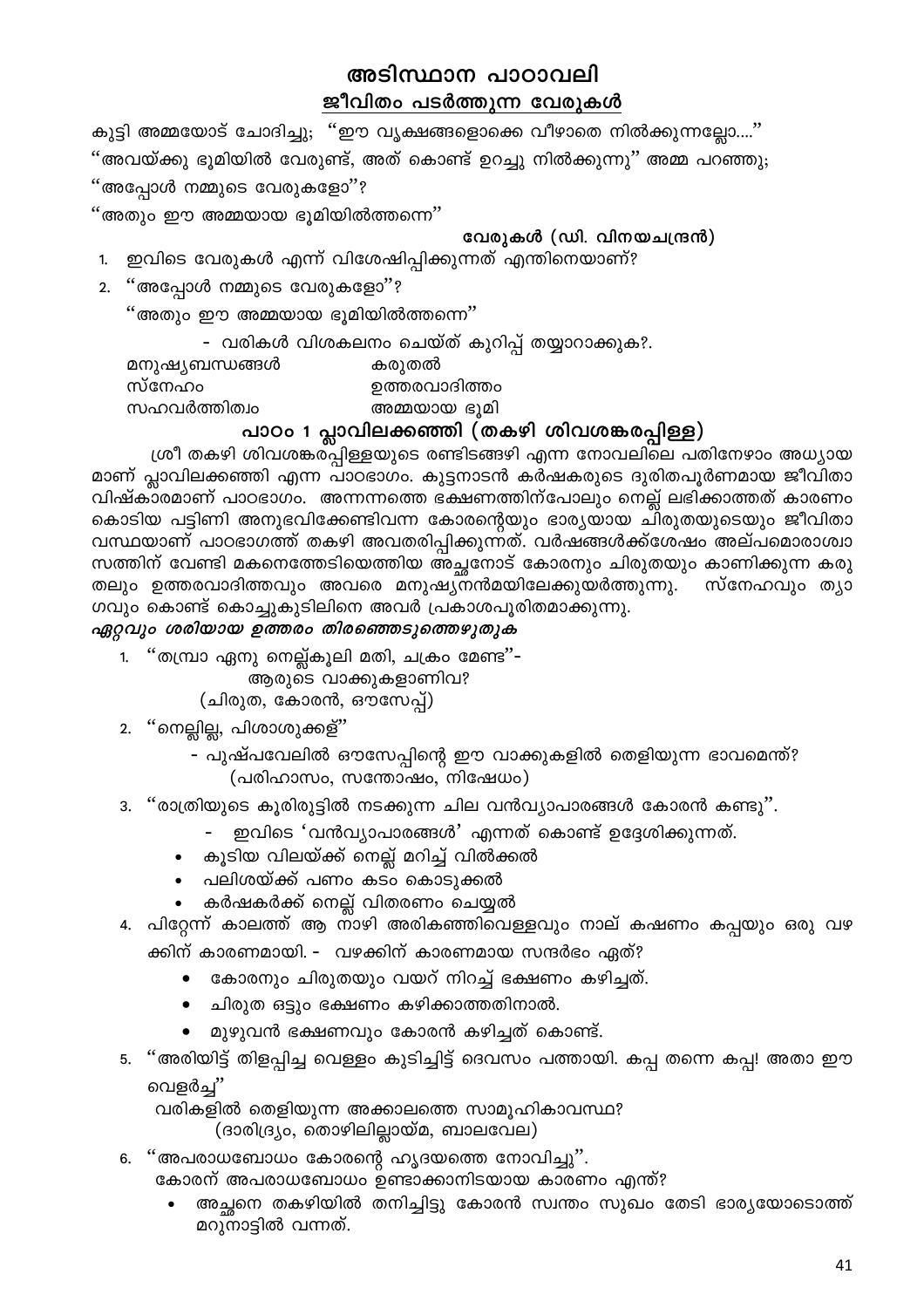# അടിസ്ഥാന പാഠാവലി

## ജീവിതം പടർത്തുന്ന വേരുകൾ

കുട്ടി അമ്മയോട് ചോദിച്ചു; "ഈ വൃക്ഷങ്ങളൊക്കെ വീഴാതെ നിൽക്കുന്നല്ലോ...."

"അവയ്ക്കു ഭൂമിയിൽ വേരുണ്ട്, അത് കൊണ്ട് ഉറച്ചു നിൽക്കുന്നു" അമ്മ പറഞ്ഞു;

"അപ്പോൾ നമ്മുടെ വേരുകളോ"?

"അതും ഈ അമ്മയായ ഭൂമിയിൽത്തന്നെ"

**വേരുകൾ (ഡി. വിനയചന്ദ്രൻ)**

1. ഇവിടെ വേരുകൾ എന്ന് വിശേഷിപ്പിക്കുന്നത് എന്തിനെയാണ്?
2. "അപ്പോൾ നമ്മുടെ വേരുകളോ"?

   "അതും ഈ അമ്മയായ ഭൂമിയിൽത്തന്നെ"

   - വരികൾ വിശകലനം ചെയ്ത് കുറിപ്പ് തയ്യാറാക്കുക?.

| | |
|---|---|
| മനുഷ്യബന്ധങ്ങൾ | കരുതൽ |
| സ്നേഹം | ഉത്തരവാദിത്തം |
| സഹവർത്തിത്വം | അമ്മയായ ഭൂമി |

## പാഠം 1 പ്ലാവിലക്കഞ്ഞി (തകഴി ശിവശങ്കരപ്പിള്ള)

ശ്രീ തകഴി ശിവശങ്കരപ്പിള്ളയുടെ രണ്ടിടങ്ങഴി എന്ന നോവലിലെ പതിനേഴാം അധ്യായമാണ് പ്ലാവിലക്കഞ്ഞി എന്ന പാഠഭാഗം. കുട്ടനാടൻ കർഷകരുടെ ദുരിതപൂർണമായ ജീവിതാവിഷ്കാരമാണ് പാഠഭാഗം. അന്നന്നത്തെ ഭക്ഷണത്തിന്പോലും നെല്ല് ലഭിക്കാത്തത് കാരണം കൊടിയ പട്ടിണി അനുഭവിക്കേണ്ടിവന്ന കോരന്റെയും ഭാര്യയായ ചിരുതയുടെയും ജീവിതാവസ്ഥയാണ് പാഠഭാഗത്ത് തകഴി അവതരിപ്പിക്കുന്നത്. വർഷങ്ങൾക്ക്ശേഷം അല്പമൊരാശ്വാസത്തിന് വേണ്ടി മകനെത്തേടിയെത്തിയ അച്ഛനോട് കോരനും ചിരുതയും കാണിക്കുന്ന കരുതലും ഉത്തരവാദിത്തവും അവരെ മനുഷ്യനൻമയിലേക്കുയർത്തുന്നു. സ്നേഹവും ത്യാഗവും കൊണ്ട് കൊച്ചുകുടിലിനെ അവർ പ്രകാശപൂരിതമാക്കുന്നു.

***ഏറ്റവും ശരിയായ ഉത്തരം തിരഞ്ഞെടുത്തെഴുതുക***

1. "തമ്പ്രാ ഏനു നെല്ല്കൂലി മതി, ചക്രം മേണ്ട"-

   ആരുടെ വാക്കുകളാണിവ?

   (ചിരുത, കോരൻ, ഔസേപ്പ്)

2. "നെല്ലില്ല, പിശാശുക്കള്"

   - പുഷ്പവേലിൽ ഔസേപ്പിന്റെ ഈ വാക്കുകളിൽ തെളിയുന്ന ഭാവമെന്ത്?

   (പരിഹാസം, സന്തോഷം, നിഷേധം)

3. "രാത്രിയുടെ കൂരിരുട്ടിൽ നടക്കുന്ന ചില വൻവ്യാപാരങ്ങൾ കോരൻ കണ്ടു".

   - ഇവിടെ 'വൻവ്യാപാരങ്ങൾ' എന്നത് കൊണ്ട് ഉദ്ദേശിക്കുന്നത്.

   - കൂടിയ വിലയ്ക്ക് നെല്ല് മറിച്ച് വിൽക്കൽ
   - പലിശയ്ക്ക് പണം കടം കൊടുക്കൽ
   - കർഷകർക്ക് നെല്ല് വിതരണം ചെയ്യൽ

4. പിറ്റേന്ന് കാലത്ത് ആ നാഴി അരികഞ്ഞിവെള്ളവും നാല് കഷണം കപ്പയും ഒരു വഴക്കിന് കാരണമായി. - വഴക്കിന് കാരണമായ സന്ദർഭം ഏത്?

   - കോരനും ചിരുതയും വയറ് നിറച്ച് ഭക്ഷണം കഴിച്ചത്.
   - ചിരുത ഒട്ടും ഭക്ഷണം കഴിക്കാത്തതിനാൽ.
   - മുഴുവൻ ഭക്ഷണവും കോരൻ കഴിച്ചത് കൊണ്ട്.

5. "അരിയിട്ട് തിളപ്പിച്ച വെള്ളം കുടിച്ചിട്ട് ദെവസം പത്തായി. കപ്പ തന്നെ കപ്പ! അതാ ഈ വെളർച്ച"

   വരികളിൽ തെളിയുന്ന അക്കാലത്തെ സാമൂഹികാവസ്ഥ?

   (ദാരിദ്ര്യം, തൊഴിലില്ലായ്മ, ബാലവേല)

6. "അപരാധബോധം കോരന്റെ ഹൃദയത്തെ നോവിച്ചു".

   കോരന് അപരാധബോധം ഉണ്ടാക്കാനിടയായ കാരണം എന്ത്?

   - അച്ഛനെ തകഴിയിൽ തനിച്ചിട്ടു കോരൻ സ്വന്തം സുഖം തേടി ഭാര്യയോടൊത്ത് മറുനാട്ടിൽ വന്നത്.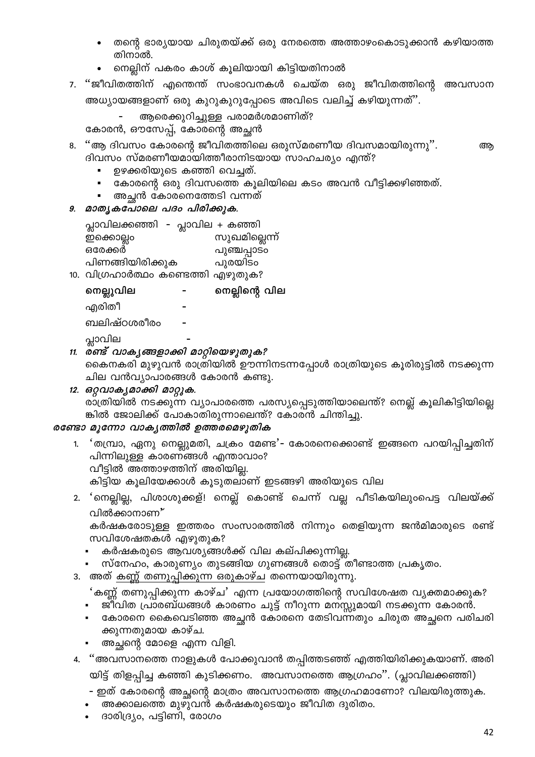- തന്റെ ഭാര്യയായ ചിരുതയ്ക്ക് ഒരു നേരത്തെ അത്താഴംകൊടുക്കാൻ കഴിയാത്തതിനാൽ.
- നെല്ലിന് പകരം കാശ് കൂലിയായി കിട്ടിയതിനാൽ

7. "ജീവിതത്തിന് എന്തെന്ത് സംഭാവനകൾ ചെയ്ത ഒരു ജീവിതത്തിന്റെ അവസാന അധ്യായങ്ങളാണ് ഒരു കുറുകുറുപ്പോടെ അവിടെ വലിച്ച് കഴിയുന്നത്".
   - ആരെക്കുറിച്ചുള്ള പരാമർശമാണിത്?

   കോരൻ, ഔസേപ്പ്, കോരന്റെ അച്ഛൻ

8. "ആ ദിവസം കോരന്റെ ജീവിതത്തിലെ ഒരുസ്മരണീയ ദിവസമായിരുന്നു". ആ ദിവസം സ്മരണീയമായിത്തീരാനിടയായ സാഹചര്യം എന്ത്?
   - ഉഴക്കരിയുടെ കഞ്ഞി വെച്ചത്.
   - കോരന്റെ ഒരു ദിവസത്തെ കൂലിയിലെ കടം അവൻ വീട്ടിക്കഴിഞ്ഞത്.
   - അച്ഛൻ കോരനെത്തേടി വന്നത്

9. ***മാതൃകപോലെ പദം പിരിക്കുക.***

   പ്ലാവിലക്കഞ്ഞി - പ്ലാവില + കഞ്ഞി

   ഇക്കൊല്ലം  സുഖമില്ലെന്ന്

   ഒരേക്കർ  പുഞ്ചപ്പാടം

   പിണങ്ങിയിരിക്കുക  പുരയിടം

10. വിഗ്രഹാർത്ഥം കണ്ടെത്തി എഴുതുക?

    **നെല്ലുവില - നെല്ലിന്റെ വില**

    എരിതീ -

    ബലിഷ്ഠശരീരം -

    പ്ലാവില -

11. ***രണ്ട് വാക്യങ്ങളാക്കി മാറ്റിയെഴുതുക?***

    കൈനകരി മുഴുവൻ രാത്രിയിൽ ഊന്നിനടന്നപ്പോൾ രാത്രിയുടെ കൂരിരുട്ടിൽ നടക്കുന്ന ചില വൻവ്യാപാരങ്ങൾ കോരൻ കണ്ടു.

12. ***ഒറ്റവാക്യമാക്കി മാറ്റുക.***

    രാത്രിയിൽ നടക്കുന്ന വ്യാപാരത്തെ പരസ്യപ്പെടുത്തിയാലെന്ത്? നെല്ല് കൂലികിട്ടിയില്ലെങ്കിൽ ജോലിക്ക് പോകാതിരുന്നാലെന്ത്? കോരൻ ചിന്തിച്ചു.

### ***രണ്ടോ മൂന്നോ വാക്യത്തിൽ ഉത്തരമെഴുതിക***

1. 'തമ്പ്രാ, ഏനു നെല്ലുമതി, ചക്രം മേണ്ട'- കോരനെക്കൊണ്ട് ഇങ്ങനെ പറയിപ്പിച്ചതിന് പിന്നിലുള്ള കാരണങ്ങൾ എന്താവാം?

   വീട്ടിൽ അത്താഴത്തിന് അരിയില്ല.

   കിട്ടിയ കൂലിയേക്കാൾ കൂടുതലാണ് ഇടങ്ങഴി അരിയുടെ വില

2. 'നെല്ലില്ല, പിശാശുക്കള്! നെല്ല് കൊണ്ട് ചെന്ന് വല്ല പീടികയിലുംപെട്ട വിലയ്ക്ക് വിൽക്കാനാണ്"

   കർഷകരോടുള്ള ഇത്തരം സംസാരത്തിൽ നിന്നും തെളിയുന്ന ജൻമിമാരുടെ രണ്ട് സവിശേഷതകൾ എഴുതുക?
   - കർഷകരുടെ ആവശ്യങ്ങൾക്ക് വില കല്പിക്കുന്നില്ല.
   - സ്നേഹം, കാരുണ്യം തുടങ്ങിയ ഗുണങ്ങൾ തൊട്ട് തീണ്ടാത്ത പ്രകൃതം.

3. അത് <u>കണ്ണ് തണുപ്പിക്കുന്ന ഒരുകാഴ്ച</u> തന്നെയായിരുന്നു.

   'കണ്ണ് തണുപ്പിക്കുന്ന കാഴ്ച' എന്ന പ്രയോഗത്തിന്റെ സവിശേഷത വ്യക്തമാക്കുക?
   - ജീവിത പ്രാരബ്ധങ്ങൾ കാരണം ചുട്ട് നീറുന്ന മനസ്സുമായി നടക്കുന്ന കോരൻ.
   - കോരനെ കൈവെടിഞ്ഞ അച്ഛൻ കോരനെ തേടിവന്നതും ചിരുത അച്ഛനെ പരിചരിക്കുന്നതുമായ കാഴ്ച.
   - അച്ഛന്റെ മോളെ എന്ന വിളി.

4. "അവസാനത്തെ നാളുകൾ പോക്കുവാൻ തപ്പിത്തടഞ്ഞ് എത്തിയിരിക്കുകയാണ്. അരിയിട്ട് തിളപ്പിച്ച കഞ്ഞി കുടിക്കണം. അവസാനത്തെ ആഗ്രഹം". (പ്ലാവിലക്കഞ്ഞി)

   - ഇത് കോരന്റെ അച്ഛന്റെ മാത്രം അവസാനത്തെ ആഗ്രഹമാണോ? വിലയിരുത്തുക.
   - അക്കാലത്തെ മുഴുവൻ കർഷകരുടെയും ജീവിത ദുരിതം.
   - ദാരിദ്ര്യം, പട്ടിണി, രോഗം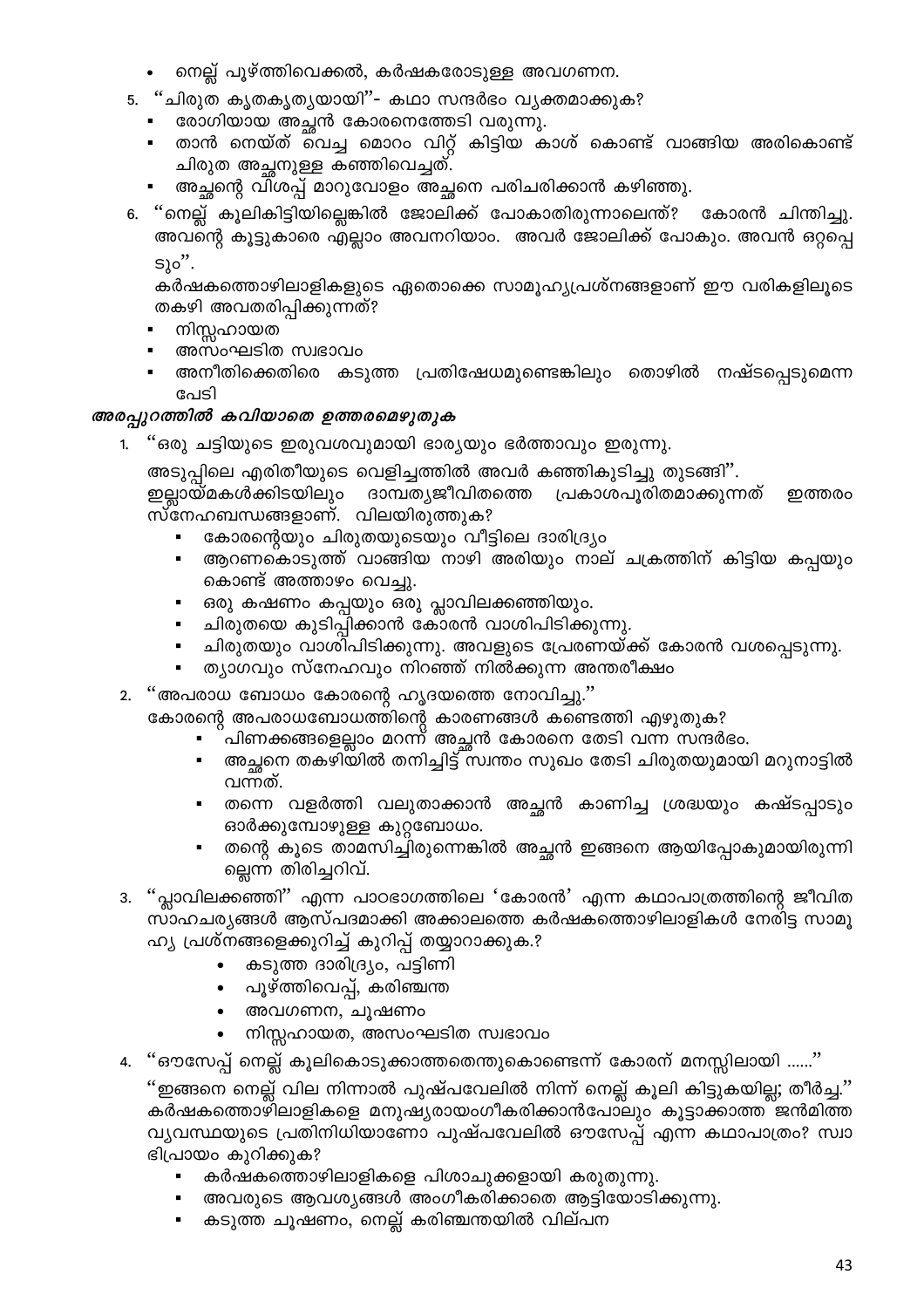- നെല്ല് പൂഴ്ത്തിവെക്കൽ, കർഷകരോടുള്ള അവഗണന.

5. "ചിരുത കൃതകൃത്യയായി"- കഥാ സന്ദർഭം വ്യക്തമാക്കുക?
   - രോഗിയായ അച്ഛൻ കോരനെത്തേടി വരുന്നു.
   - താൻ നെയ്ത് വെച്ച മൊറം വിറ്റ് കിട്ടിയ കാശ് കൊണ്ട് വാങ്ങിയ അരികൊണ്ട് ചിരുത അച്ഛനുള്ള കഞ്ഞിവെച്ചത്.
   - അച്ഛന്റെ വിശപ്പ് മാറുവോളം അച്ഛനെ പരിചരിക്കാൻ കഴിഞ്ഞു.

6. "നെല്ല് കൂലികിട്ടിയില്ലെങ്കിൽ ജോലിക്ക് പോകാതിരുന്നാലെന്ത്? കോരൻ ചിന്തിച്ചു. അവന്റെ കൂട്ടുകാരെ എല്ലാം അവനറിയാം. അവർ ജോലിക്ക് പോകും. അവൻ ഒറ്റപ്പെടും".

   കർഷകത്തൊഴിലാളികളുടെ ഏതൊക്കെ സാമൂഹ്യപ്രശ്നങ്ങളാണ് ഈ വരികളിലൂടെ തകഴി അവതരിപ്പിക്കുന്നത്?
   - നിസ്സഹായത
   - അസംഘടിത സ്വഭാവം
   - അനീതിക്കെതിരെ കടുത്ത പ്രതിഷേധമുണ്ടെങ്കിലും തൊഴിൽ നഷ്ടപ്പെടുമെന്ന പേടി

***അരപ്പുറത്തിൽ കവിയാതെ ഉത്തരമെഴുതുക***

1. "ഒരു ചട്ടിയുടെ ഇരുവശവുമായി ഭാര്യയും ഭർത്താവും ഇരുന്നു.

   അടുപ്പിലെ എരിതീയുടെ വെളിച്ചത്തിൽ അവർ കഞ്ഞികുടിച്ചു തുടങ്ങി".

   ഇല്ലായ്മകൾക്കിടയിലും ദാമ്പത്യജീവിതത്തെ പ്രകാശപൂരിതമാക്കുന്നത് ഇത്തരം സ്നേഹബന്ധങ്ങളാണ്. വിലയിരുത്തുക?
   - കോരന്റെയും ചിരുതയുടെയും വീട്ടിലെ ദാരിദ്ര്യം
   - ആറണകൊടുത്ത് വാങ്ങിയ നാഴി അരിയും നാല് ചക്രത്തിന് കിട്ടിയ കപ്പയും കൊണ്ട് അത്താഴം വെച്ചു.
   - ഒരു കഷണം കപ്പയും ഒരു പ്ലാവിലക്കഞ്ഞിയും.
   - ചിരുതയെ കുടിപ്പിക്കാൻ കോരൻ വാശിപിടിക്കുന്നു.
   - ചിരുതയും വാശിപിടിക്കുന്നു. അവളുടെ പ്രേരണയ്ക്ക് കോരൻ വശപ്പെടുന്നു.
   - ത്യാഗവും സ്നേഹവും നിറഞ്ഞ് നിൽക്കുന്ന അന്തരീക്ഷം

2. "അപരാധ ബോധം കോരന്റെ ഹൃദയത്തെ നോവിച്ചു."

   കോരന്റെ അപരാധബോധത്തിന്റെ കാരണങ്ങൾ കണ്ടെത്തി എഴുതുക?
   - പിണക്കങ്ങളെല്ലാം മറന്ന് അച്ഛൻ കോരനെ തേടി വന്ന സന്ദർഭം.
   - അച്ഛനെ തകഴിയിൽ തനിച്ചിട്ട് സ്വന്തം സുഖം തേടി ചിരുതയുമായി മറുനാട്ടിൽ വന്നത്.
   - തന്നെ വളർത്തി വലുതാക്കാൻ അച്ഛൻ കാണിച്ച ശ്രദ്ധയും കഷ്ടപ്പാടും ഓർക്കുമ്പോഴുള്ള കുറ്റബോധം.
   - തന്റെ കൂടെ താമസിച്ചിരുന്നെങ്കിൽ അച്ഛൻ ഇങ്ങനെ ആയിപ്പോകുമായിരുന്നില്ലെന്ന തിരിച്ചറിവ്.

3. "പ്ലാവിലക്കഞ്ഞി" എന്ന പാഠഭാഗത്തിലെ 'കോരൻ' എന്ന കഥാപാത്രത്തിന്റെ ജീവിത സാഹചര്യങ്ങൾ ആസ്പദമാക്കി അക്കാലത്തെ കർഷകത്തൊഴിലാളികൾ നേരിട്ട സാമൂഹ്യ പ്രശ്നങ്ങളെക്കുറിച്ച് കുറിപ്പ് തയ്യാറാക്കുക.?
   - കടുത്ത ദാരിദ്ര്യം, പട്ടിണി
   - പൂഴ്ത്തിവെപ്പ്, കരിഞ്ചന്ത
   - അവഗണന, ചൂഷണം
   - നിസ്സഹായത, അസംഘടിത സ്വഭാവം

4. "ഔസേപ്പ് നെല്ല് കൂലികൊടുക്കാത്തതെന്തുകൊണ്ടെന്ന് കോരന് മനസ്സിലായി ......"

   "ഇങ്ങനെ നെല്ല് വില നിന്നാൽ പുഷ്പവേലിൽ നിന്ന് നെല്ല് കൂലി കിട്ടുകയില്ല; തീർച്ച."

   കർഷകത്തൊഴിലാളികളെ മനുഷ്യരായംഗീകരിക്കാൻപോലും കൂട്ടാക്കാത്ത ജൻമിത്ത വ്യവസ്ഥയുടെ പ്രതിനിധിയാണോ പുഷ്പവേലിൽ ഔസേപ്പ് എന്ന കഥാപാത്രം? സ്വാഭിപ്രായം കുറിക്കുക?
   - കർഷകത്തൊഴിലാളികളെ പിശാചുക്കളായി കരുതുന്നു.
   - അവരുടെ ആവശ്യങ്ങൾ അംഗീകരിക്കാതെ ആട്ടിയോടിക്കുന്നു.
   - കടുത്ത ചൂഷണം, നെല്ല് കരിഞ്ചന്തയിൽ വില്പന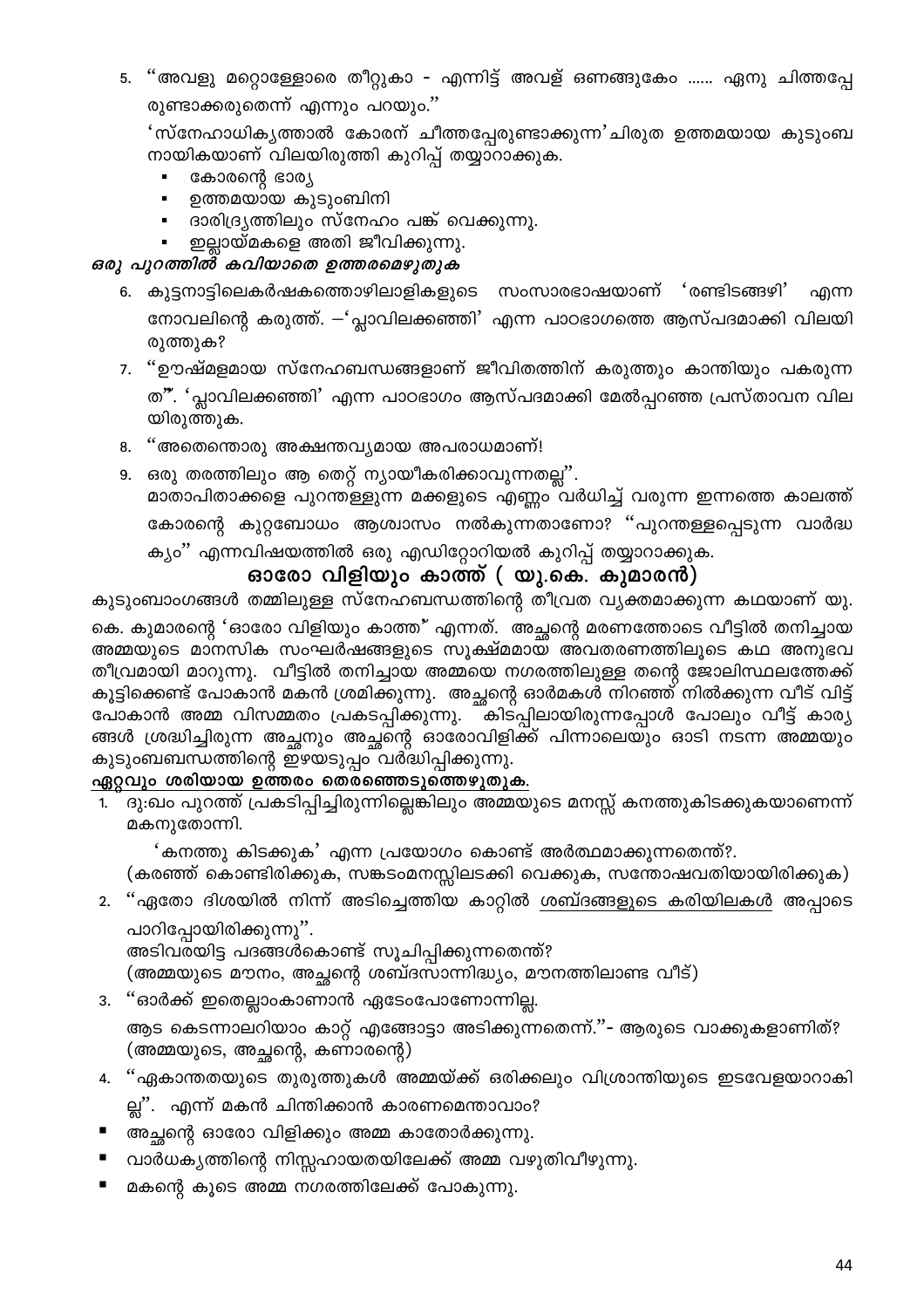5. "അവളു മറ്റൊള്ളോരെ തീറ്റുകാ - എന്നിട്ട് അവള് ഒണങ്ങുകേം ...... ഏനു ചിത്തപ്പേരുണ്ടാക്കരുതെന്ന് എന്നും പറയും."

'സ്നേഹാധിക്യത്താൽ കോരന് ചീത്തപ്പേരുണ്ടാക്കുന്ന' ചിരുത ഉത്തമയായ കുടുംബനായികയാണ് വിലയിരുത്തി കുറിപ്പ് തയ്യാറാക്കുക.

- കോരന്റെ ഭാര്യ
- ഉത്തമയായ കുടുംബിനി
- ദാരിദ്ര്യത്തിലും സ്നേഹം പങ്ക് വെക്കുന്നു.
- ഇല്ലായ്മകളെ അതി ജീവിക്കുന്നു.

***ഒരു പുറത്തിൽ കവിയാതെ ഉത്തരമെഴുതുക***

6. കുട്ടനാട്ടിലെകർഷകത്തൊഴിലാളികളുടെ സംസാരഭാഷയാണ് 'രണ്ടിടങ്ങഴി' എന്ന നോവലിന്റെ കരുത്ത്. –'പ്ലാവിലക്കഞ്ഞി' എന്ന പാഠഭാഗത്തെ ആസ്പദമാക്കി വിലയിരുത്തുക?
7. "ഊഷ്മളമായ സ്നേഹബന്ധങ്ങളാണ് ജീവിതത്തിന് കരുത്തും കാന്തിയും പകരുന്നത്". 'പ്ലാവിലക്കഞ്ഞി' എന്ന പാഠഭാഗം ആസ്പദമാക്കി മേൽപ്പറഞ്ഞ പ്രസ്താവന വിലയിരുത്തുക.
8. "അതെന്തൊരു അക്ഷന്തവ്യമായ അപരാധമാണ്!
9. ഒരു തരത്തിലും ആ തെറ്റ് ന്യായീകരിക്കാവുന്നതല്ല".
മാതാപിതാക്കളെ പുറന്തള്ളുന്ന മക്കളുടെ എണ്ണം വർധിച്ച് വരുന്ന ഇന്നത്തെ കാലത്ത് കോരന്റെ കുറ്റബോധം ആശ്വാസം നൽകുന്നതാണോ? "പുറന്തള്ളപ്പെടുന്ന വാർദ്ധക്യം" എന്നവിഷയത്തിൽ ഒരു എഡിറ്റോറിയൽ കുറിപ്പ് തയ്യാറാക്കുക.

## ഓരോ വിളിയും കാത്ത് ( യു.കെ. കുമാരൻ)

കുടുംബാംഗങ്ങൾ തമ്മിലുള്ള സ്നേഹബന്ധത്തിന്റെ തീവ്രത വ്യക്തമാക്കുന്ന കഥയാണ് യു. കെ. കുമാരന്റെ 'ഓരോ വിളിയും കാത്ത്' എന്നത്. അച്ഛന്റെ മരണത്തോടെ വീട്ടിൽ തനിച്ചായ അമ്മയുടെ മാനസിക സംഘർഷങ്ങളുടെ സൂക്ഷ്മമായ അവതരണത്തിലൂടെ കഥ അനുഭവതീവ്രമായി മാറുന്നു. വീട്ടിൽ തനിച്ചായ അമ്മയെ നഗരത്തിലുള്ള തന്റെ ജോലിസ്ഥലത്തേക്ക് കൂട്ടിക്കൊണ്ട് പോകാൻ മകൻ ശ്രമിക്കുന്നു. അച്ഛന്റെ ഓർമകൾ നിറഞ്ഞ് നിൽക്കുന്ന വീട് വിട്ട് പോകാൻ അമ്മ വിസമ്മതം പ്രകടപ്പിക്കുന്നു. കിടപ്പിലായിരുന്നപ്പോൾ പോലും വീട്ട് കാര്യങ്ങൾ ശ്രദ്ധിച്ചിരുന്ന അച്ഛനും അച്ഛന്റെ ഓരോവിളിക്ക് പിന്നാലെയും ഓടി നടന്ന അമ്മയും കുടുംബബന്ധത്തിന്റെ ഇഴയടുപ്പം വർദ്ധിപ്പിക്കുന്നു.

**ഏറ്റവും ശരിയായ ഉത്തരം തെരഞ്ഞെടുത്തെഴുതുക.**

1. ദു:ഖം പുറത്ത് പ്രകടിപ്പിച്ചിരുന്നില്ലെങ്കിലും അമ്മയുടെ മനസ്സ് കനത്തുകിടക്കുകയാണെന്ന് മകനുതോന്നി.

   'കനത്തു കിടക്കുക' എന്ന പ്രയോഗം കൊണ്ട് അർത്ഥമാക്കുന്നതെന്ത്?.
   (കരഞ്ഞ് കൊണ്ടിരിക്കുക, സങ്കടംമനസ്സിലടക്കി വെക്കുക, സന്തോഷവതിയായിരിക്കുക)

2. "ഏതോ ദിശയിൽ നിന്ന് അടിച്ചെത്തിയ കാറ്റിൽ <u>ശബ്ദങ്ങളുടെ കരിയിലകൾ</u> അപ്പാടെ പാറിപ്പോയിരിക്കുന്നു".
   അടിവരയിട്ട പദങ്ങൾകൊണ്ട് സൂചിപ്പിക്കുന്നതെന്ത്?
   (അമ്മയുടെ മൗനം, അച്ഛന്റെ ശബ്ദസാന്നിദ്ധ്യം, മൗനത്തിലാണ്ട വീട്)

3. "ഓർക്ക് ഇതെല്ലാംകാണാൻ ഏടേംപോണോന്നില്ല.
   ആട കെടന്നാലറിയാം കാറ്റ് എങ്ങോട്ടാ അടിക്കുന്നതെന്ന്."- ആരുടെ വാക്കുകളാണിത്?
   (അമ്മയുടെ, അച്ഛന്റെ, കണാരന്റെ)

4. "ഏകാന്തതയുടെ തുരുത്തുകൾ അമ്മയ്ക്ക് ഒരിക്കലും വിശ്രാന്തിയുടെ ഇടവേളയാറാകില്ല". എന്ന് മകൻ ചിന്തിക്കാൻ കാരണമെന്താവാം?

- അച്ഛന്റെ ഓരോ വിളിക്കും അമ്മ കാതോർക്കുന്നു.
- വാർധക്യത്തിന്റെ നിസ്സഹായതയിലേക്ക് അമ്മ വഴുതിവീഴുന്നു.
- മകന്റെ കൂടെ അമ്മ നഗരത്തിലേക്ക് പോകുന്നു.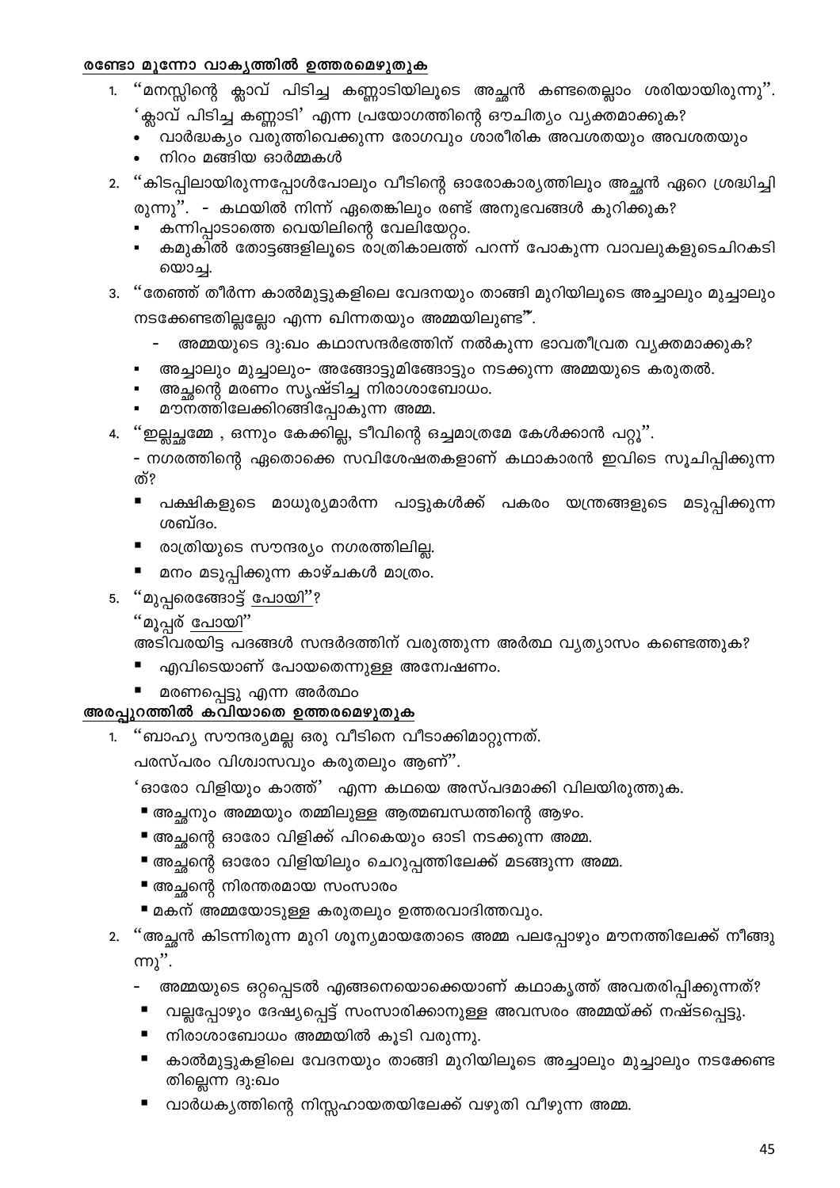**<u>രണ്ടോ മൂന്നോ വാക്യത്തിൽ ഉത്തരമെഴുതുക</u>**

1. "മനസ്സിന്റെ ക്ലാവ് പിടിച്ച കണ്ണാടിയിലൂടെ അച്ഛൻ കണ്ടതെല്ലാം ശരിയായിരുന്നു". 'ക്ലാവ് പിടിച്ച കണ്ണാടി' എന്ന പ്രയോഗത്തിന്റെ ഔചിത്യം വ്യക്തമാക്കുക?
   - വാർദ്ധക്യം വരുത്തിവെക്കുന്ന രോഗവും ശാരീരിക അവശതയും അവശതയും
   - നിറം മങ്ങിയ ഓർമ്മകൾ
2. "കിടപ്പിലായിരുന്നപ്പോൾപോലും വീടിന്റെ ഓരോകാര്യത്തിലും അച്ഛൻ ഏറെ ശ്രദ്ധിച്ചിരുന്നു". - കഥയിൽ നിന്ന് ഏതെങ്കിലും രണ്ട് അനുഭവങ്ങൾ കുറിക്കുക?
   - കന്നിപ്പാടാത്തെ വെയിലിന്റെ വേലിയേറ്റം.
   - കമുകിൽ തോട്ടങ്ങളിലൂടെ രാത്രികാലത്ത് പറന്ന് പോകുന്ന വാവലുകളുടെചിറകടിയൊച്ച.
3. "തേഞ്ഞ് തീർന്ന കാൽമുട്ടുകളിലെ വേദനയും താങ്ങി മുറിയിലൂടെ അച്ചാലും മുച്ചാലും നടക്കേണ്ടതില്ലല്ലോ എന്ന ഖിന്നതയും അമ്മയിലുണ്ട്".
   - അമ്മയുടെ ദു:ഖം കഥാസന്ദർഭത്തിന് നൽകുന്ന ഭാവതീവ്രത വ്യക്തമാക്കുക?
   - അച്ചാലും മുച്ചാലും- അങ്ങോട്ടുമിങ്ങോട്ടും നടക്കുന്ന അമ്മയുടെ കരുതൽ.
   - അച്ഛന്റെ മരണം സൃഷ്ടിച്ച നിരാശാബോധം.
   - മൗനത്തിലേക്കിറങ്ങിപ്പോകുന്ന അമ്മ.
4. "ഇല്ലച്ഛമ്മേ , ഒന്നും കേക്കില്ല, ടീവിന്റെ ഒച്ചമാത്രമേ കേൾക്കാൻ പറ്റൂ".
   - നഗരത്തിന്റെ ഏതൊക്കെ സവിശേഷതകളാണ് കഥാകാരൻ ഇവിടെ സൂചിപ്പിക്കുന്നത്?
   - പക്ഷികളുടെ മാധുര്യമാർന്ന പാട്ടുകൾക്ക് പകരം യന്ത്രങ്ങളുടെ മടുപ്പിക്കുന്ന ശബ്ദം.
   - രാത്രിയുടെ സൗന്ദര്യം നഗരത്തിലില്ല.
   - മനം മടുപ്പിക്കുന്ന കാഴ്ചകൾ മാത്രം.
5. "മൂപ്പരെങ്ങോട്ട് <u>പോയി</u>"?
   "മൂപ്പര് <u>പോയി</u>"
   അടിവരയിട്ട പദങ്ങൾ സന്ദർഭത്തിന് വരുത്തുന്ന അർത്ഥ വ്യത്യാസം കണ്ടെത്തുക?
   - എവിടെയാണ് പോയതെന്നുള്ള അന്വേഷണം.
   - മരണപ്പെട്ടു എന്ന അർത്ഥം

**<u>അരപ്പുറത്തിൽ കവിയാതെ ഉത്തരമെഴുതുക</u>**

1. "ബാഹ്യ സൗന്ദര്യമല്ല ഒരു വീടിനെ വീടാക്കിമാറ്റുന്നത്. പരസ്പരം വിശ്വാസവും കരുതലും ആണ്".
   'ഓരോ വിളിയും കാത്ത്' എന്ന കഥയെ അസ്പദമാക്കി വിലയിരുത്തുക.
   - അച്ഛനും അമ്മയും തമ്മിലുള്ള ആത്മബന്ധത്തിന്റെ ആഴം.
   - അച്ഛന്റെ ഓരോ വിളിക്ക് പിറകെയും ഓടി നടക്കുന്ന അമ്മ.
   - അച്ഛന്റെ ഓരോ വിളിയിലും ചെറുപ്പത്തിലേക്ക് മടങ്ങുന്ന അമ്മ.
   - അച്ഛന്റെ നിരന്തരമായ സംസാരം
   - മകന് അമ്മയോടുള്ള കരുതലും ഉത്തരവാദിത്തവും.
2. "അച്ഛൻ കിടന്നിരുന്ന മുറി ശൂന്യമായതോടെ അമ്മ പലപ്പോഴും മൗനത്തിലേക്ക് നീങ്ങുന്നു".
   - അമ്മയുടെ ഒറ്റപ്പെടൽ എങ്ങനെയൊക്കെയാണ് കഥാകൃത്ത് അവതരിപ്പിക്കുന്നത്?
   - വല്ലപ്പോഴും ദേഷ്യപ്പെട്ട് സംസാരിക്കാനുള്ള അവസരം അമ്മയ്ക്ക് നഷ്ടപ്പെട്ടു.
   - നിരാശാബോധം അമ്മയിൽ കൂടി വരുന്നു.
   - കാൽമുട്ടുകളിലെ വേദനയും താങ്ങി മുറിയിലൂടെ അച്ചാലും മുച്ചാലും നടക്കേണ്ടതില്ലെന്ന ദു:ഖം
   - വാർധക്യത്തിന്റെ നിസ്സഹായതയിലേക്ക് വഴുതി വീഴുന്ന അമ്മ.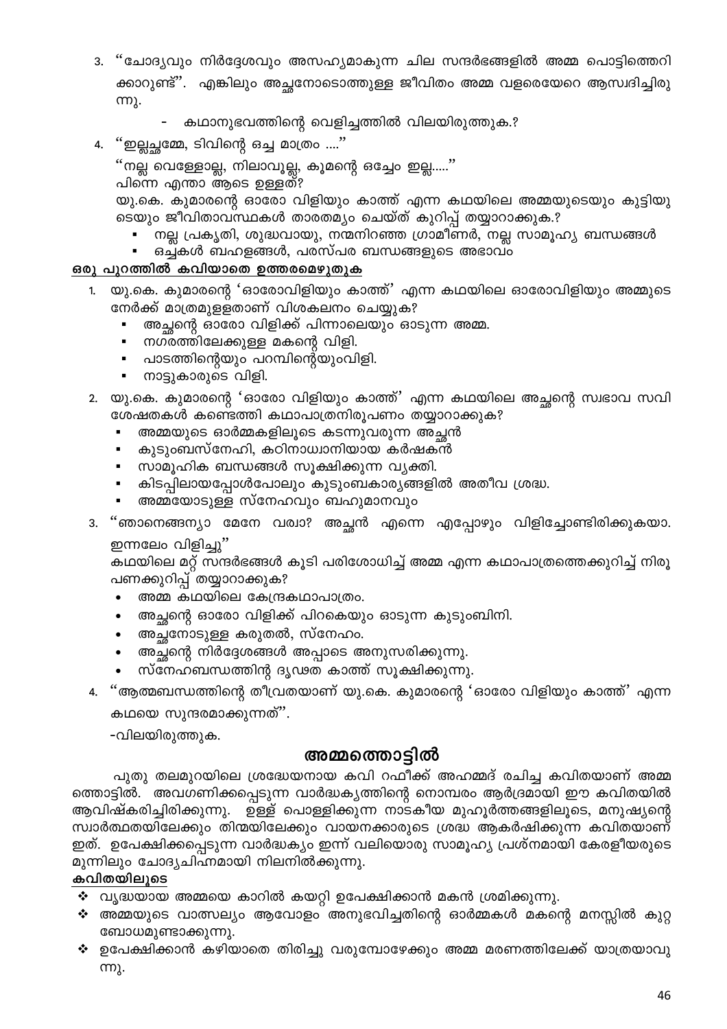3. "ചോദ്യവും നിർദ്ദേശവും അസഹ്യമാകുന്ന ചില സന്ദർഭങ്ങളിൽ അമ്മ പൊട്ടിത്തെറിക്കാറുണ്ട്". എങ്കിലും അച്ഛനോടൊത്തുള്ള ജീവിതം അമ്മ വളരെയേറെ ആസ്വദിച്ചിരുന്നു.

   - കഥാനുഭവത്തിന്റെ വെളിച്ചത്തിൽ വിലയിരുത്തുക.?

4. "ഇല്ലച്ഛമ്മേ, ടിവിന്റെ ഒച്ച മാത്രം ...."

   "നല്ല വെള്ളോല്ല, നിലാവുല്ല, കൂമന്റെ ഒച്ചേം ഇല്ല....."

   പിന്നെ എന്താ ആടെ ഉള്ളത്?

   യു.കെ. കുമാരന്റെ ഓരോ വിളിയും കാത്ത് എന്ന കഥയിലെ അമ്മയുടെയും കുട്ടിയുടെയും ജീവിതാവസ്ഥകൾ താരതമ്യം ചെയ്ത് കുറിപ്പ് തയ്യാറാക്കുക.?

   - നല്ല പ്രകൃതി, ശുദ്ധവായു, നന്മനിറഞ്ഞ ഗ്രാമീണർ, നല്ല സാമൂഹ്യ ബന്ധങ്ങൾ
   - ഒച്ചകൾ ബഹളങ്ങൾ, പരസ്പര ബന്ധങ്ങളുടെ അഭാവം

**ഒരു പുറത്തിൽ കവിയാതെ ഉത്തരമെഴുതുക**

1. യു.കെ. കുമാരന്റെ 'ഓരോവിളിയും കാത്ത്' എന്ന കഥയിലെ ഓരോവിളിയും അമ്മുടെ നേർക്ക് മാത്രമുള്ളതാണ് വിശകലനം ചെയ്യുക?
   - അച്ഛന്റെ ഓരോ വിളിക്ക് പിന്നാലെയും ഓടുന്ന അമ്മ.
   - നഗരത്തിലേക്കുള്ള മകന്റെ വിളി.
   - പാടത്തിന്റെയും പറമ്പിന്റെയുംവിളി.
   - നാട്ടുകാരുടെ വിളി.

2. യു.കെ. കുമാരന്റെ 'ഓരോ വിളിയും കാത്ത്' എന്ന കഥയിലെ അച്ഛന്റെ സ്വഭാവ സവിശേഷതകൾ കണ്ടെത്തി കഥാപാത്രനിരൂപണം തയ്യാറാക്കുക?
   - അമ്മയുടെ ഓർമ്മകളിലൂടെ കടന്നുവരുന്ന അച്ഛൻ
   - കുടുംബസ്നേഹി, കഠിനാധ്വാനിയായ കർഷകൻ
   - സാമൂഹിക ബന്ധങ്ങൾ സൂക്ഷിക്കുന്ന വ്യക്തി.
   - കിടപ്പിലായപ്പോൾപോലും കുടുംബകാര്യങ്ങളിൽ അതീവ ശ്രദ്ധ.
   - അമ്മയോടുള്ള സ്നേഹവും ബഹുമാനവും

3. "ഞാനെങ്ങന്യാ മേനേ വരാ? അച്ഛൻ എന്നെ എപ്പോഴും വിളിച്ചോണ്ടിരിക്കുകയാ. ഇന്നലേം വിളിച്ചു"

   കഥയിലെ മറ്റ് സന്ദർഭങ്ങൾ കൂടി പരിശോധിച്ച് അമ്മ എന്ന കഥാപാത്രത്തെക്കുറിച്ച് നിരൂപണക്കുറിപ്പ് തയ്യാറാക്കുക?
   - അമ്മ കഥയിലെ കേന്ദ്രകഥാപാത്രം.
   - അച്ഛന്റെ ഓരോ വിളിക്ക് പിറകെയും ഓടുന്ന കുടുംബിനി.
   - അച്ഛനോടുള്ള കരുതൽ, സ്നേഹം.
   - അച്ഛന്റെ നിർദ്ദേശങ്ങൾ അപ്പാടെ അനുസരിക്കുന്നു.
   - സ്നേഹബന്ധത്തിന്റ ദൃഢത കാത്ത് സൂക്ഷിക്കുന്നു.

4. "ആത്മബന്ധത്തിന്റെ തീവ്രതയാണ് യു.കെ. കുമാരന്റെ 'ഓരോ വിളിയും കാത്ത്' എന്ന കഥയെ സുന്ദരമാക്കുന്നത്".

   -വിലയിരുത്തുക.

## അമ്മത്തൊട്ടിൽ

പുതു തലമുറയിലെ ശ്രദ്ധേയനായ കവി റഫീക്ക് അഹമ്മദ് രചിച്ച കവിതയാണ് അമ്മത്തൊട്ടിൽ. അവഗണിക്കപ്പെടുന്ന വാർദ്ധക്യത്തിന്റെ നൊമ്പരം ആർദ്രമായി ഈ കവിതയിൽ ആവിഷ്കരിച്ചിരിക്കുന്നു. ഉള്ള് പൊള്ളിക്കുന്ന നാടകീയ മുഹൂർത്തങ്ങളിലൂടെ, മനുഷ്യന്റെ സ്വാർത്ഥതയിലേക്കും തിന്മയിലേക്കും വായനക്കാരുടെ ശ്രദ്ധ ആകർഷിക്കുന്ന കവിതയാണ് ഇത്. ഉപേക്ഷിക്കപ്പെടുന്ന വാർദ്ധക്യം ഇന്ന് വലിയൊരു സാമൂഹ്യ പ്രശ്നമായി കേരളീയരുടെ മുന്നിലും ചോദ്യചിഹ്നമായി നിലനിൽക്കുന്നു.

**കവിതയിലൂടെ**

- വൃദ്ധയായ അമ്മയെ കാറിൽ കയറ്റി ഉപേക്ഷിക്കാൻ മകൻ ശ്രമിക്കുന്നു.
- അമ്മയുടെ വാത്സല്യം ആവോളം അനുഭവിച്ചതിന്റെ ഓർമ്മകൾ മകന്റെ മനസ്സിൽ കുറ്റബോധമുണ്ടാക്കുന്നു.
- ഉപേക്ഷിക്കാൻ കഴിയാതെ തിരിച്ചു വരുമ്പോഴേക്കും അമ്മ മരണത്തിലേക്ക് യാത്രയാവുന്നു.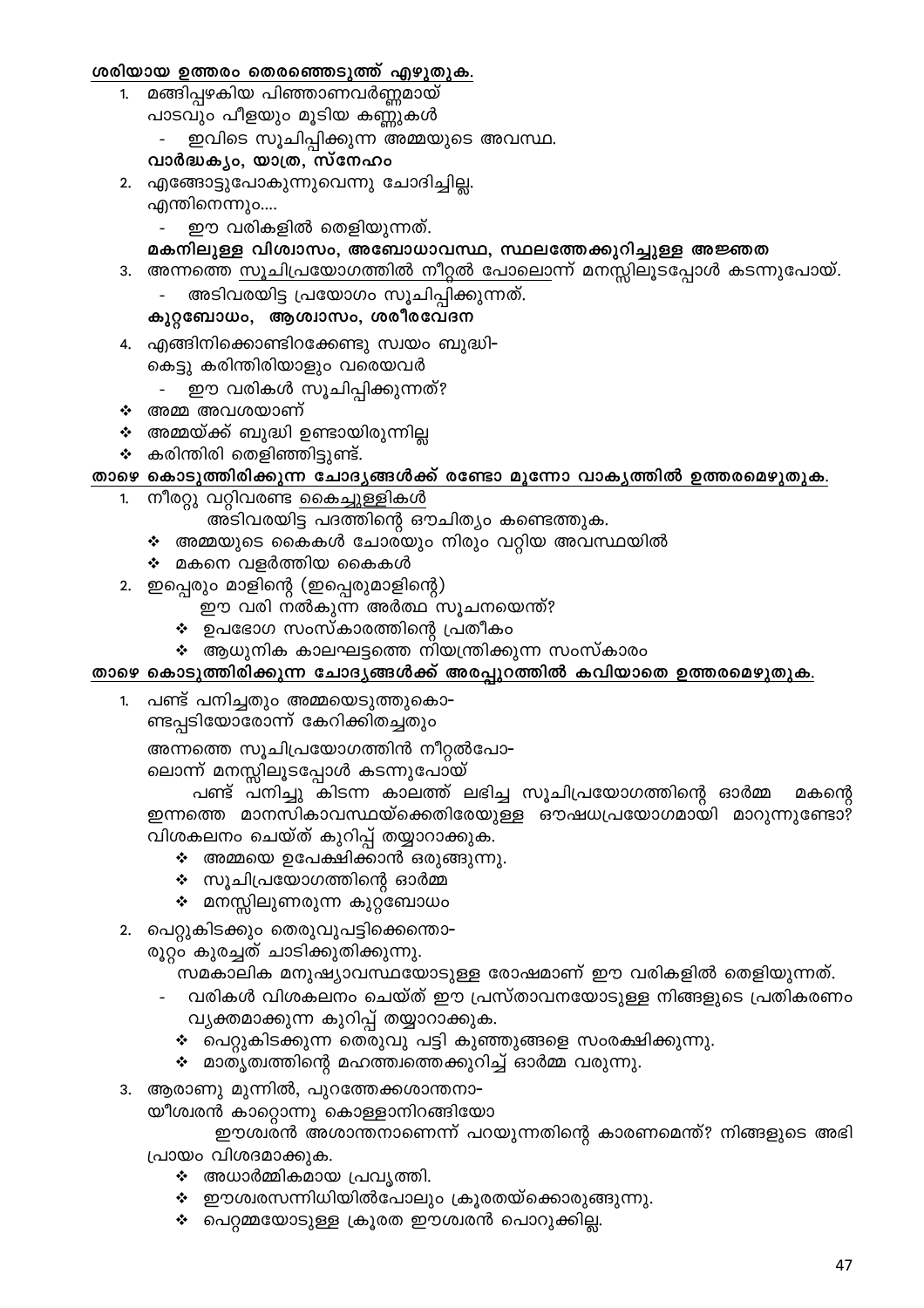**<u>ശരിയായ ഉത്തരം തെരഞ്ഞെടുത്ത് എഴുതുക.</u>**

1. മങ്ങിപ്പഴകിയ പിഞ്ഞാണവർണ്ണമായ്
   പാടവും പീളയും മൂടിയ കണ്ണുകൾ
   - ഇവിടെ സൂചിപ്പിക്കുന്ന അമ്മയുടെ അവസ്ഥ.

   **വാർദ്ധക്യം, യാത്ര, സ്നേഹം**
2. എങ്ങോട്ടുപോകുന്നുവെന്നു ചോദിച്ചില്ല.
   എന്തിനെന്നും....
   - ഈ വരികളിൽ തെളിയുന്നത്.

   **മകനിലുള്ള വിശ്വാസം, അബോധാവസ്ഥ, സ്ഥലത്തേക്കുറിച്ചുള്ള അജ്ഞത**
3. അന്നത്തെ <u>സൂചിപ്രയോഗത്തിൽ നീറ്റൽ പോലൊ</u>ന്ന് മനസ്സിലൂടപ്പോൾ കടന്നുപോയ്.
   - അടിവരയിട്ട പ്രയോഗം സൂചിപ്പിക്കുന്നത്.

   **കുറ്റബോധം, ആശ്വാസം, ശരീരവേദന**
4. എങ്ങിനിക്കൊണ്ടിറക്കേണ്ടു സ്വയം ബുദ്ധി-
   കെട്ടു കരിന്തിരിയാളും വരെയവർ
   - ഈ വരികൾ സൂചിപ്പിക്കുന്നത്?

- ❖ അമ്മ അവശയാണ്
- ❖ അമ്മയ്ക്ക് ബുദ്ധി ഉണ്ടായിരുന്നില്ല
- ❖ കരിന്തിരി തെളിഞ്ഞിട്ടുണ്ട്.

**<u>താഴെ കൊടുത്തിരിക്കുന്ന ചോദ്യങ്ങൾക്ക് രണ്ടോ മൂന്നോ വാക്യത്തിൽ ഉത്തരമെഴുതുക.</u>**

1. നീരറ്റു വറ്റിവരണ്ട <u>കൈച്ചുള്ളികൾ</u>
   അടിവരയിട്ട പദത്തിന്റെ ഔചിത്യം കണ്ടെത്തുക.
   - ❖ അമ്മയുടെ കൈകൾ ചോരയും നിരും വറ്റിയ അവസ്ഥയിൽ
   - ❖ മകനെ വളർത്തിയ കൈകൾ
2. ഇപ്പെരും മാളിന്റെ (ഇപ്പെരുമാളിന്റെ)
   ഈ വരി നൽകുന്ന അർത്ഥ സൂചനയെന്ത്?
   - ❖ ഉപഭോഗ സംസ്കാരത്തിന്റെ പ്രതീകം
   - ❖ ആധുനിക കാലഘട്ടത്തെ നിയന്ത്രിക്കുന്ന സംസ്കാരം

**<u>താഴെ കൊടുത്തിരിക്കുന്ന ചോദ്യങ്ങൾക്ക് അരപ്പുറത്തിൽ കവിയാതെ ഉത്തരമെഴുതുക.</u>**

1. പണ്ട് പനിച്ചതും അമ്മയെടുത്തുകൊ-
   ണ്ടപ്പടിയോരോന്ന് കേറിക്കിതച്ചതും

   അന്നത്തെ സൂചിപ്രയോഗത്തിൻ നീറ്റൽപോ-
   ലൊന്ന് മനസ്സിലൂടപ്പോൾ കടന്നുപോയ്

   പണ്ട് പനിച്ചു കിടന്ന കാലത്ത് ലഭിച്ച സൂചിപ്രയോഗത്തിന്റെ ഓർമ്മ മകന്റെ ഇന്നത്തെ മാനസികാവസ്ഥയ്ക്കെതിരേയുള്ള ഔഷധപ്രയോഗമായി മാറുന്നുണ്ടോ? വിശകലനം ചെയ്ത് കുറിപ്പ് തയ്യാറാക്കുക.
   - ❖ അമ്മയെ ഉപേക്ഷിക്കാൻ ഒരുങ്ങുന്നു.
   - ❖ സൂചിപ്രയോഗത്തിന്റെ ഓർമ്മ
   - ❖ മനസ്സിലുണരുന്ന കുറ്റബോധം
2. പെറ്റുകിടക്കും തെരുവുപട്ടിക്കെന്തൊ-
   രൂറ്റം കുരച്ചത് ചാടിക്കുതിക്കുന്നു.

   സമകാലിക മനുഷ്യാവസ്ഥയോടുള്ള രോഷമാണ് ഈ വരികളിൽ തെളിയുന്നത്.
   - വരികൾ വിശകലനം ചെയ്ത് ഈ പ്രസ്താവനയോടുള്ള നിങ്ങളുടെ പ്രതികരണം വ്യക്തമാക്കുന്ന കുറിപ്പ് തയ്യാറാക്കുക.
   - ❖ പെറ്റുകിടക്കുന്ന തെരുവു പട്ടി കുഞ്ഞുങ്ങളെ സംരക്ഷിക്കുന്നു.
   - ❖ മാതൃത്വത്തിന്റെ മഹത്ത്വത്തെക്കുറിച്ച് ഓർമ്മ വരുന്നു.
3. ആരാണു മുന്നിൽ, പുറത്തേക്കശാന്തനാ-
   യീശ്വരൻ കാറ്റൊന്നു കൊള്ളാനിറങ്ങിയോ

   ഈശ്വരൻ അശാന്തനാണെന്ന് പറയുന്നതിന്റെ കാരണമെന്ത്? നിങ്ങളുടെ അഭിപ്രായം വിശദമാക്കുക.
   - ❖ അധാർമ്മികമായ പ്രവൃത്തി.
   - ❖ ഈശ്വരസന്നിധിയിൽപോലും ക്രൂരതയ്ക്കൊരുങ്ങുന്നു.
   - ❖ പെറ്റമ്മയോടുള്ള ക്രൂരത ഈശ്വരൻ പൊറുക്കില്ല.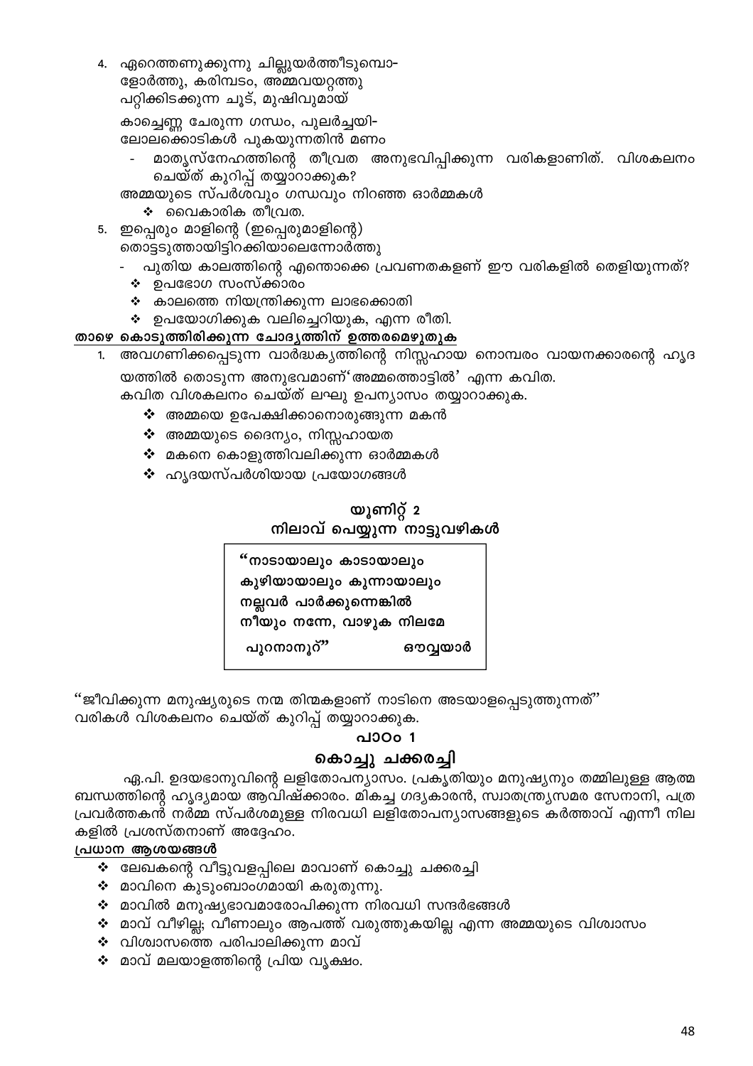4. ഏറെത്തണുക്കുന്നു ചില്ലുയർത്തീടുമ്പൊ-
ളോർത്തു, കരിമ്പടം, അമ്മവയറ്റത്തു
പറ്റിക്കിടക്കുന്ന ചൂട്, മുഷിവുമായ്

   കാച്ചെണ്ണ ചേരുന്ന ഗന്ധം, പുലർച്ചയി-
   ലോലക്കൊടികൾ പുകയുന്നതിൻ മണം

   - മാതൃസ്നേഹത്തിന്റെ തീവ്രത അനുഭവിപ്പിക്കുന്ന വരികളാണിത്. വിശകലനം ചെയ്ത് കുറിപ്പ് തയ്യാറാക്കുക?

   അമ്മയുടെ സ്പർശവും ഗന്ധവും നിറഞ്ഞ ഓർമ്മകൾ
   - ❖ വൈകാരിക തീവ്രത.

5. ഇപ്പെരും മാളിന്റെ (ഇപ്പെരുമാളിന്റെ)
   തൊട്ടടുത്തായിട്ടിറക്കിയാലെന്നോർത്തു

   - പുതിയ കാലത്തിന്റെ എന്തൊക്കെ പ്രവണതകളണ് ഈ വരികളിൽ തെളിയുന്നത്?
     - ❖ ഉപഭോഗ സംസ്കാരം
     - ❖ കാലത്തെ നിയന്ത്രിക്കുന്ന ലാഭക്കൊതി
     - ❖ ഉപയോഗിക്കുക വലിച്ചെറിയുക, എന്ന രീതി.

**താഴെ കൊടുത്തിരിക്കുന്ന ചോദ്യത്തിന് ഉത്തരമെഴുതുക**

1. അവഗണിക്കപ്പെടുന്ന വാർദ്ധക്യത്തിന്റെ നിസ്സഹായ നൊമ്പരം വായനക്കാരന്റെ ഹൃദയത്തിൽ തൊടുന്ന അനുഭവമാണ്'അമ്മത്തൊട്ടിൽ' എന്ന കവിത.
   കവിത വിശകലനം ചെയ്ത് ലഘു ഉപന്യാസം തയ്യാറാക്കുക.
   - ❖ അമ്മയെ ഉപേക്ഷിക്കാനൊരുങ്ങുന്ന മകൻ
   - ❖ അമ്മയുടെ ദൈന്യം, നിസ്സഹായത
   - ❖ മകനെ കൊളുത്തിവലിക്കുന്ന ഓർമ്മകൾ
   - ❖ ഹൃദയസ്പർശിയായ പ്രയോഗങ്ങൾ

## യൂണിറ്റ് 2
## നിലാവ് പെയ്യുന്ന നാട്ടുവഴികൾ

> **"നാടായാലും കാടായാലും**
> **കുഴിയായാലും കുന്നായാലും**
> **നല്ലവർ പാർക്കുന്നെങ്കിൽ**
> **നീയും നന്നേ, വാഴുക നിലമേ**
> **പുറനാനൂറ്"        ഔവ്വയാർ**

"ജീവിക്കുന്ന മനുഷ്യരുടെ നന്മ തിന്മകളാണ് നാടിനെ അടയാളപ്പെടുത്തുന്നത്"
വരികൾ വിശകലനം ചെയ്ത് കുറിപ്പ് തയ്യാറാക്കുക.

### പാഠം 1
### കൊച്ചു ചക്കരച്ചി

ഏ.പി. ഉദയഭാനുവിന്റെ ലളിതോപന്യാസം. പ്രകൃതിയും മനുഷ്യനും തമ്മിലുള്ള ആത്മബന്ധത്തിന്റെ ഹൃദ്യമായ ആവിഷ്ക്കാരം. മികച്ച ഗദ്യകാരൻ, സ്വാതന്ത്ര്യസമര സേനാനി, പത്രപ്രവർത്തകൻ നർമ്മ സ്പർശമുള്ള നിരവധി ലളിതോപന്യാസങ്ങളുടെ കർത്താവ് എന്നീ നിലകളിൽ പ്രശസ്തനാണ് അദ്ദേഹം.

**പ്രധാന ആശയങ്ങൾ**

- ❖ ലേഖകന്റെ വീട്ടുവളപ്പിലെ മാവാണ് കൊച്ചു ചക്കരച്ചി
- ❖ മാവിനെ കുടുംബാംഗമായി കരുതുന്നു.
- ❖ മാവിൽ മനുഷ്യഭാവമാരോപിക്കുന്ന നിരവധി സന്ദർഭങ്ങൾ
- ❖ മാവ് വീഴില്ല; വീണാലും ആപത്ത് വരുത്തുകയില്ല എന്ന അമ്മയുടെ വിശ്വാസം
- ❖ വിശ്വാസത്തെ പരിപാലിക്കുന്ന മാവ്
- ❖ മാവ് മലയാളത്തിന്റെ പ്രിയ വൃക്ഷം.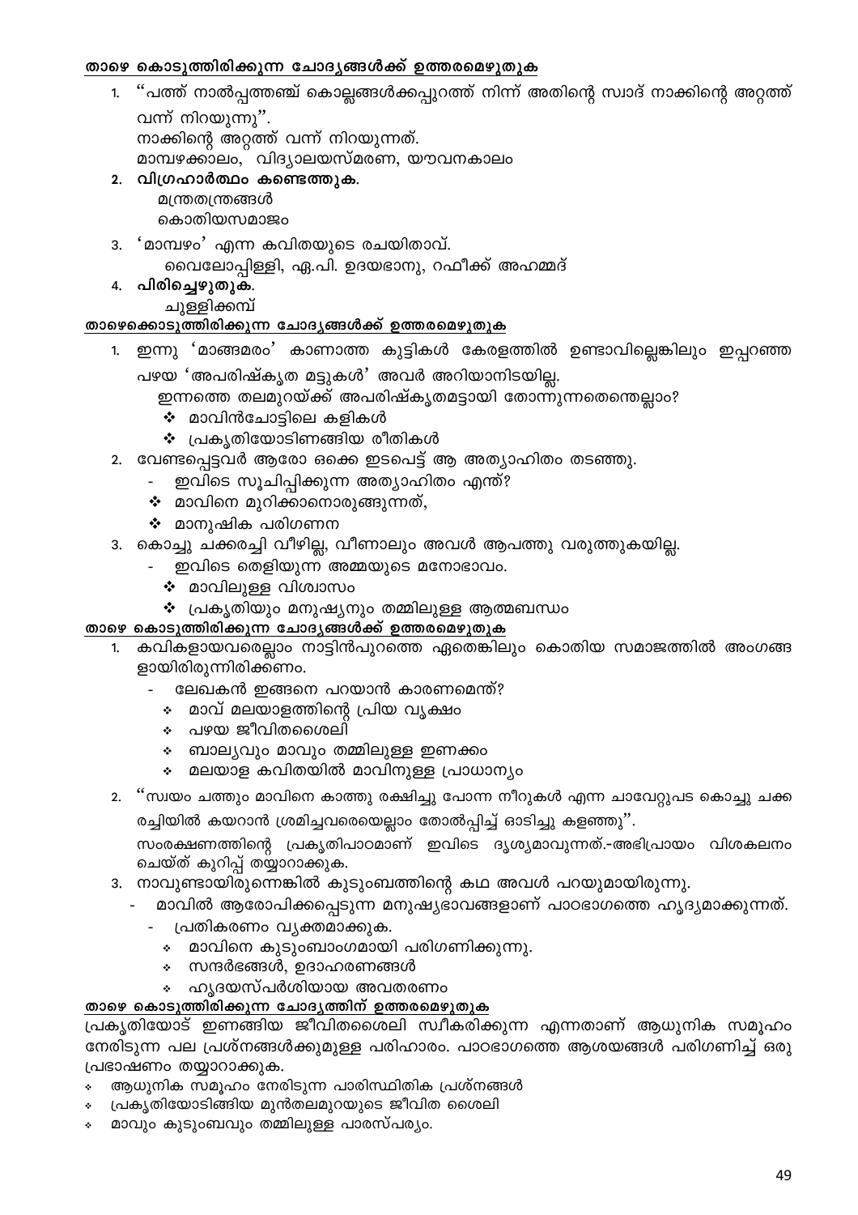**താഴെ കൊടുത്തിരിക്കുന്ന ചോദ്യങ്ങൾക്ക് ഉത്തരമെഴുതുക**

1. "പത്ത് നാൽപ്പത്തഞ്ച് കൊല്ലങ്ങൾക്കപ്പുറത്ത് നിന്ന് അതിന്റെ സ്വാദ് നാക്കിന്റെ അറ്റത്ത് വന്ന് നിറയുന്നു".
   നാക്കിന്റെ അറ്റത്ത് വന്ന് നിറയുന്നത്.
   മാമ്പഴക്കാലം, വിദ്യാലയസ്മരണ, യൗവനകാലം
2. **വിഗ്രഹാർത്ഥം കണ്ടെത്തുക.**
   മന്ത്രതന്ത്രങ്ങൾ
   കൊതിയസമാജം
3. 'മാമ്പഴം' എന്ന കവിതയുടെ രചയിതാവ്.
   വൈലോപ്പിള്ളി, ഏ.പി. ഉദയഭാനു, റഫീക്ക് അഹമ്മദ്
4. **പിരിച്ചെഴുതുക.**
   ചുള്ളിക്കമ്പ്

**താഴെക്കൊടുത്തിരിക്കുന്ന ചോദ്യങ്ങൾക്ക് ഉത്തരമെഴുതുക**

1. ഇന്നു 'മാങ്ങമരം' കാണാത്ത കുട്ടികൾ കേരളത്തിൽ ഉണ്ടാവില്ലെങ്കിലും ഇപ്പറഞ്ഞ പഴയ 'അപരിഷ്കൃത മട്ടുകൾ' അവർ അറിയാനിടയില്ല.
   ഇന്നത്തെ തലമുറയ്ക്ക് അപരിഷ്കൃതമട്ടായി തോന്നുന്നതെന്തെല്ലാം?
   - ❖ മാവിൻചോട്ടിലെ കളികൾ
   - ❖ പ്രകൃതിയോടിണങ്ങിയ രീതികൾ
2. വേണ്ടപ്പെട്ടവർ ആരോ ഒക്കെ ഇടപെട്ട് ആ അത്യാഹിതം തടഞ്ഞു.
   - ഇവിടെ സൂചിപ്പിക്കുന്ന അത്യാഹിതം എന്ത്?
   - ❖ മാവിനെ മുറിക്കാനൊരുങ്ങുന്നത്,
   - ❖ മാനുഷിക പരിഗണന
3. കൊച്ചു ചക്കരച്ചി വീഴില്ല, വീണാലും അവൾ ആപത്തു വരുത്തുകയില്ല.
   - ഇവിടെ തെളിയുന്ന അമ്മയുടെ മനോഭാവം.
   - ❖ മാവിലുള്ള വിശ്വാസം
   - ❖ പ്രകൃതിയും മനുഷ്യനും തമ്മിലുള്ള ആത്മബന്ധം

**താഴെ കൊടുത്തിരിക്കുന്ന ചോദ്യങ്ങൾക്ക് ഉത്തരമെഴുതുക**

1. കവികളായവരെല്ലാം നാട്ടിൻപുറത്തെ ഏതെങ്കിലും കൊതിയ സമാജത്തിൽ അംഗങ്ങളായിരിരുന്നിരിക്കണം.
   - ലേഖകൻ ഇങ്ങനെ പറയാൻ കാരണമെന്ത്?
   - ❖ മാവ് മലയാളത്തിന്റെ പ്രിയ വൃക്ഷം
   - ❖ പഴയ ജീവിതശൈലി
   - ❖ ബാല്യവും മാവും തമ്മിലുള്ള ഇണക്കം
   - ❖ മലയാള കവിതയിൽ മാവിനുള്ള പ്രാധാന്യം
2. "സ്വയം ചത്തും മാവിനെ കാത്തു രക്ഷിച്ചു പോന്ന നീറുകൾ എന്ന ചാവേറ്റുപട കൊച്ചു ചക്കരച്ചിയിൽ കയറാൻ ശ്രമിച്ചവരെയെല്ലാം തോൽപ്പിച്ച് ഓടിച്ചു കളഞ്ഞു".
   സംരക്ഷണത്തിന്റെ പ്രകൃതിപാഠമാണ് ഇവിടെ ദൃശ്യമാവുന്നത്.-അഭിപ്രായം വിശകലനം ചെയ്ത് കുറിപ്പ് തയ്യാറാക്കുക.
3. നാവുണ്ടായിരുന്നെങ്കിൽ കുടുംബത്തിന്റെ കഥ അവൾ പറയുമായിരുന്നു.
   - മാവിൽ ആരോപിക്കപ്പെടുന്ന മനുഷ്യഭാവങ്ങളാണ് പാഠഭാഗത്തെ ഹൃദ്യമാക്കുന്നത്.
   - പ്രതികരണം വ്യക്തമാക്കുക.
   - ❖ മാവിനെ കുടുംബാംഗമായി പരിഗണിക്കുന്നു.
   - ❖ സന്ദർഭങ്ങൾ, ഉദാഹരണങ്ങൾ
   - ❖ ഹൃദയസ്പർശിയായ അവതരണം

**താഴെ കൊടുത്തിരിക്കുന്ന ചോദ്യത്തിന് ഉത്തരമെഴുതുക**

പ്രകൃതിയോട് ഇണങ്ങിയ ജീവിതശൈലി സ്വീകരിക്കുന്ന എന്നതാണ് ആധുനിക സമൂഹം നേരിടുന്ന പല പ്രശ്നങ്ങൾക്കുമുള്ള പരിഹാരം. പാഠഭാഗത്തെ ആശയങ്ങൾ പരിഗണിച്ച് ഒരു പ്രഭാഷണം തയ്യാറാക്കുക.

- ❖ ആധുനിക സമൂഹം നേരിടുന്ന പാരിസ്ഥിതിക പ്രശ്നങ്ങൾ
- ❖ പ്രകൃതിയോടിണങ്ങിയ മുൻതലമുറയുടെ ജീവിത ശൈലി
- ❖ മാവും കുടുംബവും തമ്മിലുള്ള പാരസ്പര്യം.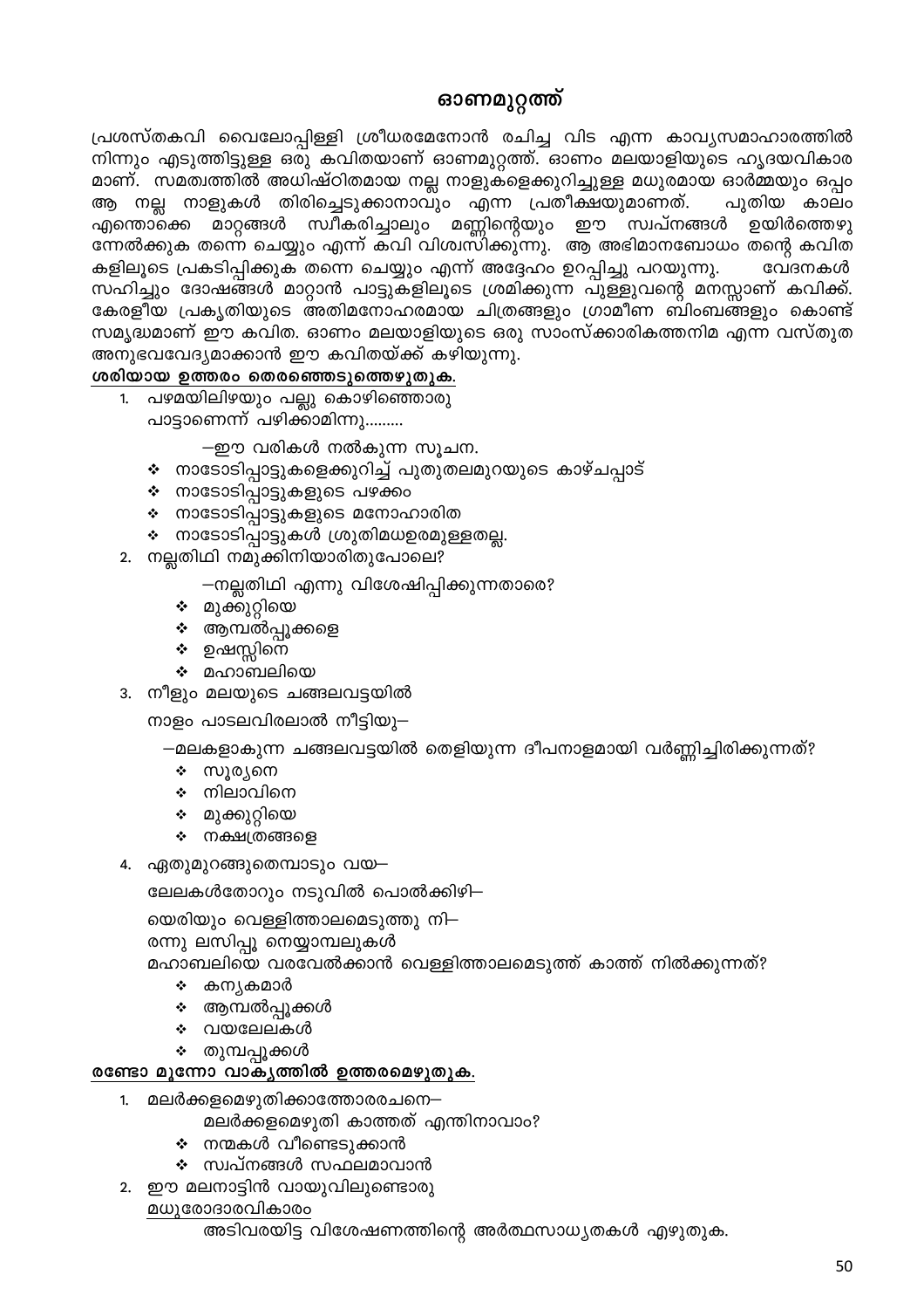# ഓണമുറ്റത്ത്

പ്രശസ്തകവി വൈലോപ്പിള്ളി ശ്രീധരമേനോൻ രചിച്ച വിട എന്ന കാവ്യസമാഹാരത്തിൽ നിന്നും എടുത്തിട്ടുള്ള ഒരു കവിതയാണ് ഓണമുറ്റത്ത്. ഓണം മലയാളിയുടെ ഹൃദയവികാര മാണ്. സമത്വത്തിൽ അധിഷ്ഠിതമായ നല്ല നാളുകളെക്കുറിച്ചുള്ള മധുരമായ ഓർമ്മയും ഒപ്പം ആ നല്ല നാളുകൾ തിരിച്ചെടുക്കാനാവും എന്ന പ്രതീക്ഷയുമാണത്. പുതിയ കാലം എന്തൊക്കെ മാറ്റങ്ങൾ സ്വീകരിച്ചാലും മണ്ണിന്റെയും ഈ സ്വപ്നങ്ങൾ ഉയിർത്തെഴു ന്നേൽക്കുക തന്നെ ചെയ്യും എന്ന് കവി വിശ്വസിക്കുന്നു. ആ അഭിമാനബോധം തന്റെ കവിത കളിലൂടെ പ്രകടിപ്പിക്കുക തന്നെ ചെയ്യും എന്ന് അദ്ദേഹം ഉറപ്പിച്ചു പറയുന്നു. വേദനകൾ സഹിച്ചും ദോഷങ്ങൾ മാറ്റാൻ പാട്ടുകളിലൂടെ ശ്രമിക്കുന്ന പുള്ളുവന്റെ മനസ്സാണ് കവിക്ക്. കേരളീയ പ്രകൃതിയുടെ അതിമനോഹരമായ ചിത്രങ്ങളും ഗ്രാമീണ ബിംബങ്ങളും കൊണ്ട് സമൃദ്ധമാണ് ഈ കവിത. ഓണം മലയാളിയുടെ ഒരു സാംസ്ക്കാരികത്തനിമ എന്ന വസ്തുത അനുഭവവേദ്യമാക്കാൻ ഈ കവിതയ്ക്ക് കഴിയുന്നു.

**ശരിയായ ഉത്തരം തെരഞ്ഞെടുത്തെഴുതുക.**

1. പഴമയിലിഴയും പല്ലു കൊഴിഞ്ഞൊരു
   പാട്ടാണെന്ന് പഴിക്കാമിന്നു.........

   –ഈ വരികൾ നൽകുന്ന സൂചന.
   - നാടോടിപ്പാട്ടുകളെക്കുറിച്ച് പുതുതലമുറയുടെ കാഴ്ചപ്പാട്
   - നാടോടിപ്പാട്ടുകളുടെ പഴക്കം
   - നാടോടിപ്പാട്ടുകളുടെ മനോഹാരിത
   - നാടോടിപ്പാട്ടുകൾ ശ്രുതിമധുരമുള്ളതല്ല.

2. നല്ലതിഥി നമുക്കിനിയാരിതുപോലെ?

   –നല്ലതിഥി എന്നു വിശേഷിപ്പിക്കുന്നതാരെ?
   - മുക്കുറ്റിയെ
   - ആമ്പൽപ്പൂക്കളെ
   - ഉഷസ്സിനെ
   - മഹാബലിയെ

3. നീളും മലയുടെ ചങ്ങലവട്ടയിൽ

   നാളം പാടലവിരലാൽ നീട്ടിയു–

   –മലകളാകുന്ന ചങ്ങലവട്ടയിൽ തെളിയുന്ന ദീപനാളമായി വർണ്ണിച്ചിരിക്കുന്നത്?
   - സൂര്യനെ
   - നിലാവിനെ
   - മുക്കുറ്റിയെ
   - നക്ഷത്രങ്ങളെ

4. ഏതുമുറങ്ങുതെമ്പാടും വയ–

   ലേലകൾതോറും നടുവിൽ പൊൽക്കിഴി–

   യെരിയും വെള്ളിത്താലമെടുത്തു നി–

   രന്നു ലസിപ്പൂ നെയ്യാമ്പലുകൾ

   മഹാബലിയെ വരവേൽക്കാൻ വെള്ളിത്താലമെടുത്ത് കാത്ത് നിൽക്കുന്നത്?
   - കന്യകമാർ
   - ആമ്പൽപ്പൂക്കൾ
   - വയലേലകൾ
   - തുമ്പപ്പൂക്കൾ

**രണ്ടോ മൂന്നോ വാക്യത്തിൽ ഉത്തരമെഴുതുക.**

1. മലർക്കളമെഴുതിക്കാത്തോരരചനെ–

   മലർക്കളമെഴുതി കാത്തത് എന്തിനാവാം?
   - നന്മകൾ വീണ്ടെടുക്കാൻ
   - സ്വപ്നങ്ങൾ സഫലമാവാൻ

2. ഈ മലനാട്ടിൻ വായുവിലുണ്ടൊരു

   <u>മധുരോദാരവികാരം</u>

   അടിവരയിട്ട വിശേഷണത്തിന്റെ അർത്ഥസാധ്യതകൾ എഴുതുക.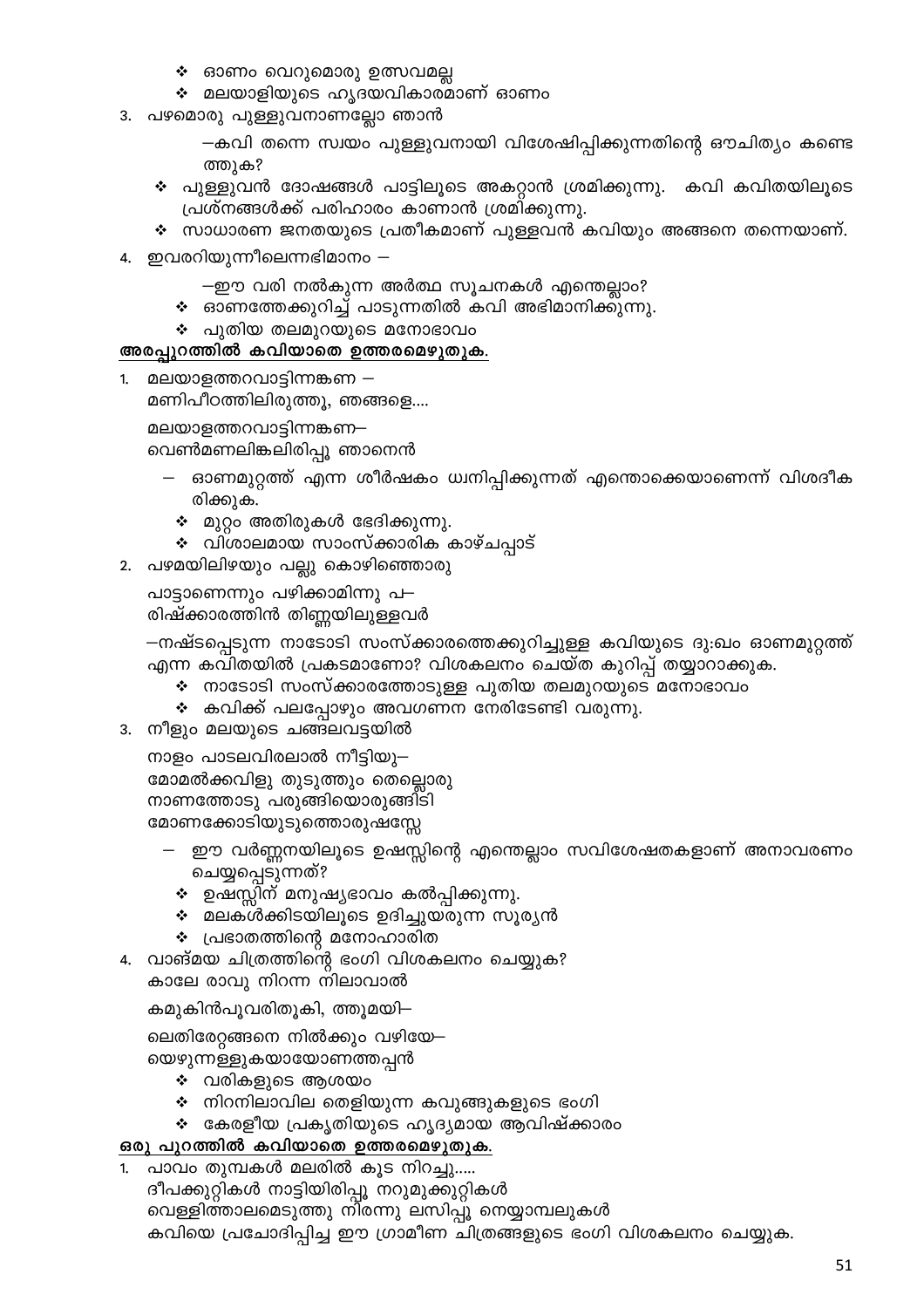- ❖ ഓണം വെറുമൊരു ഉത്സവമല്ല
- ❖ മലയാളിയുടെ ഹൃദയവികാരമാണ് ഓണം

3. പഴമൊരു പുള്ളുവനാണല്ലോ ഞാൻ

   –കവി തന്നെ സ്വയം പുള്ളുവനായി വിശേഷിപ്പിക്കുന്നതിന്റെ ഔചിത്യം കണ്ടെത്തുക?

   - ❖ പുള്ളുവൻ ദോഷങ്ങൾ പാട്ടിലൂടെ അകറ്റാൻ ശ്രമിക്കുന്നു. കവി കവിതയിലൂടെ പ്രശ്നങ്ങൾക്ക് പരിഹാരം കാണാൻ ശ്രമിക്കുന്നു.
   - ❖ സാധാരണ ജനതയുടെ പ്രതീകമാണ് പുള്ളവൻ കവിയും അങ്ങനെ തന്നെയാണ്.

4. ഇവരറിയുന്നീലെന്നഭിമാനം –

   –ഈ വരി നൽകുന്ന അർത്ഥ സൂചനകൾ എന്തെല്ലാം?

   - ❖ ഓണത്തേക്കുറിച്ച് പാടുന്നതിൽ കവി അഭിമാനിക്കുന്നു.
   - ❖ പുതിയ തലമുറയുടെ മനോഭാവം

**<u>അരപ്പുറത്തിൽ കവിയാതെ ഉത്തരമെഴുതുക.</u>**

1. മലയാളത്തറവാട്ടിന്നങ്കണ –
   മണിപീഠത്തിലിരുത്തൂ, ഞങ്ങളെ....

   മലയാളത്തറവാട്ടിന്നങ്കണ–
   വെൺമണലിങ്കലിരിപ്പൂ ഞാനെൻ

   – ഓണമുറ്റത്ത് എന്ന ശീർഷകം ധ്വനിപ്പിക്കുന്നത് എന്തൊക്കെയാണെന്ന് വിശദീകരിക്കുക.

   - ❖ മുറ്റം അതിരുകൾ ഭേദിക്കുന്നു.
   - ❖ വിശാലമായ സാംസ്ക്കാരിക കാഴ്ചപ്പാട്

2. പഴമയിലിഴയും പല്ലു കൊഴിഞ്ഞൊരു

   പാട്ടാണെന്നും പഴിക്കാമിന്നു പ–
   രിഷ്ക്കാരത്തിൻ തിണ്ണയിലുള്ളവർ

   –നഷ്ടപ്പെടുന്ന നാടോടി സംസ്ക്കാരത്തെക്കുറിച്ചുള്ള കവിയുടെ ദു:ഖം ഓണമുറ്റത്ത് എന്ന കവിതയിൽ പ്രകടമാണോ? വിശകലനം ചെയ്ത കുറിപ്പ് തയ്യാറാക്കുക.

   - ❖ നാടോടി സംസ്ക്കാരത്തോടുള്ള പുതിയ തലമുറയുടെ മനോഭാവം
   - ❖ കവിക്ക് പലപ്പോഴും അവഗണന നേരിടേണ്ടി വരുന്നു.

3. നീളും മലയുടെ ചങ്ങലവട്ടയിൽ

   നാളം പാടലവിരലാൽ നീട്ടിയു–
   മോമൽക്കവിളു തുടുത്തും തെല്ലൊരു
   നാണത്തോടു പരുങ്ങിയൊരുങ്ങിടി
   മോണക്കോടിയുടുത്തൊരുഷസ്സേ

   – ഈ വർണ്ണനയിലൂടെ ഉഷസ്സിന്റെ എന്തെല്ലാം സവിശേഷതകളാണ് അനാവരണം ചെയ്യപ്പെടുന്നത്?

   - ❖ ഉഷസ്സിന് മനുഷ്യഭാവം കൽപ്പിക്കുന്നു.
   - ❖ മലകൾക്കിടയിലൂടെ ഉദിച്ചുയരുന്ന സൂര്യൻ
   - ❖ പ്രഭാതത്തിന്റെ മനോഹാരിത

4. വാങ്മയ ചിത്രത്തിന്റെ ഭംഗി വിശകലനം ചെയ്യുക?
   കാലേ രാവു നിറന്ന നിലാവാൽ

   കമുകിൻപൂവരിതൂകി, ത്തൂമയി–

   ലെതിരേറ്റങ്ങനെ നിൽക്കും വഴിയേ–
   യെഴുന്നള്ളുകയായോണത്തപ്പൻ

   - ❖ വരികളുടെ ആശയം
   - ❖ നിറനിലാവില തെളിയുന്ന കവുങ്ങുകളുടെ ഭംഗി
   - ❖ കേരളീയ പ്രകൃതിയുടെ ഹൃദ്യമായ ആവിഷ്ക്കാരം

**<u>ഒരു പുറത്തിൽ കവിയാതെ ഉത്തരമെഴുതുക.</u>**

1. പാവം തുമ്പകൾ മലരിൽ കൂട നിറച്ചു.....
   ദീപക്കുറ്റികൾ നാട്ടിയിരിപ്പൂ നറുമുക്കുറ്റികൾ
   വെള്ളിത്താലമെടുത്തു നിരന്നു ലസിപ്പൂ നെയ്യാമ്പലുകൾ
   കവിയെ പ്രചോദിപ്പിച്ച ഈ ഗ്രാമീണ ചിത്രങ്ങളുടെ ഭംഗി വിശകലനം ചെയ്യുക.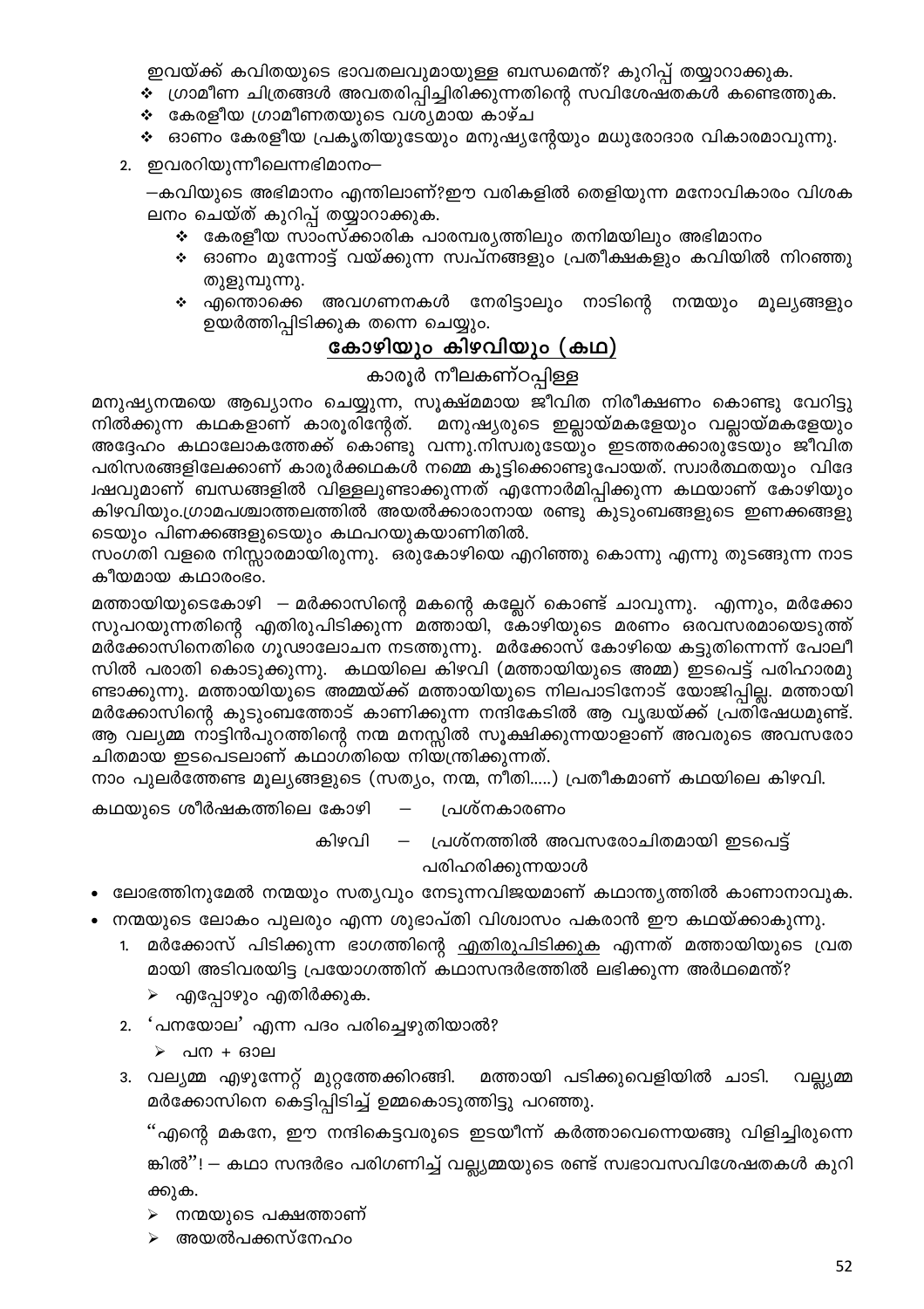ഇവയ്ക്ക് കവിതയുടെ ഭാവതലവുമായുള്ള ബന്ധമെന്ത്? കുറിപ്പ് തയ്യാറാക്കുക.

- ഗ്രാമീണ ചിത്രങ്ങൾ അവതരിപ്പിച്ചിരിക്കുന്നതിന്റെ സവിശേഷതകൾ കണ്ടെത്തുക.
- കേരളീയ ഗ്രാമീണതയുടെ വശ്യമായ കാഴ്ച
- ഓണം കേരളീയ പ്രകൃതിയുടേയും മനുഷ്യന്റേയും മധുരോദാര വികാരമാവുന്നു.

2. ഇവരറിയുന്നീലെന്നഭിമാനം–

–കവിയുടെ അഭിമാനം എന്തിലാണ്?ഈ വരികളിൽ തെളിയുന്ന മനോവികാരം വിശകലനം ചെയ്ത് കുറിപ്പ് തയ്യാറാക്കുക.

- കേരളീയ സാംസ്കാരിക പാരമ്പര്യത്തിലും തനിമയിലും അഭിമാനം
- ഓണം മുന്നോട്ട് വയ്ക്കുന്ന സ്വപ്നങ്ങളും പ്രതീക്ഷകളും കവിയിൽ നിറഞ്ഞു തുളുമ്പുന്നു.
- എന്തൊക്കെ അവഗണനകൾ നേരിട്ടാലും നാടിന്റെ നന്മയും മൂല്യങ്ങളും ഉയർത്തിപ്പിടിക്കുക തന്നെ ചെയ്യും.

## കോഴിയും കിഴവിയും (കഥ)

### കാരൂർ നീലകണ്ഠപ്പിള്ള

മനുഷ്യനന്മയെ ആഖ്യാനം ചെയ്യുന്ന, സൂക്ഷ്മമായ ജീവിത നിരീക്ഷണം കൊണ്ടു വേറിട്ടു നിൽക്കുന്ന കഥകളാണ് കാരൂരിന്റേത്. മനുഷ്യരുടെ ഇല്ലായ്മകളേയും വല്ലായ്മകളേയും അദ്ദേഹം കഥാലോകത്തേക്ക് കൊണ്ടു വന്നു.നിസ്വരുടേയും ഇടത്തരക്കാരുടേയും ജീവിത പരിസരങ്ങളിലേക്കാണ് കാരൂർക്കഥകൾ നമ്മെ കൂട്ടിക്കൊണ്ടുപോയത്. സ്വാർത്ഥതയും വിദേഷവുമാണ് ബന്ധങ്ങളിൽ വിള്ളലുണ്ടാക്കുന്നത് എന്നോർമിപ്പിക്കുന്ന കഥയാണ് കോഴിയും കിഴവിയും.ഗ്രാമപശ്ചാത്തലത്തിൽ അയൽക്കാരാനായ രണ്ടു കുടുംബങ്ങളുടെ ഇണക്കങ്ങളുടെയും പിണക്കങ്ങളുടെയും കഥപറയുകയാണിതിൽ.

സംഗതി വളരെ നിസ്സാരമായിരുന്നു. ഒരുകോഴിയെ എറിഞ്ഞു കൊന്നു എന്നു തുടങ്ങുന്ന നാടകീയമായ കഥാരംഭം.

മത്തായിയുടെകോഴി – മർക്കാസിന്റെ മകന്റെ കല്ലേറ് കൊണ്ട് ചാവുന്നു. എന്നും, മർക്കോസുപറയുന്നതിന്റെ എതിരുപിടിക്കുന്ന മത്തായി, കോഴിയുടെ മരണം ഒരവസരമായെടുത്ത് മർക്കോസിനെതിരെ ഗൂഢാലോചന നടത്തുന്നു. മർക്കോസ് കോഴിയെ കട്ടുതിന്നെന്ന് പോലീസിൽ പരാതി കൊടുക്കുന്നു. കഥയിലെ കിഴവി (മത്തായിയുടെ അമ്മ) ഇടപെട്ട് പരിഹാരമുണ്ടാക്കുന്നു. മത്തായിയുടെ അമ്മയ്ക്ക് മത്തായിയുടെ നിലപാടിനോട് യോജിപ്പില്ല. മത്തായി മർക്കോസിന്റെ കുടുംബത്തോട് കാണിക്കുന്ന നന്ദികേടിൽ ആ വൃദ്ധയ്ക്ക് പ്രതിഷേധമുണ്ട്. ആ വല്യമ്മ നാട്ടിൻപുറത്തിന്റെ നന്മ മനസ്സിൽ സൂക്ഷിക്കുന്നയാളാണ് അവരുടെ അവസരോചിതമായ ഇടപെടലാണ് കഥാഗതിയെ നിയന്ത്രിക്കുന്നത്.

നാം പുലർത്തേണ്ട മൂല്യങ്ങളുടെ (സത്യം, നന്മ, നീതി.....) പ്രതീകമാണ് കഥയിലെ കിഴവി.

കഥയുടെ ശീർഷകത്തിലെ കോഴി – പ്രശ്നകാരണം

കിഴവി – പ്രശ്നത്തിൽ അവസരോചിതമായി ഇടപെട്ട് പരിഹരിക്കുന്നയാൾ

- ലോഭത്തിനുമേൽ നന്മയും സത്യവും നേടുന്നവിജയമാണ് കഥാന്ത്യത്തിൽ കാണാനാവുക.
- നന്മയുടെ ലോകം പുലരും എന്ന ശുഭാപ്തി വിശ്വാസം പകരാൻ ഈ കഥയ്ക്കാകുന്നു.

1. മർക്കോസ് പിടിക്കുന്ന ഭാഗത്തിന്റെ <u>എതിരുപിടിക്കുക</u> എന്നത് മത്തായിയുടെ വ്രതമായി അടിവരയിട്ട പ്രയോഗത്തിന് കഥാസന്ദർഭത്തിൽ ലഭിക്കുന്ന അർഥമെന്ത്?
   - എപ്പോഴും എതിർക്കുക.
2. 'പനയോല' എന്ന പദം പരിച്ചെഴുതിയാൽ?
   - പന + ഓല
3. വല്യമ്മ എഴുന്നേറ്റ് മുറ്റത്തേക്കിറങ്ങി. മത്തായി പടിക്കുവെളിയിൽ ചാടി. വല്യമ്മ മർക്കോസിനെ കെട്ടിപ്പിടിച്ച് ഉമ്മകൊടുത്തിട്ടു പറഞ്ഞു.

   "എന്റെ മകനേ, ഈ നന്ദികെട്ടവരുടെ ഇടയീന്ന് കർത്താവെന്നെയങ്ങു വിളിച്ചിരുന്നെങ്കിൽ"! – കഥാ സന്ദർഭം പരിഗണിച്ച് വല്യമ്മയുടെ രണ്ട് സ്വഭാവസവിശേഷതകൾ കുറിക്കുക.
   - നന്മയുടെ പക്ഷത്താണ്
   - അയൽപക്കസ്നേഹം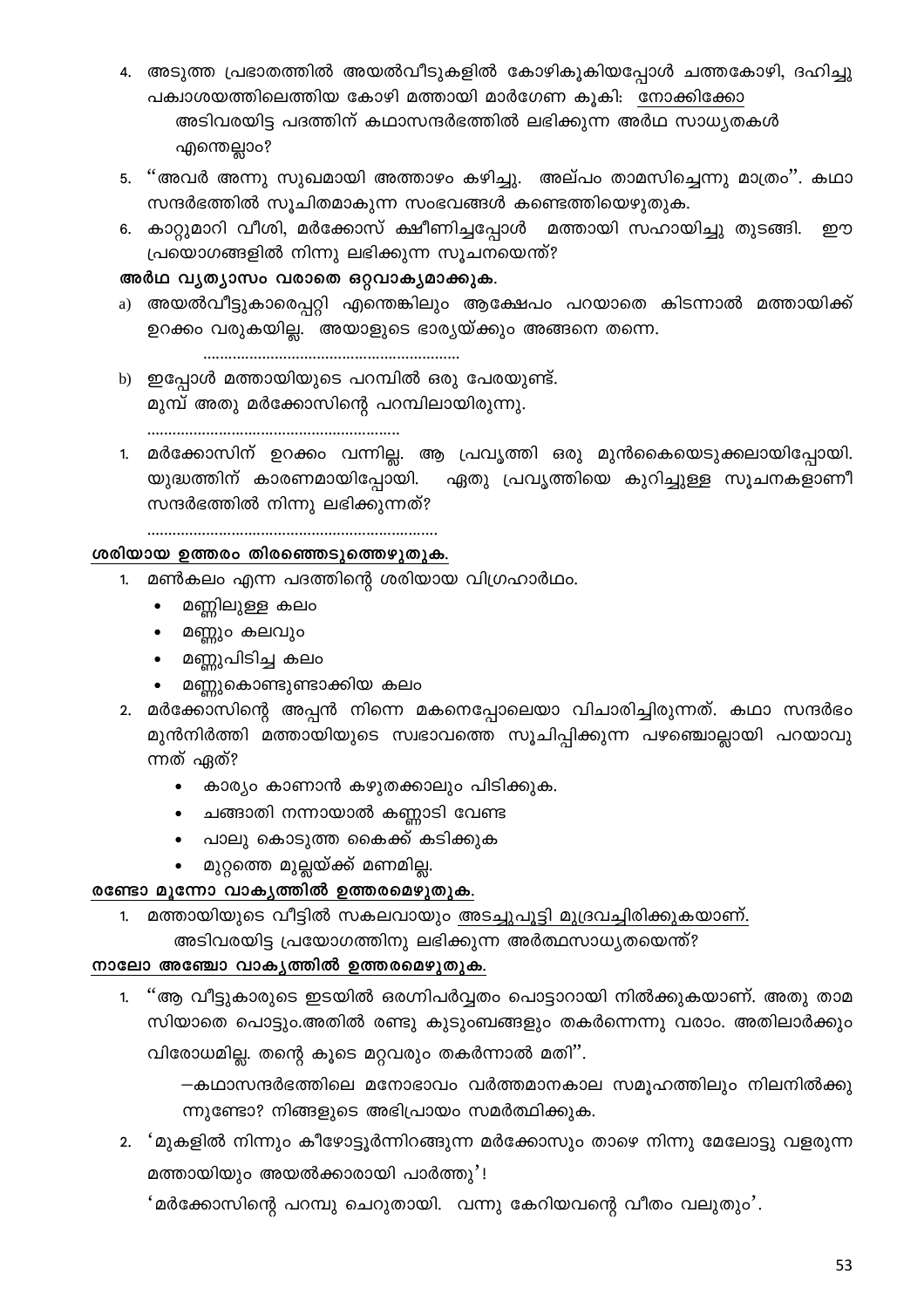4. അടുത്ത പ്രഭാതത്തിൽ അയൽവീടുകളിൽ കോഴികൂകിയപ്പോൾ ചത്തകോഴി, ദഹിച്ചു പക്വാശയത്തിലെത്തിയ കോഴി മത്തായി മാർഗേണ കൂകി: <u>നോക്കിക്കോ</u>
   അടിവരയിട്ട പദത്തിന് കഥാസന്ദർഭത്തിൽ ലഭിക്കുന്ന അർഥ സാധ്യതകൾ എന്തെല്ലാം?
5. "അവർ അന്നു സുഖമായി അത്താഴം കഴിച്ചു. അല്പം താമസിച്ചെന്നു മാത്രം". കഥാ സന്ദർഭത്തിൽ സൂചിതമാകുന്ന സംഭവങ്ങൾ കണ്ടെത്തിയെഴുതുക.
6. കാറ്റുമാറി വീശി, മർക്കോസ് ക്ഷീണിച്ചപ്പോൾ മത്തായി സഹായിച്ചു തുടങ്ങി. ഈ പ്രയോഗങ്ങളിൽ നിന്നു ലഭിക്കുന്ന സൂചനയെന്ത്?

**അർഥ വ്യത്യാസം വരാതെ ഒറ്റവാക്യമാക്കുക.**

a) അയൽവീട്ടുകാരെപ്പറ്റി എന്തെങ്കിലും ആക്ഷേപം പറയാതെ കിടന്നാൽ മത്തായിക്ക് ഉറക്കം വരുകയില്ല. അയാളുടെ ഭാര്യയ്ക്കും അങ്ങനെ തന്നെ.

   ............................................................

b) ഇപ്പോൾ മത്തായിയുടെ പറമ്പിൽ ഒരു പേരയുണ്ട്.
   മുമ്പ് അതു മർക്കോസിന്റെ പറമ്പിലായിരുന്നു.

   ............................................................

1. മർക്കോസിന് ഉറക്കം വന്നില്ല. ആ പ്രവൃത്തി ഒരു മുൻകൈയെടുക്കലായിപ്പോയി. യുദ്ധത്തിന് കാരണമായിപ്പോയി. ഏതു പ്രവൃത്തിയെ കുറിച്ചുള്ള <u>സൂചനകളാണീ</u> സന്ദർഭത്തിൽ നിന്നു ലഭിക്കുന്നത്?

   ......................................................................

<u>**ശരിയായ ഉത്തരം തിരഞ്ഞെടുത്തെഴുതുക.**</u>

1. മൺകലം എന്ന പദത്തിന്റെ ശരിയായ വിഗ്രഹാർഥം.
   - മണ്ണിലുള്ള കലം
   - മണ്ണും കലവും
   - മണ്ണുപിടിച്ച കലം
   - മണ്ണുകൊണ്ടുണ്ടാക്കിയ കലം
2. മർക്കോസിന്റെ അപ്പൻ നിന്നെ മകനെപ്പോലെയാ വിചാരിച്ചിരുന്നത്. കഥാ സന്ദർഭം മുൻനിർത്തി മത്തായിയുടെ സ്വഭാവത്തെ സൂചിപ്പിക്കുന്ന പഴഞ്ചൊല്ലായി പറയാവുന്നത് ഏത്?
   - കാര്യം കാണാൻ കഴുതക്കാലും പിടിക്കുക.
   - ചങ്ങാതി നന്നായാൽ കണ്ണാടി വേണ്ട
   - പാലു കൊടുത്ത കൈക്ക് കടിക്കുക
   - മുറ്റത്തെ മുല്ലയ്ക്ക് മണമില്ല.

<u>**രണ്ടോ മൂന്നോ വാക്യത്തിൽ ഉത്തരമെഴുതുക.**</u>

1. മത്തായിയുടെ വീട്ടിൽ സകലവായും <u>അടച്ചുപൂട്ടി മുദ്രവച്ചിരിക്കുകയാണ്.</u>
   അടിവരയിട്ട പ്രയോഗത്തിനു ലഭിക്കുന്ന അർത്ഥസാധ്യതയെന്ത്?

<u>**നാലോ അഞ്ചോ വാക്യത്തിൽ ഉത്തരമെഴുതുക.**</u>

1. "ആ വീട്ടുകാരുടെ ഇടയിൽ ഒരഗ്നിപർവ്വതം പൊട്ടാറായി നിൽക്കുകയാണ്. അതു താമസിയാതെ പൊട്ടും.അതിൽ രണ്ടു കുടുംബങ്ങളും തകർന്നെന്നു വരാം. അതിലാർക്കും വിരോധമില്ല. തന്റെ കൂടെ മറ്റവരും തകർന്നാൽ മതി".
   –കഥാസന്ദർഭത്തിലെ മനോഭാവം വർത്തമാനകാല സമൂഹത്തിലും നിലനിൽക്കുന്നുണ്ടോ? നിങ്ങളുടെ അഭിപ്രായം സമർത്ഥിക്കുക.
2. 'മുകളിൽ നിന്നും കീഴോട്ടൂർന്നിറങ്ങുന്ന മർക്കോസും താഴെ നിന്നു മേലോട്ടു വളരുന്ന മത്തായിയും അയൽക്കാരായി പാർത്തു'!
   'മർക്കോസിന്റെ പറമ്പു ചെറുതായി. വന്നു കേറിയവന്റെ വീതം വലുതും'.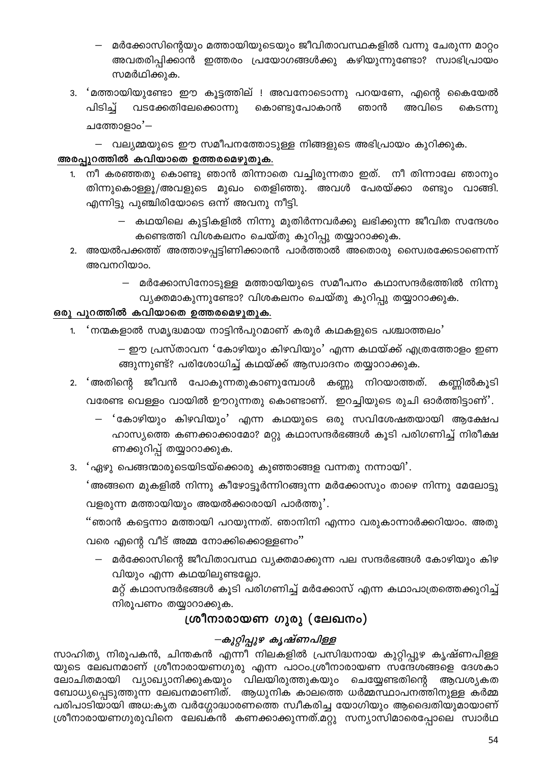– മർക്കോസിന്റെയും മത്തായിയുടെയും ജീവിതാവസ്ഥകളിൽ വന്നു ചേരുന്ന മാറ്റം അവതരിപ്പിക്കാൻ ഇത്തരം പ്രയോഗങ്ങൾക്കു കഴിയുന്നുണ്ടോ? സ്വാഭിപ്രായം സമർഥിക്കുക.

3. 'മത്തായിയുണ്ടോ ഈ കൂട്ടത്തില് ! അവനോടൊന്നു പറയണേ, എന്റെ കൈയേൽ പിടിച്ച് വടക്കേതിലേക്കൊന്നു കൊണ്ടുപോകാൻ ഞാൻ അവിടെ കെടന്നു ചത്തോളാം'–

   – വല്യമ്മയുടെ ഈ സമീപനത്തോടുള്ള നിങ്ങളുടെ അഭിപ്രായം കുറിക്കുക.

**അരപ്പുറത്തിൽ കവിയാതെ ഉത്തരമെഴുതുക.**

1. നീ കരഞ്ഞതു കൊണ്ടു ഞാൻ തിന്നാതെ വച്ചിരുന്നതാ ഇത്. നീ തിന്നാലേ ഞാനും തിന്നുകൊള്ളൂ/അവളുടെ മുഖം തെളിഞ്ഞു. അവൾ പേരയ്ക്കാ രണ്ടും വാങ്ങി. എന്നിട്ടു പുഞ്ചിരിയോടെ ഒന്ന് അവനു നീട്ടി.

   – കഥയിലെ കുട്ടികളിൽ നിന്നു മുതിർന്നവർക്കു ലഭിക്കുന്ന ജീവിത സന്ദേശം കണ്ടെത്തി വിശകലനം ചെയ്തു കുറിപ്പു തയ്യാറാക്കുക.

2. അയൽപക്കത്ത് അത്താഴപ്പട്ടിണിക്കാരൻ പാർത്താൽ അതൊരു സ്വൈരക്കേടാണെന്ന് അവനറിയാം.

   – മർക്കോസിനോടുള്ള മത്തായിയുടെ സമീപനം കഥാസന്ദർഭത്തിൽ നിന്നു വ്യക്തമാകുന്നുണ്ടോ? വിശകലനം ചെയ്തു കുറിപ്പു തയ്യാറാക്കുക.

**ഒരു പുറത്തിൽ കവിയാതെ ഉത്തരമെഴുതുക.**

1. 'നന്മകളാൽ സമൃദ്ധമായ നാട്ടിൻപുറമാണ് കരൂർ കഥകളുടെ പശ്ചാത്തലം'

   – ഈ പ്രസ്താവന 'കോഴിയും കിഴവിയും' എന്ന കഥയ്ക്ക് എത്രത്തോളം ഇണങ്ങുന്നുണ്ട്? പരിശോധിച്ച് കഥയ്ക്ക് ആസ്വാദനം തയ്യാറാക്കുക.

2. 'അതിന്റെ ജീവൻ പോകുന്നതുകാണുമ്പോൾ കണ്ണു നിറയാത്തത്. കണ്ണിൽകൂടി വരേണ്ട വെള്ളം വായിൽ ഊറുന്നതു കൊണ്ടാണ്. ഇറച്ചിയുടെ രുചി ഓർത്തിട്ടാണ്'.

   – 'കോഴിയും കിഴവിയും' എന്ന കഥയുടെ ഒരു സവിശേഷതയായി ആക്ഷേപ ഹാസ്യത്തെ കണക്കാക്കാമോ? മറ്റു കഥാസന്ദർഭങ്ങൾ കൂടി പരിഗണിച്ച് നിരീക്ഷണക്കുറിപ്പ് തയ്യാറാക്കുക.

3. 'ഏഴു പെണ്ണന്മാരുടെയിടയ്ക്കൊരു കുഞ്ഞാങ്ങള വന്നതു നന്നായി'.

   'അങ്ങനെ മുകളിൽ നിന്നു കീഴോട്ടൂർന്നിറങ്ങുന്ന മർക്കോസും താഴെ നിന്നു മേലോട്ടു വളരുന്ന മത്തായിയും അയൽക്കാരായി പാർത്തു'.

   "ഞാൻ കട്ടെന്നാ മത്തായി പറയുന്നത്. ഞാനിനി എന്നാ വരുകാന്നാർക്കറിയാം. അതു വരെ എന്റെ വീട് അമ്മ നോക്കിക്കൊള്ളണം"

   – മർക്കോസിന്റെ ജീവിതാവസ്ഥ വ്യക്തമാക്കുന്ന പല സന്ദർഭങ്ങൾ കോഴിയും കിഴവിയും എന്ന കഥയിലുണ്ടല്ലോ.
   മറ്റ് കഥാസന്ദർഭങ്ങൾ കൂടി പരിഗണിച്ച് മർക്കോസ് എന്ന കഥാപാത്രത്തെക്കുറിച്ച് നിരൂപണം തയ്യാറാക്കുക.

## ശ്രീനാരായണ ഗുരു (ലേഖനം)

*–കുറ്റിപ്പുഴ കൃഷ്ണപിള്ള*

സാഹിത്യ നിരൂപകൻ, ചിന്തകൻ എന്നീ നിലകളിൽ പ്രസിദ്ധനായ കുറ്റിപ്പുഴ കൃഷ്ണപിള്ളയുടെ ലേഖനമാണ് ശ്രീനാരായണഗുരു എന്ന പാഠം.ശ്രീനാരായണ സന്ദേശങ്ങളെ ദേശകാലോചിതമായി വ്യാഖ്യാനിക്കുകയും വിലയിരുത്തുകയും ചെയ്യേണ്ടതിന്റെ ആവശ്യകത ബോധ്യപ്പെടുത്തുന്ന ലേഖനമാണിത്. ആധുനിക കാലത്തെ ധർമ്മസ്ഥാപനത്തിനുള്ള കർമ്മ പരിപാടിയായി അധ:കൃത വർഗ്ഗോദ്ധാരണത്തെ സ്വീകരിച്ച യോഗിയും ആദ്വൈതിയുമായാണ് ശ്രീനാരായണഗുരുവിനെ ലേഖകൻ കണക്കാക്കുന്നത്.മറ്റു സന്യാസിമാരെപ്പോലെ സ്വാർഥ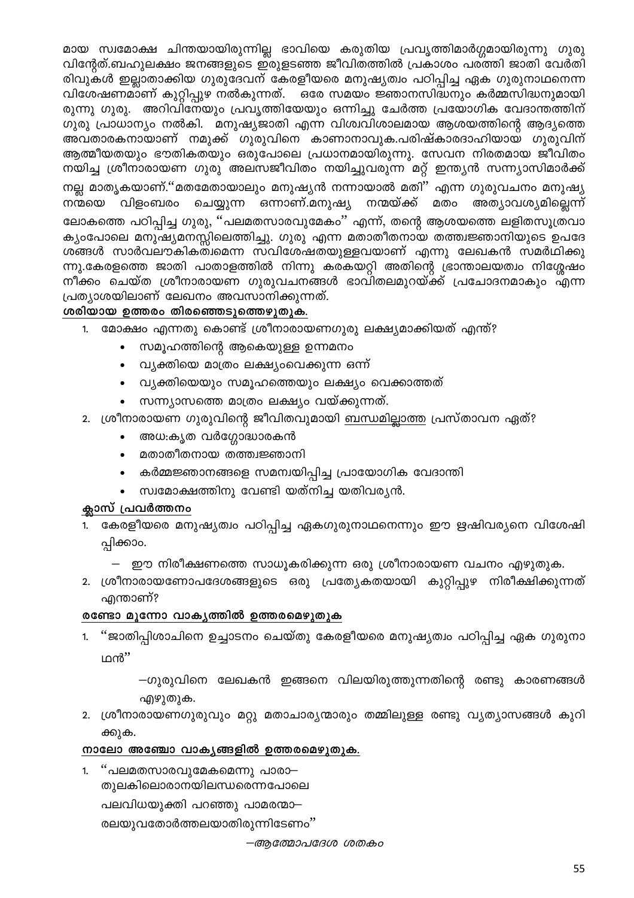മായ സ്വമോക്ഷ ചിന്തയായിരുന്നില്ല ഭാവിയെ കരുതിയ പ്രവൃത്തിമാർഗ്ഗമായിരുന്നു ഗുരുവിന്റേത്.ബഹുലക്ഷം ജനങ്ങളുടെ ഇരുളടഞ്ഞ ജീവിതത്തിൽ പ്രകാശം പരത്തി ജാതി വേർതിരിവുകൾ ഇല്ലാതാക്കിയ ഗുരുദേവന് കേരളീയരെ മനുഷ്യത്വം പഠിപ്പിച്ച ഏക ഗുരുനാഥനെന്ന വിശേഷണമാണ് കുറ്റിപ്പുഴ നൽകുന്നത്. ഒരേ സമയം ജ്ഞാനസിദ്ധനും കർമ്മസിദ്ധനുമായിരുന്നു ഗുരു. അറിവിനേയും പ്രവൃത്തിയേയും ഒന്നിച്ചു ചേർത്ത പ്രയോഗിക വേദാന്തത്തിന് ഗുരു പ്രാധാന്യം നൽകി. മനുഷ്യജാതി എന്ന വിശ്വവിശാലമായ ആശയത്തിന്റെ ആദ്യത്തെ അവതാരകനായാണ് നമുക്ക് ഗുരുവിനെ കാണാനാവുക.പരിഷ്കാരദാഹിയായ ഗുരുവിന് ആത്മീയതയും ഭൗതികതയും ഒരുപോലെ പ്രധാനമായിരുന്നു. സേവന നിരതമായ ജീവിതം നയിച്ച ശ്രീനാരായണ ഗുരു അലസജീവിതം നയിച്ചുവരുന്ന മറ്റ് ഇന്ത്യൻ സന്ന്യാസിമാർക്ക് നല്ല മാതൃകയാണ്."മതമേതായാലും മനുഷ്യൻ നന്നായാൽ മതി" എന്ന ഗുരുവചനം മനുഷ്യ നന്മയെ വിളംബരം ചെയ്യുന്ന ഒന്നാണ്.മനുഷ്യ നന്മയ്ക്ക് മതം അത്യാവശ്യമില്ലെന്ന് ലോകത്തെ പഠിപ്പിച്ച ഗുരു, "പലമതസാരവുമേകം" എന്ന്, തന്റെ ആശയത്തെ ലളിതസൂത്രവാക്യംപോലെ മനുഷ്യമനസ്സിലെത്തിച്ചു. ഗുരു എന്ന മതാതീതനായ തത്ത്വജ്ഞാനിയുടെ ഉപദേശങ്ങൾ സാർവലൗകികത്വമെന്ന സവിശേഷതയുള്ളവയാണ് എന്നു ലേഖകൻ സമർഥിക്കുന്നു.കേരളത്തെ ജാതി പാതാളത്തിൽ നിന്നു കരകയറ്റി അതിന്റെ ഭ്രാന്താലയത്വം നിശ്ശേഷം നീക്കം ചെയ്ത ശ്രീനാരായണ ഗുരുവചനങ്ങൾ ഭാവിതലമുറയ്ക്ക് പ്രചോദനമാകും എന്ന പ്രത്യാശയിലാണ് ലേഖനം അവസാനിക്കുന്നത്.

**ശരിയായ ഉത്തരം തിരഞ്ഞെടുത്തെഴുതുക.**

1. മോക്ഷം എന്നതു കൊണ്ട് ശ്രീനാരായണഗുരു ലക്ഷ്യമാക്കിയത് എന്ത്?
   - സമൂഹത്തിന്റെ ആകെയുള്ള ഉന്നമനം
   - വ്യക്തിയെ മാത്രം ലക്ഷ്യംവെക്കുന്ന ഒന്ന്
   - വ്യക്തിയെയും സമൂഹത്തെയും ലക്ഷ്യം വെക്കാത്തത്
   - സന്ന്യാസത്തെ മാത്രം ലക്ഷ്യം വയ്ക്കുന്നത്.
2. ശ്രീനാരായണ ഗുരുവിന്റെ ജീവിതവുമായി ബന്ധമില്ലാത്ത പ്രസ്താവന ഏത്?
   - അധ:കൃത വർഗ്ഗോദ്ധാരകൻ
   - മതാതീതനായ തത്ത്വജ്ഞാനി
   - കർമ്മജ്ഞാനങ്ങളെ സമന്വയിപ്പിച്ച പ്രായോഗിക വേദാന്തി
   - സ്വമോക്ഷത്തിനു വേണ്ടി യത്നിച്ച യതിവര്യൻ.

**ക്ലാസ് പ്രവർത്തനം**

1. കേരളീയരെ മനുഷ്യത്വം പഠിപ്പിച്ച ഏകഗുരുനാഥനെന്നും ഈ ഋഷിവര്യനെ വിശേഷിപ്പിക്കാം.
   - ഈ നിരീക്ഷണത്തെ സാധൂകരിക്കുന്ന ഒരു ശ്രീനാരായണ വചനം എഴുതുക.
2. ശ്രീനാരായണോപദേശങ്ങളുടെ ഒരു പ്രത്യേകതയായി കുറ്റിപ്പുഴ നിരീക്ഷിക്കുന്നത് എന്താണ്?

**രണ്ടോ മൂന്നോ വാക്യത്തിൽ ഉത്തരമെഴുതുക**

1. "ജാതിപ്പിശാചിനെ ഉച്ചാടനം ചെയ്തു കേരളീയരെ മനുഷ്യത്വം പഠിപ്പിച്ച ഏക ഗുരുനാഥൻ"

   –ഗുരുവിനെ ലേഖകൻ ഇങ്ങനെ വിലയിരുത്തുന്നതിന്റെ രണ്ടു കാരണങ്ങൾ എഴുതുക.
2. ശ്രീനാരായണഗുരുവും മറ്റു മതാചാര്യന്മാരും തമ്മിലുള്ള രണ്ടു വ്യത്യാസങ്ങൾ കുറിക്കുക.

**നാലോ അഞ്ചോ വാക്യങ്ങളിൽ ഉത്തരമെഴുതുക.**

1. "പലമതസാരവുമേകമെന്നു പാരാ–
   തുലകിലൊരാനയിലന്ധരെന്നപോലെ
   പലവിധയുക്തി പറഞ്ഞു പാമരന്മാ–
   രലയുവതോർത്തലയാതിരുന്നിടേണം"

   *–ആത്മോപദേശ ശതകം*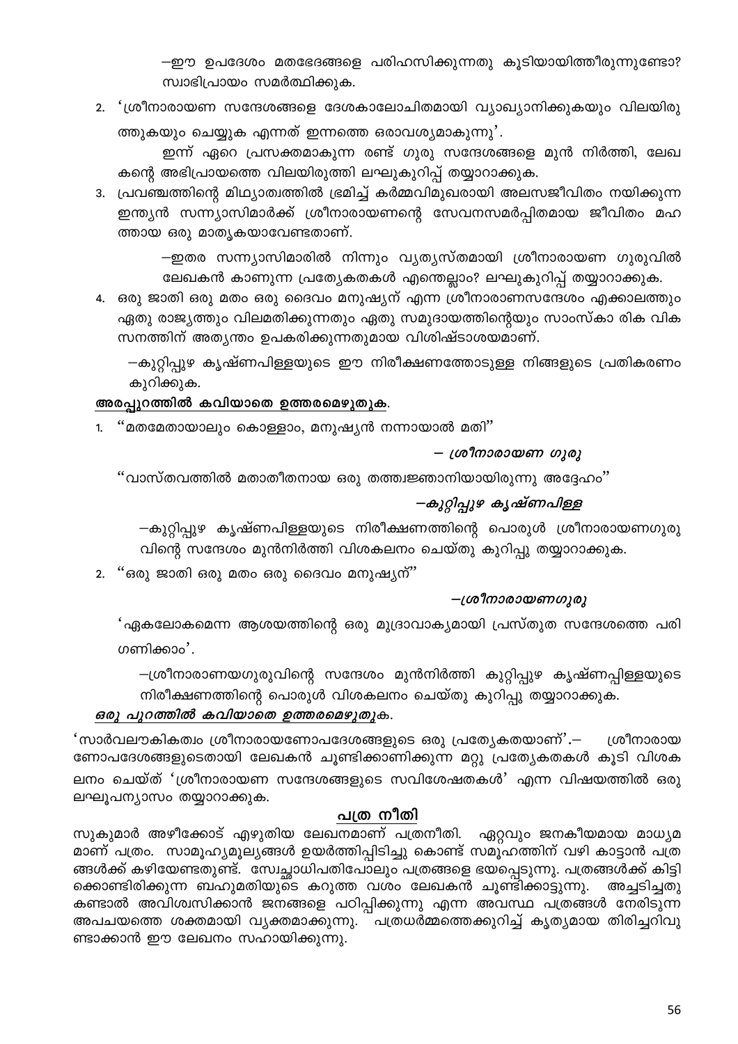–ഈ ഉപദേശം മതഭേദങ്ങളെ പരിഹസിക്കുന്നതു കൂടിയായിത്തീരുന്നുണ്ടോ? സ്വാഭിപ്രായം സമർത്ഥിക്കുക.

2. 'ശ്രീനാരായണ സന്ദേശങ്ങളെ ദേശകാലോചിതമായി വ്യാഖ്യാനിക്കുകയും വിലയിരുത്തുകയും ചെയ്യുക എന്നത് ഇന്നത്തെ ഒരാവശ്യമാകുന്നു'.

   ഇന്ന് ഏറെ പ്രസക്തമാകുന്ന രണ്ട് ഗുരു സന്ദേശങ്ങളെ മുൻ നിർത്തി, ലേഖകന്റെ അഭിപ്രായത്തെ വിലയിരുത്തി ലഘുകുറിപ്പ് തയ്യാറാക്കുക.

3. പ്രപഞ്ചത്തിന്റെ മിഥ്യാത്വത്തിൽ ഭ്രമിച്ച് കർമ്മവിമുഖരായി അലസജീവിതം നയിക്കുന്ന ഇന്ത്യൻ സന്ന്യാസിമാർക്ക് ശ്രീനാരായണന്റെ സേവനസമർപ്പിതമായ ജീവിതം മഹത്തായ ഒരു മാതൃകയാവേണ്ടതാണ്.

   –ഇതര സന്ന്യാസിമാരിൽ നിന്നും വ്യത്യസ്തമായി ശ്രീനാരായണ ഗുരുവിൽ ലേഖകൻ കാണുന്ന പ്രത്യേകതകൾ എന്തെല്ലാം? ലഘുകുറിപ്പ് തയ്യാറാക്കുക.

4. ഒരു ജാതി ഒരു മതം ഒരു ദൈവം മനുഷ്യന് എന്ന ശ്രീനാരാണസന്ദേശം എക്കാലത്തും ഏതു രാജ്യത്തും വിലമതിക്കുന്നതും ഏതു സമുദായത്തിന്റെയും സാംസ്കാ രിക വികസനത്തിന് അത്യന്തം ഉപകരിക്കുന്നതുമായ വിശിഷ്ടാശയമാണ്.

   –കുറ്റിപ്പുഴ കൃഷ്ണപിള്ളയുടെ ഈ നിരീക്ഷണത്തോടുള്ള നിങ്ങളുടെ പ്രതികരണം കുറിക്കുക.

**<u>അരപ്പുറത്തിൽ കവിയാതെ ഉത്തരമെഴുതുക</u>.**

1. "മതമേതായാലും കൊള്ളാം, മനുഷ്യൻ നന്നായാൽ മതി"

   *– ശ്രീനാരായണ ഗുരു*

   "വാസ്തവത്തിൽ മതാതീതനായ ഒരു തത്ത്വജ്ഞാനിയായിരുന്നു അദ്ദേഹം"

   ***–കുറ്റിപ്പുഴ കൃഷ്ണപിള്ള***

   –കുറ്റിപ്പുഴ കൃഷ്ണപിള്ളയുടെ നിരീക്ഷണത്തിന്റെ പൊരുൾ ശ്രീനാരായണഗുരുവിന്റെ സന്ദേശം മുൻനിർത്തി വിശകലനം ചെയ്തു കുറിപ്പു തയ്യാറാക്കുക.

2. "ഒരു ജാതി ഒരു മതം ഒരു ദൈവം മനുഷ്യന്"

   *–ശ്രീനാരായണഗുരു*

   'ഏകലോകമെന്ന ആശയത്തിന്റെ ഒരു മുദ്രാവാക്യമായി പ്രസ്തുത സന്ദേശത്തെ പരിഗണിക്കാം'.

   –ശ്രീനാരാണയഗുരുവിന്റെ സന്ദേശം മുൻനിർത്തി കുറ്റിപ്പുഴ കൃഷ്ണപ്പിള്ളയുടെ നിരീക്ഷണത്തിന്റെ പൊരുൾ വിശകലനം ചെയ്തു കുറിപ്പു തയ്യാറാക്കുക.

***<u>ഒരു പുറത്തിൽ കവിയാതെ ഉത്തരമെഴുതു</u>ക.***

'സാർവലൗകികത്വം ശ്രീനാരായണോപദേശങ്ങളുടെ ഒരു പ്രത്യേകതയാണ്'.– ശ്രീനാരായണോപദേശങ്ങളുടേതായി ലേഖകൻ ചൂണ്ടിക്കാണിക്കുന്ന മറ്റു പ്രത്യേകതകൾ കൂടി വിശകലനം ചെയ്ത് 'ശ്രീനാരായണ സന്ദേശങ്ങളുടെ സവിശേഷതകൾ' എന്ന വിഷയത്തിൽ ഒരു ലഘൂപന്യാസം തയ്യാറാക്കുക.

## <u>പത്ര നീതി</u>

സുകുമാർ അഴീക്കോട് എഴുതിയ ലേഖനമാണ് പത്രനീതി. ഏറ്റവും ജനകീയമായ മാധ്യമമാണ് പത്രം. സാമൂഹ്യമൂല്യങ്ങൾ ഉയർത്തിപ്പിടിച്ചു കൊണ്ട് സമൂഹത്തിന് വഴി കാട്ടാൻ പത്രങ്ങൾക്ക് കഴിയേണ്ടതുണ്ട്. സ്വേച്ഛാധിപതിപോലും പത്രങ്ങളെ ഭയപ്പെടുന്നു. പത്രങ്ങൾക്ക് കിട്ടിക്കൊണ്ടിരിക്കുന്ന ബഹുമതിയുടെ കറുത്ത വശം ലേഖകൻ ചൂണ്ടിക്കാട്ടുന്നു. അച്ചടിച്ചതു കണ്ടാൽ അവിശ്വസിക്കാൻ ജനങ്ങളെ പഠിപ്പിക്കുന്നു എന്ന അവസ്ഥ പത്രങ്ങൾ നേരിടുന്ന അപചയത്തെ ശക്തമായി വ്യക്തമാക്കുന്നു. പത്രധർമ്മത്തെക്കുറിച്ച് കൃത്യമായ തിരിച്ചറിവുണ്ടാക്കാൻ ഈ ലേഖനം സഹായിക്കുന്നു.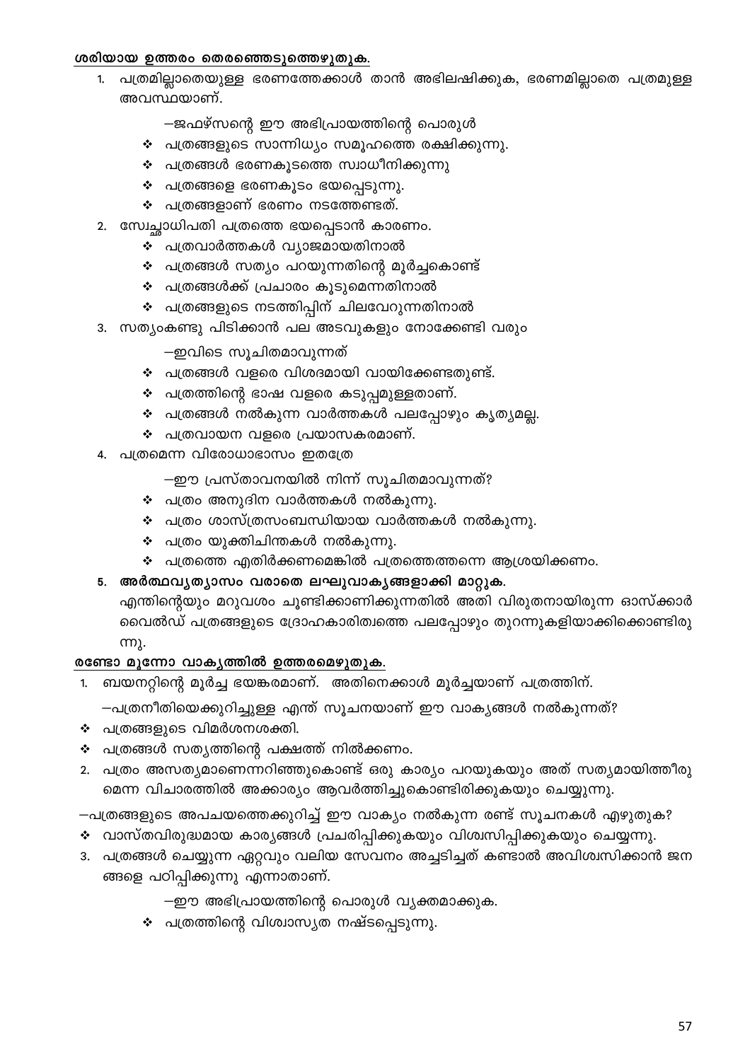**ശരിയായ ഉത്തരം തെരഞ്ഞെടുത്തെഴുതുക.**

1. പത്രമില്ലാതെയുള്ള ഭരണത്തേക്കാൾ താൻ അഭിലഷിക്കുക, ഭരണമില്ലാതെ പത്രമുള്ള അവസ്ഥയാണ്.

   –ജഫഴ്സന്റെ ഈ അഭിപ്രായത്തിന്റെ പൊരുൾ

   - ❖ പത്രങ്ങളുടെ സാന്നിധ്യം സമൂഹത്തെ രക്ഷിക്കുന്നു.
   - ❖ പത്രങ്ങൾ ഭരണകൂടത്തെ സ്വാധീനിക്കുന്നു
   - ❖ പത്രങ്ങളെ ഭരണകൂടം ഭയപ്പെടുന്നു.
   - ❖ പത്രങ്ങളാണ് ഭരണം നടത്തേണ്ടത്.

2. സ്വേച്ഛാധിപതി പത്രത്തെ ഭയപ്പെടാൻ കാരണം.

   - ❖ പത്രവാർത്തകൾ വ്യാജമായതിനാൽ
   - ❖ പത്രങ്ങൾ സത്യം പറയുന്നതിന്റെ മൂർച്ചകൊണ്ട്
   - ❖ പത്രങ്ങൾക്ക് പ്രചാരം കൂടുമെന്നതിനാൽ
   - ❖ പത്രങ്ങളുടെ നടത്തിപ്പിന് ചിലവേറുന്നതിനാൽ

3. സത്യംകണ്ടു പിടിക്കാൻ പല അടവുകളും നോക്കേണ്ടി വരും

   –ഇവിടെ സൂചിതമാവുന്നത്

   - ❖ പത്രങ്ങൾ വളരെ വിശദമായി വായിക്കേണ്ടതുണ്ട്.
   - ❖ പത്രത്തിന്റെ ഭാഷ വളരെ കടുപ്പമുള്ളതാണ്.
   - ❖ പത്രങ്ങൾ നൽകുന്ന വാർത്തകൾ പലപ്പോഴും കൃത്യമല്ല.
   - ❖ പത്രവായന വളരെ പ്രയാസകരമാണ്.

4. പത്രമെന്ന വിരോധാഭാസം ഇതത്രേ

   –ഈ പ്രസ്താവനയിൽ നിന്ന് സൂചിതമാവുന്നത്?

   - ❖ പത്രം അനുദിന വാർത്തകൾ നൽകുന്നു.
   - ❖ പത്രം ശാസ്ത്രസംബന്ധിയായ വാർത്തകൾ നൽകുന്നു.
   - ❖ പത്രം യുക്തിചിന്തകൾ നൽകുന്നു.
   - ❖ പത്രത്തെ എതിർക്കണമെങ്കിൽ പത്രത്തെത്തന്നെ ആശ്രയിക്കണം.

5. **അർത്ഥവ്യത്യാസം വരാതെ ലഘുവാക്യങ്ങളാക്കി മാറ്റുക.**

   എന്തിന്റെയും മറുവശം ചൂണ്ടിക്കാണിക്കുന്നതിൽ അതി വിരുതനായിരുന്ന ഓസ്ക്കാർ വൈൽഡ് പത്രങ്ങളുടെ ദ്രോഹകാരിത്വത്തെ പലപ്പോഴും തുറന്നുകളിയാക്കിക്കൊണ്ടിരുന്നു.

**രണ്ടോ മൂന്നോ വാക്യത്തിൽ ഉത്തരമെഴുതുക.**

1. ബയനറ്റിന്റെ മൂർച്ച ഭയങ്കരമാണ്. അതിനെക്കാൾ മൂർച്ചയാണ് പത്രത്തിന്.

   –പത്രനീതിയെക്കുറിച്ചുള്ള എന്ത് സൂചനയാണ് ഈ വാക്യങ്ങൾ നൽകുന്നത്?

- ❖ പത്രങ്ങളുടെ വിമർശനശക്തി.
- ❖ പത്രങ്ങൾ സത്യത്തിന്റെ പക്ഷത്ത് നിൽക്കണം.

2. പത്രം അസത്യമാണെന്നറിഞ്ഞുകൊണ്ട് ഒരു കാര്യം പറയുകയും അത് സത്യമായിത്തീരുമെന്ന വിചാരത്തിൽ അക്കാര്യം ആവർത്തിച്ചുകൊണ്ടിരിക്കുകയും ചെയ്യുന്നു.

–പത്രങ്ങളുടെ അപചയത്തെക്കുറിച്ച് ഈ വാക്യം നൽകുന്ന രണ്ട് സൂചനകൾ എഴുതുക?

- ❖ വാസ്തവിരുദ്ധമായ കാര്യങ്ങൾ പ്രചരിപ്പിക്കുകയും വിശ്വസിപ്പിക്കുകയും ചെയ്യുന്നു.

3. പത്രങ്ങൾ ചെയ്യുന്ന ഏറ്റവും വലിയ സേവനം അച്ചടിച്ചത് കണ്ടാൽ അവിശ്വസിക്കാൻ ജനങ്ങളെ പഠിപ്പിക്കുന്നു എന്നാതാണ്.

   –ഈ അഭിപ്രായത്തിന്റെ പൊരുൾ വ്യക്തമാക്കുക.

   - ❖ പത്രത്തിന്റെ വിശ്വാസ്യത നഷ്ടപ്പെടുന്നു.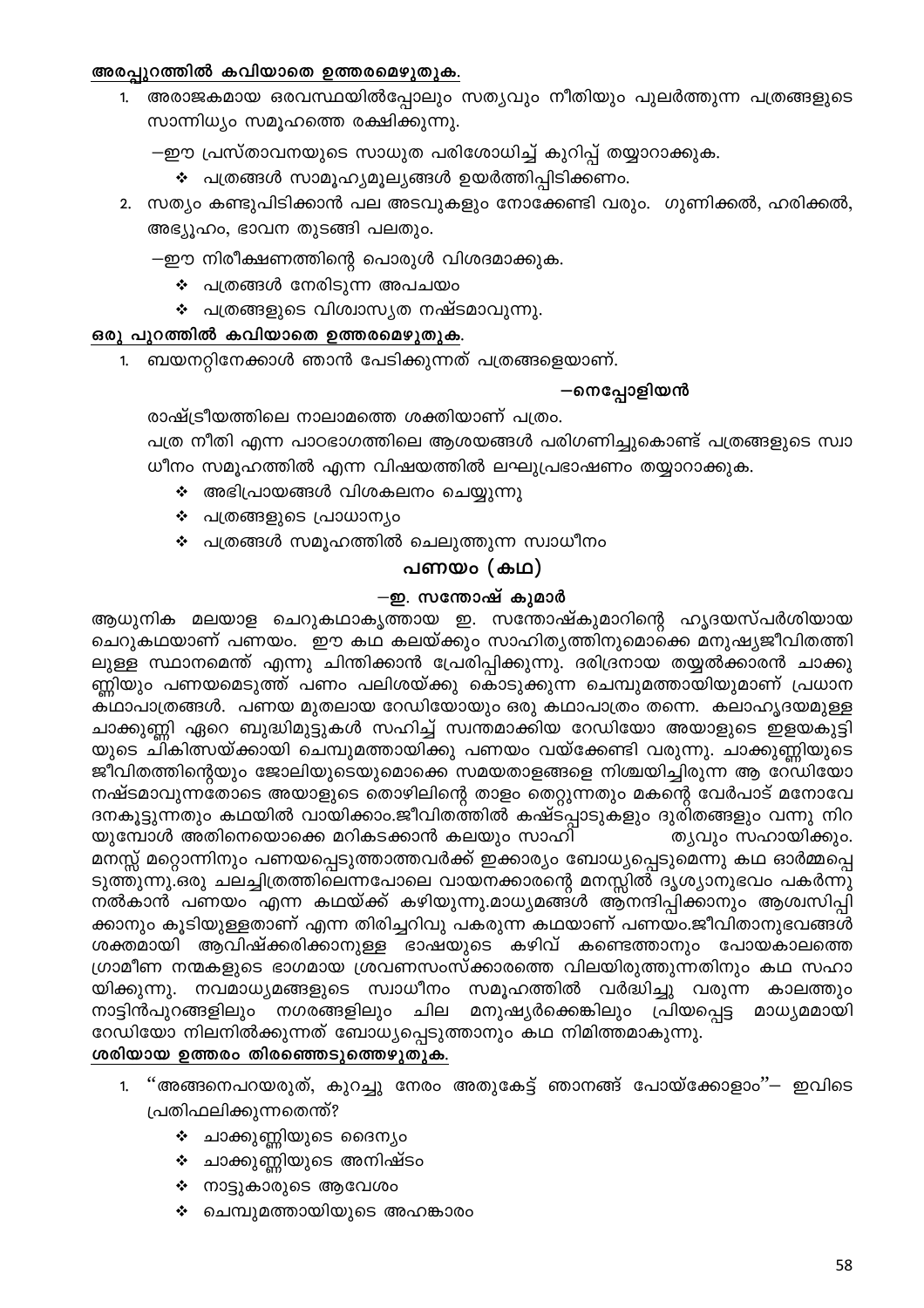**അരപ്പുറത്തിൽ കവിയാതെ ഉത്തരമെഴുതുക.**

1. അരാജകമായ ഒരവസ്ഥയിൽപ്പോലും സത്യവും നീതിയും പുലർത്തുന്ന പത്രങ്ങളുടെ സാന്നിധ്യം സമൂഹത്തെ രക്ഷിക്കുന്നു.

   –ഈ പ്രസ്താവനയുടെ സാധുത പരിശോധിച്ച് കുറിപ്പ് തയ്യാറാക്കുക.

   - പത്രങ്ങൾ സാമൂഹ്യമൂല്യങ്ങൾ ഉയർത്തിപ്പിടിക്കണം.

2. സത്യം കണ്ടുപിടിക്കാൻ പല അടവുകളും നോക്കേണ്ടി വരും. ഗുണിക്കൽ, ഹരിക്കൽ, അഭ്യൂഹം, ഭാവന തുടങ്ങി പലതും.

   –ഈ നിരീക്ഷണത്തിന്റെ പൊരുൾ വിശദമാക്കുക.

   - പത്രങ്ങൾ നേരിടുന്ന അപചയം
   - പത്രങ്ങളുടെ വിശ്വാസ്യത നഷ്ടമാവുന്നു.

**ഒരു പുറത്തിൽ കവിയാതെ ഉത്തരമെഴുതുക.**

1. ബയനറ്റിനേക്കാൾ ഞാൻ പേടിക്കുന്നത് പത്രങ്ങളെയാണ്.

   **–നെപ്പോളിയൻ**

   രാഷ്ട്രീയത്തിലെ നാലാമത്തെ ശക്തിയാണ് പത്രം.

   പത്ര നീതി എന്ന പാഠഭാഗത്തിലെ ആശയങ്ങൾ പരിഗണിച്ചുകൊണ്ട് പത്രങ്ങളുടെ സ്വാധീനം സമൂഹത്തിൽ എന്ന വിഷയത്തിൽ ലഘുപ്രഭാഷണം തയ്യാറാക്കുക.

   - അഭിപ്രായങ്ങൾ വിശകലനം ചെയ്യുന്നു
   - പത്രങ്ങളുടെ പ്രാധാന്യം
   - പത്രങ്ങൾ സമൂഹത്തിൽ ചെലുത്തുന്ന സ്വാധീനം

## പണയം (കഥ)

### –ഇ. സന്തോഷ് കുമാർ

ആധുനിക മലയാള ചെറുകഥാകൃത്തായ ഇ. സന്തോഷ്കുമാറിന്റെ ഹൃദയസ്പർശിയായ ചെറുകഥയാണ് പണയം. ഈ കഥ കലയ്ക്കും സാഹിത്യത്തിനുമൊക്കെ മനുഷ്യജീവിതത്തിലുള്ള സ്ഥാനമെന്ത് എന്നു ചിന്തിക്കാൻ പ്രേരിപ്പിക്കുന്നു. ദരിദ്രനായ തയ്യൽക്കാരൻ ചാക്കുണ്ണിയും പണയമെടുത്ത് പണം പലിശയ്ക്കു കൊടുക്കുന്ന ചെമ്പുമത്തായിയുമാണ് പ്രധാന കഥാപാത്രങ്ങൾ. പണയ മുതലായ റേഡിയോയും ഒരു കഥാപാത്രം തന്നെ. കലാഹൃദയമുള്ള ചാക്കുണ്ണി ഏറെ ബുദ്ധിമുട്ടുകൾ സഹിച്ച് സ്വന്തമാക്കിയ റേഡിയോ അയാളുടെ ഇളയകുട്ടിയുടെ ചികിത്സയ്ക്കായി ചെമ്പുമത്തായിക്കു പണയം വയ്ക്കേണ്ടി വരുന്നു. ചാക്കുണ്ണിയുടെ ജീവിതത്തിന്റെയും ജോലിയുടെയുമൊക്കെ സമയതാളങ്ങളെ നിശ്ചയിച്ചിരുന്ന ആ റേഡിയോ നഷ്ടമാവുന്നതോടെ അയാളുടെ തൊഴിലിന്റെ താളം തെറ്റുന്നതും മകന്റെ വേർപാട് മനോവേദനകൂട്ടുന്നതും കഥയിൽ വായിക്കാം.ജീവിതത്തിൽ കഷ്ടപ്പാടുകളും ദുരിതങ്ങളും വന്നു നിറയുമ്പോൾ അതിനെയൊക്കെ മറികടക്കാൻ കലയും സാഹിത്യവും സഹായിക്കും. മനസ്സ് മറ്റൊന്നിനും പണയപ്പെടുത്താത്തവർക്ക് ഇക്കാര്യം ബോധ്യപ്പെടുമെന്നു കഥ ഓർമ്മപ്പെടുത്തുന്നു.ഒരു ചലച്ചിത്രത്തിലെന്നപോലെ വായനക്കാരന്റെ മനസ്സിൽ ദൃശ്യാനുഭവം പകർന്നു നൽകാൻ പണയം എന്ന കഥയ്ക്ക് കഴിയുന്നു.മാധ്യമങ്ങൾ ആനന്ദിപ്പിക്കാനും ആശ്വസിപ്പിക്കാനും കൂടിയുള്ളതാണ് എന്ന തിരിച്ചറിവു പകരുന്ന കഥയാണ് പണയം.ജീവിതാനുഭവങ്ങൾ ശക്തമായി ആവിഷ്ക്കരിക്കാനുള്ള ഭാഷയുടെ കഴിവ് കണ്ടെത്താനും പോയകാലത്തെ ഗ്രാമീണ നന്മകളുടെ ഭാഗമായ ശ്രവണസംസ്ക്കാരത്തെ വിലയിരുത്തുന്നതിനും കഥ സഹായിക്കുന്നു. നവമാധ്യമങ്ങളുടെ സ്വാധീനം സമൂഹത്തിൽ വർദ്ധിച്ചു വരുന്ന കാലത്തും നാട്ടിൻപുറങ്ങളിലും നഗരങ്ങളിലും ചില മനുഷ്യർക്കെങ്കിലും പ്രിയപ്പെട്ട മാധ്യമമായി റേഡിയോ നിലനിൽക്കുന്നത് ബോധ്യപ്പെടുത്താനും കഥ നിമിത്തമാകുന്നു.

**ശരിയായ ഉത്തരം തിരഞ്ഞെടുത്തെഴുതുക.**

1. "അങ്ങനെപറയരുത്, കുറച്ചു നേരം അതുകേട്ട് ഞാനങ്ങ് പോയ്ക്കോളാം"– ഇവിടെ പ്രതിഫലിക്കുന്നതെന്ത്?

   - ചാക്കുണ്ണിയുടെ ദൈന്യം
   - ചാക്കുണ്ണിയുടെ അനിഷ്ടം
   - നാട്ടുകാരുടെ ആവേശം
   - ചെമ്പുമത്തായിയുടെ അഹങ്കാരം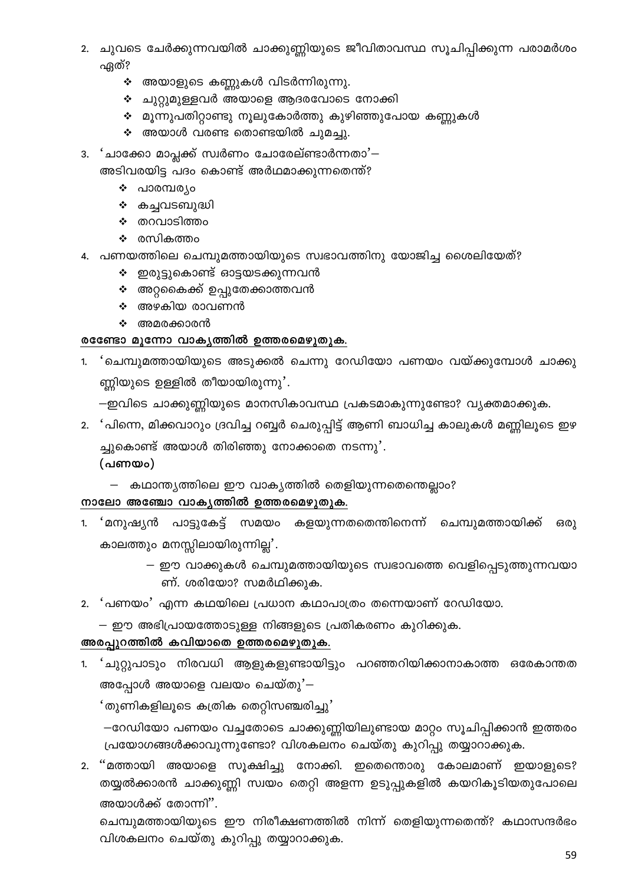2. ചുവടെ ചേർക്കുന്നവയിൽ ചാക്കുണ്ണിയുടെ ജീവിതാവസ്ഥ സൂചിപ്പിക്കുന്ന പരാമർശം ഏത്?
   - ❖ അയാളുടെ കണ്ണുകൾ വിടർന്നിരുന്നു.
   - ❖ ചുറ്റുമുള്ളവർ അയാളെ ആദരവോടെ നോക്കി
   - ❖ മൂന്നുപതിറ്റാണ്ടു നൂലുകോർത്തു കുഴിഞ്ഞുപോയ കണ്ണുകൾ
   - ❖ അയാൾ വരണ്ട തൊണ്ടയിൽ ചുമച്ചു.

3. 'ചാക്കോ മാപ്ലക്ക് സ്വർണം ചോരേല്ണ്ടാർന്നതാ'– അടിവരയിട്ട പദം കൊണ്ട് അർഥമാക്കുന്നതെന്ത്?
   - ❖ പാരമ്പര്യം
   - ❖ കച്ചവടബുദ്ധി
   - ❖ തറവാടിത്തം
   - ❖ രസികത്തം

4. പണയത്തിലെ ചെമ്പുമത്തായിയുടെ സ്വഭാവത്തിനു യോജിച്ച ശൈലിയേത്?
   - ❖ ഇരുട്ടുകൊണ്ട് ഓട്ടയടക്കുന്നവൻ
   - ❖ അറ്റകൈക്ക് ഉപ്പുതേക്കാത്തവൻ
   - ❖ അഴകിയ രാവണൻ
   - ❖ അമരക്കാരൻ

**<u>രണ്ടോ മൂന്നോ വാക്യത്തിൽ ഉത്തരമെഴുതുക.</u>**

1. 'ചെമ്പുമത്തായിയുടെ അടുക്കൽ ചെന്നു റേഡിയോ പണയം വയ്ക്കുമ്പോൾ ചാക്കുണ്ണിയുടെ ഉള്ളിൽ തീയായിരുന്നു'.

   –ഇവിടെ ചാക്കുണ്ണിയുടെ മാനസികാവസ്ഥ പ്രകടമാകുന്നുണ്ടോ? വ്യക്തമാക്കുക.

2. 'പിന്നെ, മിക്കവാറും ദ്രവിച്ച റബ്ബർ ചെരുപ്പിട്ട് ആണി ബാധിച്ച കാലുകൾ മണ്ണിലൂടെ ഇഴച്ചുകൊണ്ട് അയാൾ തിരിഞ്ഞു നോക്കാതെ നടന്നു'.

   **(പണയം)**

   – കഥാന്ത്യത്തിലെ ഈ വാക്യത്തിൽ തെളിയുന്നതെന്തെല്ലാം?

**<u>നാലോ അഞ്ചോ വാക്യത്തിൽ ഉത്തരമെഴുതുക.</u>**

1. 'മനുഷ്യൻ പാട്ടുകേട്ട് സമയം കളയുന്നതെന്തിനെന്ന് ചെമ്പുമത്തായിക്ക് ഒരു കാലത്തും മനസ്സിലായിരുന്നില്ല'.

   – ഈ വാക്കുകൾ ചെമ്പുമത്തായിയുടെ സ്വഭാവത്തെ വെളിപ്പെടുത്തുന്നവയാണ്. ശരിയോ? സമർഥിക്കുക.

2. 'പണയം' എന്ന കഥയിലെ പ്രധാന കഥാപാത്രം തന്നെയാണ് റേഡിയോ.

   – ഈ അഭിപ്രായത്തോടുള്ള നിങ്ങളുടെ പ്രതികരണം കുറിക്കുക.

**<u>അരപ്പുറത്തിൽ കവിയാതെ ഉത്തരമെഴുതുക.</u>**

1. 'ചുറ്റുപാടും നിരവധി ആളുകളുണ്ടായിട്ടും പറഞ്ഞറിയിക്കാനാകാത്ത ഒരേകാന്തത അപ്പോൾ അയാളെ വലയം ചെയ്തു'–

   'തുണികളിലൂടെ കത്രിക തെറ്റിസഞ്ചരിച്ചു'

   –റേഡിയോ പണയം വച്ചതോടെ ചാക്കുണ്ണിയിലുണ്ടായ മാറ്റം സൂചിപ്പിക്കാൻ ഇത്തരം പ്രയോഗങ്ങൾക്കാവുന്നുണ്ടോ? വിശകലനം ചെയ്തു കുറിപ്പു തയ്യാറാക്കുക.

2. "മത്തായി അയാളെ സൂക്ഷിച്ചു നോക്കി. ഇതെന്തൊരു കോലമാണ് ഇയാളുടെ? തയ്യൽക്കാരൻ ചാക്കുണ്ണി സ്വയം തെറ്റി അളന്ന ഉടുപ്പുകളിൽ കയറികൂടിയതുപോലെ അയാൾക്ക് തോന്നി".

   ചെമ്പുമത്തായിയുടെ ഈ നിരീക്ഷണത്തിൽ നിന്ന് തെളിയുന്നതെന്ത്? കഥാസന്ദർഭം വിശകലനം ചെയ്തു കുറിപ്പു തയ്യാറാക്കുക.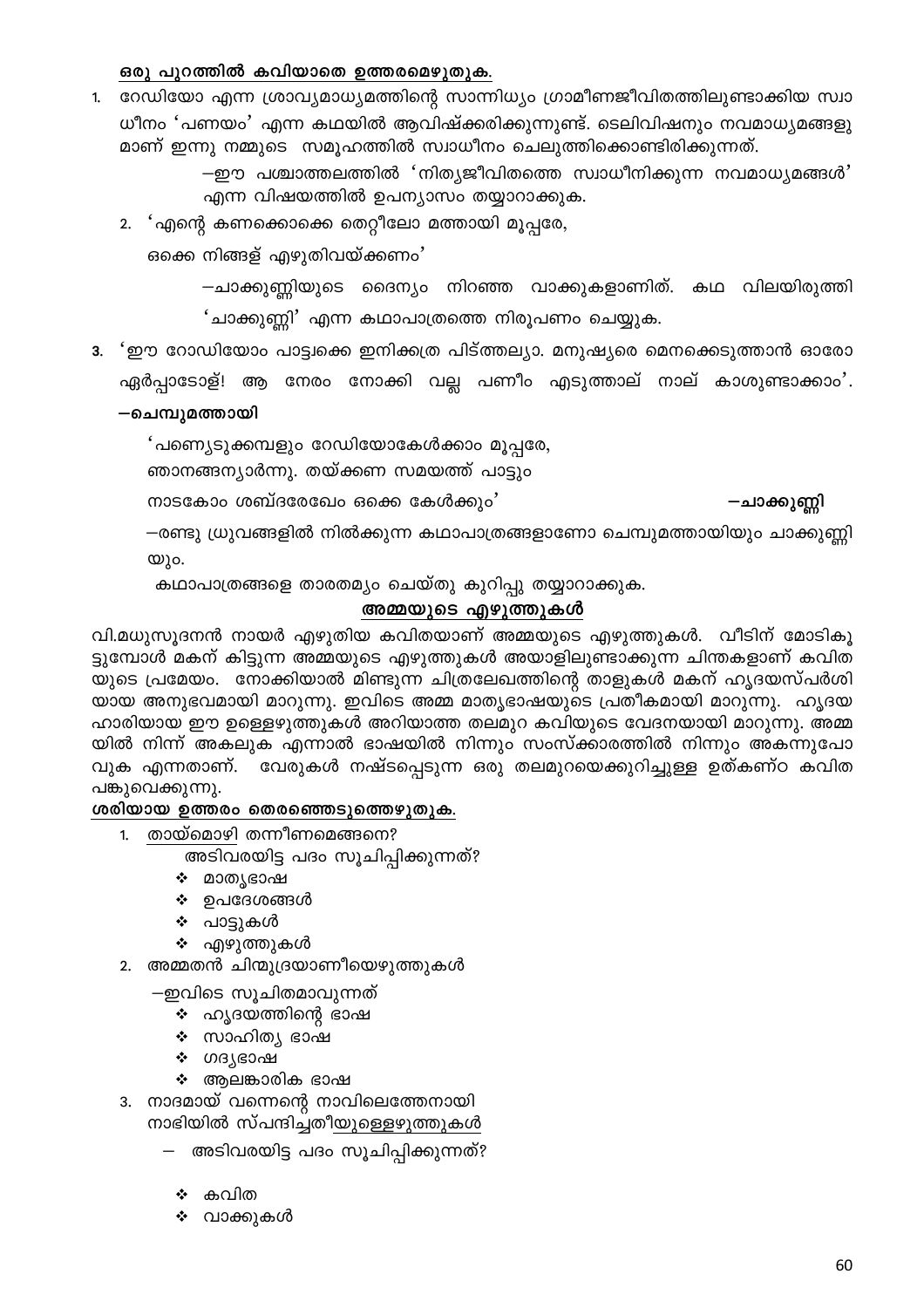**<u>ഒരു പുറത്തിൽ കവിയാതെ ഉത്തരമെഴുതുക.</u>**

1. റേഡിയോ എന്ന ശ്രാവ്യമാധ്യമത്തിന്റെ സാന്നിധ്യം ഗ്രാമീണജീവിതത്തിലുണ്ടാക്കിയ സ്വാധീനം 'പണയം' എന്ന കഥയിൽ ആവിഷ്ക്കരിക്കുന്നുണ്ട്. ടെലിവിഷനും നവമാധ്യമങ്ങളുമാണ് ഇന്നു നമ്മുടെ സമൂഹത്തിൽ സ്വാധീനം ചെലുത്തിക്കൊണ്ടിരിക്കുന്നത്.

   –ഈ പശ്ചാത്തലത്തിൽ 'നിത്യജീവിതത്തെ സ്വാധീനിക്കുന്ന നവമാധ്യമങ്ങൾ' എന്ന വിഷയത്തിൽ ഉപന്യാസം തയ്യാറാക്കുക.

2. 'എന്റെ കണക്കൊക്കെ തെറ്റീലോ മത്തായി മൂപ്പരേ,
   ഒക്കെ നിങ്ങള് എഴുതിവയ്ക്കണം'

   –ചാക്കുണ്ണിയുടെ ദൈന്യം നിറഞ്ഞ വാക്കുകളാണിത്. കഥ വിലയിരുത്തി 'ചാക്കുണ്ണി' എന്ന കഥാപാത്രത്തെ നിരൂപണം ചെയ്യുക.

3. 'ഈ റോഡിയോം പാട്ട്വക്കെ ഇനിക്കത്ര പിട്ത്തല്യാ. മനുഷ്യരെ മെനക്കെടുത്താൻ ഓരോ ഏർപ്പാടോള്! ആ നേരം നോക്കി വല്ല പണീം എടുത്താല് നാല് കാശുണ്ടാക്കാം'.

   **–ചെമ്പുമത്തായി**

   'പണ്യെടുക്കമ്പളും റേഡിയോകേൾക്കാം മൂപ്പരേ,
   ഞാനങ്ങന്യാർന്നു. തയ്ക്കണ സമയത്ത് പാട്ടും
   നാടകോം ശബ്ദരേഖേം ഒക്കെ കേൾക്കും' **–ചാക്കുണ്ണി**

   –രണ്ടു ധ്രുവങ്ങളിൽ നിൽക്കുന്ന കഥാപാത്രങ്ങളാണോ ചെമ്പുമത്തായിയും ചാക്കുണ്ണിയും.

   കഥാപാത്രങ്ങളെ താരതമ്യം ചെയ്തു കുറിപ്പു തയ്യാറാക്കുക.

## <u>അമ്മയുടെ എഴുത്തുകൾ</u>

വി.മധുസൂദനൻ നായർ എഴുതിയ കവിതയാണ് അമ്മയുടെ എഴുത്തുകൾ. വീടിന് മോടികൂട്ടുമ്പോൾ മകന് കിട്ടുന്ന അമ്മയുടെ എഴുത്തുകൾ അയാളിലുണ്ടാക്കുന്ന ചിന്തകളാണ് കവിതയുടെ പ്രമേയം. നോക്കിയാൽ മിണ്ടുന്ന ചിത്രലേഖത്തിന്റെ താളുകൾ മകന് ഹൃദയസ്പർശിയായ അനുഭവമായി മാറുന്നു. ഇവിടെ അമ്മ മാതൃഭാഷയുടെ പ്രതീകമായി മാറുന്നു. ഹൃദയഹാരിയായ ഈ ഉള്ളെഴുത്തുകൾ അറിയാത്ത തലമുറ കവിയുടെ വേദനയായി മാറുന്നു. അമ്മയിൽ നിന്ന് അകലുക എന്നാൽ ഭാഷയിൽ നിന്നും സംസ്ക്കാരത്തിൽ നിന്നും അകന്നുപോവുക എന്നതാണ്. വേരുകൾ നഷ്ടപ്പെടുന്ന ഒരു തലമുറയെക്കുറിച്ചുള്ള ഉത്കണ്ഠ കവിത പങ്കുവെക്കുന്നു.

**<u>ശരിയായ ഉത്തരം തെരഞ്ഞെടുത്തെഴുതുക.</u>**

1. <u>തായ്മൊഴി</u> തന്നീണമെങ്ങനെ?
   അടിവരയിട്ട പദം സൂചിപ്പിക്കുന്നത്?
   - മാതൃഭാഷ
   - ഉപദേശങ്ങൾ
   - പാട്ടുകൾ
   - എഴുത്തുകൾ
2. അമ്മതൻ ചിന്മുദ്രയാണീയെഴുത്തുകൾ
   –ഇവിടെ സൂചിതമാവുന്നത്
   - ഹൃദയത്തിന്റെ ഭാഷ
   - സാഹിത്യ ഭാഷ
   - ഗദ്യഭാഷ
   - ആലങ്കാരിക ഭാഷ
3. നാദമായ് വന്നെന്റെ നാവിലെത്തേനായി
   നാഭിയിൽ സ്പന്ദിച്ചതീ<u>യുള്ളെഴുത്തുകൾ</u>
   – അടിവരയിട്ട പദം സൂചിപ്പിക്കുന്നത്?
   - കവിത
   - വാക്കുകൾ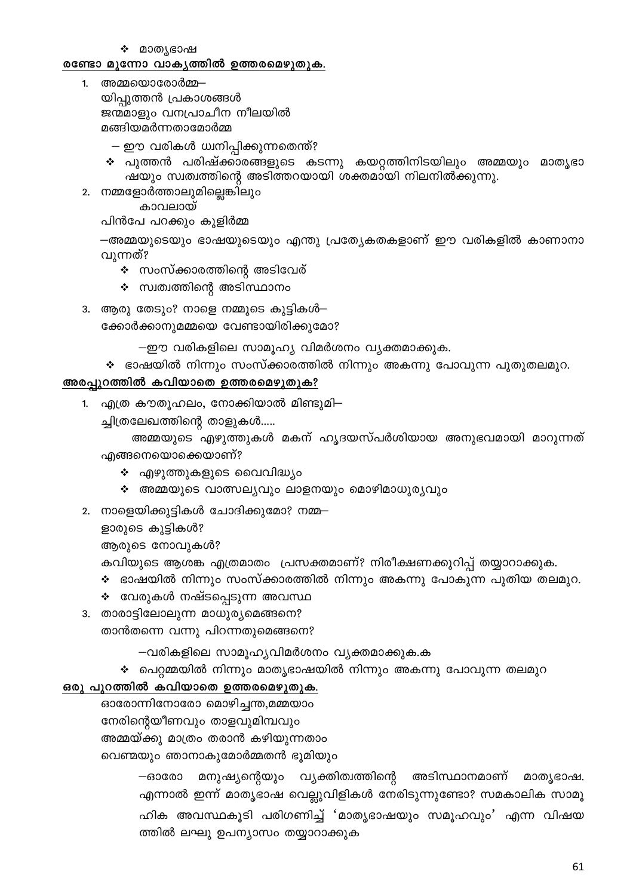❖ മാതൃഭാഷ

**രണ്ടോ മൂന്നോ വാക്യത്തിൽ ഉത്തരമെഴുതുക.**

1. അമ്മയൊരോർമ്മ–
   യിപ്പുത്തൻ പ്രകാശങ്ങൾ
   ജന്മമാളും വനപ്രാചീന നീലയിൽ
   മങ്ങിയമർന്നതാമോർമ്മ

   – ഈ വരികൾ ധ്വനിപ്പിക്കുന്നതെന്ത്?

   ❖ പുത്തൻ പരിഷ്ക്കാരങ്ങളുടെ കടന്നു കയറ്റത്തിനിടയിലും അമ്മയും മാതൃഭാഷയും സ്വത്വത്തിന്റെ അടിത്തറയായി ശക്തമായി നിലനിൽക്കുന്നു.

2. നമ്മളോർത്താലുമില്ലെങ്കിലും
   കാവലായ്
   പിൻപേ പറക്കും കുളിർമ്മ

   –അമ്മയുടെയും ഭാഷയുടെയും എന്തു പ്രത്യേകതകളാണ് ഈ വരികളിൽ കാണാനാവുന്നത്?

   ❖ സംസ്ക്കാരത്തിന്റെ അടിവേര്
   ❖ സ്വത്വത്തിന്റെ അടിസ്ഥാനം

3. ആരു തേടും? നാളെ നമ്മുടെ കുട്ടികൾ–
   ക്കോർക്കാനുമമ്മയെ വേണ്ടായിരിക്കുമോ?

   –ഈ വരികളിലെ സാമൂഹ്യ വിമർശനം വ്യക്തമാക്കുക.

   ❖ ഭാഷയിൽ നിന്നും സംസ്ക്കാരത്തിൽ നിന്നും അകന്നു പോവുന്ന പുതുതലമുറ.

**അരപ്പുറത്തിൽ കവിയാതെ ഉത്തരമെഴുതുക?**

1. എത്ര കൗതൂഹലം, നോക്കിയാൽ മിണ്ടുമി–
   ച്ചിത്രലേഖത്തിന്റെ താളുകൾ.....

   അമ്മയുടെ എഴുത്തുകൾ മകന് ഹൃദയസ്പർശിയായ അനുഭവമായി മാറുന്നത് എങ്ങനെയൊക്കെയാണ്?

   ❖ എഴുത്തുകളുടെ വൈവിദ്ധ്യം
   ❖ അമ്മയുടെ വാത്സല്യവും ലാളനയും മൊഴിമാധുര്യവും

2. നാളെയിക്കുട്ടികൾ ചോദിക്കുമോ? നമ്മ–
   ളാരുടെ കുട്ടികൾ?
   ആരുടെ നോവുകൾ?

   കവിയുടെ ആശങ്ക എത്രമാതം പ്രസക്തമാണ്? നിരീക്ഷണക്കുറിപ്പ് തയ്യാറാക്കുക.

   ❖ ഭാഷയിൽ നിന്നും സംസ്ക്കാരത്തിൽ നിന്നും അകന്നു പോകുന്ന പുതിയ തലമുറ.
   ❖ വേരുകൾ നഷ്ടപ്പെടുന്ന അവസ്ഥ

3. താരാട്ടിലോലുന്ന മാധുര്യമെങ്ങനെ?
   താൻതന്നെ വന്നു പിറന്നതുമെങ്ങനെ?

   –വരികളിലെ സാമൂഹ്യവിമർശനം വ്യക്തമാക്കുക.ക

   ❖ പെറ്റമ്മയിൽ നിന്നും മാതൃഭാഷയിൽ നിന്നും അകന്നു പോവുന്ന തലമുറ

**ഒരു പുറത്തിൽ കവിയാതെ ഉത്തരമെഴുതുക.**

ഓരോന്നിനോരോ മൊഴിച്ചന്ത,മമ്മയാം
നേരിന്റെയീണവും താളവുമിമ്പവും
അമ്മയ്ക്കു മാത്രം തരാൻ കഴിയുന്നതാം
വെണ്മയും ഞാനാകുമോർമ്മതൻ ഭൂമിയും

–ഓരോ മനുഷ്യന്റെയും വ്യക്തിത്വത്തിന്റെ അടിസ്ഥാനമാണ് മാതൃഭാഷ. എന്നാൽ ഇന്ന് മാതൃഭാഷ വെല്ലുവിളികൾ നേരിടുന്നുണ്ടോ? സമകാലിക സാമൂഹിക അവസ്ഥകൂടി പരിഗണിച്ച് 'മാതൃഭാഷയും സമൂഹവും' എന്ന വിഷയത്തിൽ ലഘു ഉപന്യാസം തയ്യാറാക്കുക